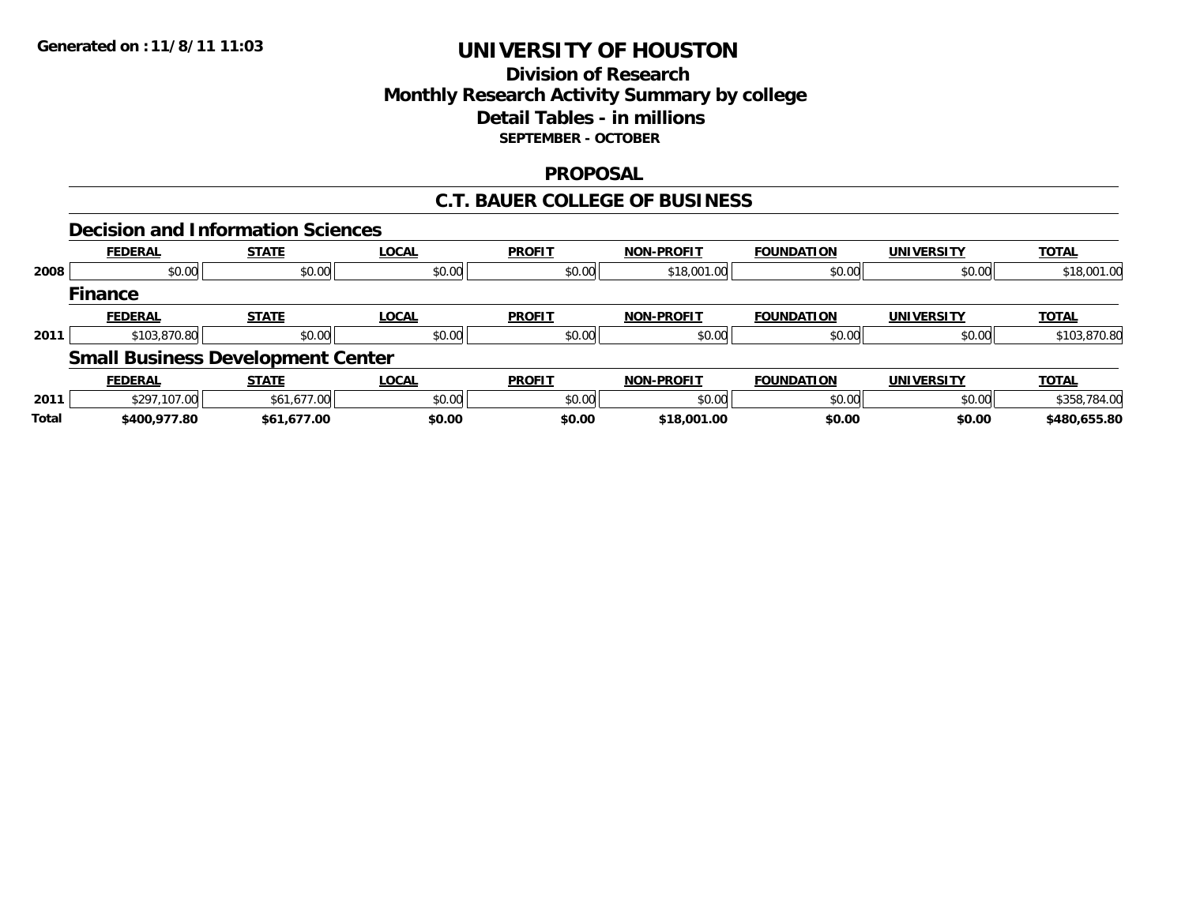**Generated on :11/8/11 11:03**

# UNIVERSITY OF HOUSTON

## Division of Research
## Monthly Research Activity Summary by college
## Detail Tables - in millions
### SEPTEMBER - OCTOBER

### PROPOSAL

### C.T. BAUER COLLEGE OF BUSINESS

#### Decision and Information Sciences

| | FEDERAL | STATE | LOCAL | PROFIT | NON-PROFIT | FOUNDATION | UNIVERSITY | TOTAL |
|---|---|---|---|---|---|---|---|---|
| 2008 | $0.00 | $0.00 | $0.00 | $0.00 | $18,001.00 | $0.00 | $0.00 | $18,001.00 |

#### Finance

| | FEDERAL | STATE | LOCAL | PROFIT | NON-PROFIT | FOUNDATION | UNIVERSITY | TOTAL |
|---|---|---|---|---|---|---|---|---|
| 2011 | $103,870.80 | $0.00 | $0.00 | $0.00 | $0.00 | $0.00 | $0.00 | $103,870.80 |

#### Small Business Development Center

| | FEDERAL | STATE | LOCAL | PROFIT | NON-PROFIT | FOUNDATION | UNIVERSITY | TOTAL |
|---|---|---|---|---|---|---|---|---|
| 2011 | $297,107.00 | $61,677.00 | $0.00 | $0.00 | $0.00 | $0.00 | $0.00 | $358,784.00 |
| **Total** | **$400,977.80** | **$61,677.00** | **$0.00** | **$0.00** | **$18,001.00** | **$0.00** | **$0.00** | **$480,655.80** |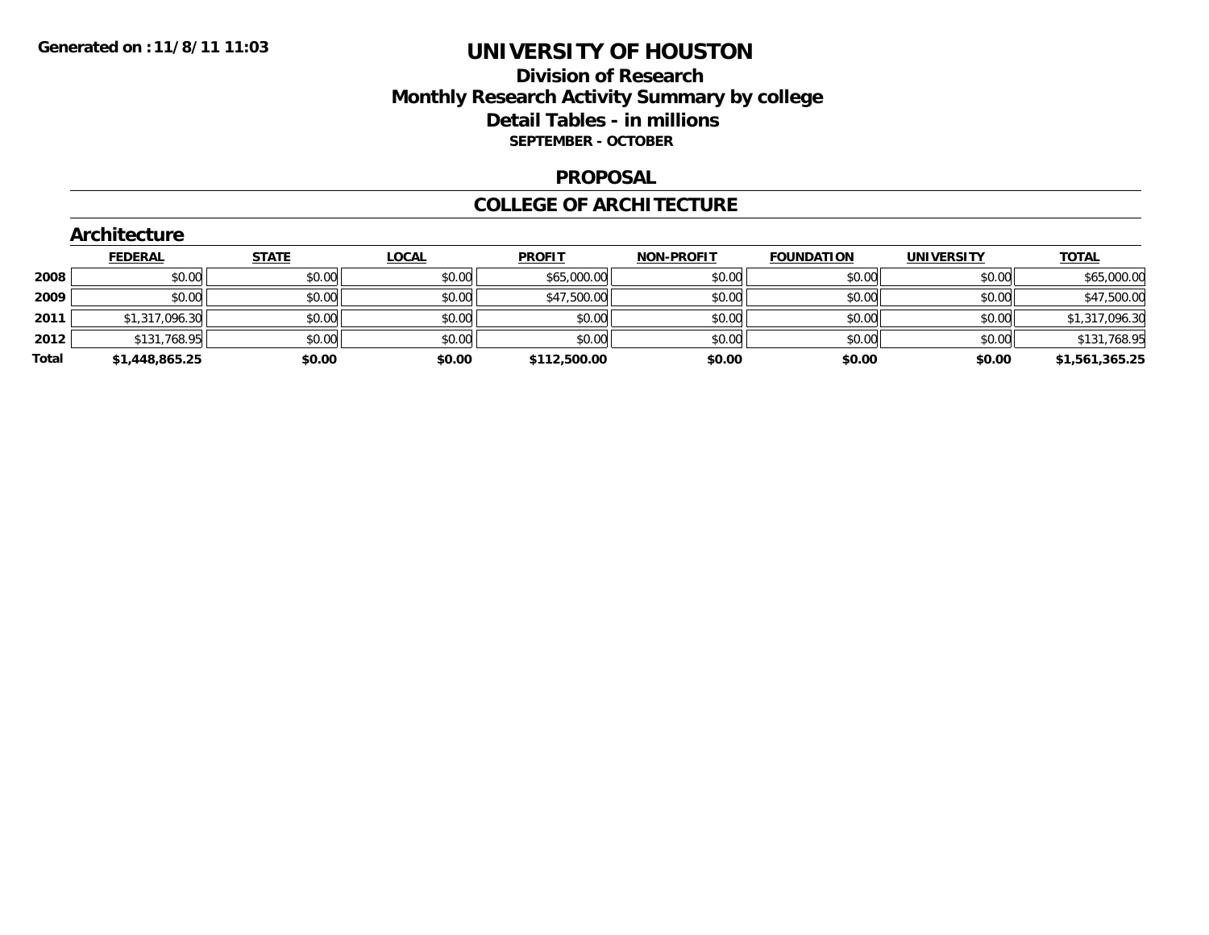Generated on :11/8/11 11:03

# UNIVERSITY OF HOUSTON

## Division of Research
## Monthly Research Activity Summary by college
## Detail Tables - in millions
### SEPTEMBER - OCTOBER

## PROPOSAL

## COLLEGE OF ARCHITECTURE

### Architecture

| | FEDERAL | STATE | LOCAL | PROFIT | NON-PROFIT | FOUNDATION | UNIVERSITY | TOTAL |
|---|---|---|---|---|---|---|---|---|
| 2008 | $0.00 | $0.00 | $0.00 | $65,000.00 | $0.00 | $0.00 | $0.00 | $65,000.00 |
| 2009 | $0.00 | $0.00 | $0.00 | $47,500.00 | $0.00 | $0.00 | $0.00 | $47,500.00 |
| 2011 | $1,317,096.30 | $0.00 | $0.00 | $0.00 | $0.00 | $0.00 | $0.00 | $1,317,096.30 |
| 2012 | $131,768.95 | $0.00 | $0.00 | $0.00 | $0.00 | $0.00 | $0.00 | $131,768.95 |
| **Total** | **$1,448,865.25** | **$0.00** | **$0.00** | **$112,500.00** | **$0.00** | **$0.00** | **$0.00** | **$1,561,365.25** |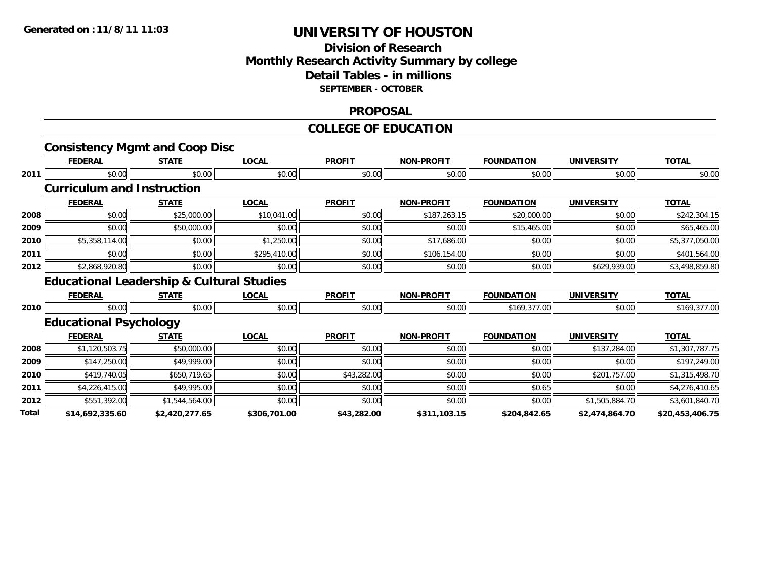Generated on :11/8/11 11:03

# UNIVERSITY OF HOUSTON

## Division of Research
## Monthly Research Activity Summary by college
## Detail Tables - in millions
### SEPTEMBER - OCTOBER

## PROPOSAL

## COLLEGE OF EDUCATION

### Consistency Mgmt and Coop Disc

| | FEDERAL | STATE | LOCAL | PROFIT | NON-PROFIT | FOUNDATION | UNIVERSITY | TOTAL |
|---|---|---|---|---|---|---|---|---|
| 2011 | $0.00 | $0.00 | $0.00 | $0.00 | $0.00 | $0.00 | $0.00 | $0.00 |

### Curriculum and Instruction

| | FEDERAL | STATE | LOCAL | PROFIT | NON-PROFIT | FOUNDATION | UNIVERSITY | TOTAL |
|---|---|---|---|---|---|---|---|---|
| 2008 | $0.00 | $25,000.00 | $10,041.00 | $0.00 | $187,263.15 | $20,000.00 | $0.00 | $242,304.15 |
| 2009 | $0.00 | $50,000.00 | $0.00 | $0.00 | $0.00 | $15,465.00 | $0.00 | $65,465.00 |
| 2010 | $5,358,114.00 | $0.00 | $1,250.00 | $0.00 | $17,686.00 | $0.00 | $0.00 | $5,377,050.00 |
| 2011 | $0.00 | $0.00 | $295,410.00 | $0.00 | $106,154.00 | $0.00 | $0.00 | $401,564.00 |
| 2012 | $2,868,920.80 | $0.00 | $0.00 | $0.00 | $0.00 | $0.00 | $629,939.00 | $3,498,859.80 |

### Educational Leadership & Cultural Studies

| | FEDERAL | STATE | LOCAL | PROFIT | NON-PROFIT | FOUNDATION | UNIVERSITY | TOTAL |
|---|---|---|---|---|---|---|---|---|
| 2010 | $0.00 | $0.00 | $0.00 | $0.00 | $0.00 | $169,377.00 | $0.00 | $169,377.00 |

### Educational Psychology

| | FEDERAL | STATE | LOCAL | PROFIT | NON-PROFIT | FOUNDATION | UNIVERSITY | TOTAL |
|---|---|---|---|---|---|---|---|---|
| 2008 | $1,120,503.75 | $50,000.00 | $0.00 | $0.00 | $0.00 | $0.00 | $137,284.00 | $1,307,787.75 |
| 2009 | $147,250.00 | $49,999.00 | $0.00 | $0.00 | $0.00 | $0.00 | $0.00 | $197,249.00 |
| 2010 | $419,740.05 | $650,719.65 | $0.00 | $43,282.00 | $0.00 | $0.00 | $201,757.00 | $1,315,498.70 |
| 2011 | $4,226,415.00 | $49,995.00 | $0.00 | $0.00 | $0.00 | $0.65 | $0.00 | $4,276,410.65 |
| 2012 | $551,392.00 | $1,544,564.00 | $0.00 | $0.00 | $0.00 | $0.00 | $1,505,884.70 | $3,601,840.70 |
| **Total** | **$14,692,335.60** | **$2,420,277.65** | **$306,701.00** | **$43,282.00** | **$311,103.15** | **$204,842.65** | **$2,474,864.70** | **$20,453,406.75** |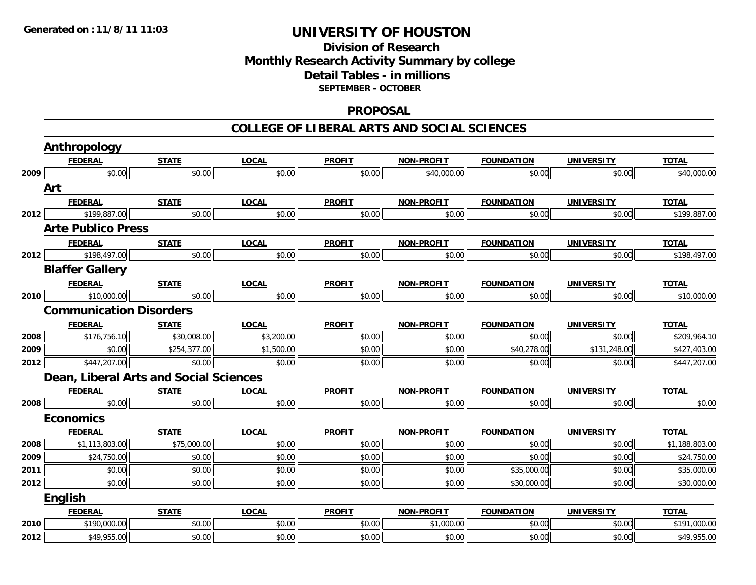**Generated on :11/8/11 11:03**

# UNIVERSITY OF HOUSTON

## Division of Research
## Monthly Research Activity Summary by college
## Detail Tables - in millions
### SEPTEMBER - OCTOBER

## PROPOSAL

## COLLEGE OF LIBERAL ARTS AND SOCIAL SCIENCES

### Anthropology

| | FEDERAL | STATE | LOCAL | PROFIT | NON-PROFIT | FOUNDATION | UNIVERSITY | TOTAL |
|---|---|---|---|---|---|---|---|---|
| 2009 | $0.00 | $0.00 | $0.00 | $0.00 | $40,000.00 | $0.00 | $0.00 | $40,000.00 |

### Art

| | FEDERAL | STATE | LOCAL | PROFIT | NON-PROFIT | FOUNDATION | UNIVERSITY | TOTAL |
|---|---|---|---|---|---|---|---|---|
| 2012 | $199,887.00 | $0.00 | $0.00 | $0.00 | $0.00 | $0.00 | $0.00 | $199,887.00 |

### Arte Publico Press

| | FEDERAL | STATE | LOCAL | PROFIT | NON-PROFIT | FOUNDATION | UNIVERSITY | TOTAL |
|---|---|---|---|---|---|---|---|---|
| 2012 | $198,497.00 | $0.00 | $0.00 | $0.00 | $0.00 | $0.00 | $0.00 | $198,497.00 |

### Blaffer Gallery

| | FEDERAL | STATE | LOCAL | PROFIT | NON-PROFIT | FOUNDATION | UNIVERSITY | TOTAL |
|---|---|---|---|---|---|---|---|---|
| 2010 | $10,000.00 | $0.00 | $0.00 | $0.00 | $0.00 | $0.00 | $0.00 | $10,000.00 |

### Communication Disorders

| | FEDERAL | STATE | LOCAL | PROFIT | NON-PROFIT | FOUNDATION | UNIVERSITY | TOTAL |
|---|---|---|---|---|---|---|---|---|
| 2008 | $176,756.10 | $30,008.00 | $3,200.00 | $0.00 | $0.00 | $0.00 | $0.00 | $209,964.10 |
| 2009 | $0.00 | $254,377.00 | $1,500.00 | $0.00 | $0.00 | $40,278.00 | $131,248.00 | $427,403.00 |
| 2012 | $447,207.00 | $0.00 | $0.00 | $0.00 | $0.00 | $0.00 | $0.00 | $447,207.00 |

### Dean, Liberal Arts and Social Sciences

| | FEDERAL | STATE | LOCAL | PROFIT | NON-PROFIT | FOUNDATION | UNIVERSITY | TOTAL |
|---|---|---|---|---|---|---|---|---|
| 2008 | $0.00 | $0.00 | $0.00 | $0.00 | $0.00 | $0.00 | $0.00 | $0.00 |

### Economics

| | FEDERAL | STATE | LOCAL | PROFIT | NON-PROFIT | FOUNDATION | UNIVERSITY | TOTAL |
|---|---|---|---|---|---|---|---|---|
| 2008 | $1,113,803.00 | $75,000.00 | $0.00 | $0.00 | $0.00 | $0.00 | $0.00 | $1,188,803.00 |
| 2009 | $24,750.00 | $0.00 | $0.00 | $0.00 | $0.00 | $0.00 | $0.00 | $24,750.00 |
| 2011 | $0.00 | $0.00 | $0.00 | $0.00 | $0.00 | $35,000.00 | $0.00 | $35,000.00 |
| 2012 | $0.00 | $0.00 | $0.00 | $0.00 | $0.00 | $30,000.00 | $0.00 | $30,000.00 |

### English

| | FEDERAL | STATE | LOCAL | PROFIT | NON-PROFIT | FOUNDATION | UNIVERSITY | TOTAL |
|---|---|---|---|---|---|---|---|---|
| 2010 | $190,000.00 | $0.00 | $0.00 | $0.00 | $1,000.00 | $0.00 | $0.00 | $191,000.00 |
| 2012 | $49,955.00 | $0.00 | $0.00 | $0.00 | $0.00 | $0.00 | $0.00 | $49,955.00 |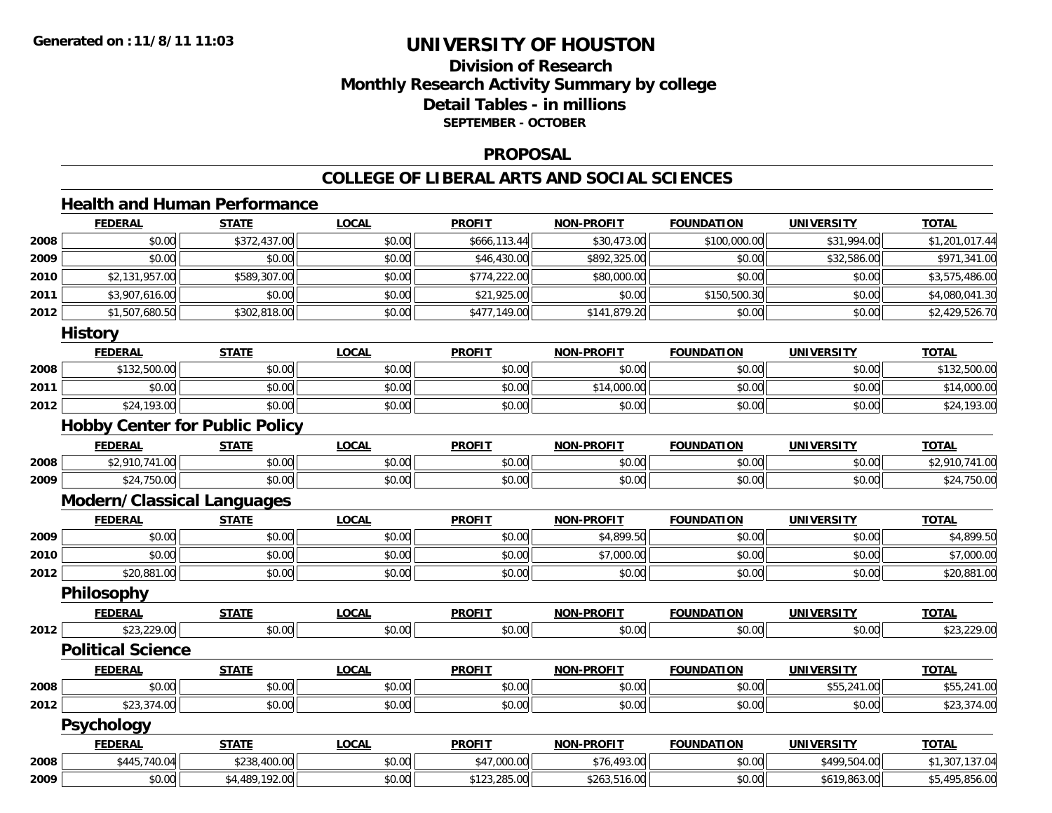**Generated on :11/8/11 11:03**

# UNIVERSITY OF HOUSTON

## Division of Research
## Monthly Research Activity Summary by college
## Detail Tables - in millions
### SEPTEMBER - OCTOBER

## PROPOSAL

## COLLEGE OF LIBERAL ARTS AND SOCIAL SCIENCES

### Health and Human Performance

| | FEDERAL | STATE | LOCAL | PROFIT | NON-PROFIT | FOUNDATION | UNIVERSITY | TOTAL |
|---|---|---|---|---|---|---|---|---|
| 2008 | $0.00 | $372,437.00 | $0.00 | $666,113.44 | $30,473.00 | $100,000.00 | $31,994.00 | $1,201,017.44 |
| 2009 | $0.00 | $0.00 | $0.00 | $46,430.00 | $892,325.00 | $0.00 | $32,586.00 | $971,341.00 |
| 2010 | $2,131,957.00 | $589,307.00 | $0.00 | $774,222.00 | $80,000.00 | $0.00 | $0.00 | $3,575,486.00 |
| 2011 | $3,907,616.00 | $0.00 | $0.00 | $21,925.00 | $0.00 | $150,500.30 | $0.00 | $4,080,041.30 |
| 2012 | $1,507,680.50 | $302,818.00 | $0.00 | $477,149.00 | $141,879.20 | $0.00 | $0.00 | $2,429,526.70 |

### History

| | FEDERAL | STATE | LOCAL | PROFIT | NON-PROFIT | FOUNDATION | UNIVERSITY | TOTAL |
|---|---|---|---|---|---|---|---|---|
| 2008 | $132,500.00 | $0.00 | $0.00 | $0.00 | $0.00 | $0.00 | $0.00 | $132,500.00 |
| 2011 | $0.00 | $0.00 | $0.00 | $0.00 | $14,000.00 | $0.00 | $0.00 | $14,000.00 |
| 2012 | $24,193.00 | $0.00 | $0.00 | $0.00 | $0.00 | $0.00 | $0.00 | $24,193.00 |

### Hobby Center for Public Policy

| | FEDERAL | STATE | LOCAL | PROFIT | NON-PROFIT | FOUNDATION | UNIVERSITY | TOTAL |
|---|---|---|---|---|---|---|---|---|
| 2008 | $2,910,741.00 | $0.00 | $0.00 | $0.00 | $0.00 | $0.00 | $0.00 | $2,910,741.00 |
| 2009 | $24,750.00 | $0.00 | $0.00 | $0.00 | $0.00 | $0.00 | $0.00 | $24,750.00 |

### Modern/Classical Languages

| | FEDERAL | STATE | LOCAL | PROFIT | NON-PROFIT | FOUNDATION | UNIVERSITY | TOTAL |
|---|---|---|---|---|---|---|---|---|
| 2009 | $0.00 | $0.00 | $0.00 | $0.00 | $4,899.50 | $0.00 | $0.00 | $4,899.50 |
| 2010 | $0.00 | $0.00 | $0.00 | $0.00 | $7,000.00 | $0.00 | $0.00 | $7,000.00 |
| 2012 | $20,881.00 | $0.00 | $0.00 | $0.00 | $0.00 | $0.00 | $0.00 | $20,881.00 |

### Philosophy

| | FEDERAL | STATE | LOCAL | PROFIT | NON-PROFIT | FOUNDATION | UNIVERSITY | TOTAL |
|---|---|---|---|---|---|---|---|---|
| 2012 | $23,229.00 | $0.00 | $0.00 | $0.00 | $0.00 | $0.00 | $0.00 | $23,229.00 |

### Political Science

| | FEDERAL | STATE | LOCAL | PROFIT | NON-PROFIT | FOUNDATION | UNIVERSITY | TOTAL |
|---|---|---|---|---|---|---|---|---|
| 2008 | $0.00 | $0.00 | $0.00 | $0.00 | $0.00 | $0.00 | $55,241.00 | $55,241.00 |
| 2012 | $23,374.00 | $0.00 | $0.00 | $0.00 | $0.00 | $0.00 | $0.00 | $23,374.00 |

### Psychology

| | FEDERAL | STATE | LOCAL | PROFIT | NON-PROFIT | FOUNDATION | UNIVERSITY | TOTAL |
|---|---|---|---|---|---|---|---|---|
| 2008 | $445,740.04 | $238,400.00 | $0.00 | $47,000.00 | $76,493.00 | $0.00 | $499,504.00 | $1,307,137.04 |
| 2009 | $0.00 | $4,489,192.00 | $0.00 | $123,285.00 | $263,516.00 | $0.00 | $619,863.00 | $5,495,856.00 |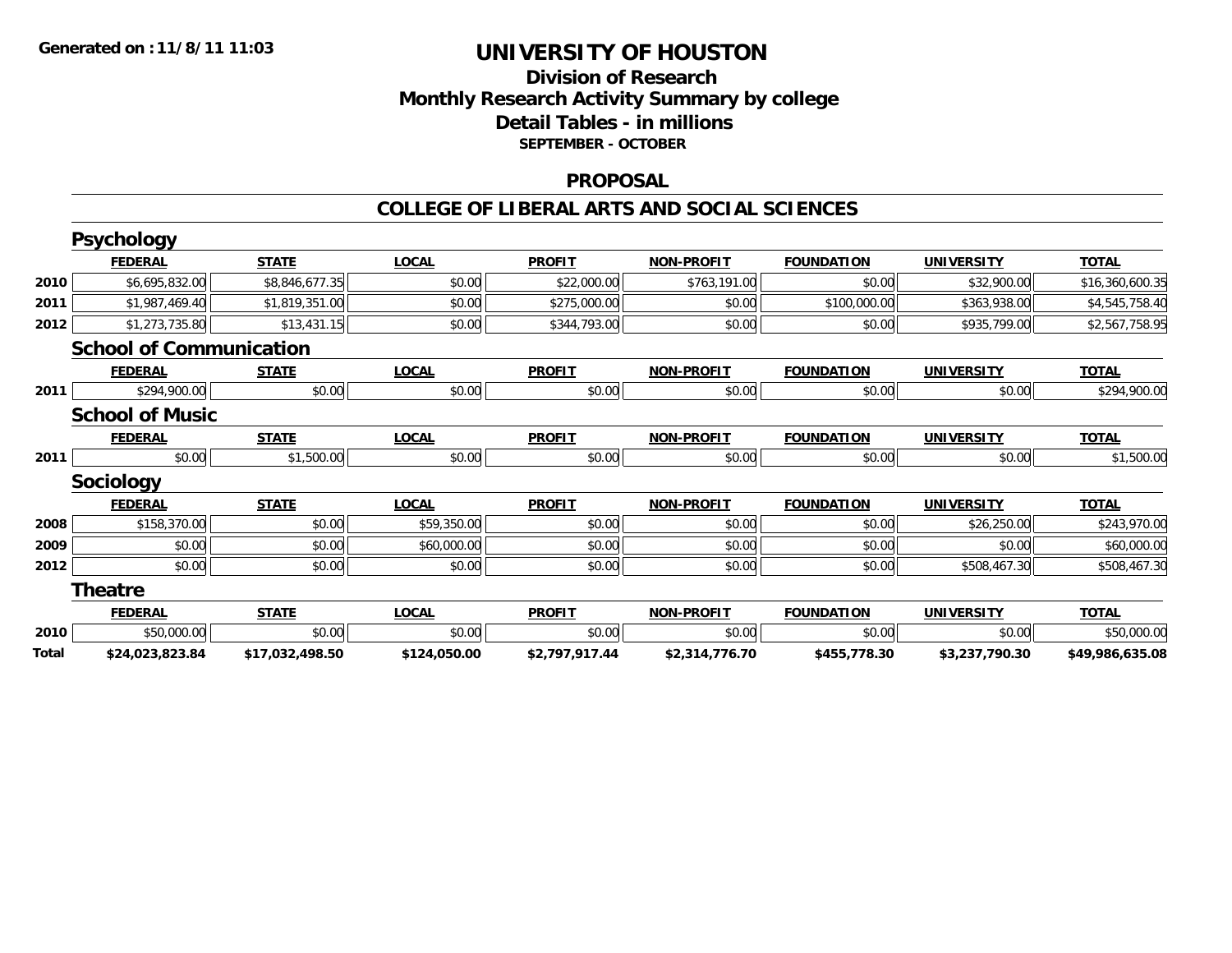**Generated on :11/8/11 11:03**

# UNIVERSITY OF HOUSTON

## Division of Research
## Monthly Research Activity Summary by college
## Detail Tables - in millions
### SEPTEMBER - OCTOBER

## PROPOSAL

## COLLEGE OF LIBERAL ARTS AND SOCIAL SCIENCES

### Psychology

| | FEDERAL | STATE | LOCAL | PROFIT | NON-PROFIT | FOUNDATION | UNIVERSITY | TOTAL |
|---|---|---|---|---|---|---|---|---|
| 2010 | $6,695,832.00 | $8,846,677.35 | $0.00 | $22,000.00 | $763,191.00 | $0.00 | $32,900.00 | $16,360,600.35 |
| 2011 | $1,987,469.40 | $1,819,351.00 | $0.00 | $275,000.00 | $0.00 | $100,000.00 | $363,938.00 | $4,545,758.40 |
| 2012 | $1,273,735.80 | $13,431.15 | $0.00 | $344,793.00 | $0.00 | $0.00 | $935,799.00 | $2,567,758.95 |

### School of Communication

| | FEDERAL | STATE | LOCAL | PROFIT | NON-PROFIT | FOUNDATION | UNIVERSITY | TOTAL |
|---|---|---|---|---|---|---|---|---|
| 2011 | $294,900.00 | $0.00 | $0.00 | $0.00 | $0.00 | $0.00 | $0.00 | $294,900.00 |

### School of Music

| | FEDERAL | STATE | LOCAL | PROFIT | NON-PROFIT | FOUNDATION | UNIVERSITY | TOTAL |
|---|---|---|---|---|---|---|---|---|
| 2011 | $0.00 | $1,500.00 | $0.00 | $0.00 | $0.00 | $0.00 | $0.00 | $1,500.00 |

### Sociology

| | FEDERAL | STATE | LOCAL | PROFIT | NON-PROFIT | FOUNDATION | UNIVERSITY | TOTAL |
|---|---|---|---|---|---|---|---|---|
| 2008 | $158,370.00 | $0.00 | $59,350.00 | $0.00 | $0.00 | $0.00 | $26,250.00 | $243,970.00 |
| 2009 | $0.00 | $0.00 | $60,000.00 | $0.00 | $0.00 | $0.00 | $0.00 | $60,000.00 |
| 2012 | $0.00 | $0.00 | $0.00 | $0.00 | $0.00 | $0.00 | $508,467.30 | $508,467.30 |

### Theatre

| | FEDERAL | STATE | LOCAL | PROFIT | NON-PROFIT | FOUNDATION | UNIVERSITY | TOTAL |
|---|---|---|---|---|---|---|---|---|
| 2010 | $50,000.00 | $0.00 | $0.00 | $0.00 | $0.00 | $0.00 | $0.00 | $50,000.00 |
| **Total** | **$24,023,823.84** | **$17,032,498.50** | **$124,050.00** | **$2,797,917.44** | **$2,314,776.70** | **$455,778.30** | **$3,237,790.30** | **$49,986,635.08** |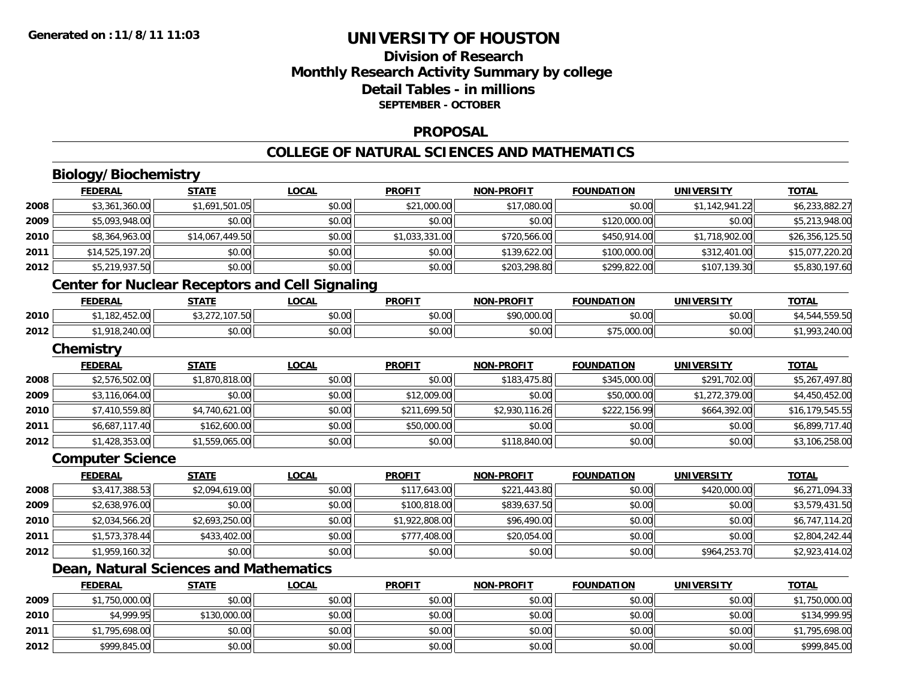# UNIVERSITY OF HOUSTON

## Division of Research
## Monthly Research Activity Summary by college
## Detail Tables - in millions
### SEPTEMBER - OCTOBER

## PROPOSAL

## COLLEGE OF NATURAL SCIENCES AND MATHEMATICS

### Biology/Biochemistry

| | FEDERAL | STATE | LOCAL | PROFIT | NON-PROFIT | FOUNDATION | UNIVERSITY | TOTAL |
|---|---|---|---|---|---|---|---|---|
| 2008 | $3,361,360.00 | $1,691,501.05 | $0.00 | $21,000.00 | $17,080.00 | $0.00 | $1,142,941.22 | $6,233,882.27 |
| 2009 | $5,093,948.00 | $0.00 | $0.00 | $0.00 | $0.00 | $120,000.00 | $0.00 | $5,213,948.00 |
| 2010 | $8,364,963.00 | $14,067,449.50 | $0.00 | $1,033,331.00 | $720,566.00 | $450,914.00 | $1,718,902.00 | $26,356,125.50 |
| 2011 | $14,525,197.20 | $0.00 | $0.00 | $0.00 | $139,622.00 | $100,000.00 | $312,401.00 | $15,077,220.20 |
| 2012 | $5,219,937.50 | $0.00 | $0.00 | $0.00 | $203,298.80 | $299,822.00 | $107,139.30 | $5,830,197.60 |

### Center for Nuclear Receptors and Cell Signaling

| | FEDERAL | STATE | LOCAL | PROFIT | NON-PROFIT | FOUNDATION | UNIVERSITY | TOTAL |
|---|---|---|---|---|---|---|---|---|
| 2010 | $1,182,452.00 | $3,272,107.50 | $0.00 | $0.00 | $90,000.00 | $0.00 | $0.00 | $4,544,559.50 |
| 2012 | $1,918,240.00 | $0.00 | $0.00 | $0.00 | $0.00 | $75,000.00 | $0.00 | $1,993,240.00 |

### Chemistry

| | FEDERAL | STATE | LOCAL | PROFIT | NON-PROFIT | FOUNDATION | UNIVERSITY | TOTAL |
|---|---|---|---|---|---|---|---|---|
| 2008 | $2,576,502.00 | $1,870,818.00 | $0.00 | $0.00 | $183,475.80 | $345,000.00 | $291,702.00 | $5,267,497.80 |
| 2009 | $3,116,064.00 | $0.00 | $0.00 | $12,009.00 | $0.00 | $50,000.00 | $1,272,379.00 | $4,450,452.00 |
| 2010 | $7,410,559.80 | $4,740,621.00 | $0.00 | $211,699.50 | $2,930,116.26 | $222,156.99 | $664,392.00 | $16,179,545.55 |
| 2011 | $6,687,117.40 | $162,600.00 | $0.00 | $50,000.00 | $0.00 | $0.00 | $0.00 | $6,899,717.40 |
| 2012 | $1,428,353.00 | $1,559,065.00 | $0.00 | $0.00 | $118,840.00 | $0.00 | $0.00 | $3,106,258.00 |

### Computer Science

| | FEDERAL | STATE | LOCAL | PROFIT | NON-PROFIT | FOUNDATION | UNIVERSITY | TOTAL |
|---|---|---|---|---|---|---|---|---|
| 2008 | $3,417,388.53 | $2,094,619.00 | $0.00 | $117,643.00 | $221,443.80 | $0.00 | $420,000.00 | $6,271,094.33 |
| 2009 | $2,638,976.00 | $0.00 | $0.00 | $100,818.00 | $839,637.50 | $0.00 | $0.00 | $3,579,431.50 |
| 2010 | $2,034,566.20 | $2,693,250.00 | $0.00 | $1,922,808.00 | $96,490.00 | $0.00 | $0.00 | $6,747,114.20 |
| 2011 | $1,573,378.44 | $433,402.00 | $0.00 | $777,408.00 | $20,054.00 | $0.00 | $0.00 | $2,804,242.44 |
| 2012 | $1,959,160.32 | $0.00 | $0.00 | $0.00 | $0.00 | $0.00 | $964,253.70 | $2,923,414.02 |

### Dean, Natural Sciences and Mathematics

| | FEDERAL | STATE | LOCAL | PROFIT | NON-PROFIT | FOUNDATION | UNIVERSITY | TOTAL |
|---|---|---|---|---|---|---|---|---|
| 2009 | $1,750,000.00 | $0.00 | $0.00 | $0.00 | $0.00 | $0.00 | $0.00 | $1,750,000.00 |
| 2010 | $4,999.95 | $130,000.00 | $0.00 | $0.00 | $0.00 | $0.00 | $0.00 | $134,999.95 |
| 2011 | $1,795,698.00 | $0.00 | $0.00 | $0.00 | $0.00 | $0.00 | $0.00 | $1,795,698.00 |
| 2012 | $999,845.00 | $0.00 | $0.00 | $0.00 | $0.00 | $0.00 | $0.00 | $999,845.00 |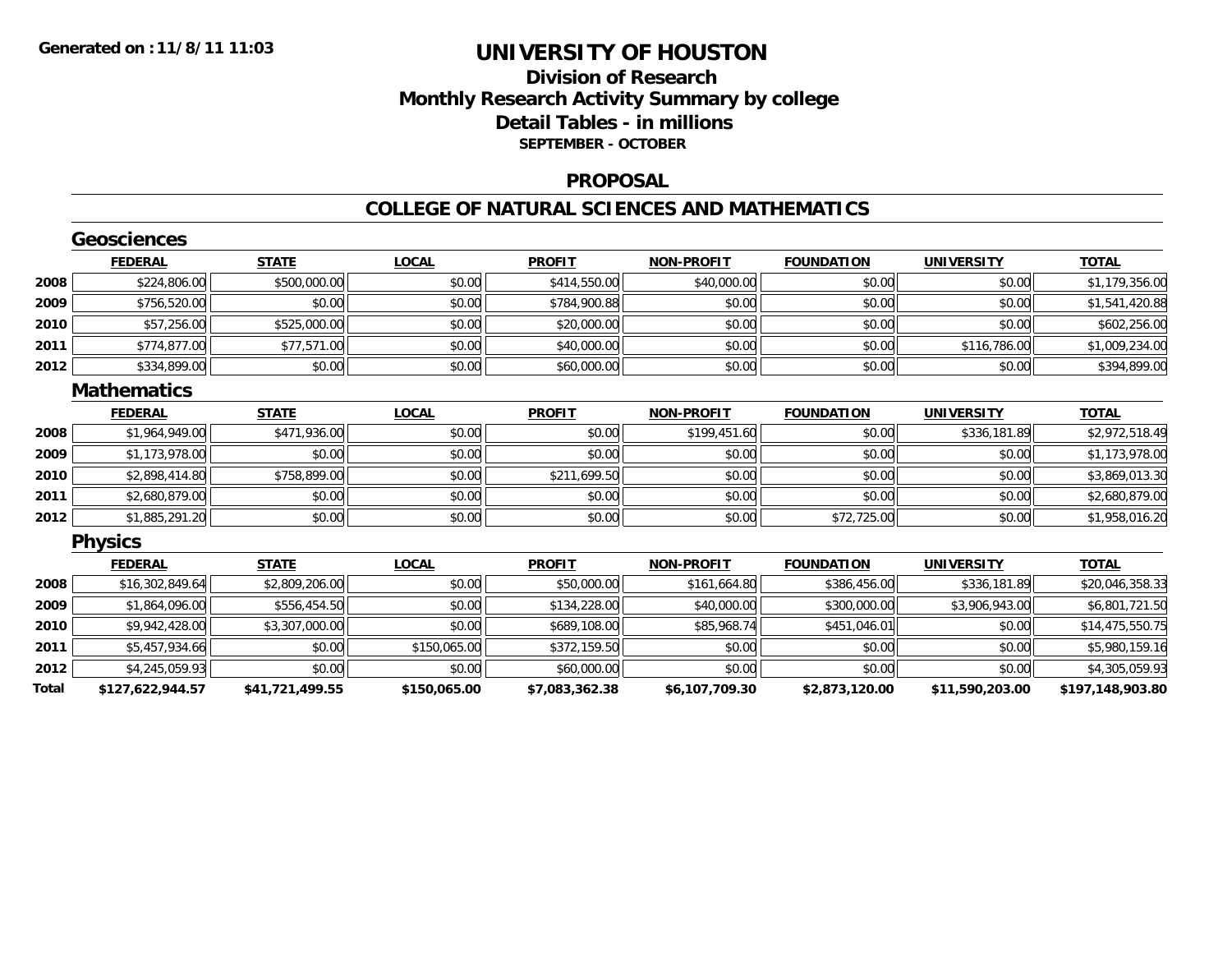Generated on :11/8/11 11:03

# UNIVERSITY OF HOUSTON

## Division of Research
## Monthly Research Activity Summary by college
## Detail Tables - in millions
### SEPTEMBER - OCTOBER

## PROPOSAL

## COLLEGE OF NATURAL SCIENCES AND MATHEMATICS

### Geosciences

| | FEDERAL | STATE | LOCAL | PROFIT | NON-PROFIT | FOUNDATION | UNIVERSITY | TOTAL |
|---|---|---|---|---|---|---|---|---|
| 2008 | $224,806.00 | $500,000.00 | $0.00 | $414,550.00 | $40,000.00 | $0.00 | $0.00 | $1,179,356.00 |
| 2009 | $756,520.00 | $0.00 | $0.00 | $784,900.88 | $0.00 | $0.00 | $0.00 | $1,541,420.88 |
| 2010 | $57,256.00 | $525,000.00 | $0.00 | $20,000.00 | $0.00 | $0.00 | $0.00 | $602,256.00 |
| 2011 | $774,877.00 | $77,571.00 | $0.00 | $40,000.00 | $0.00 | $0.00 | $116,786.00 | $1,009,234.00 |
| 2012 | $334,899.00 | $0.00 | $0.00 | $60,000.00 | $0.00 | $0.00 | $0.00 | $394,899.00 |

### Mathematics

| | FEDERAL | STATE | LOCAL | PROFIT | NON-PROFIT | FOUNDATION | UNIVERSITY | TOTAL |
|---|---|---|---|---|---|---|---|---|
| 2008 | $1,964,949.00 | $471,936.00 | $0.00 | $0.00 | $199,451.60 | $0.00 | $336,181.89 | $2,972,518.49 |
| 2009 | $1,173,978.00 | $0.00 | $0.00 | $0.00 | $0.00 | $0.00 | $0.00 | $1,173,978.00 |
| 2010 | $2,898,414.80 | $758,899.00 | $0.00 | $211,699.50 | $0.00 | $0.00 | $0.00 | $3,869,013.30 |
| 2011 | $2,680,879.00 | $0.00 | $0.00 | $0.00 | $0.00 | $0.00 | $0.00 | $2,680,879.00 |
| 2012 | $1,885,291.20 | $0.00 | $0.00 | $0.00 | $0.00 | $72,725.00 | $0.00 | $1,958,016.20 |

### Physics

| | FEDERAL | STATE | LOCAL | PROFIT | NON-PROFIT | FOUNDATION | UNIVERSITY | TOTAL |
|---|---|---|---|---|---|---|---|---|
| 2008 | $16,302,849.64 | $2,809,206.00 | $0.00 | $50,000.00 | $161,664.80 | $386,456.00 | $336,181.89 | $20,046,358.33 |
| 2009 | $1,864,096.00 | $556,454.50 | $0.00 | $134,228.00 | $40,000.00 | $300,000.00 | $3,906,943.00 | $6,801,721.50 |
| 2010 | $9,942,428.00 | $3,307,000.00 | $0.00 | $689,108.00 | $85,968.74 | $451,046.01 | $0.00 | $14,475,550.75 |
| 2011 | $5,457,934.66 | $0.00 | $150,065.00 | $372,159.50 | $0.00 | $0.00 | $0.00 | $5,980,159.16 |
| 2012 | $4,245,059.93 | $0.00 | $0.00 | $60,000.00 | $0.00 | $0.00 | $0.00 | $4,305,059.93 |
| **Total** | **$127,622,944.57** | **$41,721,499.55** | **$150,065.00** | **$7,083,362.38** | **$6,107,709.30** | **$2,873,120.00** | **$11,590,203.00** | **$197,148,903.80** |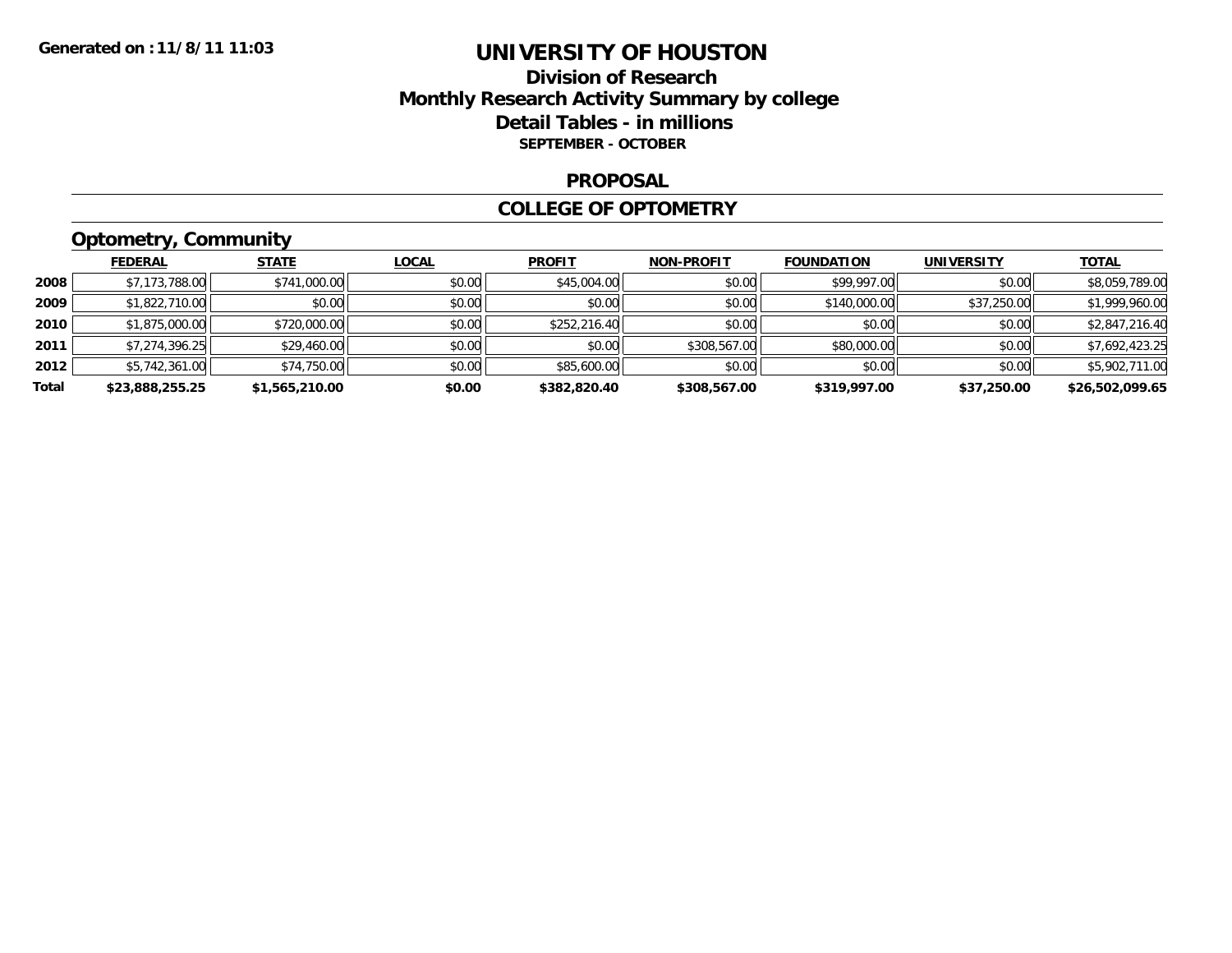Generated on :11/8/11 11:03

# UNIVERSITY OF HOUSTON

## Division of Research
## Monthly Research Activity Summary by college
## Detail Tables - in millions
### SEPTEMBER - OCTOBER

## PROPOSAL

## COLLEGE OF OPTOMETRY

### Optometry, Community

| | FEDERAL | STATE | LOCAL | PROFIT | NON-PROFIT | FOUNDATION | UNIVERSITY | TOTAL |
|---|---|---|---|---|---|---|---|---|
| 2008 | $7,173,788.00 | $741,000.00 | $0.00 | $45,004.00 | $0.00 | $99,997.00 | $0.00 | $8,059,789.00 |
| 2009 | $1,822,710.00 | $0.00 | $0.00 | $0.00 | $0.00 | $140,000.00 | $37,250.00 | $1,999,960.00 |
| 2010 | $1,875,000.00 | $720,000.00 | $0.00 | $252,216.40 | $0.00 | $0.00 | $0.00 | $2,847,216.40 |
| 2011 | $7,274,396.25 | $29,460.00 | $0.00 | $0.00 | $308,567.00 | $80,000.00 | $0.00 | $7,692,423.25 |
| 2012 | $5,742,361.00 | $74,750.00 | $0.00 | $85,600.00 | $0.00 | $0.00 | $0.00 | $5,902,711.00 |
| **Total** | **$23,888,255.25** | **$1,565,210.00** | **$0.00** | **$382,820.40** | **$308,567.00** | **$319,997.00** | **$37,250.00** | **$26,502,099.65** |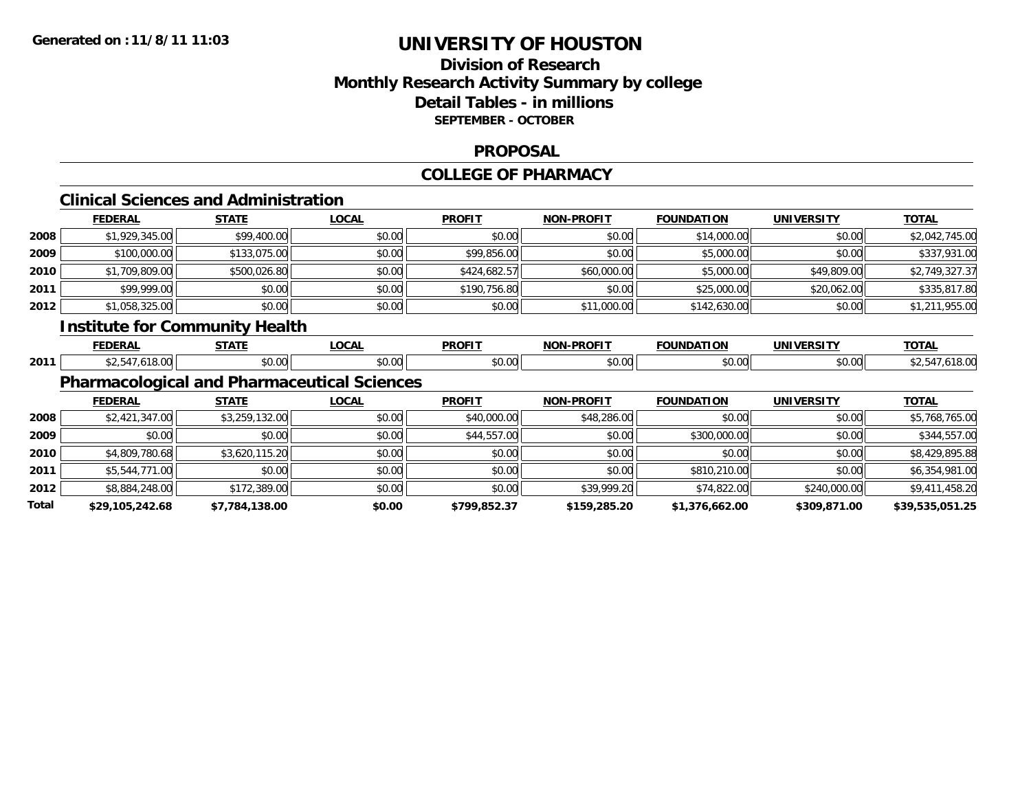**Generated on :11/8/11 11:03**

# UNIVERSITY OF HOUSTON

## Division of Research
## Monthly Research Activity Summary by college
## Detail Tables - in millions
### SEPTEMBER - OCTOBER

## PROPOSAL

## COLLEGE OF PHARMACY

### Clinical Sciences and Administration

| | FEDERAL | STATE | LOCAL | PROFIT | NON-PROFIT | FOUNDATION | UNIVERSITY | TOTAL |
|---|---|---|---|---|---|---|---|---|
| 2008 | $1,929,345.00 | $99,400.00 | $0.00 | $0.00 | $0.00 | $14,000.00 | $0.00 | $2,042,745.00 |
| 2009 | $100,000.00 | $133,075.00 | $0.00 | $99,856.00 | $0.00 | $5,000.00 | $0.00 | $337,931.00 |
| 2010 | $1,709,809.00 | $500,026.80 | $0.00 | $424,682.57 | $60,000.00 | $5,000.00 | $49,809.00 | $2,749,327.37 |
| 2011 | $99,999.00 | $0.00 | $0.00 | $190,756.80 | $0.00 | $25,000.00 | $20,062.00 | $335,817.80 |
| 2012 | $1,058,325.00 | $0.00 | $0.00 | $0.00 | $11,000.00 | $142,630.00 | $0.00 | $1,211,955.00 |

### Institute for Community Health

| | FEDERAL | STATE | LOCAL | PROFIT | NON-PROFIT | FOUNDATION | UNIVERSITY | TOTAL |
|---|---|---|---|---|---|---|---|---|
| 2011 | $2,547,618.00 | $0.00 | $0.00 | $0.00 | $0.00 | $0.00 | $0.00 | $2,547,618.00 |

### Pharmacological and Pharmaceutical Sciences

| | FEDERAL | STATE | LOCAL | PROFIT | NON-PROFIT | FOUNDATION | UNIVERSITY | TOTAL |
|---|---|---|---|---|---|---|---|---|
| 2008 | $2,421,347.00 | $3,259,132.00 | $0.00 | $40,000.00 | $48,286.00 | $0.00 | $0.00 | $5,768,765.00 |
| 2009 | $0.00 | $0.00 | $0.00 | $44,557.00 | $0.00 | $300,000.00 | $0.00 | $344,557.00 |
| 2010 | $4,809,780.68 | $3,620,115.20 | $0.00 | $0.00 | $0.00 | $0.00 | $0.00 | $8,429,895.88 |
| 2011 | $5,544,771.00 | $0.00 | $0.00 | $0.00 | $0.00 | $810,210.00 | $0.00 | $6,354,981.00 |
| 2012 | $8,884,248.00 | $172,389.00 | $0.00 | $0.00 | $39,999.20 | $74,822.00 | $240,000.00 | $9,411,458.20 |
| **Total** | **$29,105,242.68** | **$7,784,138.00** | **$0.00** | **$799,852.37** | **$159,285.20** | **$1,376,662.00** | **$309,871.00** | **$39,535,051.25** |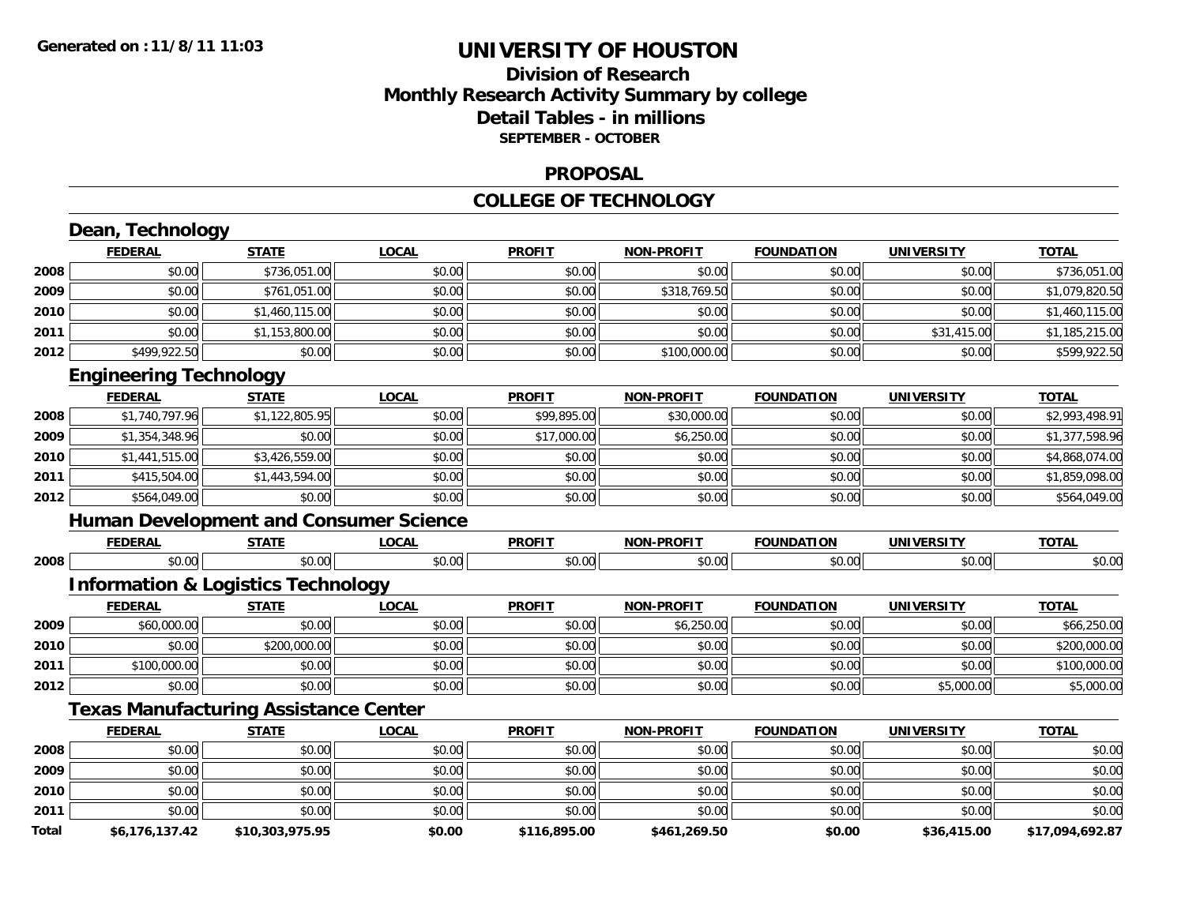**Generated on :11/8/11 11:03**

# UNIVERSITY OF HOUSTON

## Division of Research
## Monthly Research Activity Summary by college
## Detail Tables - in millions
### SEPTEMBER - OCTOBER

## PROPOSAL

## COLLEGE OF TECHNOLOGY

### Dean, Technology

| | FEDERAL | STATE | LOCAL | PROFIT | NON-PROFIT | FOUNDATION | UNIVERSITY | TOTAL |
|---|---|---|---|---|---|---|---|---|
| 2008 | $0.00 | $736,051.00 | $0.00 | $0.00 | $0.00 | $0.00 | $0.00 | $736,051.00 |
| 2009 | $0.00 | $761,051.00 | $0.00 | $0.00 | $318,769.50 | $0.00 | $0.00 | $1,079,820.50 |
| 2010 | $0.00 | $1,460,115.00 | $0.00 | $0.00 | $0.00 | $0.00 | $0.00 | $1,460,115.00 |
| 2011 | $0.00 | $1,153,800.00 | $0.00 | $0.00 | $0.00 | $0.00 | $31,415.00 | $1,185,215.00 |
| 2012 | $499,922.50 | $0.00 | $0.00 | $0.00 | $100,000.00 | $0.00 | $0.00 | $599,922.50 |

### Engineering Technology

| | FEDERAL | STATE | LOCAL | PROFIT | NON-PROFIT | FOUNDATION | UNIVERSITY | TOTAL |
|---|---|---|---|---|---|---|---|---|
| 2008 | $1,740,797.96 | $1,122,805.95 | $0.00 | $99,895.00 | $30,000.00 | $0.00 | $0.00 | $2,993,498.91 |
| 2009 | $1,354,348.96 | $0.00 | $0.00 | $17,000.00 | $6,250.00 | $0.00 | $0.00 | $1,377,598.96 |
| 2010 | $1,441,515.00 | $3,426,559.00 | $0.00 | $0.00 | $0.00 | $0.00 | $0.00 | $4,868,074.00 |
| 2011 | $415,504.00 | $1,443,594.00 | $0.00 | $0.00 | $0.00 | $0.00 | $0.00 | $1,859,098.00 |
| 2012 | $564,049.00 | $0.00 | $0.00 | $0.00 | $0.00 | $0.00 | $0.00 | $564,049.00 |

### Human Development and Consumer Science

| | FEDERAL | STATE | LOCAL | PROFIT | NON-PROFIT | FOUNDATION | UNIVERSITY | TOTAL |
|---|---|---|---|---|---|---|---|---|
| 2008 | $0.00 | $0.00 | $0.00 | $0.00 | $0.00 | $0.00 | $0.00 | $0.00 |

### Information & Logistics Technology

| | FEDERAL | STATE | LOCAL | PROFIT | NON-PROFIT | FOUNDATION | UNIVERSITY | TOTAL |
|---|---|---|---|---|---|---|---|---|
| 2009 | $60,000.00 | $0.00 | $0.00 | $0.00 | $6,250.00 | $0.00 | $0.00 | $66,250.00 |
| 2010 | $0.00 | $200,000.00 | $0.00 | $0.00 | $0.00 | $0.00 | $0.00 | $200,000.00 |
| 2011 | $100,000.00 | $0.00 | $0.00 | $0.00 | $0.00 | $0.00 | $0.00 | $100,000.00 |
| 2012 | $0.00 | $0.00 | $0.00 | $0.00 | $0.00 | $0.00 | $5,000.00 | $5,000.00 |

### Texas Manufacturing Assistance Center

| | FEDERAL | STATE | LOCAL | PROFIT | NON-PROFIT | FOUNDATION | UNIVERSITY | TOTAL |
|---|---|---|---|---|---|---|---|---|
| 2008 | $0.00 | $0.00 | $0.00 | $0.00 | $0.00 | $0.00 | $0.00 | $0.00 |
| 2009 | $0.00 | $0.00 | $0.00 | $0.00 | $0.00 | $0.00 | $0.00 | $0.00 |
| 2010 | $0.00 | $0.00 | $0.00 | $0.00 | $0.00 | $0.00 | $0.00 | $0.00 |
| 2011 | $0.00 | $0.00 | $0.00 | $0.00 | $0.00 | $0.00 | $0.00 | $0.00 |
| **Total** | **$6,176,137.42** | **$10,303,975.95** | **$0.00** | **$116,895.00** | **$461,269.50** | **$0.00** | **$36,415.00** | **$17,094,692.87** |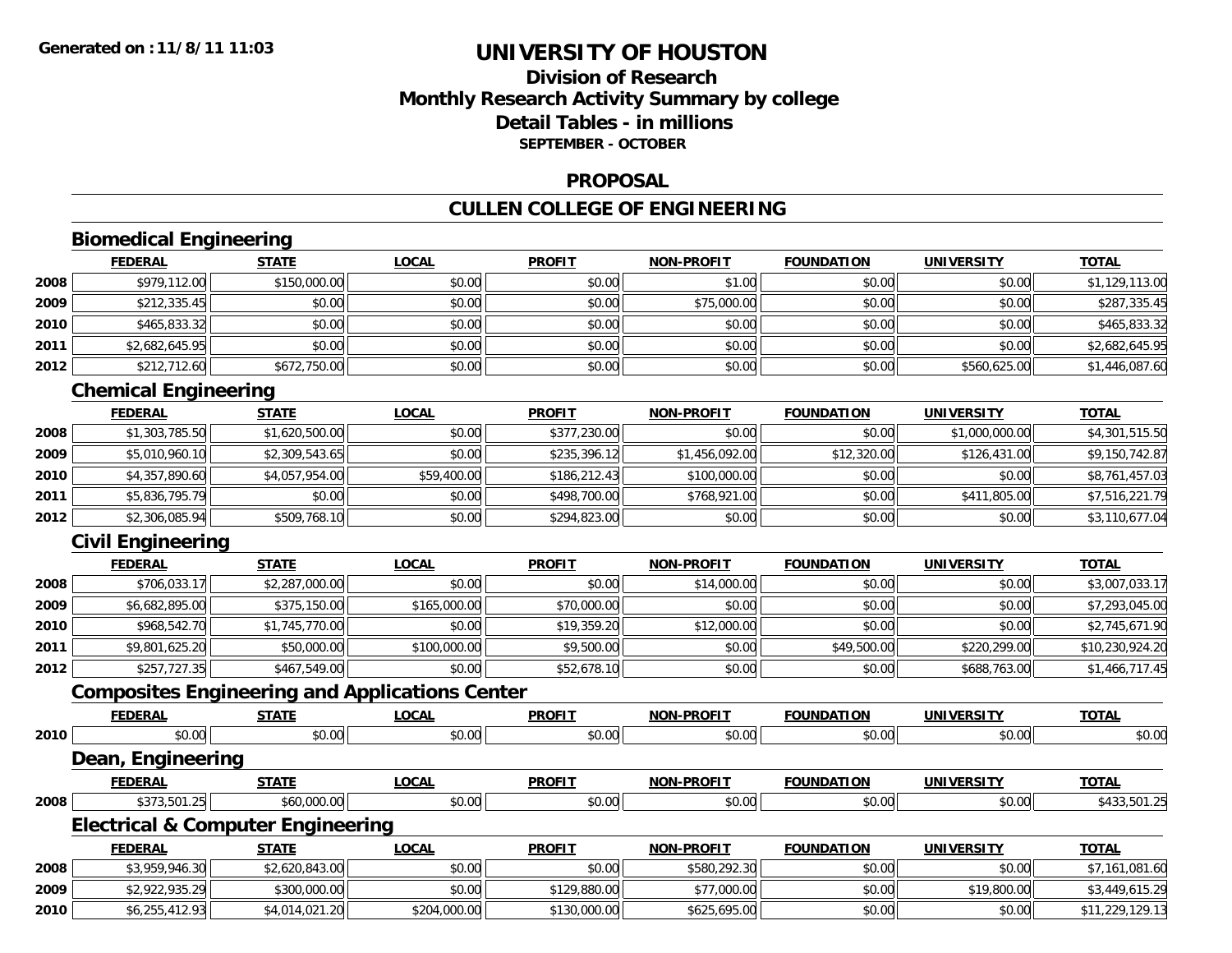**Generated on :11/8/11 11:03**

# UNIVERSITY OF HOUSTON

## Division of Research
## Monthly Research Activity Summary by college
## Detail Tables - in millions
### SEPTEMBER - OCTOBER

## PROPOSAL

## CULLEN COLLEGE OF ENGINEERING

### Biomedical Engineering

| | FEDERAL | STATE | LOCAL | PROFIT | NON-PROFIT | FOUNDATION | UNIVERSITY | TOTAL |
|---|---|---|---|---|---|---|---|---|
| 2008 | $979,112.00 | $150,000.00 | $0.00 | $0.00 | $1.00 | $0.00 | $0.00 | $1,129,113.00 |
| 2009 | $212,335.45 | $0.00 | $0.00 | $0.00 | $75,000.00 | $0.00 | $0.00 | $287,335.45 |
| 2010 | $465,833.32 | $0.00 | $0.00 | $0.00 | $0.00 | $0.00 | $0.00 | $465,833.32 |
| 2011 | $2,682,645.95 | $0.00 | $0.00 | $0.00 | $0.00 | $0.00 | $0.00 | $2,682,645.95 |
| 2012 | $212,712.60 | $672,750.00 | $0.00 | $0.00 | $0.00 | $0.00 | $560,625.00 | $1,446,087.60 |

### Chemical Engineering

| | FEDERAL | STATE | LOCAL | PROFIT | NON-PROFIT | FOUNDATION | UNIVERSITY | TOTAL |
|---|---|---|---|---|---|---|---|---|
| 2008 | $1,303,785.50 | $1,620,500.00 | $0.00 | $377,230.00 | $0.00 | $0.00 | $1,000,000.00 | $4,301,515.50 |
| 2009 | $5,010,960.10 | $2,309,543.65 | $0.00 | $235,396.12 | $1,456,092.00 | $12,320.00 | $126,431.00 | $9,150,742.87 |
| 2010 | $4,357,890.60 | $4,057,954.00 | $59,400.00 | $186,212.43 | $100,000.00 | $0.00 | $0.00 | $8,761,457.03 |
| 2011 | $5,836,795.79 | $0.00 | $0.00 | $498,700.00 | $768,921.00 | $0.00 | $411,805.00 | $7,516,221.79 |
| 2012 | $2,306,085.94 | $509,768.10 | $0.00 | $294,823.00 | $0.00 | $0.00 | $0.00 | $3,110,677.04 |

### Civil Engineering

| | FEDERAL | STATE | LOCAL | PROFIT | NON-PROFIT | FOUNDATION | UNIVERSITY | TOTAL |
|---|---|---|---|---|---|---|---|---|
| 2008 | $706,033.17 | $2,287,000.00 | $0.00 | $0.00 | $14,000.00 | $0.00 | $0.00 | $3,007,033.17 |
| 2009 | $6,682,895.00 | $375,150.00 | $165,000.00 | $70,000.00 | $0.00 | $0.00 | $0.00 | $7,293,045.00 |
| 2010 | $968,542.70 | $1,745,770.00 | $0.00 | $19,359.20 | $12,000.00 | $0.00 | $0.00 | $2,745,671.90 |
| 2011 | $9,801,625.20 | $50,000.00 | $100,000.00 | $9,500.00 | $0.00 | $49,500.00 | $220,299.00 | $10,230,924.20 |
| 2012 | $257,727.35 | $467,549.00 | $0.00 | $52,678.10 | $0.00 | $0.00 | $688,763.00 | $1,466,717.45 |

### Composites Engineering and Applications Center

| | FEDERAL | STATE | LOCAL | PROFIT | NON-PROFIT | FOUNDATION | UNIVERSITY | TOTAL |
|---|---|---|---|---|---|---|---|---|
| 2010 | $0.00 | $0.00 | $0.00 | $0.00 | $0.00 | $0.00 | $0.00 | $0.00 |

### Dean, Engineering

| | FEDERAL | STATE | LOCAL | PROFIT | NON-PROFIT | FOUNDATION | UNIVERSITY | TOTAL |
|---|---|---|---|---|---|---|---|---|
| 2008 | $373,501.25 | $60,000.00 | $0.00 | $0.00 | $0.00 | $0.00 | $0.00 | $433,501.25 |

### Electrical & Computer Engineering

| | FEDERAL | STATE | LOCAL | PROFIT | NON-PROFIT | FOUNDATION | UNIVERSITY | TOTAL |
|---|---|---|---|---|---|---|---|---|
| 2008 | $3,959,946.30 | $2,620,843.00 | $0.00 | $0.00 | $580,292.30 | $0.00 | $0.00 | $7,161,081.60 |
| 2009 | $2,922,935.29 | $300,000.00 | $0.00 | $129,880.00 | $77,000.00 | $0.00 | $19,800.00 | $3,449,615.29 |
| 2010 | $6,255,412.93 | $4,014,021.20 | $204,000.00 | $130,000.00 | $625,695.00 | $0.00 | $0.00 | $11,229,129.13 |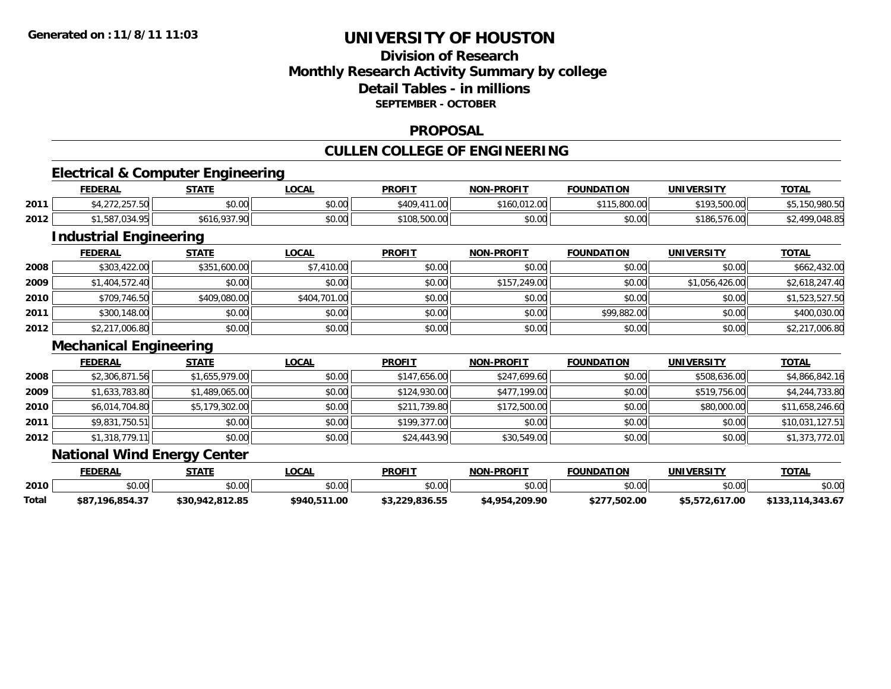# UNIVERSITY OF HOUSTON

## Division of Research
## Monthly Research Activity Summary by college
## Detail Tables - in millions

**SEPTEMBER - OCTOBER**

Generated on :11/8/11 11:03

## PROPOSAL

## CULLEN COLLEGE OF ENGINEERING

### Electrical & Computer Engineering

| | FEDERAL | STATE | LOCAL | PROFIT | NON-PROFIT | FOUNDATION | UNIVERSITY | TOTAL |
|---|---|---|---|---|---|---|---|---|
| 2011 | $4,272,257.50 | $0.00 | $0.00 | $409,411.00 | $160,012.00 | $115,800.00 | $193,500.00 | $5,150,980.50 |
| 2012 | $1,587,034.95 | $616,937.90 | $0.00 | $108,500.00 | $0.00 | $0.00 | $186,576.00 | $2,499,048.85 |

### Industrial Engineering

| | FEDERAL | STATE | LOCAL | PROFIT | NON-PROFIT | FOUNDATION | UNIVERSITY | TOTAL |
|---|---|---|---|---|---|---|---|---|
| 2008 | $303,422.00 | $351,600.00 | $7,410.00 | $0.00 | $0.00 | $0.00 | $0.00 | $662,432.00 |
| 2009 | $1,404,572.40 | $0.00 | $0.00 | $0.00 | $157,249.00 | $0.00 | $1,056,426.00 | $2,618,247.40 |
| 2010 | $709,746.50 | $409,080.00 | $404,701.00 | $0.00 | $0.00 | $0.00 | $0.00 | $1,523,527.50 |
| 2011 | $300,148.00 | $0.00 | $0.00 | $0.00 | $0.00 | $99,882.00 | $0.00 | $400,030.00 |
| 2012 | $2,217,006.80 | $0.00 | $0.00 | $0.00 | $0.00 | $0.00 | $0.00 | $2,217,006.80 |

### Mechanical Engineering

| | FEDERAL | STATE | LOCAL | PROFIT | NON-PROFIT | FOUNDATION | UNIVERSITY | TOTAL |
|---|---|---|---|---|---|---|---|---|
| 2008 | $2,306,871.56 | $1,655,979.00 | $0.00 | $147,656.00 | $247,699.60 | $0.00 | $508,636.00 | $4,866,842.16 |
| 2009 | $1,633,783.80 | $1,489,065.00 | $0.00 | $124,930.00 | $477,199.00 | $0.00 | $519,756.00 | $4,244,733.80 |
| 2010 | $6,014,704.80 | $5,179,302.00 | $0.00 | $211,739.80 | $172,500.00 | $0.00 | $80,000.00 | $11,658,246.60 |
| 2011 | $9,831,750.51 | $0.00 | $0.00 | $199,377.00 | $0.00 | $0.00 | $0.00 | $10,031,127.51 |
| 2012 | $1,318,779.11 | $0.00 | $0.00 | $24,443.90 | $30,549.00 | $0.00 | $0.00 | $1,373,772.01 |

### National Wind Energy Center

| | FEDERAL | STATE | LOCAL | PROFIT | NON-PROFIT | FOUNDATION | UNIVERSITY | TOTAL |
|---|---|---|---|---|---|---|---|---|
| 2010 | $0.00 | $0.00 | $0.00 | $0.00 | $0.00 | $0.00 | $0.00 | $0.00 |
| **Total** | **$87,196,854.37** | **$30,942,812.85** | **$940,511.00** | **$3,229,836.55** | **$4,954,209.90** | **$277,502.00** | **$5,572,617.00** | **$133,114,343.67** |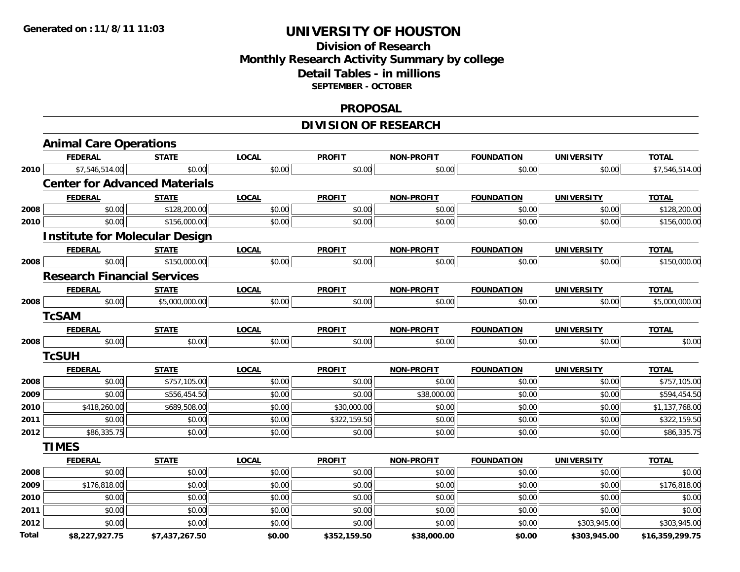**Generated on :11/8/11 11:03**

# UNIVERSITY OF HOUSTON

## Division of Research
## Monthly Research Activity Summary by college
## Detail Tables - in millions
### SEPTEMBER - OCTOBER

## PROPOSAL

## DIVISION OF RESEARCH

### Animal Care Operations

| | FEDERAL | STATE | LOCAL | PROFIT | NON-PROFIT | FOUNDATION | UNIVERSITY | TOTAL |
|---|---|---|---|---|---|---|---|---|
| 2010 | $7,546,514.00 | $0.00 | $0.00 | $0.00 | $0.00 | $0.00 | $0.00 | $7,546,514.00 |

### Center for Advanced Materials

| | FEDERAL | STATE | LOCAL | PROFIT | NON-PROFIT | FOUNDATION | UNIVERSITY | TOTAL |
|---|---|---|---|---|---|---|---|---|
| 2008 | $0.00 | $128,200.00 | $0.00 | $0.00 | $0.00 | $0.00 | $0.00 | $128,200.00 |
| 2010 | $0.00 | $156,000.00 | $0.00 | $0.00 | $0.00 | $0.00 | $0.00 | $156,000.00 |

### Institute for Molecular Design

| | FEDERAL | STATE | LOCAL | PROFIT | NON-PROFIT | FOUNDATION | UNIVERSITY | TOTAL |
|---|---|---|---|---|---|---|---|---|
| 2008 | $0.00 | $150,000.00 | $0.00 | $0.00 | $0.00 | $0.00 | $0.00 | $150,000.00 |

### Research Financial Services

| | FEDERAL | STATE | LOCAL | PROFIT | NON-PROFIT | FOUNDATION | UNIVERSITY | TOTAL |
|---|---|---|---|---|---|---|---|---|
| 2008 | $0.00 | $5,000,000.00 | $0.00 | $0.00 | $0.00 | $0.00 | $0.00 | $5,000,000.00 |

### TcSAM

| | FEDERAL | STATE | LOCAL | PROFIT | NON-PROFIT | FOUNDATION | UNIVERSITY | TOTAL |
|---|---|---|---|---|---|---|---|---|
| 2008 | $0.00 | $0.00 | $0.00 | $0.00 | $0.00 | $0.00 | $0.00 | $0.00 |

### TcSUH

| | FEDERAL | STATE | LOCAL | PROFIT | NON-PROFIT | FOUNDATION | UNIVERSITY | TOTAL |
|---|---|---|---|---|---|---|---|---|
| 2008 | $0.00 | $757,105.00 | $0.00 | $0.00 | $0.00 | $0.00 | $0.00 | $757,105.00 |
| 2009 | $0.00 | $556,454.50 | $0.00 | $0.00 | $38,000.00 | $0.00 | $0.00 | $594,454.50 |
| 2010 | $418,260.00 | $689,508.00 | $0.00 | $30,000.00 | $0.00 | $0.00 | $0.00 | $1,137,768.00 |
| 2011 | $0.00 | $0.00 | $0.00 | $322,159.50 | $0.00 | $0.00 | $0.00 | $322,159.50 |
| 2012 | $86,335.75 | $0.00 | $0.00 | $0.00 | $0.00 | $0.00 | $0.00 | $86,335.75 |

### TIMES

| | FEDERAL | STATE | LOCAL | PROFIT | NON-PROFIT | FOUNDATION | UNIVERSITY | TOTAL |
|---|---|---|---|---|---|---|---|---|
| 2008 | $0.00 | $0.00 | $0.00 | $0.00 | $0.00 | $0.00 | $0.00 | $0.00 |
| 2009 | $176,818.00 | $0.00 | $0.00 | $0.00 | $0.00 | $0.00 | $0.00 | $176,818.00 |
| 2010 | $0.00 | $0.00 | $0.00 | $0.00 | $0.00 | $0.00 | $0.00 | $0.00 |
| 2011 | $0.00 | $0.00 | $0.00 | $0.00 | $0.00 | $0.00 | $0.00 | $0.00 |
| 2012 | $0.00 | $0.00 | $0.00 | $0.00 | $0.00 | $0.00 | $303,945.00 | $303,945.00 |
| **Total** | **$8,227,927.75** | **$7,437,267.50** | **$0.00** | **$352,159.50** | **$38,000.00** | **$0.00** | **$303,945.00** | **$16,359,299.75** |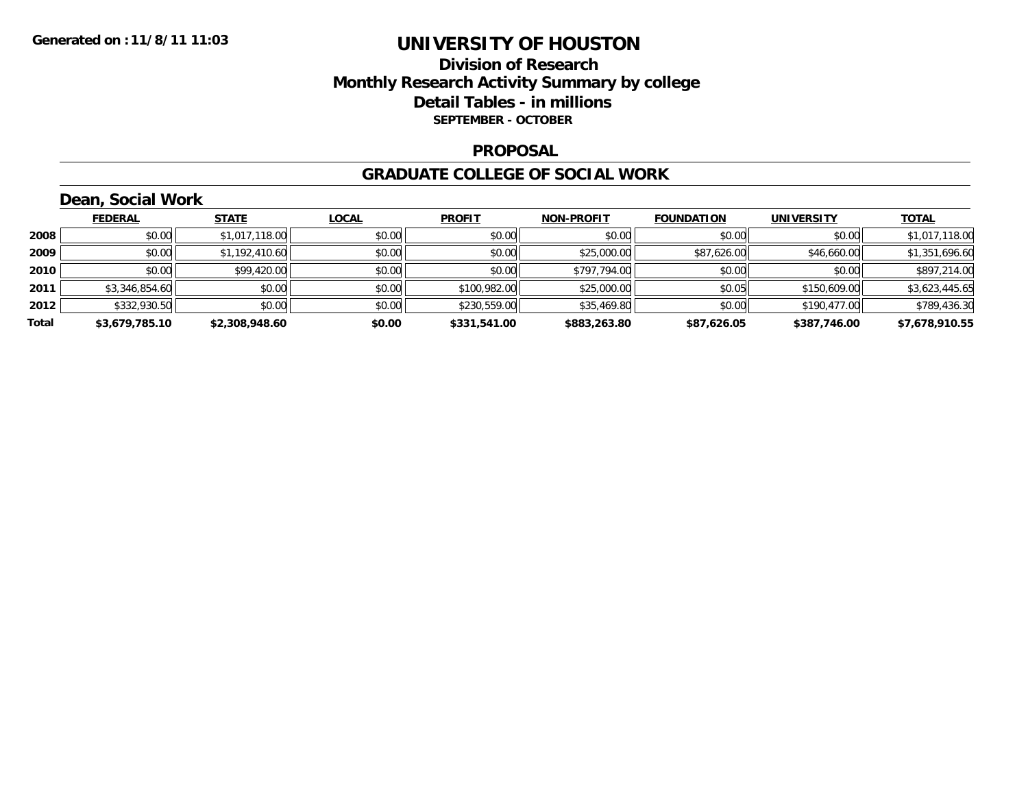Generated on :11/8/11 11:03

# UNIVERSITY OF HOUSTON

## Division of Research
## Monthly Research Activity Summary by college
## Detail Tables - in millions
### SEPTEMBER - OCTOBER

### PROPOSAL

### GRADUATE COLLEGE OF SOCIAL WORK

#### Dean, Social Work

| | FEDERAL | STATE | LOCAL | PROFIT | NON-PROFIT | FOUNDATION | UNIVERSITY | TOTAL |
|---|---|---|---|---|---|---|---|---|
| 2008 | $0.00 | $1,017,118.00 | $0.00 | $0.00 | $0.00 | $0.00 | $0.00 | $1,017,118.00 |
| 2009 | $0.00 | $1,192,410.60 | $0.00 | $0.00 | $25,000.00 | $87,626.00 | $46,660.00 | $1,351,696.60 |
| 2010 | $0.00 | $99,420.00 | $0.00 | $0.00 | $797,794.00 | $0.00 | $0.00 | $897,214.00 |
| 2011 | $3,346,854.60 | $0.00 | $0.00 | $100,982.00 | $25,000.00 | $0.05 | $150,609.00 | $3,623,445.65 |
| 2012 | $332,930.50 | $0.00 | $0.00 | $230,559.00 | $35,469.80 | $0.00 | $190,477.00 | $789,436.30 |
| **Total** | **$3,679,785.10** | **$2,308,948.60** | **$0.00** | **$331,541.00** | **$883,263.80** | **$87,626.05** | **$387,746.00** | **$7,678,910.55** |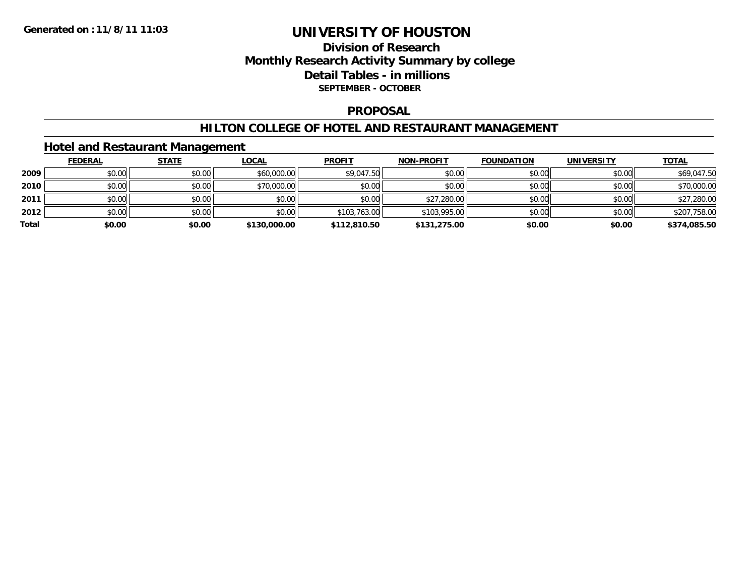**Generated on :11/8/11 11:03**

# UNIVERSITY OF HOUSTON

## Division of Research
## Monthly Research Activity Summary by college
## Detail Tables - in millions
### SEPTEMBER - OCTOBER

## PROPOSAL

## HILTON COLLEGE OF HOTEL AND RESTAURANT MANAGEMENT

### Hotel and Restaurant Management

| | FEDERAL | STATE | LOCAL | PROFIT | NON-PROFIT | FOUNDATION | UNIVERSITY | TOTAL |
|---|---|---|---|---|---|---|---|---|
| **2009** | $0.00 | $0.00 | $60,000.00 | $9,047.50 | $0.00 | $0.00 | $0.00 | $69,047.50 |
| **2010** | $0.00 | $0.00 | $70,000.00 | $0.00 | $0.00 | $0.00 | $0.00 | $70,000.00 |
| **2011** | $0.00 | $0.00 | $0.00 | $0.00 | $27,280.00 | $0.00 | $0.00 | $27,280.00 |
| **2012** | $0.00 | $0.00 | $0.00 | $103,763.00 | $103,995.00 | $0.00 | $0.00 | $207,758.00 |
| **Total** | **$0.00** | **$0.00** | **$130,000.00** | **$112,810.50** | **$131,275.00** | **$0.00** | **$0.00** | **$374,085.50** |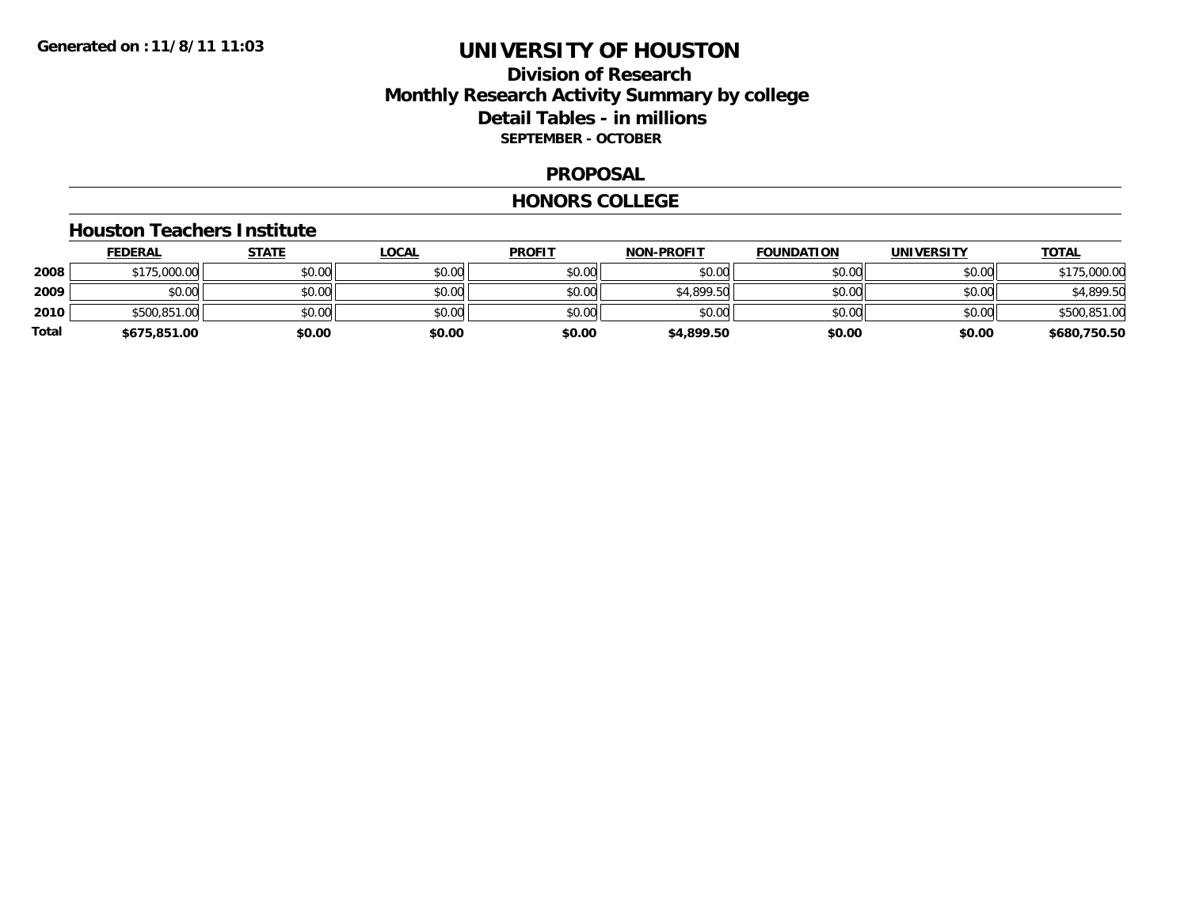**Generated on :11/8/11 11:03**

# UNIVERSITY OF HOUSTON

## Division of Research
## Monthly Research Activity Summary by college
## Detail Tables - in millions
### SEPTEMBER - OCTOBER

## PROPOSAL

## HONORS COLLEGE

### Houston Teachers Institute

| | FEDERAL | STATE | LOCAL | PROFIT | NON-PROFIT | FOUNDATION | UNIVERSITY | TOTAL |
|---|---|---|---|---|---|---|---|---|
| 2008 | $175,000.00 | $0.00 | $0.00 | $0.00 | $0.00 | $0.00 | $0.00 | $175,000.00 |
| 2009 | $0.00 | $0.00 | $0.00 | $0.00 | $4,899.50 | $0.00 | $0.00 | $4,899.50 |
| 2010 | $500,851.00 | $0.00 | $0.00 | $0.00 | $0.00 | $0.00 | $0.00 | $500,851.00 |
| **Total** | **$675,851.00** | **$0.00** | **$0.00** | **$0.00** | **$4,899.50** | **$0.00** | **$0.00** | **$680,750.50** |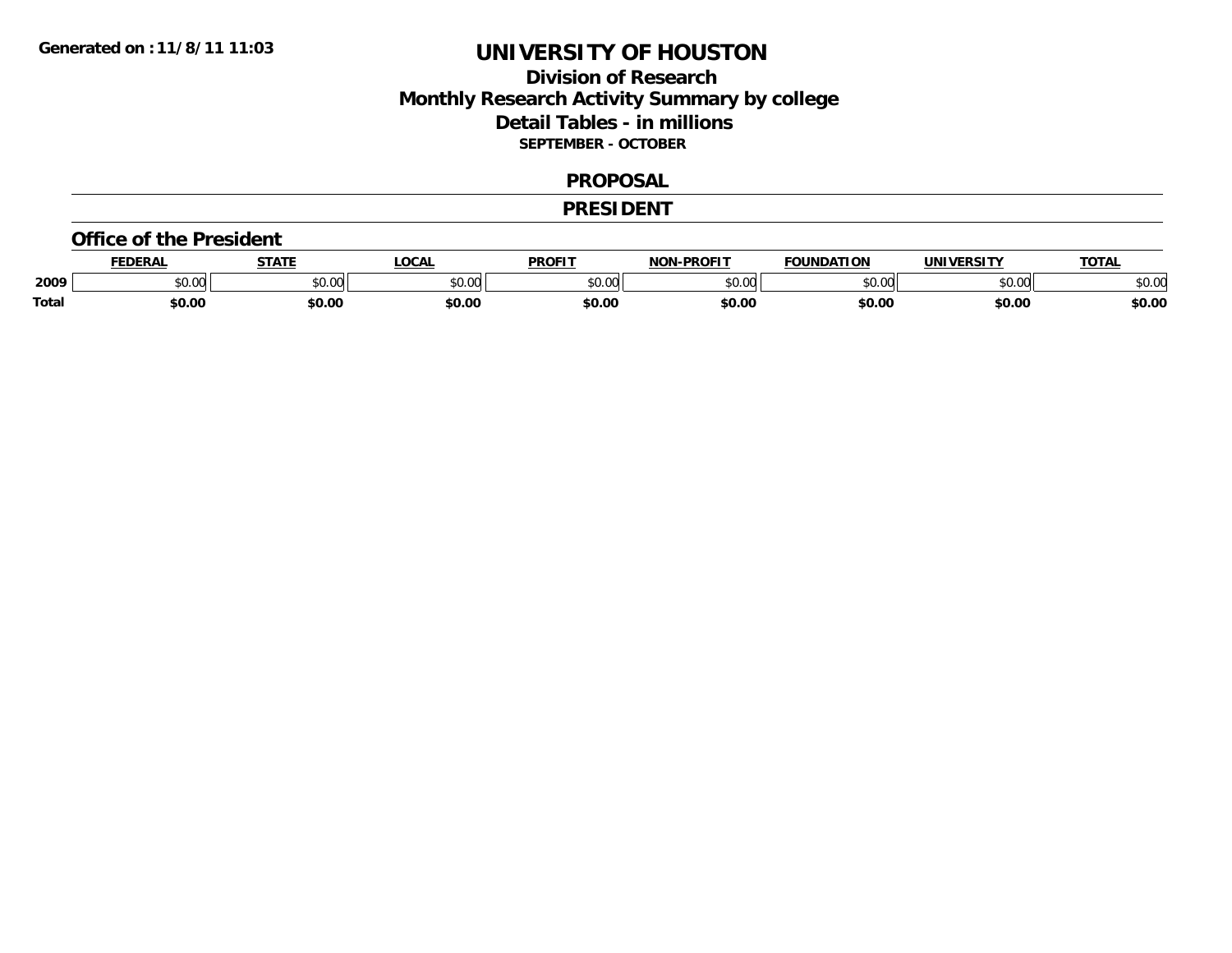Generated on :11/8/11 11:03

# UNIVERSITY OF HOUSTON

## Division of Research
## Monthly Research Activity Summary by college
## Detail Tables - in millions
### SEPTEMBER - OCTOBER

### PROPOSAL

### PRESIDENT

### Office of the President

| | FEDERAL | STATE | LOCAL | PROFIT | NON-PROFIT | FOUNDATION | UNIVERSITY | TOTAL |
|---|---|---|---|---|---|---|---|---|
| 2009 | $0.00 | $0.00 | $0.00 | $0.00 | $0.00 | $0.00 | $0.00 | $0.00 |
| **Total** | **$0.00** | **$0.00** | **$0.00** | **$0.00** | **$0.00** | **$0.00** | **$0.00** | **$0.00** |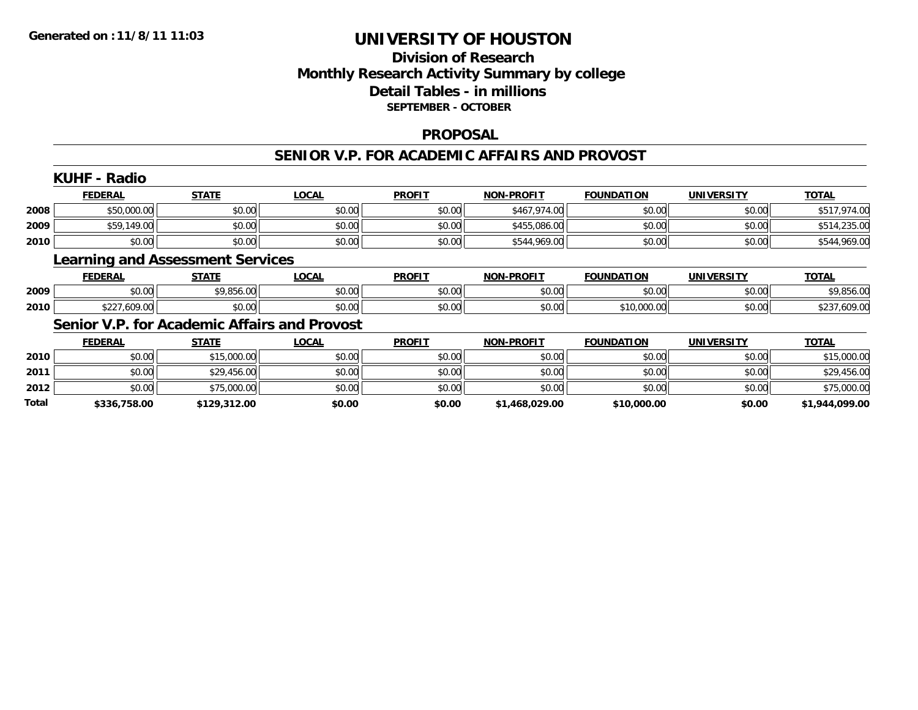**Generated on :11/8/11 11:03**

# UNIVERSITY OF HOUSTON

## Division of Research
## Monthly Research Activity Summary by college
## Detail Tables - in millions
### SEPTEMBER - OCTOBER

### PROPOSAL

### SENIOR V.P. FOR ACADEMIC AFFAIRS AND PROVOST

#### KUHF - Radio

| | FEDERAL | STATE | LOCAL | PROFIT | NON-PROFIT | FOUNDATION | UNIVERSITY | TOTAL |
|---|---|---|---|---|---|---|---|---|
| 2008 | $50,000.00 | $0.00 | $0.00 | $0.00 | $467,974.00 | $0.00 | $0.00 | $517,974.00 |
| 2009 | $59,149.00 | $0.00 | $0.00 | $0.00 | $455,086.00 | $0.00 | $0.00 | $514,235.00 |
| 2010 | $0.00 | $0.00 | $0.00 | $0.00 | $544,969.00 | $0.00 | $0.00 | $544,969.00 |

#### Learning and Assessment Services

| | FEDERAL | STATE | LOCAL | PROFIT | NON-PROFIT | FOUNDATION | UNIVERSITY | TOTAL |
|---|---|---|---|---|---|---|---|---|
| 2009 | $0.00 | $9,856.00 | $0.00 | $0.00 | $0.00 | $0.00 | $0.00 | $9,856.00 |
| 2010 | $227,609.00 | $0.00 | $0.00 | $0.00 | $0.00 | $10,000.00 | $0.00 | $237,609.00 |

#### Senior V.P. for Academic Affairs and Provost

| | FEDERAL | STATE | LOCAL | PROFIT | NON-PROFIT | FOUNDATION | UNIVERSITY | TOTAL |
|---|---|---|---|---|---|---|---|---|
| 2010 | $0.00 | $15,000.00 | $0.00 | $0.00 | $0.00 | $0.00 | $0.00 | $15,000.00 |
| 2011 | $0.00 | $29,456.00 | $0.00 | $0.00 | $0.00 | $0.00 | $0.00 | $29,456.00 |
| 2012 | $0.00 | $75,000.00 | $0.00 | $0.00 | $0.00 | $0.00 | $0.00 | $75,000.00 |
| **Total** | **$336,758.00** | **$129,312.00** | **$0.00** | **$0.00** | **$1,468,029.00** | **$10,000.00** | **$0.00** | **$1,944,099.00** |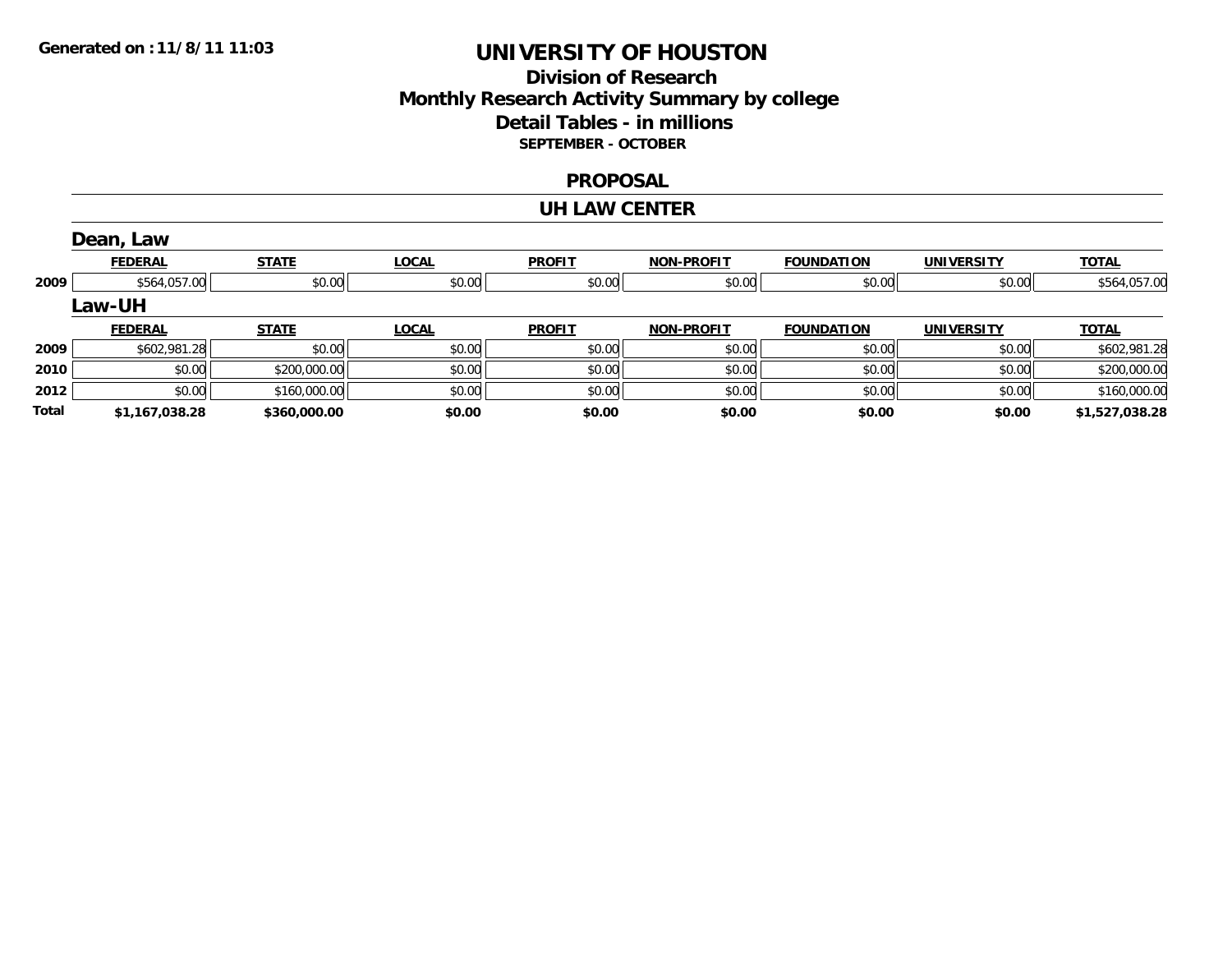Generated on :11/8/11 11:03

# UNIVERSITY OF HOUSTON

## Division of Research
## Monthly Research Activity Summary by college
## Detail Tables - in millions
### SEPTEMBER - OCTOBER

### PROPOSAL

### UH LAW CENTER

#### Dean, Law

| | FEDERAL | STATE | LOCAL | PROFIT | NON-PROFIT | FOUNDATION | UNIVERSITY | TOTAL |
|---|---|---|---|---|---|---|---|---|
| 2009 | $564,057.00 | $0.00 | $0.00 | $0.00 | $0.00 | $0.00 | $0.00 | $564,057.00 |

#### Law-UH

| | FEDERAL | STATE | LOCAL | PROFIT | NON-PROFIT | FOUNDATION | UNIVERSITY | TOTAL |
|---|---|---|---|---|---|---|---|---|
| 2009 | $602,981.28 | $0.00 | $0.00 | $0.00 | $0.00 | $0.00 | $0.00 | $602,981.28 |
| 2010 | $0.00 | $200,000.00 | $0.00 | $0.00 | $0.00 | $0.00 | $0.00 | $200,000.00 |
| 2012 | $0.00 | $160,000.00 | $0.00 | $0.00 | $0.00 | $0.00 | $0.00 | $160,000.00 |
| **Total** | **$1,167,038.28** | **$360,000.00** | **$0.00** | **$0.00** | **$0.00** | **$0.00** | **$0.00** | **$1,527,038.28** |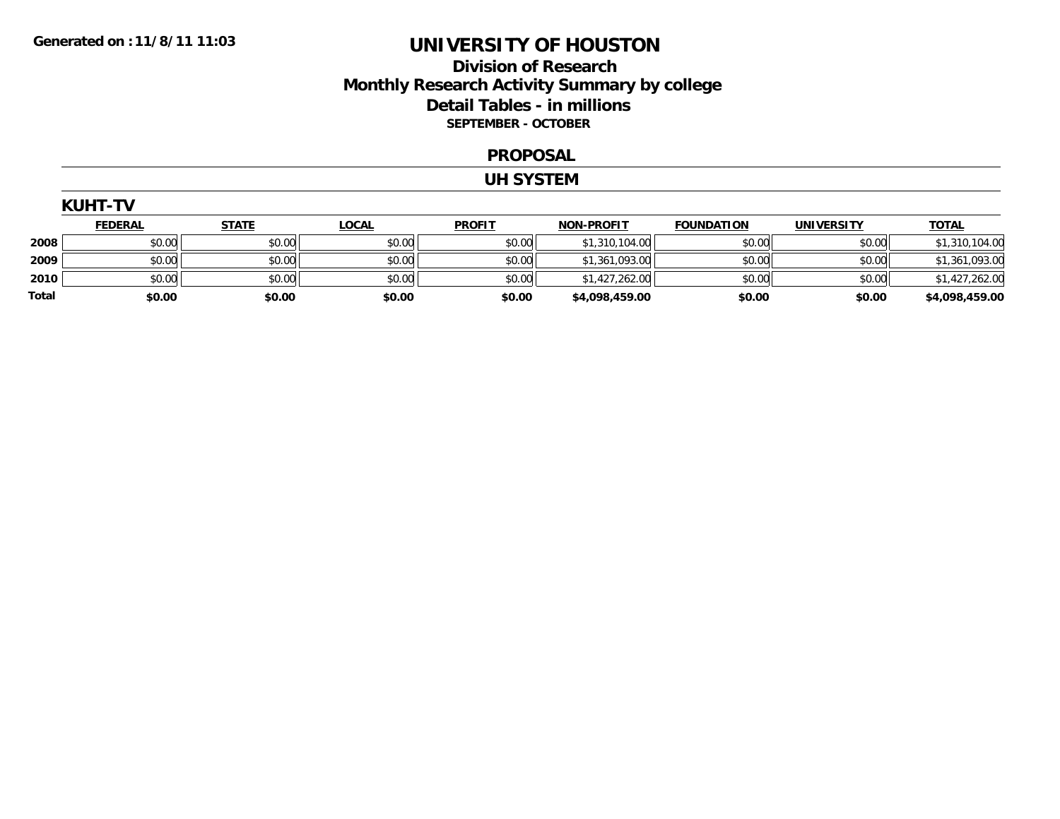Generated on :11/8/11 11:03

# UNIVERSITY OF HOUSTON

## Division of Research
## Monthly Research Activity Summary by college
## Detail Tables - in millions
### SEPTEMBER - OCTOBER

## PROPOSAL

## UH SYSTEM

### KUHT-TV

| | FEDERAL | STATE | LOCAL | PROFIT | NON-PROFIT | FOUNDATION | UNIVERSITY | TOTAL |
|---|---|---|---|---|---|---|---|---|
| 2008 | $0.00 | $0.00 | $0.00 | $0.00 | $1,310,104.00 | $0.00 | $0.00 | $1,310,104.00 |
| 2009 | $0.00 | $0.00 | $0.00 | $0.00 | $1,361,093.00 | $0.00 | $0.00 | $1,361,093.00 |
| 2010 | $0.00 | $0.00 | $0.00 | $0.00 | $1,427,262.00 | $0.00 | $0.00 | $1,427,262.00 |
| **Total** | **$0.00** | **$0.00** | **$0.00** | **$0.00** | **$4,098,459.00** | **$0.00** | **$0.00** | **$4,098,459.00** |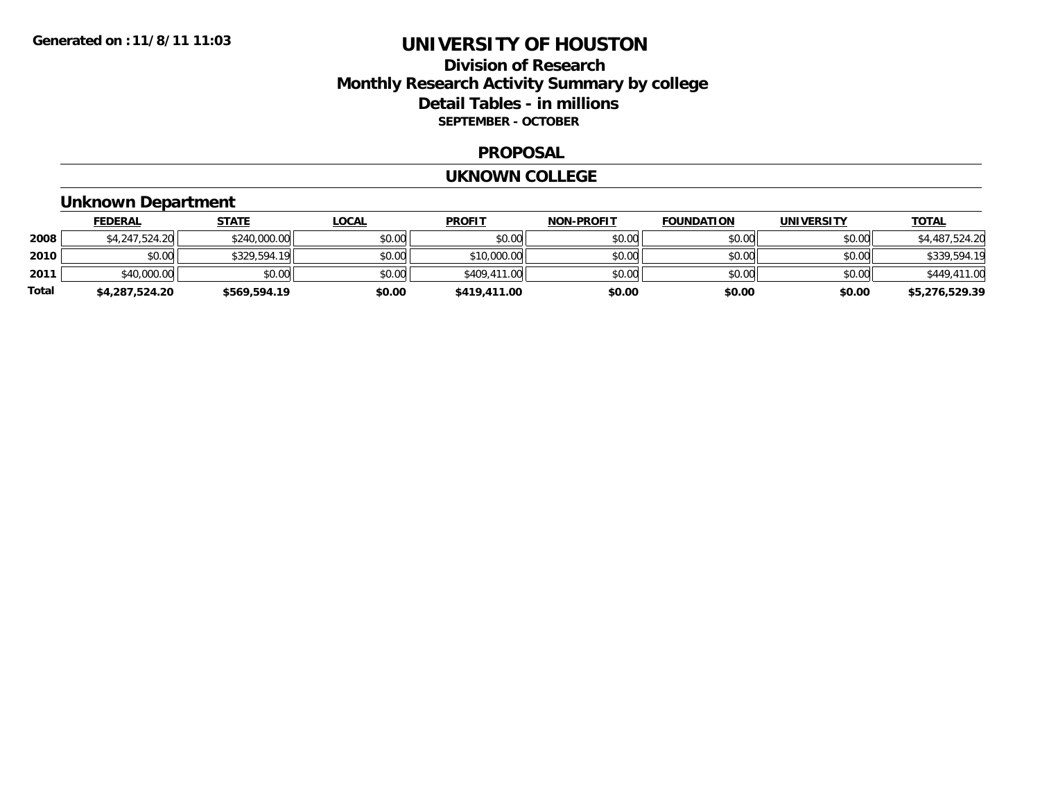Generated on :11/8/11 11:03

# UNIVERSITY OF HOUSTON

## Division of Research
## Monthly Research Activity Summary by college
## Detail Tables - in millions
### SEPTEMBER - OCTOBER

## PROPOSAL

## UKNOWN COLLEGE

### Unknown Department

| | FEDERAL | STATE | LOCAL | PROFIT | NON-PROFIT | FOUNDATION | UNIVERSITY | TOTAL |
|---|---|---|---|---|---|---|---|---|
| 2008 | $4,247,524.20 | $240,000.00 | $0.00 | $0.00 | $0.00 | $0.00 | $0.00 | $4,487,524.20 |
| 2010 | $0.00 | $329,594.19 | $0.00 | $10,000.00 | $0.00 | $0.00 | $0.00 | $339,594.19 |
| 2011 | $40,000.00 | $0.00 | $0.00 | $409,411.00 | $0.00 | $0.00 | $0.00 | $449,411.00 |
| **Total** | **$4,287,524.20** | **$569,594.19** | **$0.00** | **$419,411.00** | **$0.00** | **$0.00** | **$0.00** | **$5,276,529.39** |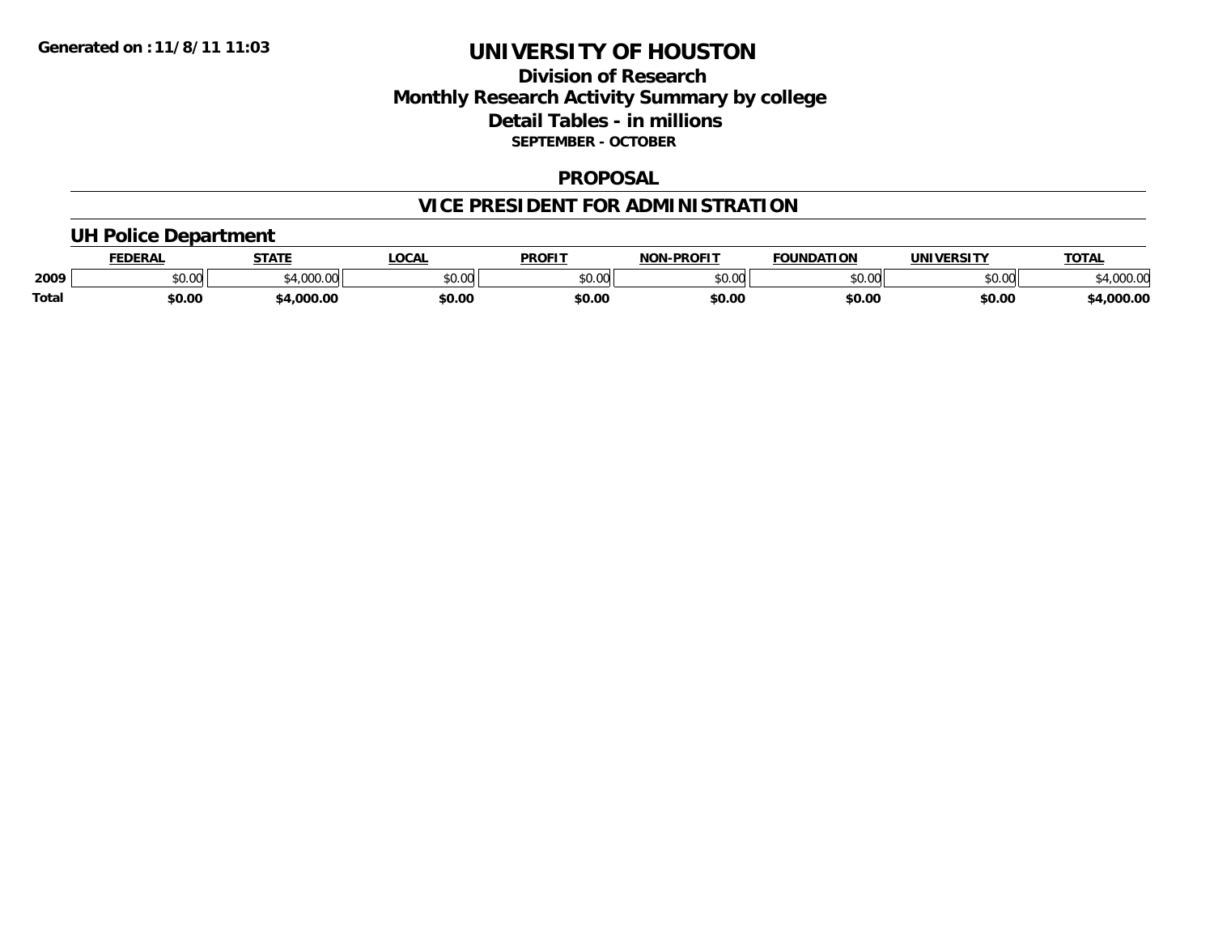**Generated on :11/8/11 11:03**

# UNIVERSITY OF HOUSTON

## Division of Research
## Monthly Research Activity Summary by college
## Detail Tables - in millions
### SEPTEMBER - OCTOBER

### PROPOSAL

### VICE PRESIDENT FOR ADMINISTRATION

### UH Police Department

| | FEDERAL | STATE | LOCAL | PROFIT | NON-PROFIT | FOUNDATION | UNIVERSITY | TOTAL |
|---|---|---|---|---|---|---|---|---|
| 2009 | $0.00 | $4,000.00 | $0.00 | $0.00 | $0.00 | $0.00 | $0.00 | $4,000.00 |
| Total | $0.00 | $4,000.00 | $0.00 | $0.00 | $0.00 | $0.00 | $0.00 | $4,000.00 |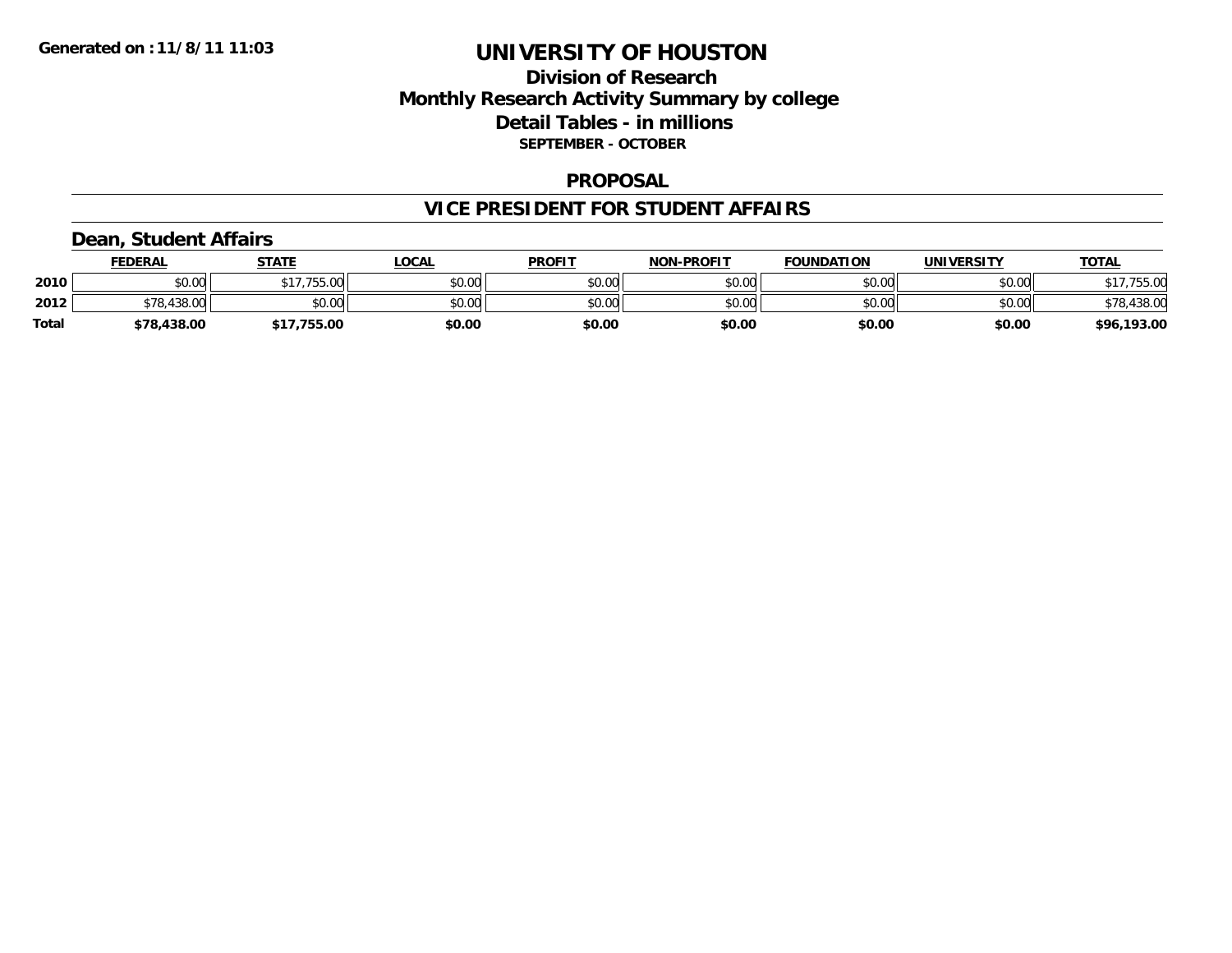Generated on :11/8/11 11:03

# UNIVERSITY OF HOUSTON

## Division of Research
## Monthly Research Activity Summary by college
## Detail Tables - in millions
**SEPTEMBER - OCTOBER**

## PROPOSAL

## VICE PRESIDENT FOR STUDENT AFFAIRS

### Dean, Student Affairs

| | FEDERAL | STATE | LOCAL | PROFIT | NON-PROFIT | FOUNDATION | UNIVERSITY | TOTAL |
|---|---|---|---|---|---|---|---|---|
| 2010 | $0.00 | $17,755.00 | $0.00 | $0.00 | $0.00 | $0.00 | $0.00 | $17,755.00 |
| 2012 | $78,438.00 | $0.00 | $0.00 | $0.00 | $0.00 | $0.00 | $0.00 | $78,438.00 |
| Total | $78,438.00 | $17,755.00 | $0.00 | $0.00 | $0.00 | $0.00 | $0.00 | $96,193.00 |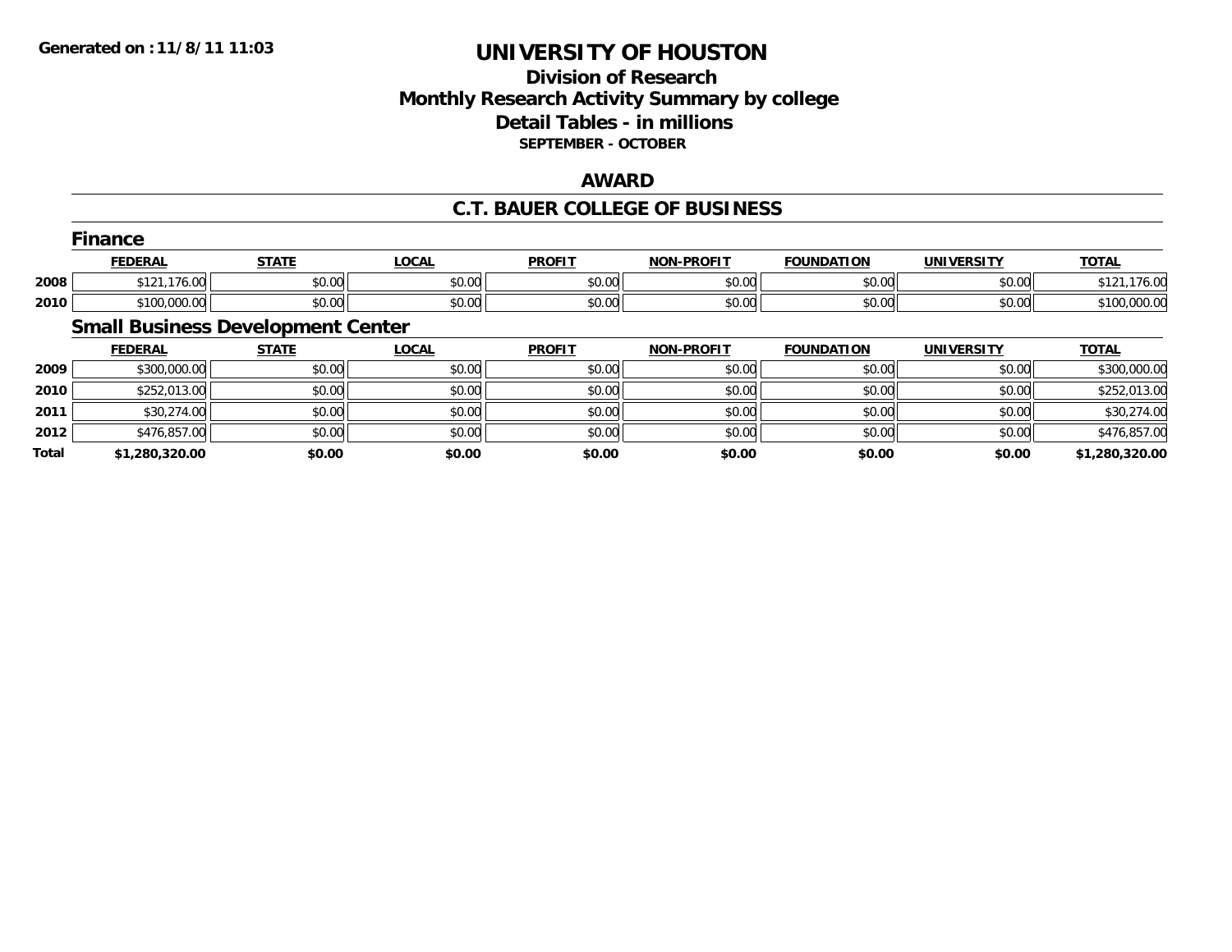Generated on :11/8/11 11:03

# UNIVERSITY OF HOUSTON

## Division of Research
## Monthly Research Activity Summary by college
## Detail Tables - in millions
### SEPTEMBER - OCTOBER

## AWARD

## C.T. BAUER COLLEGE OF BUSINESS

### Finance

| | FEDERAL | STATE | LOCAL | PROFIT | NON-PROFIT | FOUNDATION | UNIVERSITY | TOTAL |
|---|---|---|---|---|---|---|---|---|
| 2008 | $121,176.00 | $0.00 | $0.00 | $0.00 | $0.00 | $0.00 | $0.00 | $121,176.00 |
| 2010 | $100,000.00 | $0.00 | $0.00 | $0.00 | $0.00 | $0.00 | $0.00 | $100,000.00 |

### Small Business Development Center

| | FEDERAL | STATE | LOCAL | PROFIT | NON-PROFIT | FOUNDATION | UNIVERSITY | TOTAL |
|---|---|---|---|---|---|---|---|---|
| 2009 | $300,000.00 | $0.00 | $0.00 | $0.00 | $0.00 | $0.00 | $0.00 | $300,000.00 |
| 2010 | $252,013.00 | $0.00 | $0.00 | $0.00 | $0.00 | $0.00 | $0.00 | $252,013.00 |
| 2011 | $30,274.00 | $0.00 | $0.00 | $0.00 | $0.00 | $0.00 | $0.00 | $30,274.00 |
| 2012 | $476,857.00 | $0.00 | $0.00 | $0.00 | $0.00 | $0.00 | $0.00 | $476,857.00 |
| **Total** | **$1,280,320.00** | **$0.00** | **$0.00** | **$0.00** | **$0.00** | **$0.00** | **$0.00** | **$1,280,320.00** |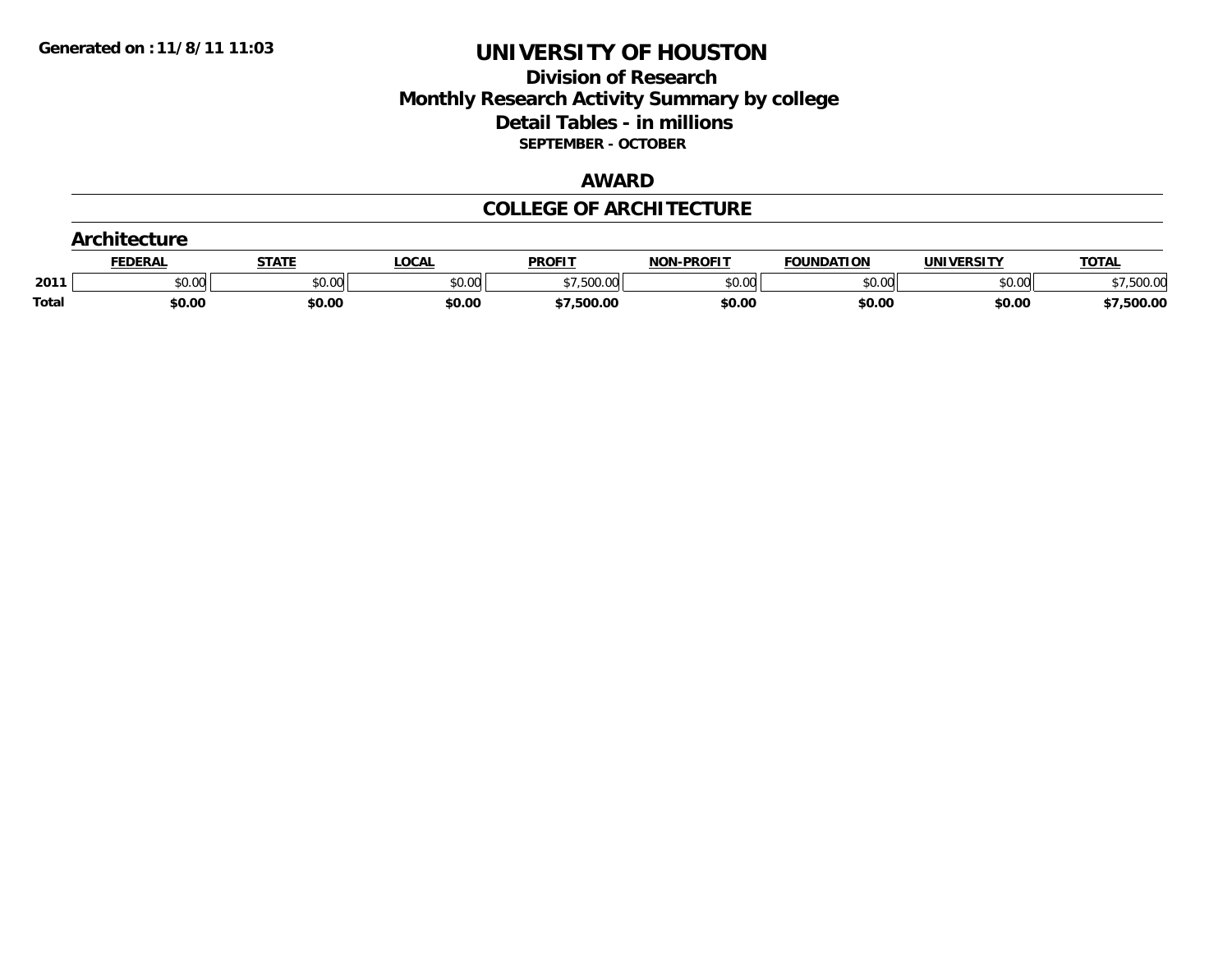**Generated on :11/8/11 11:03**

# UNIVERSITY OF HOUSTON

## Division of Research
## Monthly Research Activity Summary by college
## Detail Tables - in millions
### SEPTEMBER - OCTOBER

## AWARD

## COLLEGE OF ARCHITECTURE

### Architecture

| | FEDERAL | STATE | LOCAL | PROFIT | NON-PROFIT | FOUNDATION | UNIVERSITY | TOTAL |
|---|---|---|---|---|---|---|---|---|
| 2011 | $0.00 | $0.00 | $0.00 | $7,500.00 | $0.00 | $0.00 | $0.00 | $7,500.00 |
| **Total** | **$0.00** | **$0.00** | **$0.00** | **$7,500.00** | **$0.00** | **$0.00** | **$0.00** | **$7,500.00** |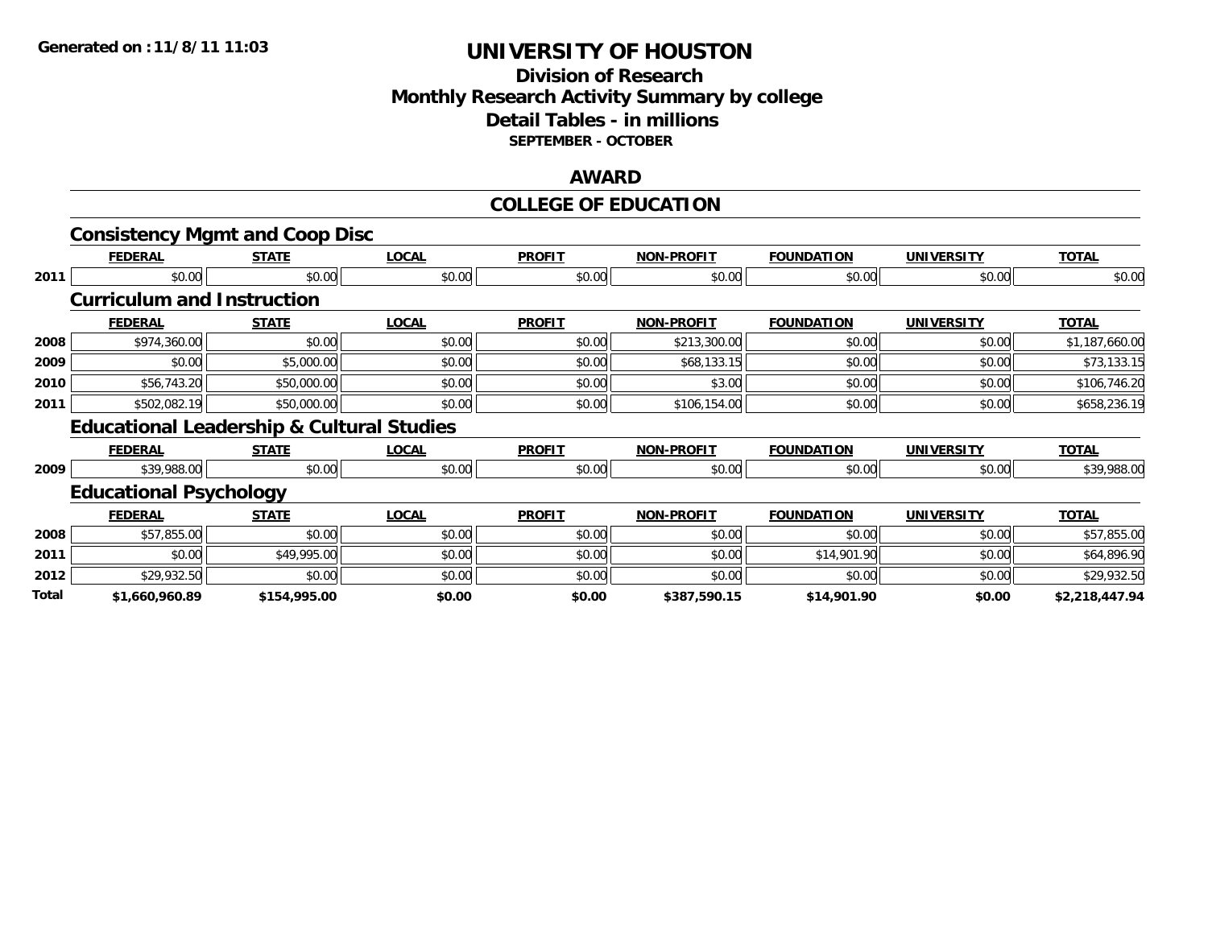Generated on :11/8/11 11:03

# UNIVERSITY OF HOUSTON

## Division of Research
## Monthly Research Activity Summary by college
## Detail Tables - in millions
### SEPTEMBER - OCTOBER

## AWARD

## COLLEGE OF EDUCATION

### Consistency Mgmt and Coop Disc

| | FEDERAL | STATE | LOCAL | PROFIT | NON-PROFIT | FOUNDATION | UNIVERSITY | TOTAL |
|---|---|---|---|---|---|---|---|---|
| 2011 | $0.00 | $0.00 | $0.00 | $0.00 | $0.00 | $0.00 | $0.00 | $0.00 |

### Curriculum and Instruction

| | FEDERAL | STATE | LOCAL | PROFIT | NON-PROFIT | FOUNDATION | UNIVERSITY | TOTAL |
|---|---|---|---|---|---|---|---|---|
| 2008 | $974,360.00 | $0.00 | $0.00 | $0.00 | $213,300.00 | $0.00 | $0.00 | $1,187,660.00 |
| 2009 | $0.00 | $5,000.00 | $0.00 | $0.00 | $68,133.15 | $0.00 | $0.00 | $73,133.15 |
| 2010 | $56,743.20 | $50,000.00 | $0.00 | $0.00 | $3.00 | $0.00 | $0.00 | $106,746.20 |
| 2011 | $502,082.19 | $50,000.00 | $0.00 | $0.00 | $106,154.00 | $0.00 | $0.00 | $658,236.19 |

### Educational Leadership & Cultural Studies

| | FEDERAL | STATE | LOCAL | PROFIT | NON-PROFIT | FOUNDATION | UNIVERSITY | TOTAL |
|---|---|---|---|---|---|---|---|---|
| 2009 | $39,988.00 | $0.00 | $0.00 | $0.00 | $0.00 | $0.00 | $0.00 | $39,988.00 |

### Educational Psychology

| | FEDERAL | STATE | LOCAL | PROFIT | NON-PROFIT | FOUNDATION | UNIVERSITY | TOTAL |
|---|---|---|---|---|---|---|---|---|
| 2008 | $57,855.00 | $0.00 | $0.00 | $0.00 | $0.00 | $0.00 | $0.00 | $57,855.00 |
| 2011 | $0.00 | $49,995.00 | $0.00 | $0.00 | $0.00 | $14,901.90 | $0.00 | $64,896.90 |
| 2012 | $29,932.50 | $0.00 | $0.00 | $0.00 | $0.00 | $0.00 | $0.00 | $29,932.50 |
| **Total** | **$1,660,960.89** | **$154,995.00** | **$0.00** | **$0.00** | **$387,590.15** | **$14,901.90** | **$0.00** | **$2,218,447.94** |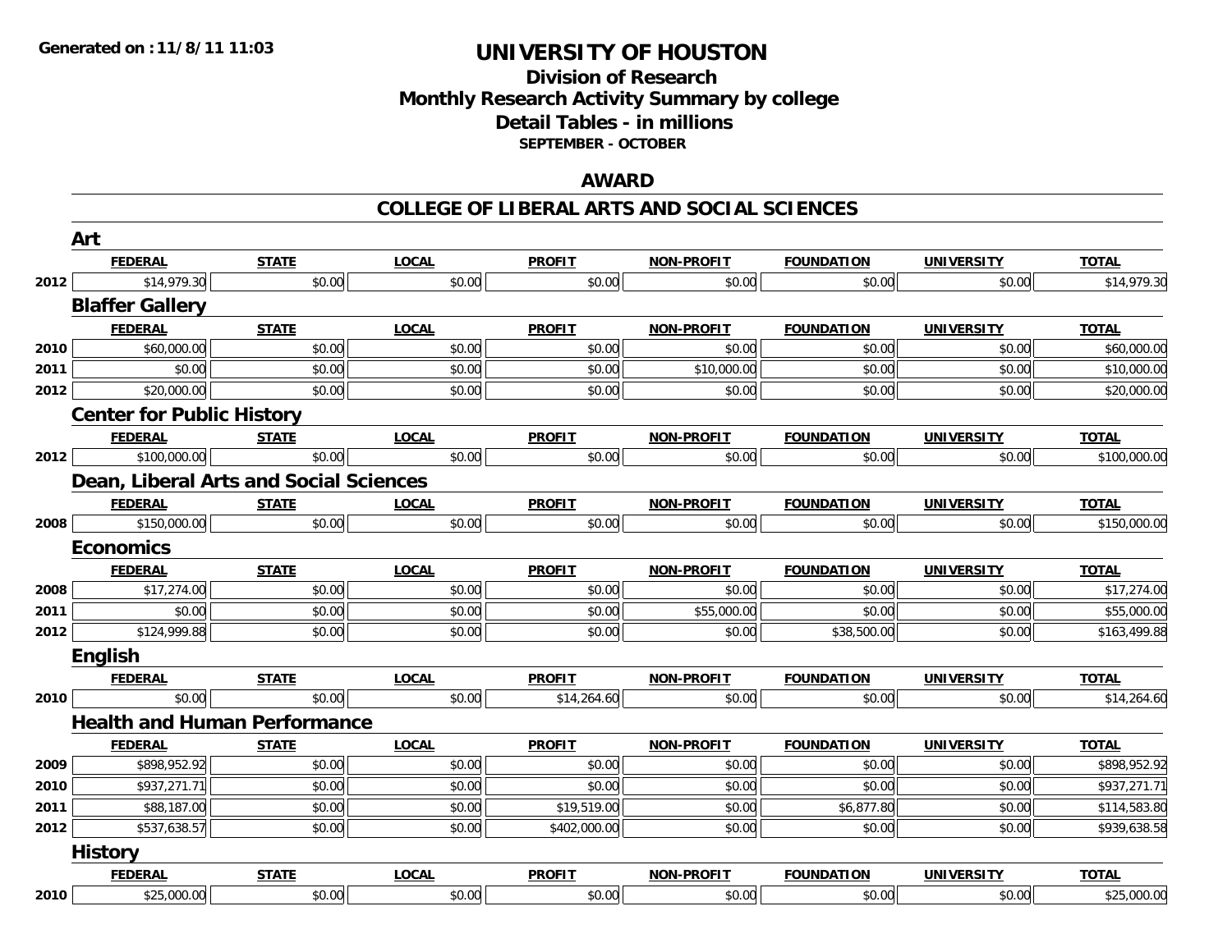Generated on :11/8/11 11:03

# UNIVERSITY OF HOUSTON

## Division of Research
## Monthly Research Activity Summary by college
## Detail Tables - in millions
### SEPTEMBER - OCTOBER

## AWARD

## COLLEGE OF LIBERAL ARTS AND SOCIAL SCIENCES

### Art

| | FEDERAL | STATE | LOCAL | PROFIT | NON-PROFIT | FOUNDATION | UNIVERSITY | TOTAL |
|---|---|---|---|---|---|---|---|---|
| 2012 | $14,979.30 | $0.00 | $0.00 | $0.00 | $0.00 | $0.00 | $0.00 | $14,979.30 |

### Blaffer Gallery

| | FEDERAL | STATE | LOCAL | PROFIT | NON-PROFIT | FOUNDATION | UNIVERSITY | TOTAL |
|---|---|---|---|---|---|---|---|---|
| 2010 | $60,000.00 | $0.00 | $0.00 | $0.00 | $0.00 | $0.00 | $0.00 | $60,000.00 |
| 2011 | $0.00 | $0.00 | $0.00 | $0.00 | $10,000.00 | $0.00 | $0.00 | $10,000.00 |
| 2012 | $20,000.00 | $0.00 | $0.00 | $0.00 | $0.00 | $0.00 | $0.00 | $20,000.00 |

### Center for Public History

| | FEDERAL | STATE | LOCAL | PROFIT | NON-PROFIT | FOUNDATION | UNIVERSITY | TOTAL |
|---|---|---|---|---|---|---|---|---|
| 2012 | $100,000.00 | $0.00 | $0.00 | $0.00 | $0.00 | $0.00 | $0.00 | $100,000.00 |

### Dean, Liberal Arts and Social Sciences

| | FEDERAL | STATE | LOCAL | PROFIT | NON-PROFIT | FOUNDATION | UNIVERSITY | TOTAL |
|---|---|---|---|---|---|---|---|---|
| 2008 | $150,000.00 | $0.00 | $0.00 | $0.00 | $0.00 | $0.00 | $0.00 | $150,000.00 |

### Economics

| | FEDERAL | STATE | LOCAL | PROFIT | NON-PROFIT | FOUNDATION | UNIVERSITY | TOTAL |
|---|---|---|---|---|---|---|---|---|
| 2008 | $17,274.00 | $0.00 | $0.00 | $0.00 | $0.00 | $0.00 | $0.00 | $17,274.00 |
| 2011 | $0.00 | $0.00 | $0.00 | $0.00 | $55,000.00 | $0.00 | $0.00 | $55,000.00 |
| 2012 | $124,999.88 | $0.00 | $0.00 | $0.00 | $0.00 | $38,500.00 | $0.00 | $163,499.88 |

### English

| | FEDERAL | STATE | LOCAL | PROFIT | NON-PROFIT | FOUNDATION | UNIVERSITY | TOTAL |
|---|---|---|---|---|---|---|---|---|
| 2010 | $0.00 | $0.00 | $0.00 | $14,264.60 | $0.00 | $0.00 | $0.00 | $14,264.60 |

### Health and Human Performance

| | FEDERAL | STATE | LOCAL | PROFIT | NON-PROFIT | FOUNDATION | UNIVERSITY | TOTAL |
|---|---|---|---|---|---|---|---|---|
| 2009 | $898,952.92 | $0.00 | $0.00 | $0.00 | $0.00 | $0.00 | $0.00 | $898,952.92 |
| 2010 | $937,271.71 | $0.00 | $0.00 | $0.00 | $0.00 | $0.00 | $0.00 | $937,271.71 |
| 2011 | $88,187.00 | $0.00 | $0.00 | $19,519.00 | $0.00 | $6,877.80 | $0.00 | $114,583.80 |
| 2012 | $537,638.57 | $0.00 | $0.00 | $402,000.00 | $0.00 | $0.00 | $0.00 | $939,638.58 |

### History

| | FEDERAL | STATE | LOCAL | PROFIT | NON-PROFIT | FOUNDATION | UNIVERSITY | TOTAL |
|---|---|---|---|---|---|---|---|---|
| 2010 | $25,000.00 | $0.00 | $0.00 | $0.00 | $0.00 | $0.00 | $0.00 | $25,000.00 |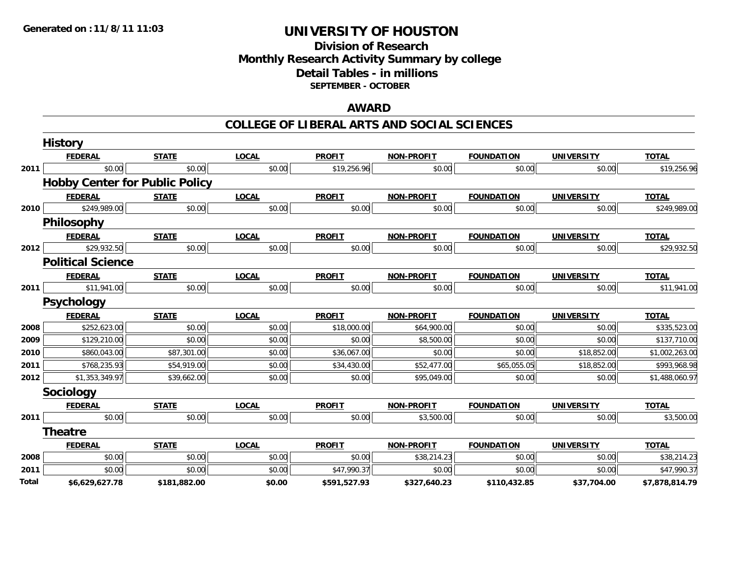**Generated on :11/8/11 11:03**

# UNIVERSITY OF HOUSTON

## Division of Research
## Monthly Research Activity Summary by college
## Detail Tables - in millions
### SEPTEMBER - OCTOBER

## AWARD

## COLLEGE OF LIBERAL ARTS AND SOCIAL SCIENCES

### History

| | FEDERAL | STATE | LOCAL | PROFIT | NON-PROFIT | FOUNDATION | UNIVERSITY | TOTAL |
|---|---|---|---|---|---|---|---|---|
| 2011 | $0.00 | $0.00 | $0.00 | $19,256.96 | $0.00 | $0.00 | $0.00 | $19,256.96 |

### Hobby Center for Public Policy

| | FEDERAL | STATE | LOCAL | PROFIT | NON-PROFIT | FOUNDATION | UNIVERSITY | TOTAL |
|---|---|---|---|---|---|---|---|---|
| 2010 | $249,989.00 | $0.00 | $0.00 | $0.00 | $0.00 | $0.00 | $0.00 | $249,989.00 |

### Philosophy

| | FEDERAL | STATE | LOCAL | PROFIT | NON-PROFIT | FOUNDATION | UNIVERSITY | TOTAL |
|---|---|---|---|---|---|---|---|---|
| 2012 | $29,932.50 | $0.00 | $0.00 | $0.00 | $0.00 | $0.00 | $0.00 | $29,932.50 |

### Political Science

| | FEDERAL | STATE | LOCAL | PROFIT | NON-PROFIT | FOUNDATION | UNIVERSITY | TOTAL |
|---|---|---|---|---|---|---|---|---|
| 2011 | $11,941.00 | $0.00 | $0.00 | $0.00 | $0.00 | $0.00 | $0.00 | $11,941.00 |

### Psychology

| | FEDERAL | STATE | LOCAL | PROFIT | NON-PROFIT | FOUNDATION | UNIVERSITY | TOTAL |
|---|---|---|---|---|---|---|---|---|
| 2008 | $252,623.00 | $0.00 | $0.00 | $18,000.00 | $64,900.00 | $0.00 | $0.00 | $335,523.00 |
| 2009 | $129,210.00 | $0.00 | $0.00 | $0.00 | $8,500.00 | $0.00 | $0.00 | $137,710.00 |
| 2010 | $860,043.00 | $87,301.00 | $0.00 | $36,067.00 | $0.00 | $0.00 | $18,852.00 | $1,002,263.00 |
| 2011 | $768,235.93 | $54,919.00 | $0.00 | $34,430.00 | $52,477.00 | $65,055.05 | $18,852.00 | $993,968.98 |
| 2012 | $1,353,349.97 | $39,662.00 | $0.00 | $0.00 | $95,049.00 | $0.00 | $0.00 | $1,488,060.97 |

### Sociology

| | FEDERAL | STATE | LOCAL | PROFIT | NON-PROFIT | FOUNDATION | UNIVERSITY | TOTAL |
|---|---|---|---|---|---|---|---|---|
| 2011 | $0.00 | $0.00 | $0.00 | $0.00 | $3,500.00 | $0.00 | $0.00 | $3,500.00 |

### Theatre

| | FEDERAL | STATE | LOCAL | PROFIT | NON-PROFIT | FOUNDATION | UNIVERSITY | TOTAL |
|---|---|---|---|---|---|---|---|---|
| 2008 | $0.00 | $0.00 | $0.00 | $0.00 | $38,214.23 | $0.00 | $0.00 | $38,214.23 |
| 2011 | $0.00 | $0.00 | $0.00 | $47,990.37 | $0.00 | $0.00 | $0.00 | $47,990.37 |
| **Total** | **$6,629,627.78** | **$181,882.00** | **$0.00** | **$591,527.93** | **$327,640.23** | **$110,432.85** | **$37,704.00** | **$7,878,814.79** |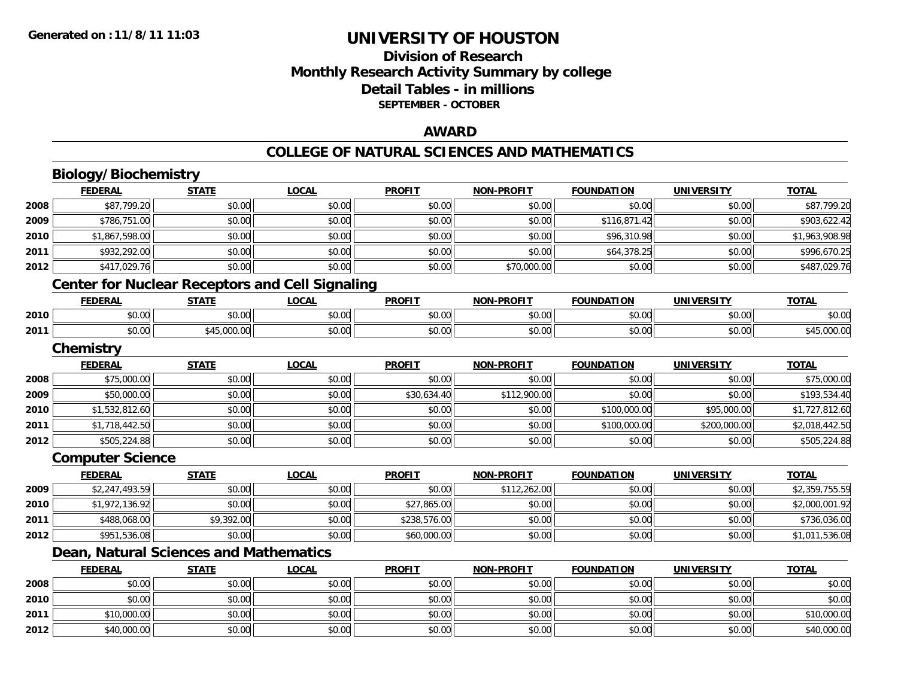Generated on :11/8/11 11:03

# UNIVERSITY OF HOUSTON

## Division of Research
## Monthly Research Activity Summary by college
## Detail Tables - in millions
### SEPTEMBER - OCTOBER

## AWARD

## COLLEGE OF NATURAL SCIENCES AND MATHEMATICS

### Biology/Biochemistry

| | FEDERAL | STATE | LOCAL | PROFIT | NON-PROFIT | FOUNDATION | UNIVERSITY | TOTAL |
|---|---|---|---|---|---|---|---|---|
| 2008 | $87,799.20 | $0.00 | $0.00 | $0.00 | $0.00 | $0.00 | $0.00 | $87,799.20 |
| 2009 | $786,751.00 | $0.00 | $0.00 | $0.00 | $0.00 | $116,871.42 | $0.00 | $903,622.42 |
| 2010 | $1,867,598.00 | $0.00 | $0.00 | $0.00 | $0.00 | $96,310.98 | $0.00 | $1,963,908.98 |
| 2011 | $932,292.00 | $0.00 | $0.00 | $0.00 | $0.00 | $64,378.25 | $0.00 | $996,670.25 |
| 2012 | $417,029.76 | $0.00 | $0.00 | $0.00 | $70,000.00 | $0.00 | $0.00 | $487,029.76 |

### Center for Nuclear Receptors and Cell Signaling

| | FEDERAL | STATE | LOCAL | PROFIT | NON-PROFIT | FOUNDATION | UNIVERSITY | TOTAL |
|---|---|---|---|---|---|---|---|---|
| 2010 | $0.00 | $0.00 | $0.00 | $0.00 | $0.00 | $0.00 | $0.00 | $0.00 |
| 2011 | $0.00 | $45,000.00 | $0.00 | $0.00 | $0.00 | $0.00 | $0.00 | $45,000.00 |

### Chemistry

| | FEDERAL | STATE | LOCAL | PROFIT | NON-PROFIT | FOUNDATION | UNIVERSITY | TOTAL |
|---|---|---|---|---|---|---|---|---|
| 2008 | $75,000.00 | $0.00 | $0.00 | $0.00 | $0.00 | $0.00 | $0.00 | $75,000.00 |
| 2009 | $50,000.00 | $0.00 | $0.00 | $30,634.40 | $112,900.00 | $0.00 | $0.00 | $193,534.40 |
| 2010 | $1,532,812.60 | $0.00 | $0.00 | $0.00 | $0.00 | $100,000.00 | $95,000.00 | $1,727,812.60 |
| 2011 | $1,718,442.50 | $0.00 | $0.00 | $0.00 | $0.00 | $100,000.00 | $200,000.00 | $2,018,442.50 |
| 2012 | $505,224.88 | $0.00 | $0.00 | $0.00 | $0.00 | $0.00 | $0.00 | $505,224.88 |

### Computer Science

| | FEDERAL | STATE | LOCAL | PROFIT | NON-PROFIT | FOUNDATION | UNIVERSITY | TOTAL |
|---|---|---|---|---|---|---|---|---|
| 2009 | $2,247,493.59 | $0.00 | $0.00 | $0.00 | $112,262.00 | $0.00 | $0.00 | $2,359,755.59 |
| 2010 | $1,972,136.92 | $0.00 | $0.00 | $27,865.00 | $0.00 | $0.00 | $0.00 | $2,000,001.92 |
| 2011 | $488,068.00 | $9,392.00 | $0.00 | $238,576.00 | $0.00 | $0.00 | $0.00 | $736,036.00 |
| 2012 | $951,536.08 | $0.00 | $0.00 | $60,000.00 | $0.00 | $0.00 | $0.00 | $1,011,536.08 |

### Dean, Natural Sciences and Mathematics

| | FEDERAL | STATE | LOCAL | PROFIT | NON-PROFIT | FOUNDATION | UNIVERSITY | TOTAL |
|---|---|---|---|---|---|---|---|---|
| 2008 | $0.00 | $0.00 | $0.00 | $0.00 | $0.00 | $0.00 | $0.00 | $0.00 |
| 2010 | $0.00 | $0.00 | $0.00 | $0.00 | $0.00 | $0.00 | $0.00 | $0.00 |
| 2011 | $10,000.00 | $0.00 | $0.00 | $0.00 | $0.00 | $0.00 | $0.00 | $10,000.00 |
| 2012 | $40,000.00 | $0.00 | $0.00 | $0.00 | $0.00 | $0.00 | $0.00 | $40,000.00 |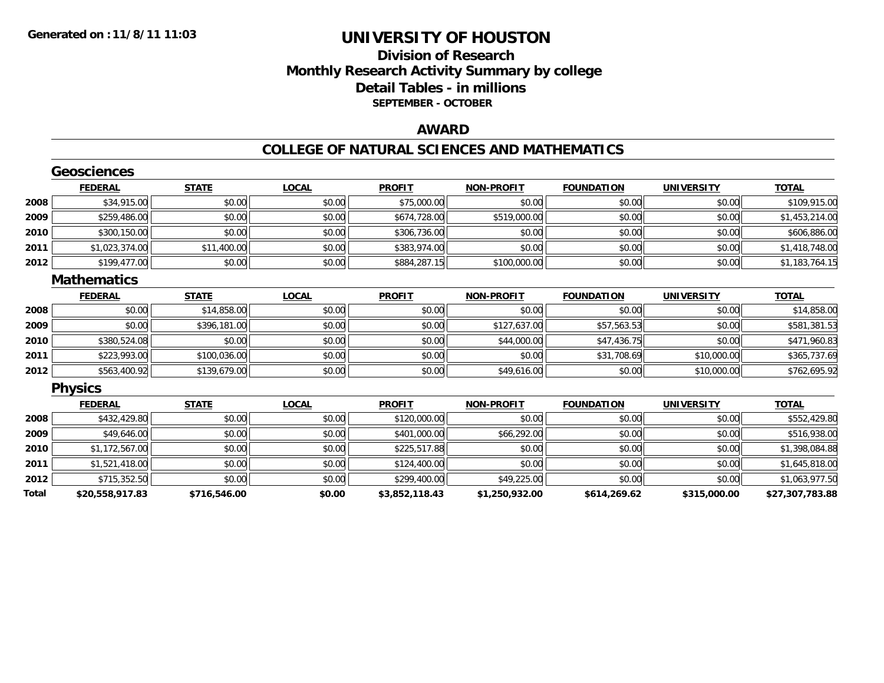**Generated on :11/8/11 11:03**

# UNIVERSITY OF HOUSTON

## Division of Research
## Monthly Research Activity Summary by college
## Detail Tables - in millions
### SEPTEMBER - OCTOBER

## AWARD

## COLLEGE OF NATURAL SCIENCES AND MATHEMATICS

### Geosciences

| | FEDERAL | STATE | LOCAL | PROFIT | NON-PROFIT | FOUNDATION | UNIVERSITY | TOTAL |
|---|---|---|---|---|---|---|---|---|
| 2008 | $34,915.00 | $0.00 | $0.00 | $75,000.00 | $0.00 | $0.00 | $0.00 | $109,915.00 |
| 2009 | $259,486.00 | $0.00 | $0.00 | $674,728.00 | $519,000.00 | $0.00 | $0.00 | $1,453,214.00 |
| 2010 | $300,150.00 | $0.00 | $0.00 | $306,736.00 | $0.00 | $0.00 | $0.00 | $606,886.00 |
| 2011 | $1,023,374.00 | $11,400.00 | $0.00 | $383,974.00 | $0.00 | $0.00 | $0.00 | $1,418,748.00 |
| 2012 | $199,477.00 | $0.00 | $0.00 | $884,287.15 | $100,000.00 | $0.00 | $0.00 | $1,183,764.15 |

### Mathematics

| | FEDERAL | STATE | LOCAL | PROFIT | NON-PROFIT | FOUNDATION | UNIVERSITY | TOTAL |
|---|---|---|---|---|---|---|---|---|
| 2008 | $0.00 | $14,858.00 | $0.00 | $0.00 | $0.00 | $0.00 | $0.00 | $14,858.00 |
| 2009 | $0.00 | $396,181.00 | $0.00 | $0.00 | $127,637.00 | $57,563.53 | $0.00 | $581,381.53 |
| 2010 | $380,524.08 | $0.00 | $0.00 | $0.00 | $44,000.00 | $47,436.75 | $0.00 | $471,960.83 |
| 2011 | $223,993.00 | $100,036.00 | $0.00 | $0.00 | $0.00 | $31,708.69 | $10,000.00 | $365,737.69 |
| 2012 | $563,400.92 | $139,679.00 | $0.00 | $0.00 | $49,616.00 | $0.00 | $10,000.00 | $762,695.92 |

### Physics

| | FEDERAL | STATE | LOCAL | PROFIT | NON-PROFIT | FOUNDATION | UNIVERSITY | TOTAL |
|---|---|---|---|---|---|---|---|---|
| 2008 | $432,429.80 | $0.00 | $0.00 | $120,000.00 | $0.00 | $0.00 | $0.00 | $552,429.80 |
| 2009 | $49,646.00 | $0.00 | $0.00 | $401,000.00 | $66,292.00 | $0.00 | $0.00 | $516,938.00 |
| 2010 | $1,172,567.00 | $0.00 | $0.00 | $225,517.88 | $0.00 | $0.00 | $0.00 | $1,398,084.88 |
| 2011 | $1,521,418.00 | $0.00 | $0.00 | $124,400.00 | $0.00 | $0.00 | $0.00 | $1,645,818.00 |
| 2012 | $715,352.50 | $0.00 | $0.00 | $299,400.00 | $49,225.00 | $0.00 | $0.00 | $1,063,977.50 |
| **Total** | **$20,558,917.83** | **$716,546.00** | **$0.00** | **$3,852,118.43** | **$1,250,932.00** | **$614,269.62** | **$315,000.00** | **$27,307,783.88** |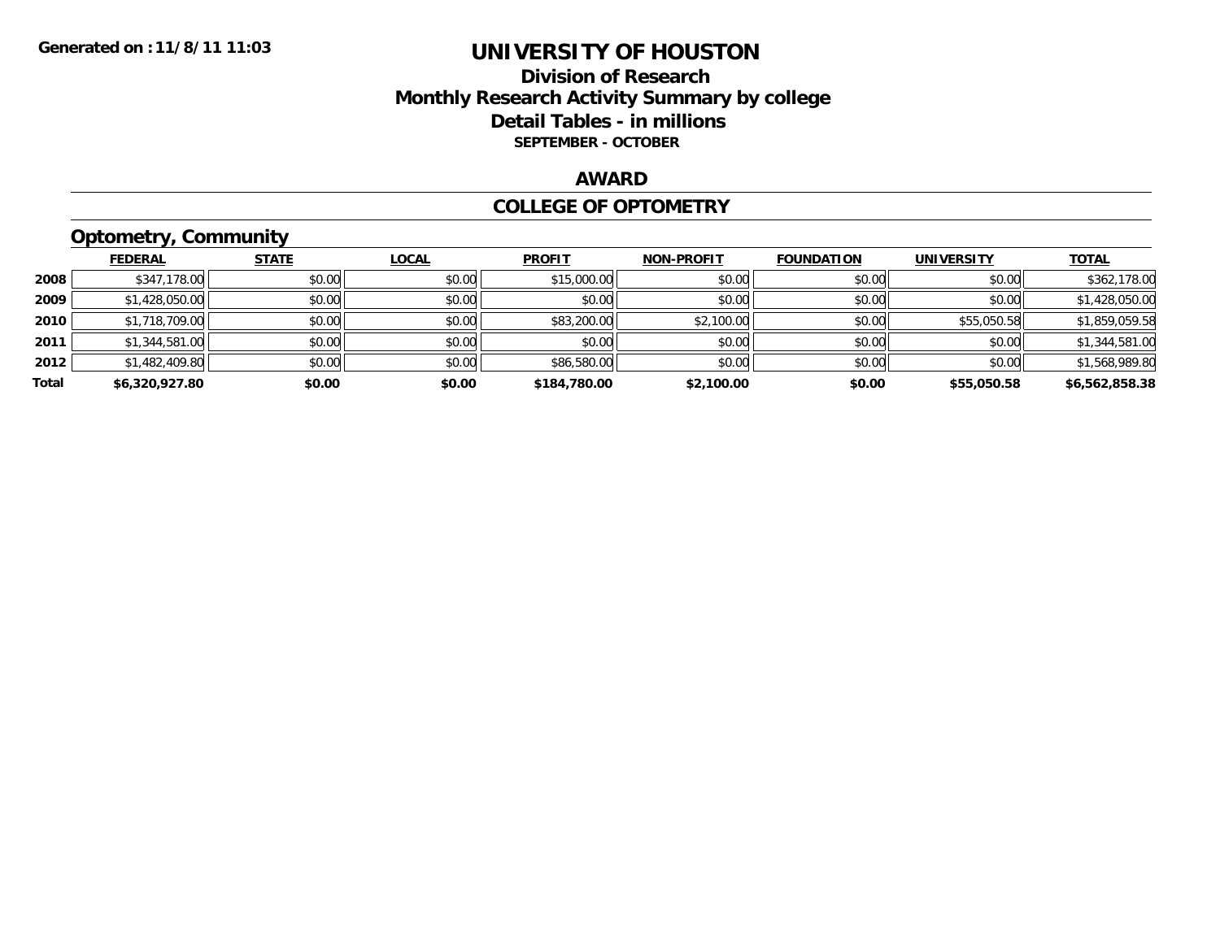Generated on :11/8/11 11:03

# UNIVERSITY OF HOUSTON

## Division of Research
## Monthly Research Activity Summary by college
## Detail Tables - in millions
**SEPTEMBER - OCTOBER**

### AWARD

### COLLEGE OF OPTOMETRY

### Optometry, Community

| | FEDERAL | STATE | LOCAL | PROFIT | NON-PROFIT | FOUNDATION | UNIVERSITY | TOTAL |
|---|---|---|---|---|---|---|---|---|
| 2008 | $347,178.00 | $0.00 | $0.00 | $15,000.00 | $0.00 | $0.00 | $0.00 | $362,178.00 |
| 2009 | $1,428,050.00 | $0.00 | $0.00 | $0.00 | $0.00 | $0.00 | $0.00 | $1,428,050.00 |
| 2010 | $1,718,709.00 | $0.00 | $0.00 | $83,200.00 | $2,100.00 | $0.00 | $55,050.58 | $1,859,059.58 |
| 2011 | $1,344,581.00 | $0.00 | $0.00 | $0.00 | $0.00 | $0.00 | $0.00 | $1,344,581.00 |
| 2012 | $1,482,409.80 | $0.00 | $0.00 | $86,580.00 | $0.00 | $0.00 | $0.00 | $1,568,989.80 |
| **Total** | **$6,320,927.80** | **$0.00** | **$0.00** | **$184,780.00** | **$2,100.00** | **$0.00** | **$55,050.58** | **$6,562,858.38** |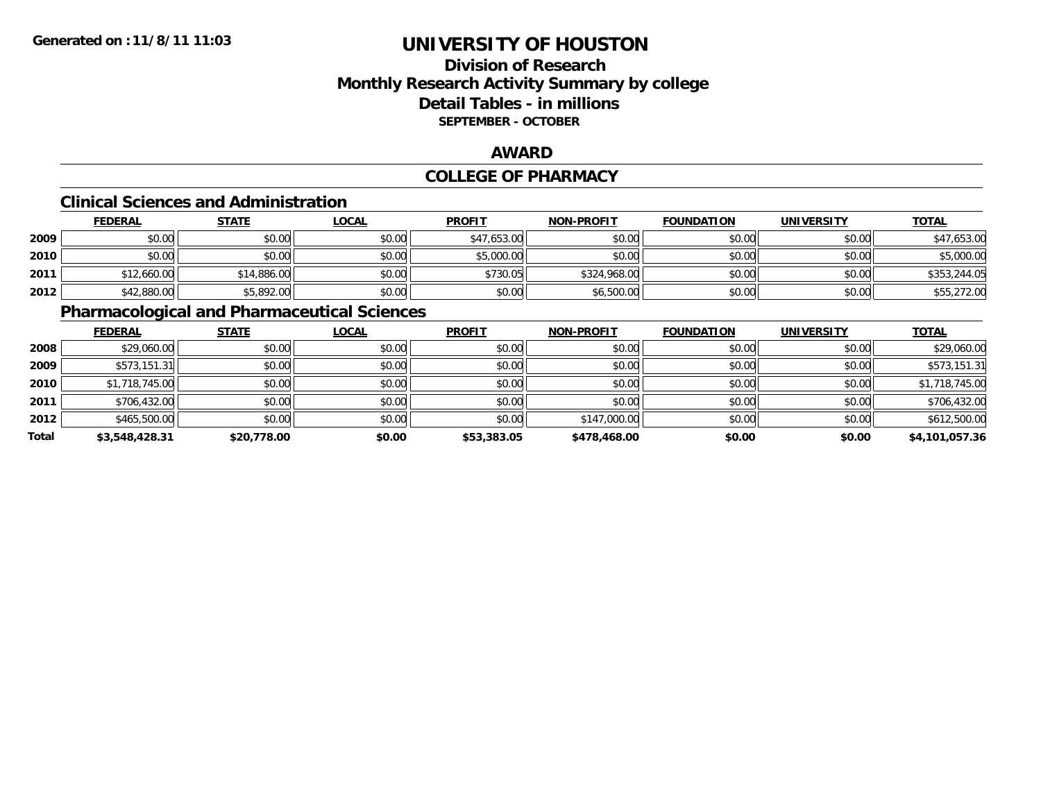**Generated on :11/8/11 11:03**

# UNIVERSITY OF HOUSTON

## Division of Research
## Monthly Research Activity Summary by college
## Detail Tables - in millions
### SEPTEMBER - OCTOBER

## AWARD

## COLLEGE OF PHARMACY

### Clinical Sciences and Administration

| | FEDERAL | STATE | LOCAL | PROFIT | NON-PROFIT | FOUNDATION | UNIVERSITY | TOTAL |
|---|---|---|---|---|---|---|---|---|
| 2009 | $0.00 | $0.00 | $0.00 | $47,653.00 | $0.00 | $0.00 | $0.00 | $47,653.00 |
| 2010 | $0.00 | $0.00 | $0.00 | $5,000.00 | $0.00 | $0.00 | $0.00 | $5,000.00 |
| 2011 | $12,660.00 | $14,886.00 | $0.00 | $730.05 | $324,968.00 | $0.00 | $0.00 | $353,244.05 |
| 2012 | $42,880.00 | $5,892.00 | $0.00 | $0.00 | $6,500.00 | $0.00 | $0.00 | $55,272.00 |

### Pharmacological and Pharmaceutical Sciences

| | FEDERAL | STATE | LOCAL | PROFIT | NON-PROFIT | FOUNDATION | UNIVERSITY | TOTAL |
|---|---|---|---|---|---|---|---|---|
| 2008 | $29,060.00 | $0.00 | $0.00 | $0.00 | $0.00 | $0.00 | $0.00 | $29,060.00 |
| 2009 | $573,151.31 | $0.00 | $0.00 | $0.00 | $0.00 | $0.00 | $0.00 | $573,151.31 |
| 2010 | $1,718,745.00 | $0.00 | $0.00 | $0.00 | $0.00 | $0.00 | $0.00 | $1,718,745.00 |
| 2011 | $706,432.00 | $0.00 | $0.00 | $0.00 | $0.00 | $0.00 | $0.00 | $706,432.00 |
| 2012 | $465,500.00 | $0.00 | $0.00 | $0.00 | $147,000.00 | $0.00 | $0.00 | $612,500.00 |
| **Total** | **$3,548,428.31** | **$20,778.00** | **$0.00** | **$53,383.05** | **$478,468.00** | **$0.00** | **$0.00** | **$4,101,057.36** |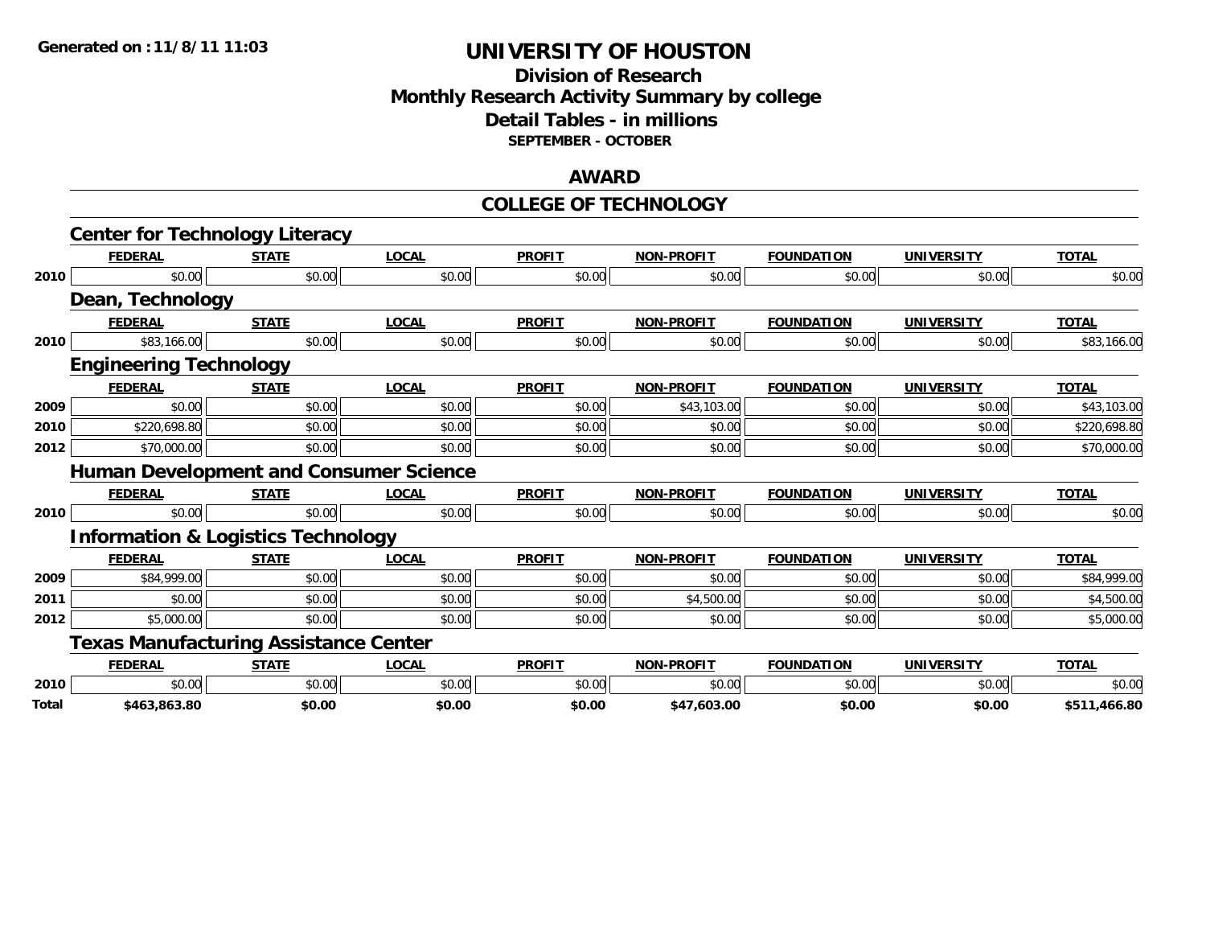**Generated on :11/8/11 11:03**

# UNIVERSITY OF HOUSTON

## Division of Research
## Monthly Research Activity Summary by college
## Detail Tables - in millions
### SEPTEMBER - OCTOBER

## AWARD

## COLLEGE OF TECHNOLOGY

### Center for Technology Literacy

| | FEDERAL | STATE | LOCAL | PROFIT | NON-PROFIT | FOUNDATION | UNIVERSITY | TOTAL |
|---|---|---|---|---|---|---|---|---|
| 2010 | $0.00 | $0.00 | $0.00 | $0.00 | $0.00 | $0.00 | $0.00 | $0.00 |

### Dean, Technology

| | FEDERAL | STATE | LOCAL | PROFIT | NON-PROFIT | FOUNDATION | UNIVERSITY | TOTAL |
|---|---|---|---|---|---|---|---|---|
| 2010 | $83,166.00 | $0.00 | $0.00 | $0.00 | $0.00 | $0.00 | $0.00 | $83,166.00 |

### Engineering Technology

| | FEDERAL | STATE | LOCAL | PROFIT | NON-PROFIT | FOUNDATION | UNIVERSITY | TOTAL |
|---|---|---|---|---|---|---|---|---|
| 2009 | $0.00 | $0.00 | $0.00 | $0.00 | $43,103.00 | $0.00 | $0.00 | $43,103.00 |
| 2010 | $220,698.80 | $0.00 | $0.00 | $0.00 | $0.00 | $0.00 | $0.00 | $220,698.80 |
| 2012 | $70,000.00 | $0.00 | $0.00 | $0.00 | $0.00 | $0.00 | $0.00 | $70,000.00 |

### Human Development and Consumer Science

| | FEDERAL | STATE | LOCAL | PROFIT | NON-PROFIT | FOUNDATION | UNIVERSITY | TOTAL |
|---|---|---|---|---|---|---|---|---|
| 2010 | $0.00 | $0.00 | $0.00 | $0.00 | $0.00 | $0.00 | $0.00 | $0.00 |

### Information & Logistics Technology

| | FEDERAL | STATE | LOCAL | PROFIT | NON-PROFIT | FOUNDATION | UNIVERSITY | TOTAL |
|---|---|---|---|---|---|---|---|---|
| 2009 | $84,999.00 | $0.00 | $0.00 | $0.00 | $0.00 | $0.00 | $0.00 | $84,999.00 |
| 2011 | $0.00 | $0.00 | $0.00 | $0.00 | $4,500.00 | $0.00 | $0.00 | $4,500.00 |
| 2012 | $5,000.00 | $0.00 | $0.00 | $0.00 | $0.00 | $0.00 | $0.00 | $5,000.00 |

### Texas Manufacturing Assistance Center

| | FEDERAL | STATE | LOCAL | PROFIT | NON-PROFIT | FOUNDATION | UNIVERSITY | TOTAL |
|---|---|---|---|---|---|---|---|---|
| 2010 | $0.00 | $0.00 | $0.00 | $0.00 | $0.00 | $0.00 | $0.00 | $0.00 |
| **Total** | **$463,863.80** | **$0.00** | **$0.00** | **$0.00** | **$47,603.00** | **$0.00** | **$0.00** | **$511,466.80** |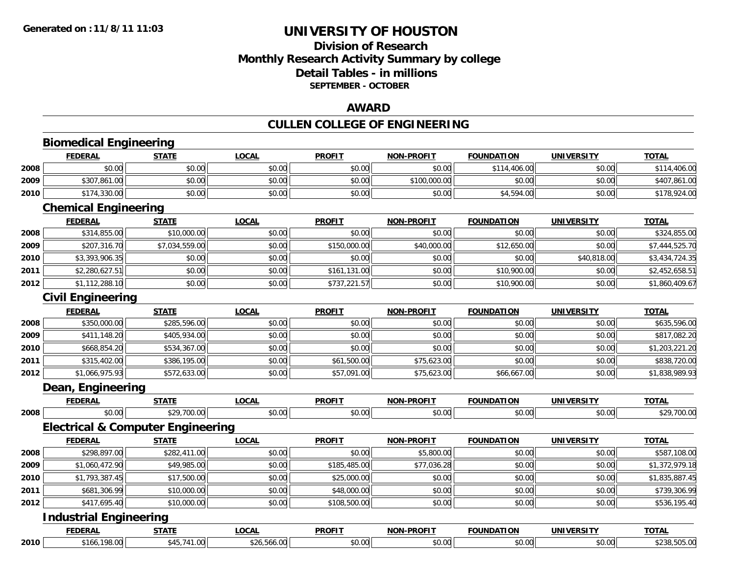**Generated on :11/8/11 11:03**

# UNIVERSITY OF HOUSTON

## Division of Research
## Monthly Research Activity Summary by college
## Detail Tables - in millions
### SEPTEMBER - OCTOBER

## AWARD

## CULLEN COLLEGE OF ENGINEERING

### Biomedical Engineering

| | FEDERAL | STATE | LOCAL | PROFIT | NON-PROFIT | FOUNDATION | UNIVERSITY | TOTAL |
|---|---|---|---|---|---|---|---|---|
| 2008 | $0.00 | $0.00 | $0.00 | $0.00 | $0.00 | $114,406.00 | $0.00 | $114,406.00 |
| 2009 | $307,861.00 | $0.00 | $0.00 | $0.00 | $100,000.00 | $0.00 | $0.00 | $407,861.00 |
| 2010 | $174,330.00 | $0.00 | $0.00 | $0.00 | $0.00 | $4,594.00 | $0.00 | $178,924.00 |

### Chemical Engineering

| | FEDERAL | STATE | LOCAL | PROFIT | NON-PROFIT | FOUNDATION | UNIVERSITY | TOTAL |
|---|---|---|---|---|---|---|---|---|
| 2008 | $314,855.00 | $10,000.00 | $0.00 | $0.00 | $0.00 | $0.00 | $0.00 | $324,855.00 |
| 2009 | $207,316.70 | $7,034,559.00 | $0.00 | $150,000.00 | $40,000.00 | $12,650.00 | $0.00 | $7,444,525.70 |
| 2010 | $3,393,906.35 | $0.00 | $0.00 | $0.00 | $0.00 | $0.00 | $40,818.00 | $3,434,724.35 |
| 2011 | $2,280,627.51 | $0.00 | $0.00 | $161,131.00 | $0.00 | $10,900.00 | $0.00 | $2,452,658.51 |
| 2012 | $1,112,288.10 | $0.00 | $0.00 | $737,221.57 | $0.00 | $10,900.00 | $0.00 | $1,860,409.67 |

### Civil Engineering

| | FEDERAL | STATE | LOCAL | PROFIT | NON-PROFIT | FOUNDATION | UNIVERSITY | TOTAL |
|---|---|---|---|---|---|---|---|---|
| 2008 | $350,000.00 | $285,596.00 | $0.00 | $0.00 | $0.00 | $0.00 | $0.00 | $635,596.00 |
| 2009 | $411,148.20 | $405,934.00 | $0.00 | $0.00 | $0.00 | $0.00 | $0.00 | $817,082.20 |
| 2010 | $668,854.20 | $534,367.00 | $0.00 | $0.00 | $0.00 | $0.00 | $0.00 | $1,203,221.20 |
| 2011 | $315,402.00 | $386,195.00 | $0.00 | $61,500.00 | $75,623.00 | $0.00 | $0.00 | $838,720.00 |
| 2012 | $1,066,975.93 | $572,633.00 | $0.00 | $57,091.00 | $75,623.00 | $66,667.00 | $0.00 | $1,838,989.93 |

### Dean, Engineering

| | FEDERAL | STATE | LOCAL | PROFIT | NON-PROFIT | FOUNDATION | UNIVERSITY | TOTAL |
|---|---|---|---|---|---|---|---|---|
| 2008 | $0.00 | $29,700.00 | $0.00 | $0.00 | $0.00 | $0.00 | $0.00 | $29,700.00 |

### Electrical & Computer Engineering

| | FEDERAL | STATE | LOCAL | PROFIT | NON-PROFIT | FOUNDATION | UNIVERSITY | TOTAL |
|---|---|---|---|---|---|---|---|---|
| 2008 | $298,897.00 | $282,411.00 | $0.00 | $0.00 | $5,800.00 | $0.00 | $0.00 | $587,108.00 |
| 2009 | $1,060,472.90 | $49,985.00 | $0.00 | $185,485.00 | $77,036.28 | $0.00 | $0.00 | $1,372,979.18 |
| 2010 | $1,793,387.45 | $17,500.00 | $0.00 | $25,000.00 | $0.00 | $0.00 | $0.00 | $1,835,887.45 |
| 2011 | $681,306.99 | $10,000.00 | $0.00 | $48,000.00 | $0.00 | $0.00 | $0.00 | $739,306.99 |
| 2012 | $417,695.40 | $10,000.00 | $0.00 | $108,500.00 | $0.00 | $0.00 | $0.00 | $536,195.40 |

### Industrial Engineering

| | FEDERAL | STATE | LOCAL | PROFIT | NON-PROFIT | FOUNDATION | UNIVERSITY | TOTAL |
|---|---|---|---|---|---|---|---|---|
| 2010 | $166,198.00 | $45,741.00 | $26,566.00 | $0.00 | $0.00 | $0.00 | $0.00 | $238,505.00 |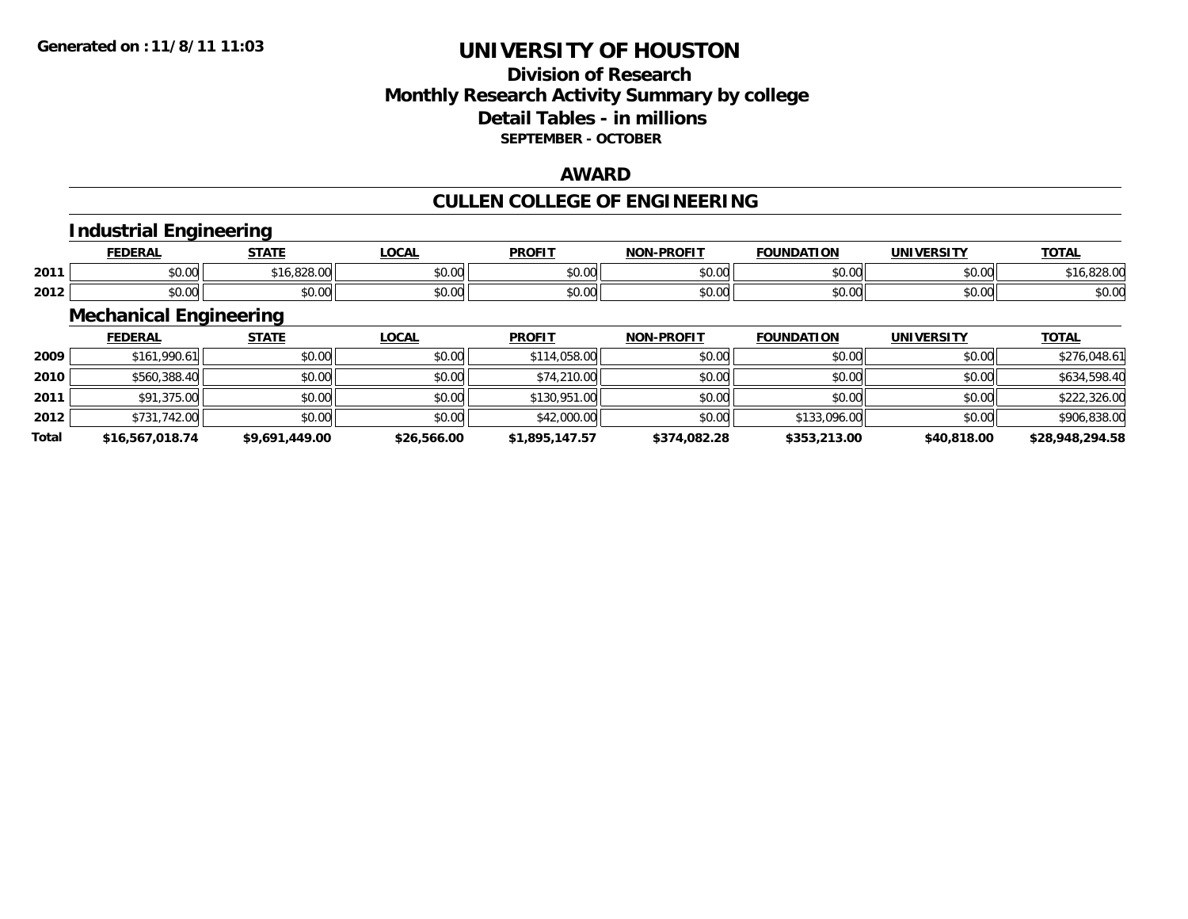Generated on :11/8/11 11:03

# UNIVERSITY OF HOUSTON

## Division of Research
## Monthly Research Activity Summary by college
## Detail Tables - in millions
### SEPTEMBER - OCTOBER

## AWARD

## CULLEN COLLEGE OF ENGINEERING

### Industrial Engineering

| | FEDERAL | STATE | LOCAL | PROFIT | NON-PROFIT | FOUNDATION | UNIVERSITY | TOTAL |
|---|---|---|---|---|---|---|---|---|
| 2011 | $0.00 | $16,828.00 | $0.00 | $0.00 | $0.00 | $0.00 | $0.00 | $16,828.00 |
| 2012 | $0.00 | $0.00 | $0.00 | $0.00 | $0.00 | $0.00 | $0.00 | $0.00 |

### Mechanical Engineering

| | FEDERAL | STATE | LOCAL | PROFIT | NON-PROFIT | FOUNDATION | UNIVERSITY | TOTAL |
|---|---|---|---|---|---|---|---|---|
| 2009 | $161,990.61 | $0.00 | $0.00 | $114,058.00 | $0.00 | $0.00 | $0.00 | $276,048.61 |
| 2010 | $560,388.40 | $0.00 | $0.00 | $74,210.00 | $0.00 | $0.00 | $0.00 | $634,598.40 |
| 2011 | $91,375.00 | $0.00 | $0.00 | $130,951.00 | $0.00 | $0.00 | $0.00 | $222,326.00 |
| 2012 | $731,742.00 | $0.00 | $0.00 | $42,000.00 | $0.00 | $133,096.00 | $0.00 | $906,838.00 |
| **Total** | **$16,567,018.74** | **$9,691,449.00** | **$26,566.00** | **$1,895,147.57** | **$374,082.28** | **$353,213.00** | **$40,818.00** | **$28,948,294.58** |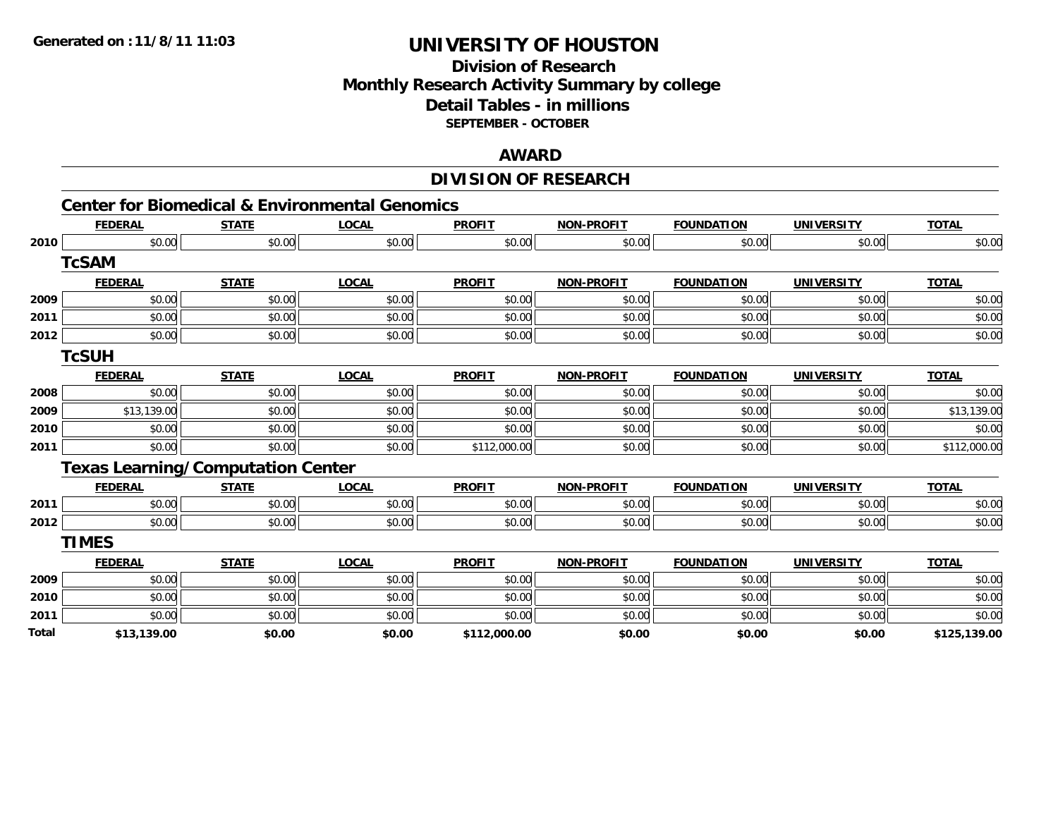Generated on :11/8/11 11:03

# UNIVERSITY OF HOUSTON

## Division of Research
## Monthly Research Activity Summary by college
## Detail Tables - in millions
### SEPTEMBER - OCTOBER

## AWARD

## DIVISION OF RESEARCH

### Center for Biomedical & Environmental Genomics

| | FEDERAL | STATE | LOCAL | PROFIT | NON-PROFIT | FOUNDATION | UNIVERSITY | TOTAL |
|---|---|---|---|---|---|---|---|---|
| 2010 | $0.00 | $0.00 | $0.00 | $0.00 | $0.00 | $0.00 | $0.00 | $0.00 |

### TcSAM

| | FEDERAL | STATE | LOCAL | PROFIT | NON-PROFIT | FOUNDATION | UNIVERSITY | TOTAL |
|---|---|---|---|---|---|---|---|---|
| 2009 | $0.00 | $0.00 | $0.00 | $0.00 | $0.00 | $0.00 | $0.00 | $0.00 |
| 2011 | $0.00 | $0.00 | $0.00 | $0.00 | $0.00 | $0.00 | $0.00 | $0.00 |
| 2012 | $0.00 | $0.00 | $0.00 | $0.00 | $0.00 | $0.00 | $0.00 | $0.00 |

### TcSUH

| | FEDERAL | STATE | LOCAL | PROFIT | NON-PROFIT | FOUNDATION | UNIVERSITY | TOTAL |
|---|---|---|---|---|---|---|---|---|
| 2008 | $0.00 | $0.00 | $0.00 | $0.00 | $0.00 | $0.00 | $0.00 | $0.00 |
| 2009 | $13,139.00 | $0.00 | $0.00 | $0.00 | $0.00 | $0.00 | $0.00 | $13,139.00 |
| 2010 | $0.00 | $0.00 | $0.00 | $0.00 | $0.00 | $0.00 | $0.00 | $0.00 |
| 2011 | $0.00 | $0.00 | $0.00 | $112,000.00 | $0.00 | $0.00 | $0.00 | $112,000.00 |

### Texas Learning/Computation Center

| | FEDERAL | STATE | LOCAL | PROFIT | NON-PROFIT | FOUNDATION | UNIVERSITY | TOTAL |
|---|---|---|---|---|---|---|---|---|
| 2011 | $0.00 | $0.00 | $0.00 | $0.00 | $0.00 | $0.00 | $0.00 | $0.00 |
| 2012 | $0.00 | $0.00 | $0.00 | $0.00 | $0.00 | $0.00 | $0.00 | $0.00 |

### TIMES

| | FEDERAL | STATE | LOCAL | PROFIT | NON-PROFIT | FOUNDATION | UNIVERSITY | TOTAL |
|---|---|---|---|---|---|---|---|---|
| 2009 | $0.00 | $0.00 | $0.00 | $0.00 | $0.00 | $0.00 | $0.00 | $0.00 |
| 2010 | $0.00 | $0.00 | $0.00 | $0.00 | $0.00 | $0.00 | $0.00 | $0.00 |
| 2011 | $0.00 | $0.00 | $0.00 | $0.00 | $0.00 | $0.00 | $0.00 | $0.00 |
| **Total** | **$13,139.00** | **$0.00** | **$0.00** | **$112,000.00** | **$0.00** | **$0.00** | **$0.00** | **$125,139.00** |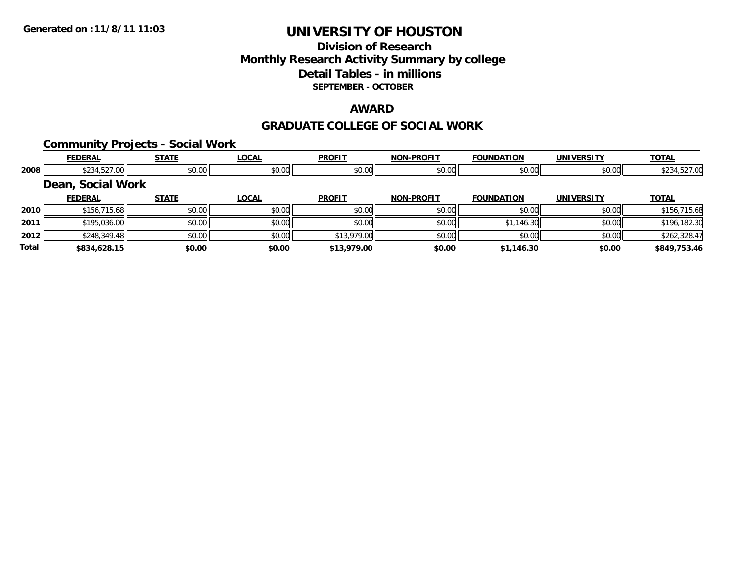Generated on :11/8/11 11:03

# UNIVERSITY OF HOUSTON

## Division of Research
## Monthly Research Activity Summary by college
## Detail Tables - in millions
### SEPTEMBER - OCTOBER

## AWARD

## GRADUATE COLLEGE OF SOCIAL WORK

### Community Projects - Social Work

| | FEDERAL | STATE | LOCAL | PROFIT | NON-PROFIT | FOUNDATION | UNIVERSITY | TOTAL |
|---|---|---|---|---|---|---|---|---|
| 2008 | $234,527.00 | $0.00 | $0.00 | $0.00 | $0.00 | $0.00 | $0.00 | $234,527.00 |

### Dean, Social Work

| | FEDERAL | STATE | LOCAL | PROFIT | NON-PROFIT | FOUNDATION | UNIVERSITY | TOTAL |
|---|---|---|---|---|---|---|---|---|
| 2010 | $156,715.68 | $0.00 | $0.00 | $0.00 | $0.00 | $0.00 | $0.00 | $156,715.68 |
| 2011 | $195,036.00 | $0.00 | $0.00 | $0.00 | $0.00 | $1,146.30 | $0.00 | $196,182.30 |
| 2012 | $248,349.48 | $0.00 | $0.00 | $13,979.00 | $0.00 | $0.00 | $0.00 | $262,328.47 |
| **Total** | **$834,628.15** | **$0.00** | **$0.00** | **$13,979.00** | **$0.00** | **$1,146.30** | **$0.00** | **$849,753.46** |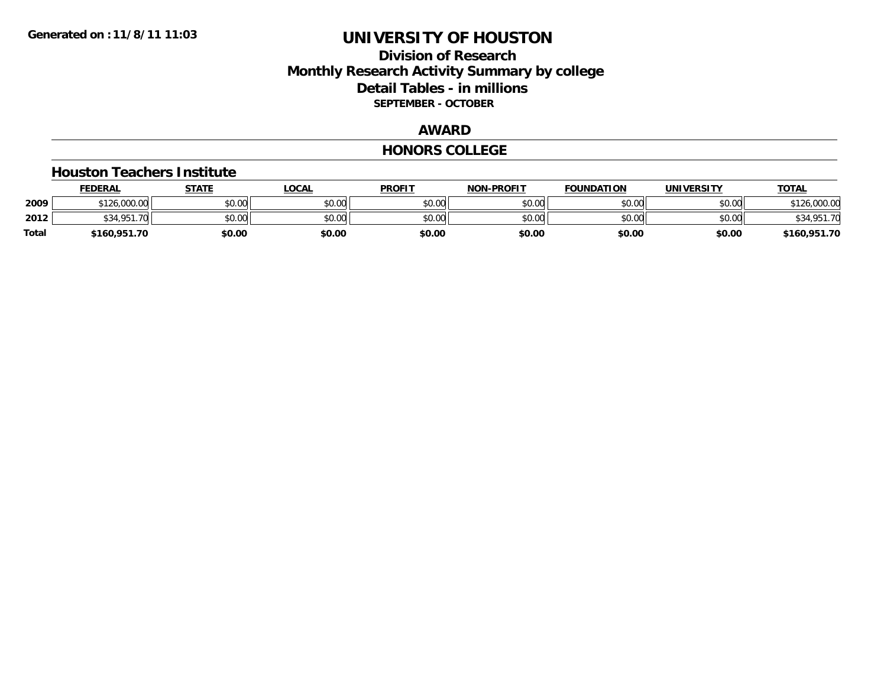Generated on :11/8/11 11:03

# UNIVERSITY OF HOUSTON

## Division of Research
## Monthly Research Activity Summary by college
## Detail Tables - in millions
### SEPTEMBER - OCTOBER

## AWARD

## HONORS COLLEGE

### Houston Teachers Institute

| | FEDERAL | STATE | LOCAL | PROFIT | NON-PROFIT | FOUNDATION | UNIVERSITY | TOTAL |
|---|---|---|---|---|---|---|---|---|
| 2009 | $126,000.00 | $0.00 | $0.00 | $0.00 | $0.00 | $0.00 | $0.00 | $126,000.00 |
| 2012 | $34,951.70 | $0.00 | $0.00 | $0.00 | $0.00 | $0.00 | $0.00 | $34,951.70 |
| **Total** | **$160,951.70** | **$0.00** | **$0.00** | **$0.00** | **$0.00** | **$0.00** | **$0.00** | **$160,951.70** |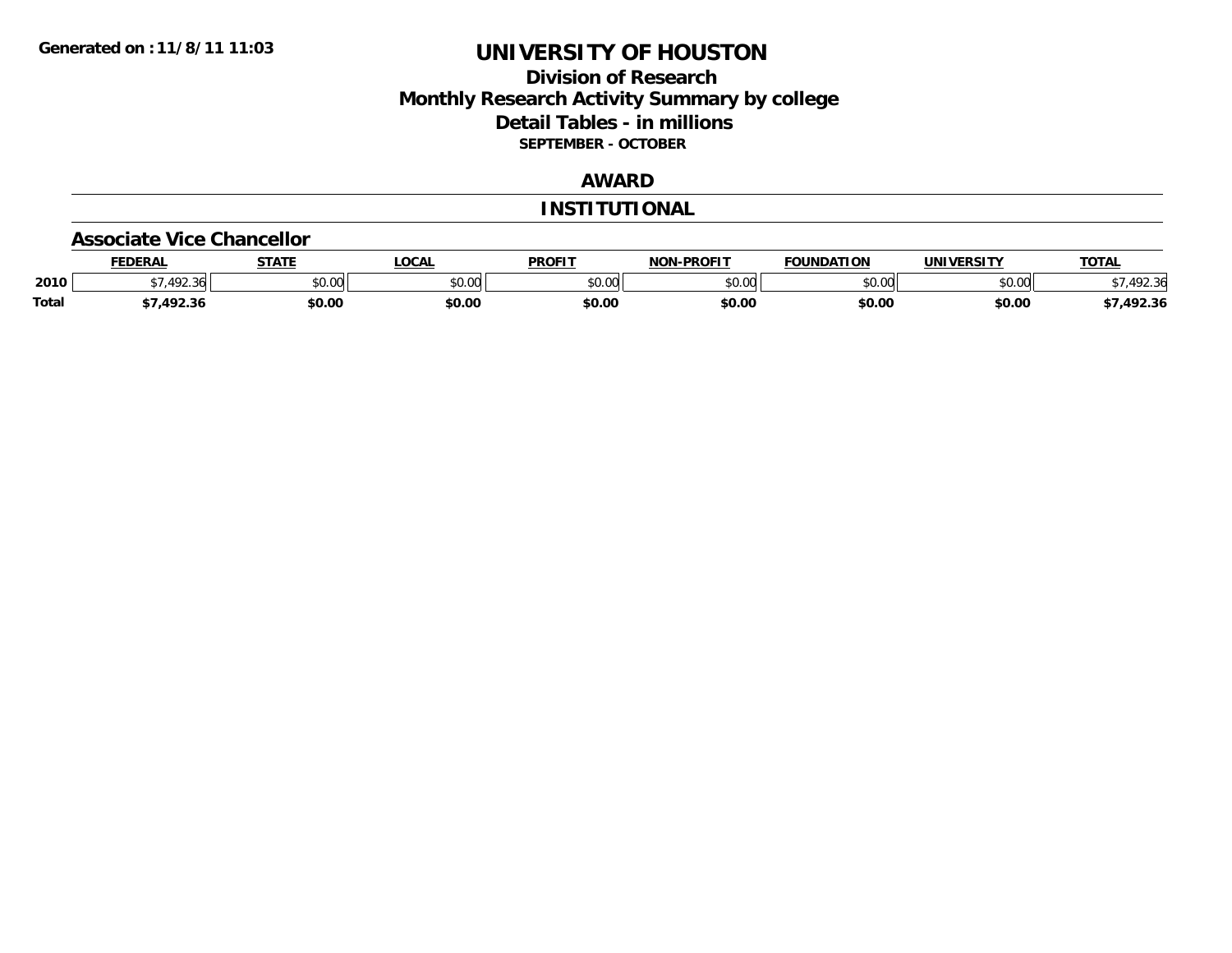**Generated on :11/8/11 11:03**

# UNIVERSITY OF HOUSTON

## Division of Research
## Monthly Research Activity Summary by college
## Detail Tables - in millions
### SEPTEMBER - OCTOBER

## AWARD

## INSTITUTIONAL

### Associate Vice Chancellor

| | FEDERAL | STATE | LOCAL | PROFIT | NON-PROFIT | FOUNDATION | UNIVERSITY | TOTAL |
|---|---|---|---|---|---|---|---|---|
| 2010 | $7,492.36 | $0.00 | $0.00 | $0.00 | $0.00 | $0.00 | $0.00 | $7,492.36 |
| **Total** | **$7,492.36** | **$0.00** | **$0.00** | **$0.00** | **$0.00** | **$0.00** | **$0.00** | **$7,492.36** |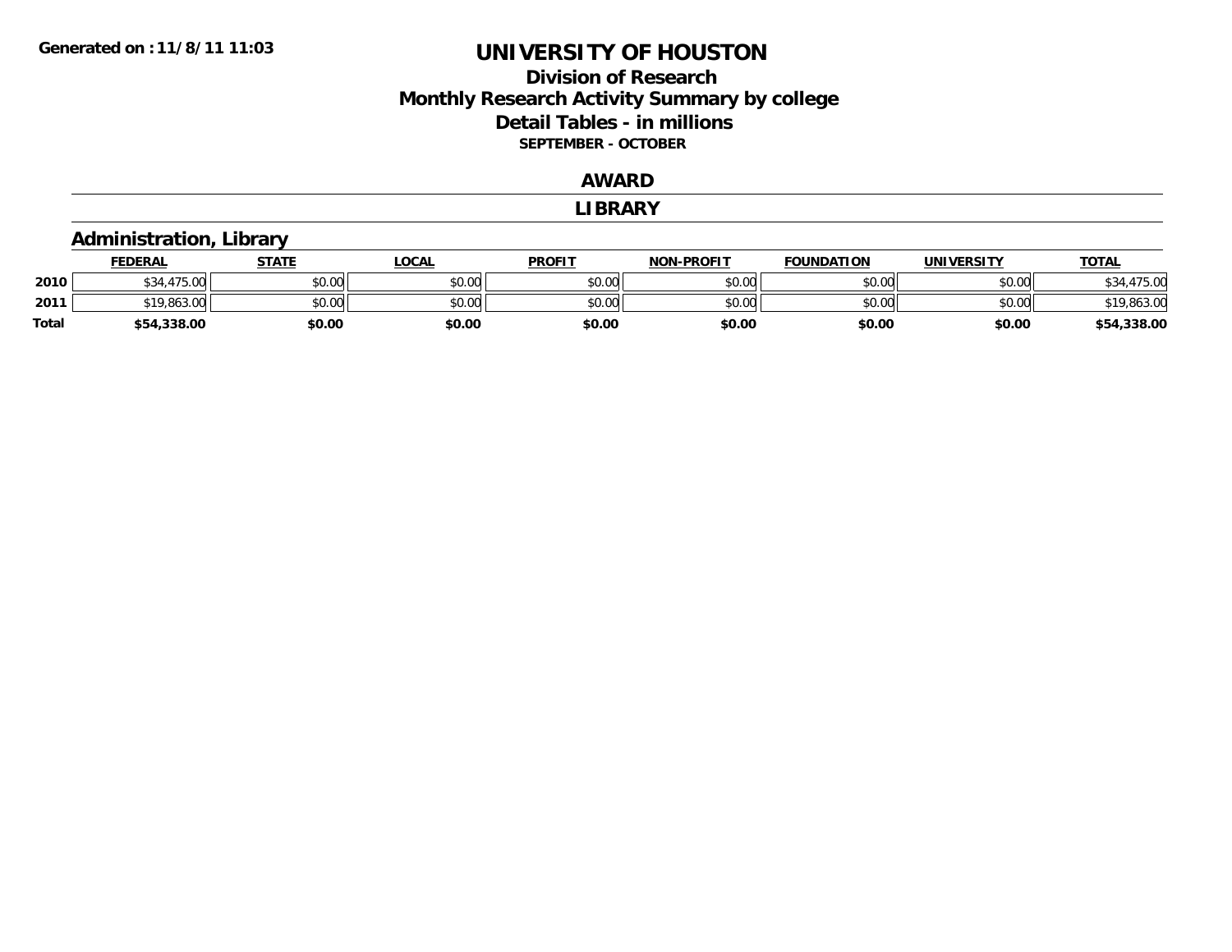**Generated on :11/8/11 11:03**

# UNIVERSITY OF HOUSTON

## Division of Research
## Monthly Research Activity Summary by college
## Detail Tables - in millions
**SEPTEMBER - OCTOBER**

### AWARD

### LIBRARY

### Administration, Library

| | FEDERAL | STATE | LOCAL | PROFIT | NON-PROFIT | FOUNDATION | UNIVERSITY | TOTAL |
|---|---|---|---|---|---|---|---|---|
| **2010** | $34,475.00 | $0.00 | $0.00 | $0.00 | $0.00 | $0.00 | $0.00 | $34,475.00 |
| **2011** | $19,863.00 | $0.00 | $0.00 | $0.00 | $0.00 | $0.00 | $0.00 | $19,863.00 |
| **Total** | **$54,338.00** | **$0.00** | **$0.00** | **$0.00** | **$0.00** | **$0.00** | **$0.00** | **$54,338.00** |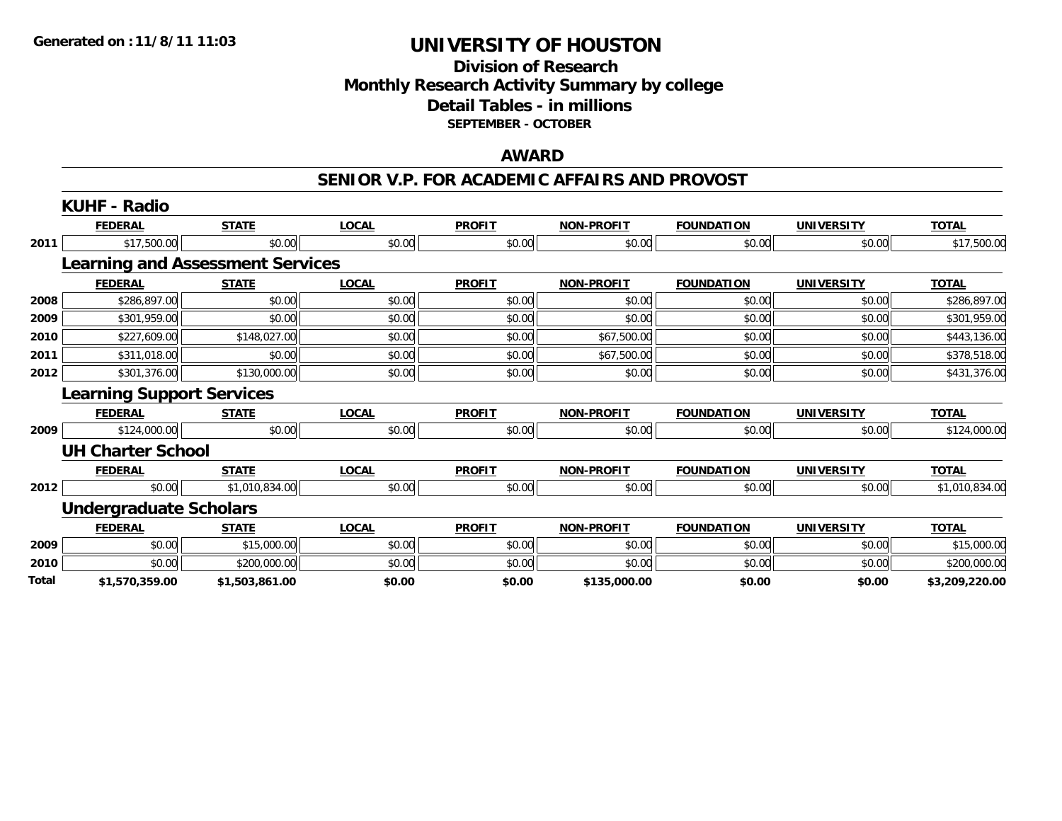**Generated on :11/8/11 11:03**

# UNIVERSITY OF HOUSTON

## Division of Research
## Monthly Research Activity Summary by college
## Detail Tables - in millions
### SEPTEMBER - OCTOBER

## AWARD

## SENIOR V.P. FOR ACADEMIC AFFAIRS AND PROVOST

### KUHF - Radio

| | FEDERAL | STATE | LOCAL | PROFIT | NON-PROFIT | FOUNDATION | UNIVERSITY | TOTAL |
|---|---|---|---|---|---|---|---|---|
| 2011 | $17,500.00 | $0.00 | $0.00 | $0.00 | $0.00 | $0.00 | $0.00 | $17,500.00 |

### Learning and Assessment Services

| | FEDERAL | STATE | LOCAL | PROFIT | NON-PROFIT | FOUNDATION | UNIVERSITY | TOTAL |
|---|---|---|---|---|---|---|---|---|
| 2008 | $286,897.00 | $0.00 | $0.00 | $0.00 | $0.00 | $0.00 | $0.00 | $286,897.00 |
| 2009 | $301,959.00 | $0.00 | $0.00 | $0.00 | $0.00 | $0.00 | $0.00 | $301,959.00 |
| 2010 | $227,609.00 | $148,027.00 | $0.00 | $0.00 | $67,500.00 | $0.00 | $0.00 | $443,136.00 |
| 2011 | $311,018.00 | $0.00 | $0.00 | $0.00 | $67,500.00 | $0.00 | $0.00 | $378,518.00 |
| 2012 | $301,376.00 | $130,000.00 | $0.00 | $0.00 | $0.00 | $0.00 | $0.00 | $431,376.00 |

### Learning Support Services

| | FEDERAL | STATE | LOCAL | PROFIT | NON-PROFIT | FOUNDATION | UNIVERSITY | TOTAL |
|---|---|---|---|---|---|---|---|---|
| 2009 | $124,000.00 | $0.00 | $0.00 | $0.00 | $0.00 | $0.00 | $0.00 | $124,000.00 |

### UH Charter School

| | FEDERAL | STATE | LOCAL | PROFIT | NON-PROFIT | FOUNDATION | UNIVERSITY | TOTAL |
|---|---|---|---|---|---|---|---|---|
| 2012 | $0.00 | $1,010,834.00 | $0.00 | $0.00 | $0.00 | $0.00 | $0.00 | $1,010,834.00 |

### Undergraduate Scholars

| | FEDERAL | STATE | LOCAL | PROFIT | NON-PROFIT | FOUNDATION | UNIVERSITY | TOTAL |
|---|---|---|---|---|---|---|---|---|
| 2009 | $0.00 | $15,000.00 | $0.00 | $0.00 | $0.00 | $0.00 | $0.00 | $15,000.00 |
| 2010 | $0.00 | $200,000.00 | $0.00 | $0.00 | $0.00 | $0.00 | $0.00 | $200,000.00 |
| **Total** | **$1,570,359.00** | **$1,503,861.00** | **$0.00** | **$0.00** | **$135,000.00** | **$0.00** | **$0.00** | **$3,209,220.00** |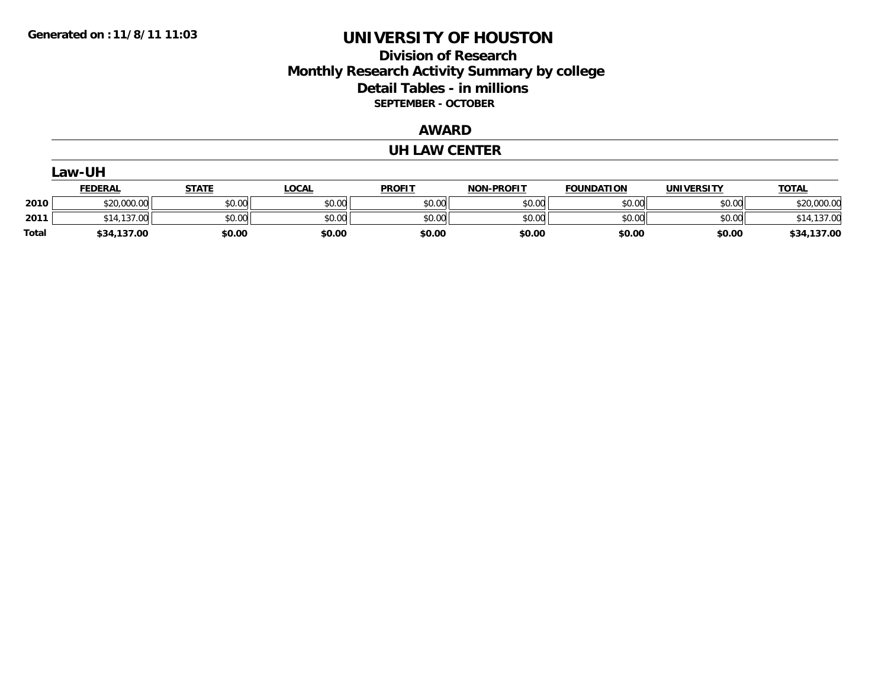**Generated on :11/8/11 11:03**

# UNIVERSITY OF HOUSTON

## Division of Research
## Monthly Research Activity Summary by college
## Detail Tables - in millions
### SEPTEMBER - OCTOBER

## AWARD

## UH LAW CENTER

### Law-UH

| | FEDERAL | STATE | LOCAL | PROFIT | NON-PROFIT | FOUNDATION | UNIVERSITY | TOTAL |
|---|---|---|---|---|---|---|---|---|
| 2010 | $20,000.00 | $0.00 | $0.00 | $0.00 | $0.00 | $0.00 | $0.00 | $20,000.00 |
| 2011 | $14,137.00 | $0.00 | $0.00 | $0.00 | $0.00 | $0.00 | $0.00 | $14,137.00 |
| **Total** | **$34,137.00** | **$0.00** | **$0.00** | **$0.00** | **$0.00** | **$0.00** | **$0.00** | **$34,137.00** |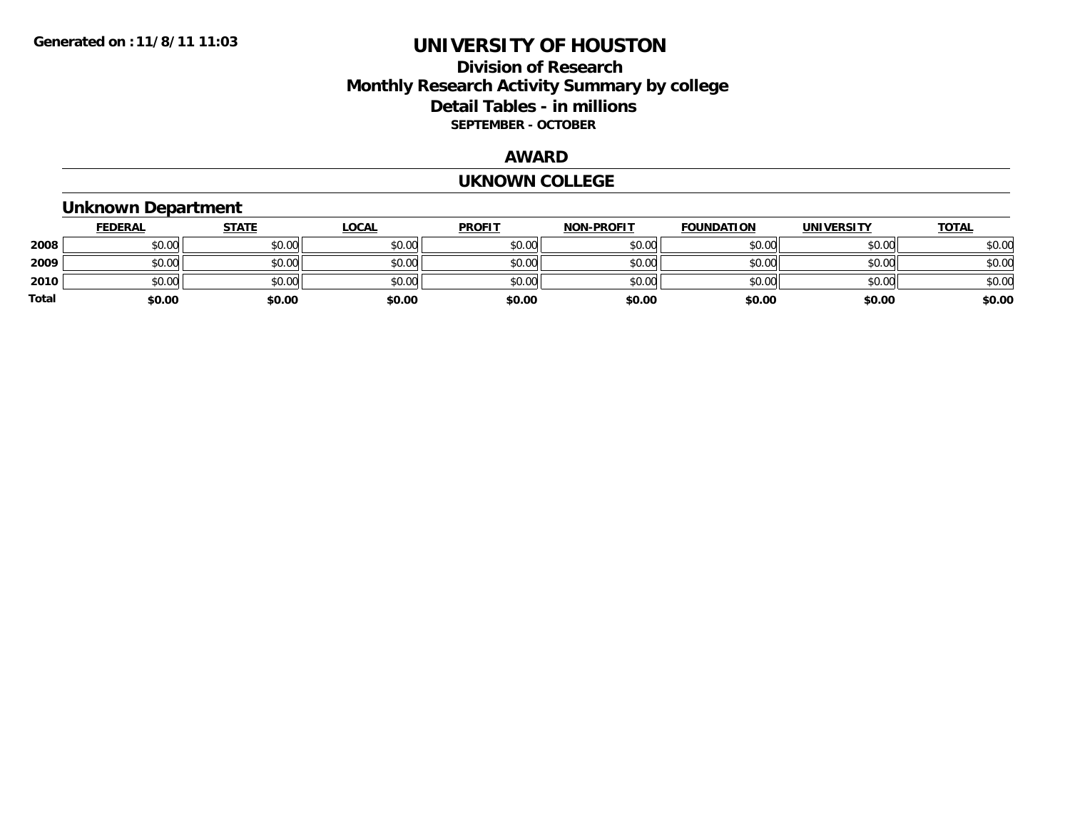Generated on :11/8/11 11:03

# UNIVERSITY OF HOUSTON

## Division of Research
## Monthly Research Activity Summary by college
## Detail Tables - in millions
### SEPTEMBER - OCTOBER

## AWARD

## UKNOWN COLLEGE

### Unknown Department

| | FEDERAL | STATE | LOCAL | PROFIT | NON-PROFIT | FOUNDATION | UNIVERSITY | TOTAL |
|---|---|---|---|---|---|---|---|---|
| 2008 | $0.00 | $0.00 | $0.00 | $0.00 | $0.00 | $0.00 | $0.00 | $0.00 |
| 2009 | $0.00 | $0.00 | $0.00 | $0.00 | $0.00 | $0.00 | $0.00 | $0.00 |
| 2010 | $0.00 | $0.00 | $0.00 | $0.00 | $0.00 | $0.00 | $0.00 | $0.00 |
| **Total** | **$0.00** | **$0.00** | **$0.00** | **$0.00** | **$0.00** | **$0.00** | **$0.00** | **$0.00** |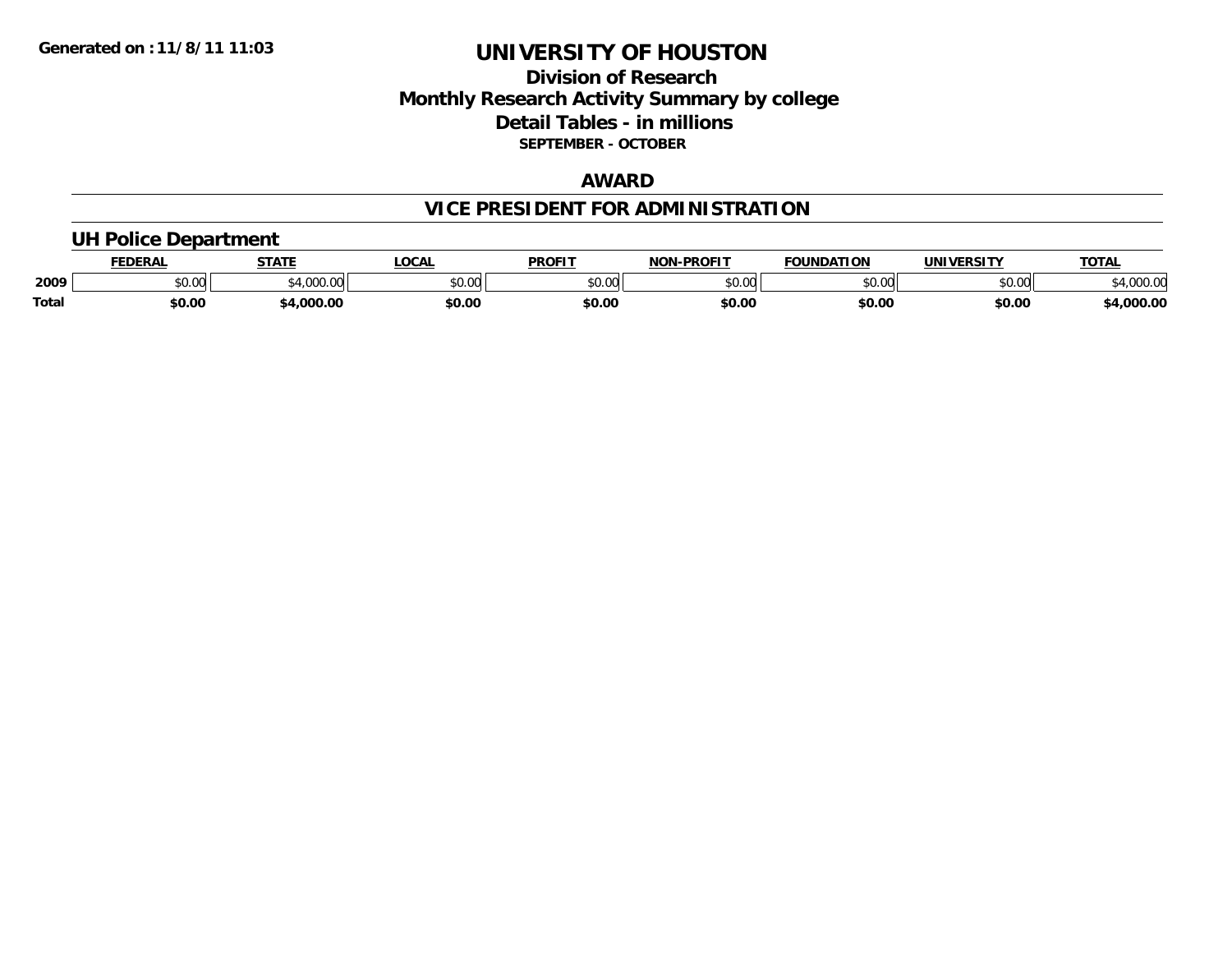**Generated on :11/8/11 11:03**

# UNIVERSITY OF HOUSTON

## Division of Research
## Monthly Research Activity Summary by college
## Detail Tables - in millions
### SEPTEMBER - OCTOBER

## AWARD

## VICE PRESIDENT FOR ADMINISTRATION

### UH Police Department

| | FEDERAL | STATE | LOCAL | PROFIT | NON-PROFIT | FOUNDATION | UNIVERSITY | TOTAL |
|---|---|---|---|---|---|---|---|---|
| 2009 | $0.00 | $4,000.00 | $0.00 | $0.00 | $0.00 | $0.00 | $0.00 | $4,000.00 |
| **Total** | **$0.00** | **$4,000.00** | **$0.00** | **$0.00** | **$0.00** | **$0.00** | **$0.00** | **$4,000.00** |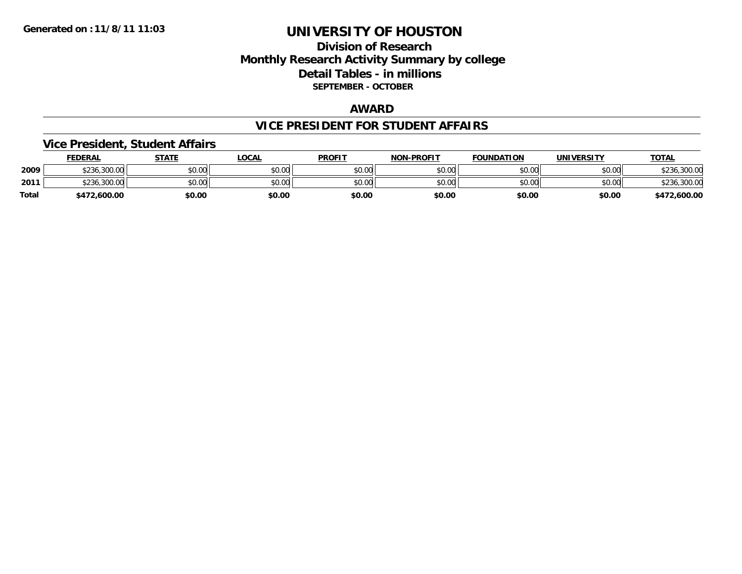**Generated on :11/8/11 11:03**

# UNIVERSITY OF HOUSTON

## Division of Research
## Monthly Research Activity Summary by college
## Detail Tables - in millions
### SEPTEMBER - OCTOBER

## AWARD

## VICE PRESIDENT FOR STUDENT AFFAIRS

### Vice President, Student Affairs

| | FEDERAL | STATE | LOCAL | PROFIT | NON-PROFIT | FOUNDATION | UNIVERSITY | TOTAL |
|---|---|---|---|---|---|---|---|---|
| 2009 | $236,300.00 | $0.00 | $0.00 | $0.00 | $0.00 | $0.00 | $0.00 | $236,300.00 |
| 2011 | $236,300.00 | $0.00 | $0.00 | $0.00 | $0.00 | $0.00 | $0.00 | $236,300.00 |
| **Total** | **$472,600.00** | **$0.00** | **$0.00** | **$0.00** | **$0.00** | **$0.00** | **$0.00** | **$472,600.00** |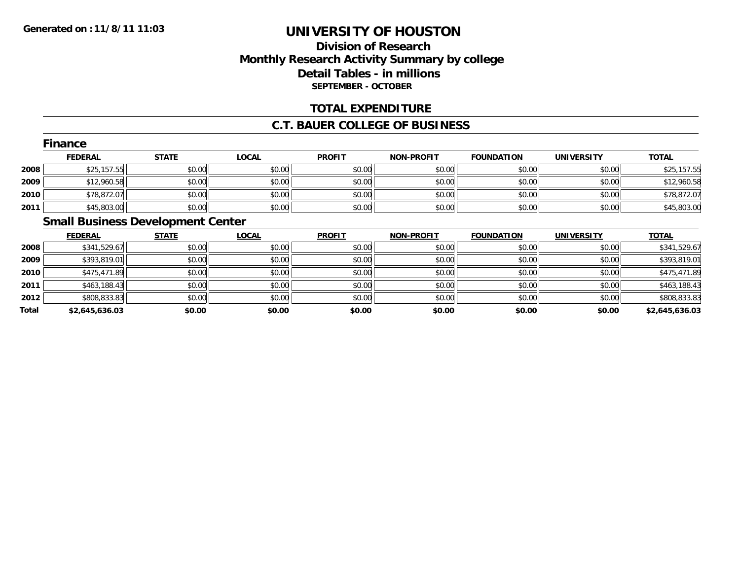**Generated on :11/8/11 11:03**

# UNIVERSITY OF HOUSTON

## Division of Research
## Monthly Research Activity Summary by college
## Detail Tables - in millions
### SEPTEMBER - OCTOBER

## TOTAL EXPENDITURE

## C.T. BAUER COLLEGE OF BUSINESS

### Finance

| | FEDERAL | STATE | LOCAL | PROFIT | NON-PROFIT | FOUNDATION | UNIVERSITY | TOTAL |
|---|---|---|---|---|---|---|---|---|
| 2008 | $25,157.55 | $0.00 | $0.00 | $0.00 | $0.00 | $0.00 | $0.00 | $25,157.55 |
| 2009 | $12,960.58 | $0.00 | $0.00 | $0.00 | $0.00 | $0.00 | $0.00 | $12,960.58 |
| 2010 | $78,872.07 | $0.00 | $0.00 | $0.00 | $0.00 | $0.00 | $0.00 | $78,872.07 |
| 2011 | $45,803.00 | $0.00 | $0.00 | $0.00 | $0.00 | $0.00 | $0.00 | $45,803.00 |

### Small Business Development Center

| | FEDERAL | STATE | LOCAL | PROFIT | NON-PROFIT | FOUNDATION | UNIVERSITY | TOTAL |
|---|---|---|---|---|---|---|---|---|
| 2008 | $341,529.67 | $0.00 | $0.00 | $0.00 | $0.00 | $0.00 | $0.00 | $341,529.67 |
| 2009 | $393,819.01 | $0.00 | $0.00 | $0.00 | $0.00 | $0.00 | $0.00 | $393,819.01 |
| 2010 | $475,471.89 | $0.00 | $0.00 | $0.00 | $0.00 | $0.00 | $0.00 | $475,471.89 |
| 2011 | $463,188.43 | $0.00 | $0.00 | $0.00 | $0.00 | $0.00 | $0.00 | $463,188.43 |
| 2012 | $808,833.83 | $0.00 | $0.00 | $0.00 | $0.00 | $0.00 | $0.00 | $808,833.83 |
| **Total** | **$2,645,636.03** | **$0.00** | **$0.00** | **$0.00** | **$0.00** | **$0.00** | **$0.00** | **$2,645,636.03** |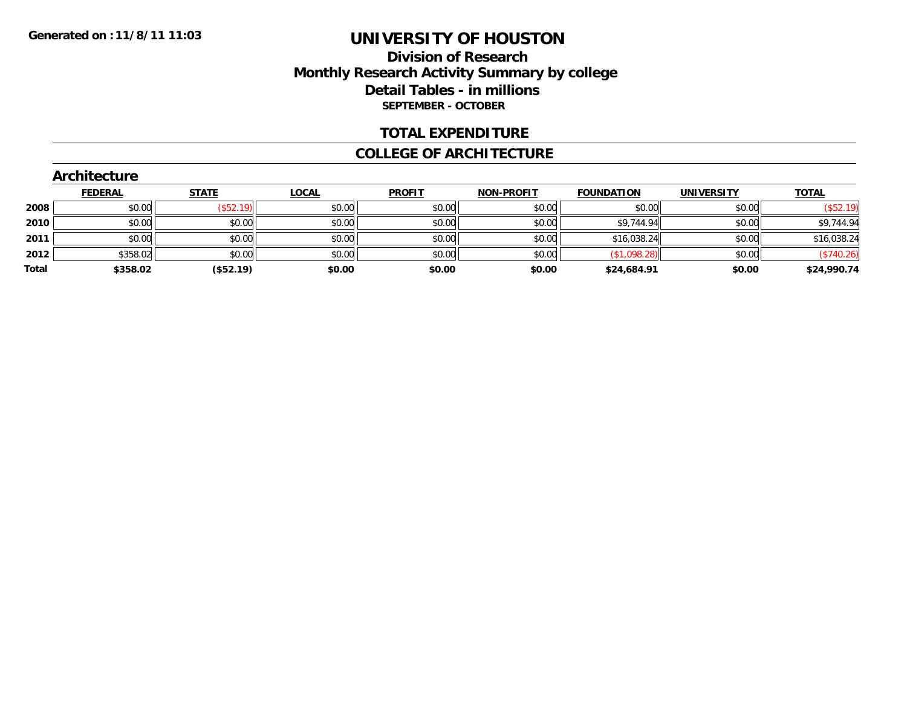**Generated on :11/8/11 11:03**

# UNIVERSITY OF HOUSTON

## Division of Research
## Monthly Research Activity Summary by college
## Detail Tables - in millions

**SEPTEMBER - OCTOBER**

## TOTAL EXPENDITURE

## COLLEGE OF ARCHITECTURE

### Architecture

| | FEDERAL | STATE | LOCAL | PROFIT | NON-PROFIT | FOUNDATION | UNIVERSITY | TOTAL |
|---|---|---|---|---|---|---|---|---|
| 2008 | $0.00 | ($52.19) | $0.00 | $0.00 | $0.00 | $0.00 | $0.00 | ($52.19) |
| 2010 | $0.00 | $0.00 | $0.00 | $0.00 | $0.00 | $9,744.94 | $0.00 | $9,744.94 |
| 2011 | $0.00 | $0.00 | $0.00 | $0.00 | $0.00 | $16,038.24 | $0.00 | $16,038.24 |
| 2012 | $358.02 | $0.00 | $0.00 | $0.00 | $0.00 | ($1,098.28) | $0.00 | ($740.26) |
| **Total** | **$358.02** | **($52.19)** | **$0.00** | **$0.00** | **$0.00** | **$24,684.91** | **$0.00** | **$24,990.74** |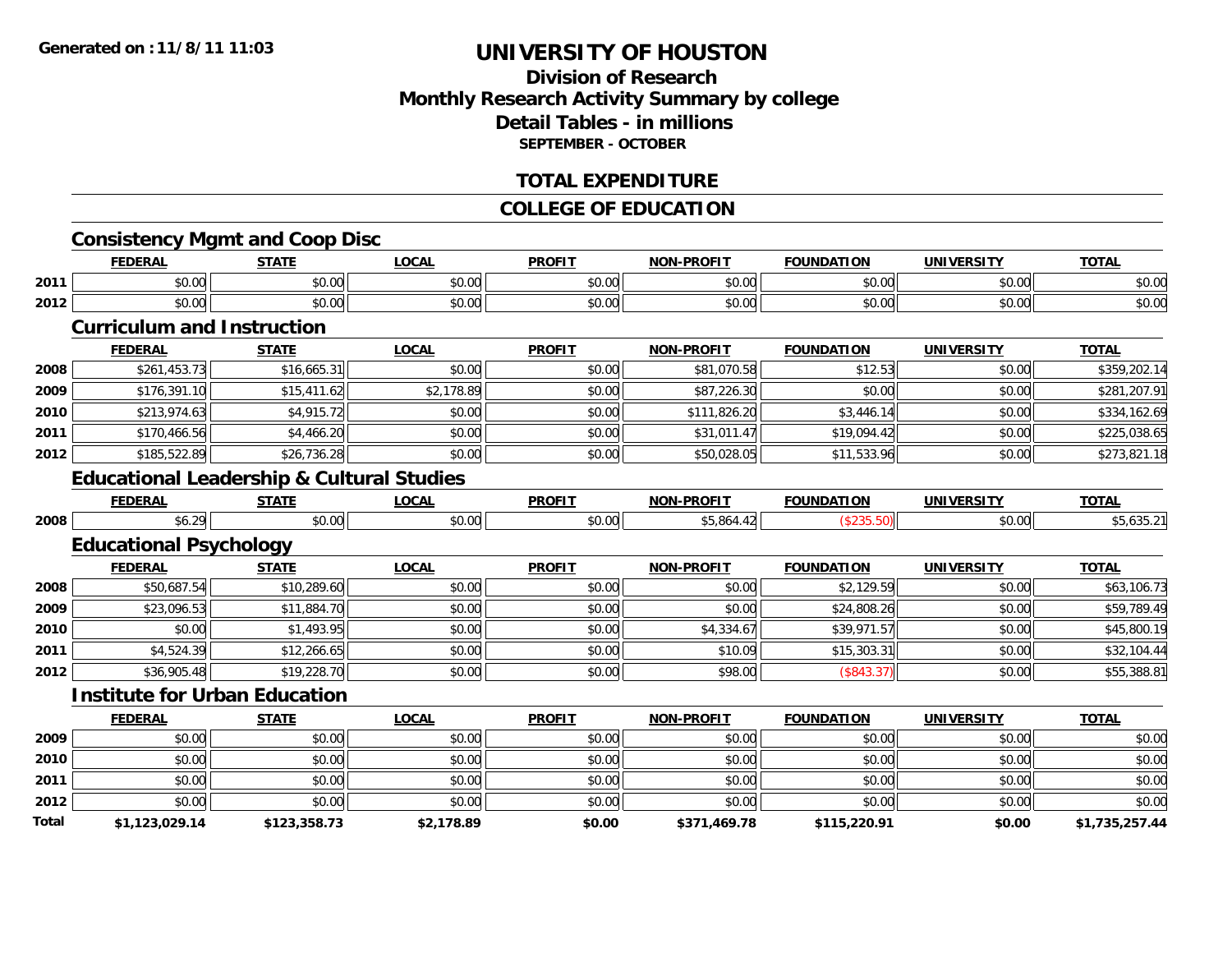# UNIVERSITY OF HOUSTON

## Division of Research
## Monthly Research Activity Summary by college
## Detail Tables - in millions
**SEPTEMBER - OCTOBER**

**Generated on : 11/8/11 11:03**

## TOTAL EXPENDITURE

## COLLEGE OF EDUCATION

### Consistency Mgmt and Coop Disc

| | FEDERAL | STATE | LOCAL | PROFIT | NON-PROFIT | FOUNDATION | UNIVERSITY | TOTAL |
|---|---|---|---|---|---|---|---|---|
| 2011 | $0.00 | $0.00 | $0.00 | $0.00 | $0.00 | $0.00 | $0.00 | $0.00 |
| 2012 | $0.00 | $0.00 | $0.00 | $0.00 | $0.00 | $0.00 | $0.00 | $0.00 |

### Curriculum and Instruction

| | FEDERAL | STATE | LOCAL | PROFIT | NON-PROFIT | FOUNDATION | UNIVERSITY | TOTAL |
|---|---|---|---|---|---|---|---|---|
| 2008 | $261,453.73 | $16,665.31 | $0.00 | $0.00 | $81,070.58 | $12.53 | $0.00 | $359,202.14 |
| 2009 | $176,391.10 | $15,411.62 | $2,178.89 | $0.00 | $87,226.30 | $0.00 | $0.00 | $281,207.91 |
| 2010 | $213,974.63 | $4,915.72 | $0.00 | $0.00 | $111,826.20 | $3,446.14 | $0.00 | $334,162.69 |
| 2011 | $170,466.56 | $4,466.20 | $0.00 | $0.00 | $31,011.47 | $19,094.42 | $0.00 | $225,038.65 |
| 2012 | $185,522.89 | $26,736.28 | $0.00 | $0.00 | $50,028.05 | $11,533.96 | $0.00 | $273,821.18 |

### Educational Leadership & Cultural Studies

| | FEDERAL | STATE | LOCAL | PROFIT | NON-PROFIT | FOUNDATION | UNIVERSITY | TOTAL |
|---|---|---|---|---|---|---|---|---|
| 2008 | $6.29 | $0.00 | $0.00 | $0.00 | $5,864.42 | ($235.50) | $0.00 | $5,635.21 |

### Educational Psychology

| | FEDERAL | STATE | LOCAL | PROFIT | NON-PROFIT | FOUNDATION | UNIVERSITY | TOTAL |
|---|---|---|---|---|---|---|---|---|
| 2008 | $50,687.54 | $10,289.60 | $0.00 | $0.00 | $0.00 | $2,129.59 | $0.00 | $63,106.73 |
| 2009 | $23,096.53 | $11,884.70 | $0.00 | $0.00 | $0.00 | $24,808.26 | $0.00 | $59,789.49 |
| 2010 | $0.00 | $1,493.95 | $0.00 | $0.00 | $4,334.67 | $39,971.57 | $0.00 | $45,800.19 |
| 2011 | $4,524.39 | $12,266.65 | $0.00 | $0.00 | $10.09 | $15,303.31 | $0.00 | $32,104.44 |
| 2012 | $36,905.48 | $19,228.70 | $0.00 | $0.00 | $98.00 | ($843.37) | $0.00 | $55,388.81 |

### Institute for Urban Education

| | FEDERAL | STATE | LOCAL | PROFIT | NON-PROFIT | FOUNDATION | UNIVERSITY | TOTAL |
|---|---|---|---|---|---|---|---|---|
| 2009 | $0.00 | $0.00 | $0.00 | $0.00 | $0.00 | $0.00 | $0.00 | $0.00 |
| 2010 | $0.00 | $0.00 | $0.00 | $0.00 | $0.00 | $0.00 | $0.00 | $0.00 |
| 2011 | $0.00 | $0.00 | $0.00 | $0.00 | $0.00 | $0.00 | $0.00 | $0.00 |
| 2012 | $0.00 | $0.00 | $0.00 | $0.00 | $0.00 | $0.00 | $0.00 | $0.00 |
| **Total** | **$1,123,029.14** | **$123,358.73** | **$2,178.89** | **$0.00** | **$371,469.78** | **$115,220.91** | **$0.00** | **$1,735,257.44** |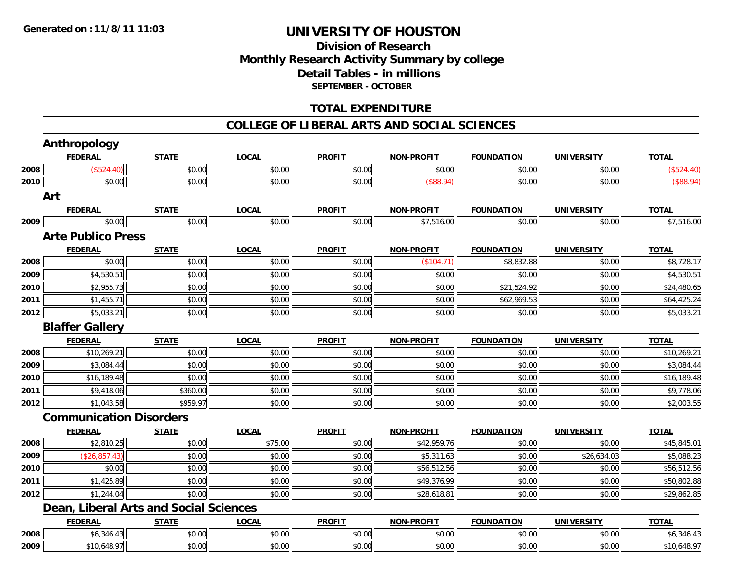**Generated on :11/8/11 11:03**

# UNIVERSITY OF HOUSTON

## Division of Research
## Monthly Research Activity Summary by college
## Detail Tables - in millions
### SEPTEMBER - OCTOBER

## TOTAL EXPENDITURE

## COLLEGE OF LIBERAL ARTS AND SOCIAL SCIENCES

### Anthropology

| | FEDERAL | STATE | LOCAL | PROFIT | NON-PROFIT | FOUNDATION | UNIVERSITY | TOTAL |
|---|---|---|---|---|---|---|---|---|
| 2008 | ($524.40) | $0.00 | $0.00 | $0.00 | $0.00 | $0.00 | $0.00 | ($524.40) |
| 2010 | $0.00 | $0.00 | $0.00 | $0.00 | ($88.94) | $0.00 | $0.00 | ($88.94) |

### Art

| | FEDERAL | STATE | LOCAL | PROFIT | NON-PROFIT | FOUNDATION | UNIVERSITY | TOTAL |
|---|---|---|---|---|---|---|---|---|
| 2009 | $0.00 | $0.00 | $0.00 | $0.00 | $7,516.00 | $0.00 | $0.00 | $7,516.00 |

### Arte Publico Press

| | FEDERAL | STATE | LOCAL | PROFIT | NON-PROFIT | FOUNDATION | UNIVERSITY | TOTAL |
|---|---|---|---|---|---|---|---|---|
| 2008 | $0.00 | $0.00 | $0.00 | $0.00 | ($104.71) | $8,832.88 | $0.00 | $8,728.17 |
| 2009 | $4,530.51 | $0.00 | $0.00 | $0.00 | $0.00 | $0.00 | $0.00 | $4,530.51 |
| 2010 | $2,955.73 | $0.00 | $0.00 | $0.00 | $0.00 | $21,524.92 | $0.00 | $24,480.65 |
| 2011 | $1,455.71 | $0.00 | $0.00 | $0.00 | $0.00 | $62,969.53 | $0.00 | $64,425.24 |
| 2012 | $5,033.21 | $0.00 | $0.00 | $0.00 | $0.00 | $0.00 | $0.00 | $5,033.21 |

### Blaffer Gallery

| | FEDERAL | STATE | LOCAL | PROFIT | NON-PROFIT | FOUNDATION | UNIVERSITY | TOTAL |
|---|---|---|---|---|---|---|---|---|
| 2008 | $10,269.21 | $0.00 | $0.00 | $0.00 | $0.00 | $0.00 | $0.00 | $10,269.21 |
| 2009 | $3,084.44 | $0.00 | $0.00 | $0.00 | $0.00 | $0.00 | $0.00 | $3,084.44 |
| 2010 | $16,189.48 | $0.00 | $0.00 | $0.00 | $0.00 | $0.00 | $0.00 | $16,189.48 |
| 2011 | $9,418.06 | $360.00 | $0.00 | $0.00 | $0.00 | $0.00 | $0.00 | $9,778.06 |
| 2012 | $1,043.58 | $959.97 | $0.00 | $0.00 | $0.00 | $0.00 | $0.00 | $2,003.55 |

### Communication Disorders

| | FEDERAL | STATE | LOCAL | PROFIT | NON-PROFIT | FOUNDATION | UNIVERSITY | TOTAL |
|---|---|---|---|---|---|---|---|---|
| 2008 | $2,810.25 | $0.00 | $75.00 | $0.00 | $42,959.76 | $0.00 | $0.00 | $45,845.01 |
| 2009 | ($26,857.43) | $0.00 | $0.00 | $0.00 | $5,311.63 | $0.00 | $26,634.03 | $5,088.23 |
| 2010 | $0.00 | $0.00 | $0.00 | $0.00 | $56,512.56 | $0.00 | $0.00 | $56,512.56 |
| 2011 | $1,425.89 | $0.00 | $0.00 | $0.00 | $49,376.99 | $0.00 | $0.00 | $50,802.88 |
| 2012 | $1,244.04 | $0.00 | $0.00 | $0.00 | $28,618.81 | $0.00 | $0.00 | $29,862.85 |

### Dean, Liberal Arts and Social Sciences

| | FEDERAL | STATE | LOCAL | PROFIT | NON-PROFIT | FOUNDATION | UNIVERSITY | TOTAL |
|---|---|---|---|---|---|---|---|---|
| 2008 | $6,346.43 | $0.00 | $0.00 | $0.00 | $0.00 | $0.00 | $0.00 | $6,346.43 |
| 2009 | $10,648.97 | $0.00 | $0.00 | $0.00 | $0.00 | $0.00 | $0.00 | $10,648.97 |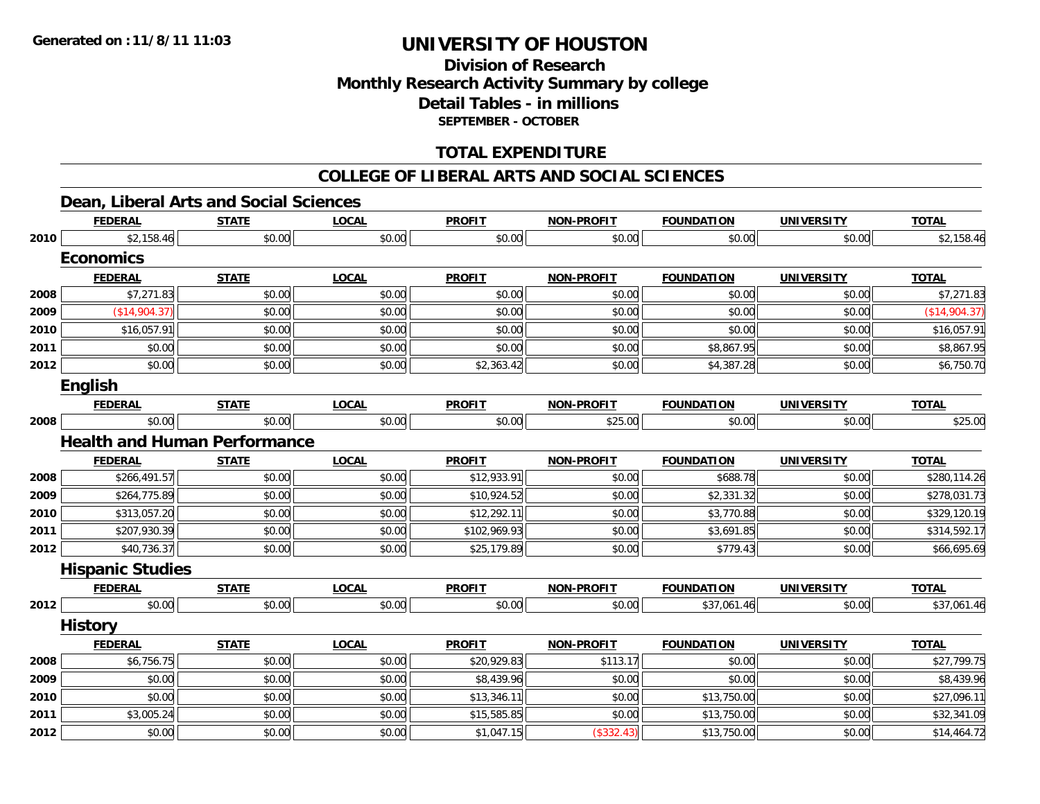**Generated on :11/8/11 11:03**

# UNIVERSITY OF HOUSTON

## Division of Research
## Monthly Research Activity Summary by college
## Detail Tables - in millions
### SEPTEMBER - OCTOBER

## TOTAL EXPENDITURE

## COLLEGE OF LIBERAL ARTS AND SOCIAL SCIENCES

### Dean, Liberal Arts and Social Sciences

| | FEDERAL | STATE | LOCAL | PROFIT | NON-PROFIT | FOUNDATION | UNIVERSITY | TOTAL |
|---|---|---|---|---|---|---|---|---|
| 2010 | $2,158.46 | $0.00 | $0.00 | $0.00 | $0.00 | $0.00 | $0.00 | $2,158.46 |

### Economics

| | FEDERAL | STATE | LOCAL | PROFIT | NON-PROFIT | FOUNDATION | UNIVERSITY | TOTAL |
|---|---|---|---|---|---|---|---|---|
| 2008 | $7,271.83 | $0.00 | $0.00 | $0.00 | $0.00 | $0.00 | $0.00 | $7,271.83 |
| 2009 | ($14,904.37) | $0.00 | $0.00 | $0.00 | $0.00 | $0.00 | $0.00 | ($14,904.37) |
| 2010 | $16,057.91 | $0.00 | $0.00 | $0.00 | $0.00 | $0.00 | $0.00 | $16,057.91 |
| 2011 | $0.00 | $0.00 | $0.00 | $0.00 | $0.00 | $8,867.95 | $0.00 | $8,867.95 |
| 2012 | $0.00 | $0.00 | $0.00 | $2,363.42 | $0.00 | $4,387.28 | $0.00 | $6,750.70 |

### English

| | FEDERAL | STATE | LOCAL | PROFIT | NON-PROFIT | FOUNDATION | UNIVERSITY | TOTAL |
|---|---|---|---|---|---|---|---|---|
| 2008 | $0.00 | $0.00 | $0.00 | $0.00 | $25.00 | $0.00 | $0.00 | $25.00 |

### Health and Human Performance

| | FEDERAL | STATE | LOCAL | PROFIT | NON-PROFIT | FOUNDATION | UNIVERSITY | TOTAL |
|---|---|---|---|---|---|---|---|---|
| 2008 | $266,491.57 | $0.00 | $0.00 | $12,933.91 | $0.00 | $688.78 | $0.00 | $280,114.26 |
| 2009 | $264,775.89 | $0.00 | $0.00 | $10,924.52 | $0.00 | $2,331.32 | $0.00 | $278,031.73 |
| 2010 | $313,057.20 | $0.00 | $0.00 | $12,292.11 | $0.00 | $3,770.88 | $0.00 | $329,120.19 |
| 2011 | $207,930.39 | $0.00 | $0.00 | $102,969.93 | $0.00 | $3,691.85 | $0.00 | $314,592.17 |
| 2012 | $40,736.37 | $0.00 | $0.00 | $25,179.89 | $0.00 | $779.43 | $0.00 | $66,695.69 |

### Hispanic Studies

| | FEDERAL | STATE | LOCAL | PROFIT | NON-PROFIT | FOUNDATION | UNIVERSITY | TOTAL |
|---|---|---|---|---|---|---|---|---|
| 2012 | $0.00 | $0.00 | $0.00 | $0.00 | $0.00 | $37,061.46 | $0.00 | $37,061.46 |

### History

| | FEDERAL | STATE | LOCAL | PROFIT | NON-PROFIT | FOUNDATION | UNIVERSITY | TOTAL |
|---|---|---|---|---|---|---|---|---|
| 2008 | $6,756.75 | $0.00 | $0.00 | $20,929.83 | $113.17 | $0.00 | $0.00 | $27,799.75 |
| 2009 | $0.00 | $0.00 | $0.00 | $8,439.96 | $0.00 | $0.00 | $0.00 | $8,439.96 |
| 2010 | $0.00 | $0.00 | $0.00 | $13,346.11 | $0.00 | $13,750.00 | $0.00 | $27,096.11 |
| 2011 | $3,005.24 | $0.00 | $0.00 | $15,585.85 | $0.00 | $13,750.00 | $0.00 | $32,341.09 |
| 2012 | $0.00 | $0.00 | $0.00 | $1,047.15 | ($332.43) | $13,750.00 | $0.00 | $14,464.72 |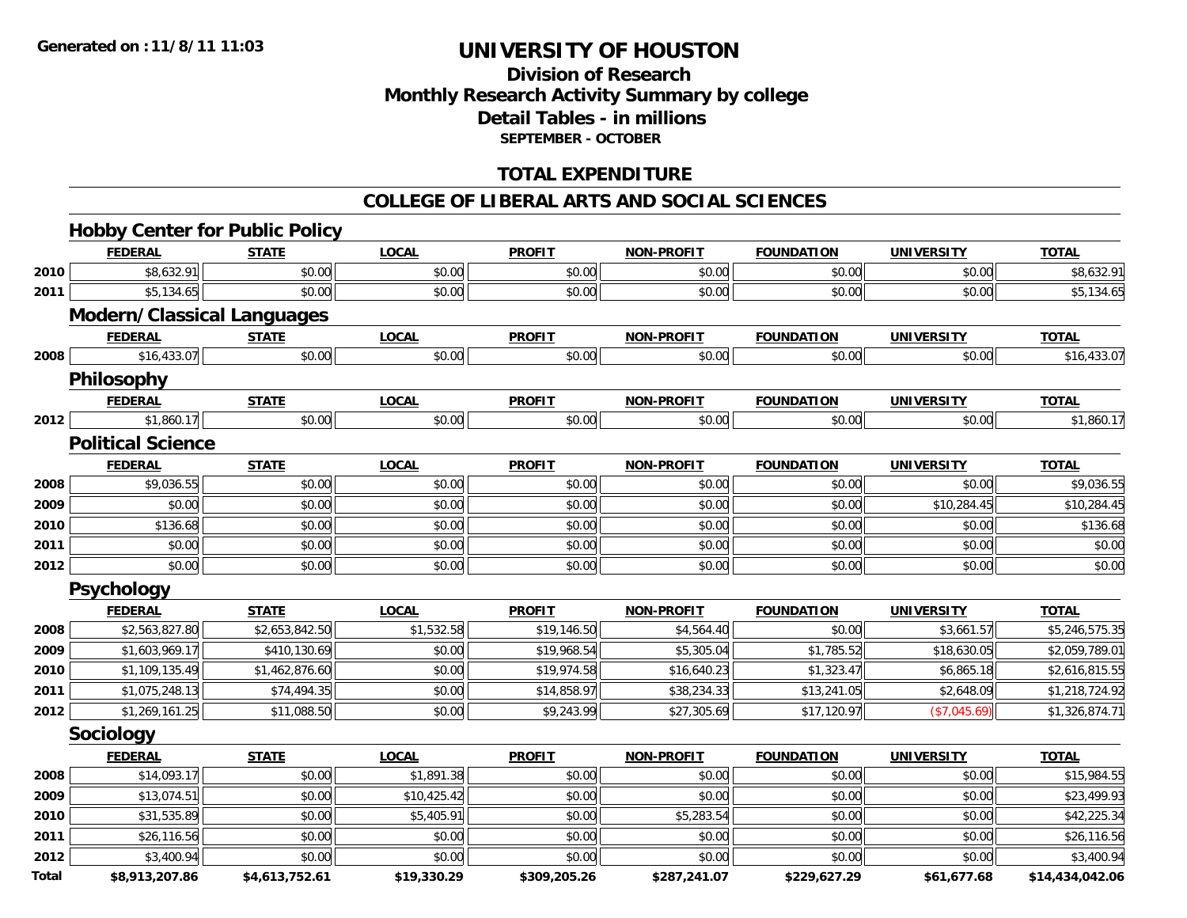Generated on :11/8/11 11:03

# UNIVERSITY OF HOUSTON

## Division of Research
## Monthly Research Activity Summary by college
## Detail Tables - in millions
### SEPTEMBER - OCTOBER

## TOTAL EXPENDITURE

## COLLEGE OF LIBERAL ARTS AND SOCIAL SCIENCES

### Hobby Center for Public Policy

| | FEDERAL | STATE | LOCAL | PROFIT | NON-PROFIT | FOUNDATION | UNIVERSITY | TOTAL |
|---|---|---|---|---|---|---|---|---|
| 2010 | $8,632.91 | $0.00 | $0.00 | $0.00 | $0.00 | $0.00 | $0.00 | $8,632.91 |
| 2011 | $5,134.65 | $0.00 | $0.00 | $0.00 | $0.00 | $0.00 | $0.00 | $5,134.65 |

### Modern/Classical Languages

| | FEDERAL | STATE | LOCAL | PROFIT | NON-PROFIT | FOUNDATION | UNIVERSITY | TOTAL |
|---|---|---|---|---|---|---|---|---|
| 2008 | $16,433.07 | $0.00 | $0.00 | $0.00 | $0.00 | $0.00 | $0.00 | $16,433.07 |

### Philosophy

| | FEDERAL | STATE | LOCAL | PROFIT | NON-PROFIT | FOUNDATION | UNIVERSITY | TOTAL |
|---|---|---|---|---|---|---|---|---|
| 2012 | $1,860.17 | $0.00 | $0.00 | $0.00 | $0.00 | $0.00 | $0.00 | $1,860.17 |

### Political Science

| | FEDERAL | STATE | LOCAL | PROFIT | NON-PROFIT | FOUNDATION | UNIVERSITY | TOTAL |
|---|---|---|---|---|---|---|---|---|
| 2008 | $9,036.55 | $0.00 | $0.00 | $0.00 | $0.00 | $0.00 | $0.00 | $9,036.55 |
| 2009 | $0.00 | $0.00 | $0.00 | $0.00 | $0.00 | $0.00 | $10,284.45 | $10,284.45 |
| 2010 | $136.68 | $0.00 | $0.00 | $0.00 | $0.00 | $0.00 | $0.00 | $136.68 |
| 2011 | $0.00 | $0.00 | $0.00 | $0.00 | $0.00 | $0.00 | $0.00 | $0.00 |
| 2012 | $0.00 | $0.00 | $0.00 | $0.00 | $0.00 | $0.00 | $0.00 | $0.00 |

### Psychology

| | FEDERAL | STATE | LOCAL | PROFIT | NON-PROFIT | FOUNDATION | UNIVERSITY | TOTAL |
|---|---|---|---|---|---|---|---|---|
| 2008 | $2,563,827.80 | $2,653,842.50 | $1,532.58 | $19,146.50 | $4,564.40 | $0.00 | $3,661.57 | $5,246,575.35 |
| 2009 | $1,603,969.17 | $410,130.69 | $0.00 | $19,968.54 | $5,305.04 | $1,785.52 | $18,630.05 | $2,059,789.01 |
| 2010 | $1,109,135.49 | $1,462,876.60 | $0.00 | $19,974.58 | $16,640.23 | $1,323.47 | $6,865.18 | $2,616,815.55 |
| 2011 | $1,075,248.13 | $74,494.35 | $0.00 | $14,858.97 | $38,234.33 | $13,241.05 | $2,648.09 | $1,218,724.92 |
| 2012 | $1,269,161.25 | $11,088.50 | $0.00 | $9,243.99 | $27,305.69 | $17,120.97 | ($7,045.69) | $1,326,874.71 |

### Sociology

| | FEDERAL | STATE | LOCAL | PROFIT | NON-PROFIT | FOUNDATION | UNIVERSITY | TOTAL |
|---|---|---|---|---|---|---|---|---|
| 2008 | $14,093.17 | $0.00 | $1,891.38 | $0.00 | $0.00 | $0.00 | $0.00 | $15,984.55 |
| 2009 | $13,074.51 | $0.00 | $10,425.42 | $0.00 | $0.00 | $0.00 | $0.00 | $23,499.93 |
| 2010 | $31,535.89 | $0.00 | $5,405.91 | $0.00 | $5,283.54 | $0.00 | $0.00 | $42,225.34 |
| 2011 | $26,116.56 | $0.00 | $0.00 | $0.00 | $0.00 | $0.00 | $0.00 | $26,116.56 |
| 2012 | $3,400.94 | $0.00 | $0.00 | $0.00 | $0.00 | $0.00 | $0.00 | $3,400.94 |
| **Total** | **$8,913,207.86** | **$4,613,752.61** | **$19,330.29** | **$309,205.26** | **$287,241.07** | **$229,627.29** | **$61,677.68** | **$14,434,042.06** |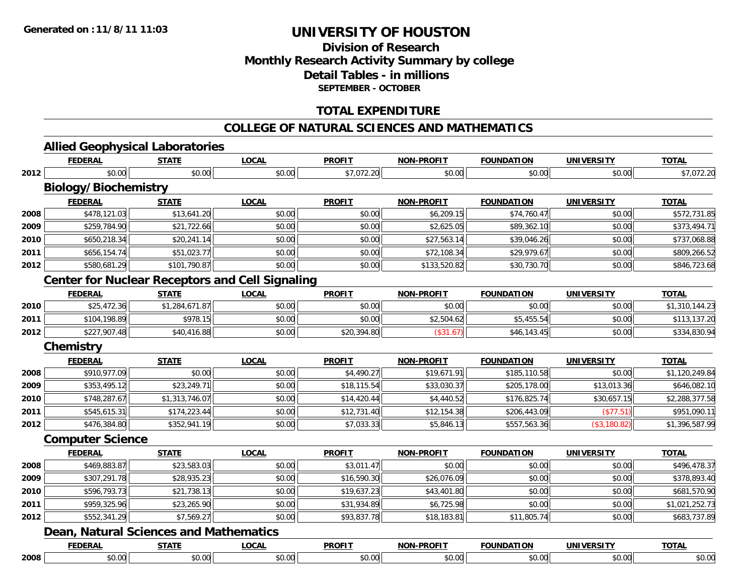# UNIVERSITY OF HOUSTON

## Division of Research
## Monthly Research Activity Summary by college
## Detail Tables - in millions
### SEPTEMBER - OCTOBER

Generated on : 11/8/11 11:03

## TOTAL EXPENDITURE

## COLLEGE OF NATURAL SCIENCES AND MATHEMATICS

### Allied Geophysical Laboratories

| | FEDERAL | STATE | LOCAL | PROFIT | NON-PROFIT | FOUNDATION | UNIVERSITY | TOTAL |
|---|---|---|---|---|---|---|---|---|
| 2012 | $0.00 | $0.00 | $0.00 | $7,072.20 | $0.00 | $0.00 | $0.00 | $7,072.20 |

### Biology/Biochemistry

| | FEDERAL | STATE | LOCAL | PROFIT | NON-PROFIT | FOUNDATION | UNIVERSITY | TOTAL |
|---|---|---|---|---|---|---|---|---|
| 2008 | $478,121.03 | $13,641.20 | $0.00 | $0.00 | $6,209.15 | $74,760.47 | $0.00 | $572,731.85 |
| 2009 | $259,784.90 | $21,722.66 | $0.00 | $0.00 | $2,625.05 | $89,362.10 | $0.00 | $373,494.71 |
| 2010 | $650,218.34 | $20,241.14 | $0.00 | $0.00 | $27,563.14 | $39,046.26 | $0.00 | $737,068.88 |
| 2011 | $656,154.74 | $51,023.77 | $0.00 | $0.00 | $72,108.34 | $29,979.67 | $0.00 | $809,266.52 |
| 2012 | $580,681.29 | $101,790.87 | $0.00 | $0.00 | $133,520.82 | $30,730.70 | $0.00 | $846,723.68 |

### Center for Nuclear Receptors and Cell Signaling

| | FEDERAL | STATE | LOCAL | PROFIT | NON-PROFIT | FOUNDATION | UNIVERSITY | TOTAL |
|---|---|---|---|---|---|---|---|---|
| 2010 | $25,472.36 | $1,284,671.87 | $0.00 | $0.00 | $0.00 | $0.00 | $0.00 | $1,310,144.23 |
| 2011 | $104,198.89 | $978.15 | $0.00 | $0.00 | $2,504.62 | $5,455.54 | $0.00 | $113,137.20 |
| 2012 | $227,907.48 | $40,416.88 | $0.00 | $20,394.80 | ($31.67) | $46,143.45 | $0.00 | $334,830.94 |

### Chemistry

| | FEDERAL | STATE | LOCAL | PROFIT | NON-PROFIT | FOUNDATION | UNIVERSITY | TOTAL |
|---|---|---|---|---|---|---|---|---|
| 2008 | $910,977.09 | $0.00 | $0.00 | $4,490.27 | $19,671.91 | $185,110.58 | $0.00 | $1,120,249.84 |
| 2009 | $353,495.12 | $23,249.71 | $0.00 | $18,115.54 | $33,030.37 | $205,178.00 | $13,013.36 | $646,082.10 |
| 2010 | $748,287.67 | $1,313,746.07 | $0.00 | $14,420.44 | $4,440.52 | $176,825.74 | $30,657.15 | $2,288,377.58 |
| 2011 | $545,615.31 | $174,223.44 | $0.00 | $12,731.40 | $12,154.38 | $206,443.09 | ($77.51) | $951,090.11 |
| 2012 | $476,384.80 | $352,941.19 | $0.00 | $7,033.33 | $5,846.13 | $557,563.36 | ($3,180.82) | $1,396,587.99 |

### Computer Science

| | FEDERAL | STATE | LOCAL | PROFIT | NON-PROFIT | FOUNDATION | UNIVERSITY | TOTAL |
|---|---|---|---|---|---|---|---|---|
| 2008 | $469,883.87 | $23,583.03 | $0.00 | $3,011.47 | $0.00 | $0.00 | $0.00 | $496,478.37 |
| 2009 | $307,291.78 | $28,935.23 | $0.00 | $16,590.30 | $26,076.09 | $0.00 | $0.00 | $378,893.40 |
| 2010 | $596,793.73 | $21,738.13 | $0.00 | $19,637.23 | $43,401.80 | $0.00 | $0.00 | $681,570.90 |
| 2011 | $959,325.96 | $23,265.90 | $0.00 | $31,934.89 | $6,725.98 | $0.00 | $0.00 | $1,021,252.73 |
| 2012 | $552,341.29 | $7,569.27 | $0.00 | $93,837.78 | $18,183.81 | $11,805.74 | $0.00 | $683,737.89 |

### Dean, Natural Sciences and Mathematics

| | FEDERAL | STATE | LOCAL | PROFIT | NON-PROFIT | FOUNDATION | UNIVERSITY | TOTAL |
|---|---|---|---|---|---|---|---|---|
| 2008 | $0.00 | $0.00 | $0.00 | $0.00 | $0.00 | $0.00 | $0.00 | $0.00 |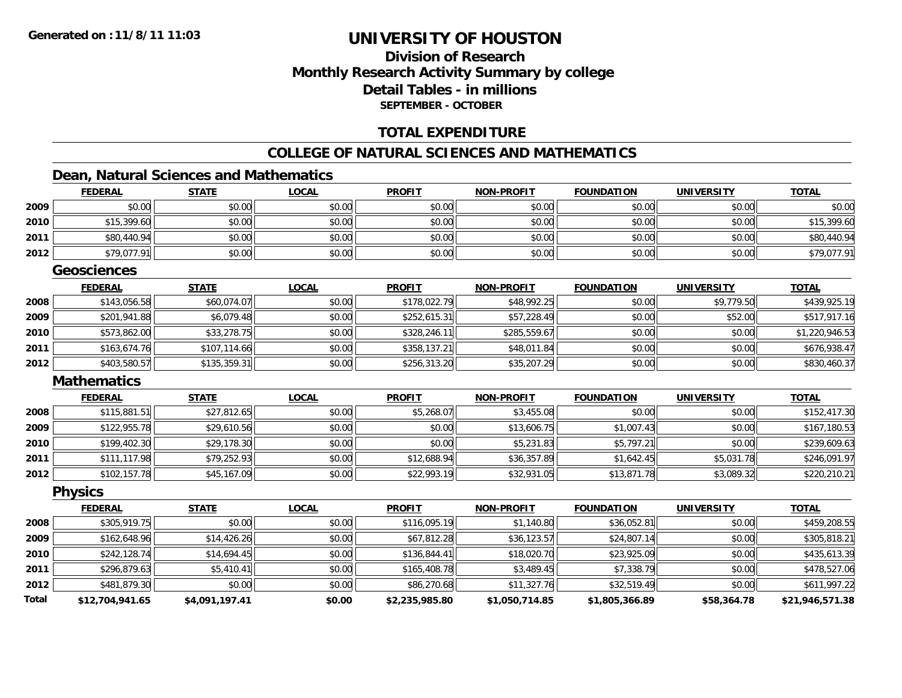Generated on :11/8/11 11:03

# UNIVERSITY OF HOUSTON

## Division of Research
## Monthly Research Activity Summary by college
## Detail Tables - in millions
### SEPTEMBER - OCTOBER

## TOTAL EXPENDITURE

## COLLEGE OF NATURAL SCIENCES AND MATHEMATICS

### Dean, Natural Sciences and Mathematics

| | FEDERAL | STATE | LOCAL | PROFIT | NON-PROFIT | FOUNDATION | UNIVERSITY | TOTAL |
|---|---|---|---|---|---|---|---|---|
| 2009 | $0.00 | $0.00 | $0.00 | $0.00 | $0.00 | $0.00 | $0.00 | $0.00 |
| 2010 | $15,399.60 | $0.00 | $0.00 | $0.00 | $0.00 | $0.00 | $0.00 | $15,399.60 |
| 2011 | $80,440.94 | $0.00 | $0.00 | $0.00 | $0.00 | $0.00 | $0.00 | $80,440.94 |
| 2012 | $79,077.91 | $0.00 | $0.00 | $0.00 | $0.00 | $0.00 | $0.00 | $79,077.91 |

### Geosciences

| | FEDERAL | STATE | LOCAL | PROFIT | NON-PROFIT | FOUNDATION | UNIVERSITY | TOTAL |
|---|---|---|---|---|---|---|---|---|
| 2008 | $143,056.58 | $60,074.07 | $0.00 | $178,022.79 | $48,992.25 | $0.00 | $9,779.50 | $439,925.19 |
| 2009 | $201,941.88 | $6,079.48 | $0.00 | $252,615.31 | $57,228.49 | $0.00 | $52.00 | $517,917.16 |
| 2010 | $573,862.00 | $33,278.75 | $0.00 | $328,246.11 | $285,559.67 | $0.00 | $0.00 | $1,220,946.53 |
| 2011 | $163,674.76 | $107,114.66 | $0.00 | $358,137.21 | $48,011.84 | $0.00 | $0.00 | $676,938.47 |
| 2012 | $403,580.57 | $135,359.31 | $0.00 | $256,313.20 | $35,207.29 | $0.00 | $0.00 | $830,460.37 |

### Mathematics

| | FEDERAL | STATE | LOCAL | PROFIT | NON-PROFIT | FOUNDATION | UNIVERSITY | TOTAL |
|---|---|---|---|---|---|---|---|---|
| 2008 | $115,881.51 | $27,812.65 | $0.00 | $5,268.07 | $3,455.08 | $0.00 | $0.00 | $152,417.30 |
| 2009 | $122,955.78 | $29,610.56 | $0.00 | $0.00 | $13,606.75 | $1,007.43 | $0.00 | $167,180.53 |
| 2010 | $199,402.30 | $29,178.30 | $0.00 | $0.00 | $5,231.83 | $5,797.21 | $0.00 | $239,609.63 |
| 2011 | $111,117.98 | $79,252.93 | $0.00 | $12,688.94 | $36,357.89 | $1,642.45 | $5,031.78 | $246,091.97 |
| 2012 | $102,157.78 | $45,167.09 | $0.00 | $22,993.19 | $32,931.05 | $13,871.78 | $3,089.32 | $220,210.21 |

### Physics

| | FEDERAL | STATE | LOCAL | PROFIT | NON-PROFIT | FOUNDATION | UNIVERSITY | TOTAL |
|---|---|---|---|---|---|---|---|---|
| 2008 | $305,919.75 | $0.00 | $0.00 | $116,095.19 | $1,140.80 | $36,052.81 | $0.00 | $459,208.55 |
| 2009 | $162,648.96 | $14,426.26 | $0.00 | $67,812.28 | $36,123.57 | $24,807.14 | $0.00 | $305,818.21 |
| 2010 | $242,128.74 | $14,694.45 | $0.00 | $136,844.41 | $18,020.70 | $23,925.09 | $0.00 | $435,613.39 |
| 2011 | $296,879.63 | $5,410.41 | $0.00 | $165,408.78 | $3,489.45 | $7,338.79 | $0.00 | $478,527.06 |
| 2012 | $481,879.30 | $0.00 | $0.00 | $86,270.68 | $11,327.76 | $32,519.49 | $0.00 | $611,997.22 |
| **Total** | **$12,704,941.65** | **$4,091,197.41** | **$0.00** | **$2,235,985.80** | **$1,050,714.85** | **$1,805,366.89** | **$58,364.78** | **$21,946,571.38** |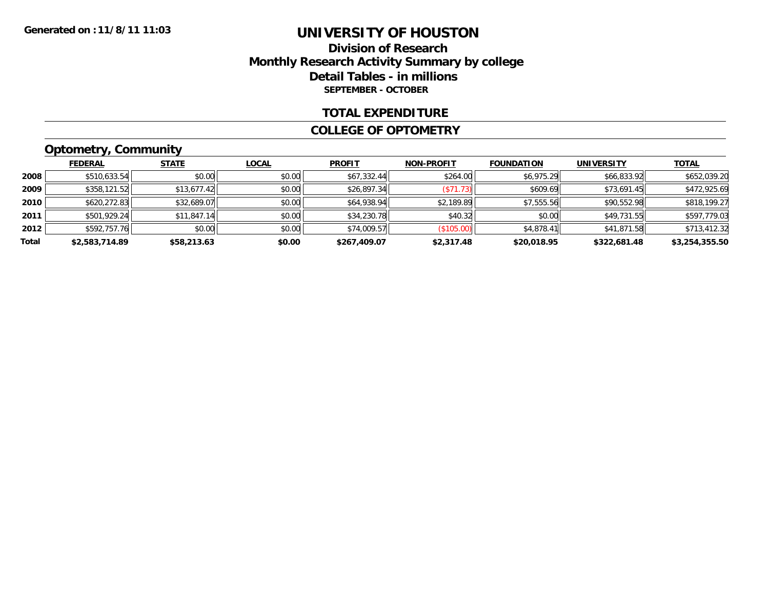Generated on :11/8/11 11:03

# UNIVERSITY OF HOUSTON

## Division of Research
## Monthly Research Activity Summary by college
## Detail Tables - in millions
### SEPTEMBER - OCTOBER

### TOTAL EXPENDITURE

### COLLEGE OF OPTOMETRY

### Optometry, Community

| | FEDERAL | STATE | LOCAL | PROFIT | NON-PROFIT | FOUNDATION | UNIVERSITY | TOTAL |
|---|---|---|---|---|---|---|---|---|
| 2008 | $510,633.54 | $0.00 | $0.00 | $67,332.44 | $264.00 | $6,975.29 | $66,833.92 | $652,039.20 |
| 2009 | $358,121.52 | $13,677.42 | $0.00 | $26,897.34 | ($71.73) | $609.69 | $73,691.45 | $472,925.69 |
| 2010 | $620,272.83 | $32,689.07 | $0.00 | $64,938.94 | $2,189.89 | $7,555.56 | $90,552.98 | $818,199.27 |
| 2011 | $501,929.24 | $11,847.14 | $0.00 | $34,230.78 | $40.32 | $0.00 | $49,731.55 | $597,779.03 |
| 2012 | $592,757.76 | $0.00 | $0.00 | $74,009.57 | ($105.00) | $4,878.41 | $41,871.58 | $713,412.32 |
| **Total** | **$2,583,714.89** | **$58,213.63** | **$0.00** | **$267,409.07** | **$2,317.48** | **$20,018.95** | **$322,681.48** | **$3,254,355.50** |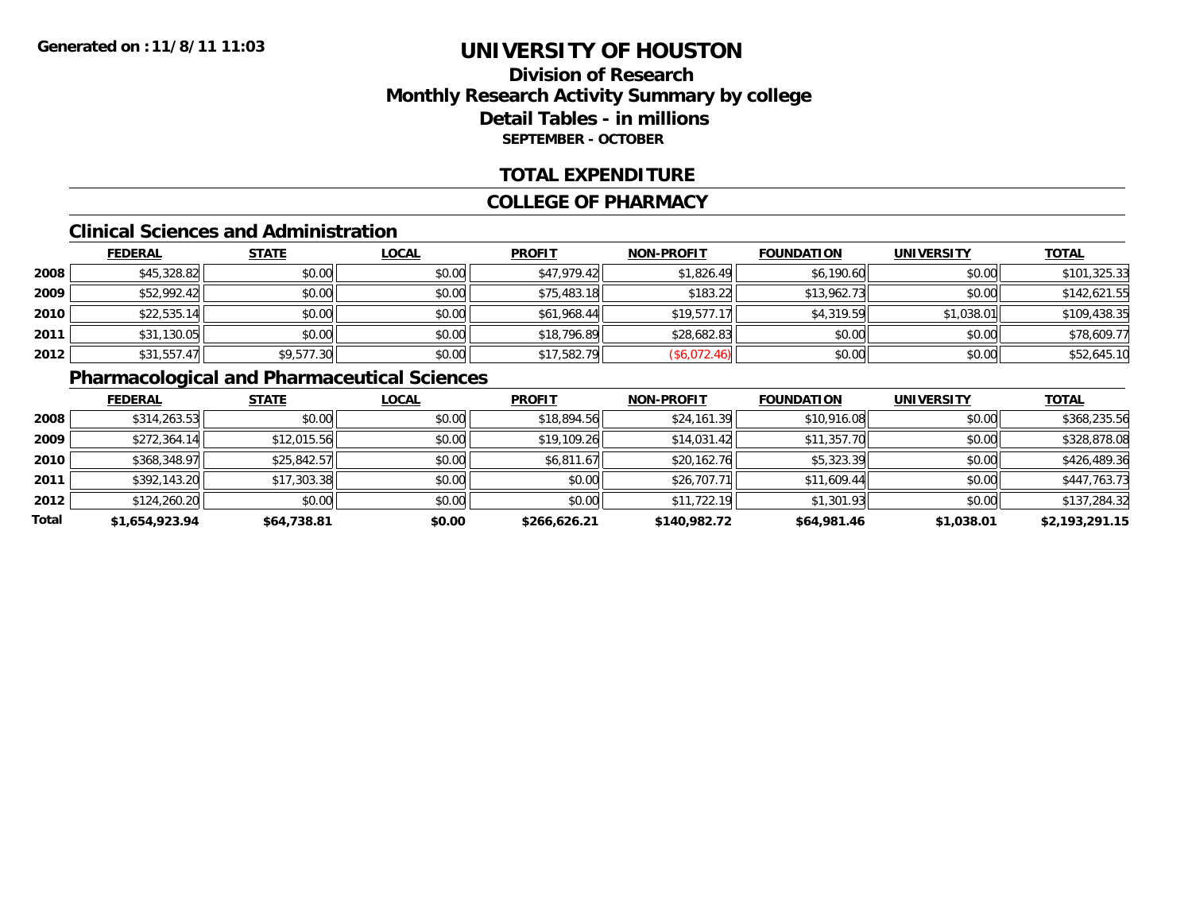**Generated on :11/8/11 11:03**

# UNIVERSITY OF HOUSTON

## Division of Research
## Monthly Research Activity Summary by college
## Detail Tables - in millions
### SEPTEMBER - OCTOBER

## TOTAL EXPENDITURE

## COLLEGE OF PHARMACY

### Clinical Sciences and Administration

| | FEDERAL | STATE | LOCAL | PROFIT | NON-PROFIT | FOUNDATION | UNIVERSITY | TOTAL |
|---|---|---|---|---|---|---|---|---|
| 2008 | $45,328.82 | $0.00 | $0.00 | $47,979.42 | $1,826.49 | $6,190.60 | $0.00 | $101,325.33 |
| 2009 | $52,992.42 | $0.00 | $0.00 | $75,483.18 | $183.22 | $13,962.73 | $0.00 | $142,621.55 |
| 2010 | $22,535.14 | $0.00 | $0.00 | $61,968.44 | $19,577.17 | $4,319.59 | $1,038.01 | $109,438.35 |
| 2011 | $31,130.05 | $0.00 | $0.00 | $18,796.89 | $28,682.83 | $0.00 | $0.00 | $78,609.77 |
| 2012 | $31,557.47 | $9,577.30 | $0.00 | $17,582.79 | ($6,072.46) | $0.00 | $0.00 | $52,645.10 |

### Pharmacological and Pharmaceutical Sciences

| | FEDERAL | STATE | LOCAL | PROFIT | NON-PROFIT | FOUNDATION | UNIVERSITY | TOTAL |
|---|---|---|---|---|---|---|---|---|
| 2008 | $314,263.53 | $0.00 | $0.00 | $18,894.56 | $24,161.39 | $10,916.08 | $0.00 | $368,235.56 |
| 2009 | $272,364.14 | $12,015.56 | $0.00 | $19,109.26 | $14,031.42 | $11,357.70 | $0.00 | $328,878.08 |
| 2010 | $368,348.97 | $25,842.57 | $0.00 | $6,811.67 | $20,162.76 | $5,323.39 | $0.00 | $426,489.36 |
| 2011 | $392,143.20 | $17,303.38 | $0.00 | $0.00 | $26,707.71 | $11,609.44 | $0.00 | $447,763.73 |
| 2012 | $124,260.20 | $0.00 | $0.00 | $0.00 | $11,722.19 | $1,301.93 | $0.00 | $137,284.32 |
| **Total** | **$1,654,923.94** | **$64,738.81** | **$0.00** | **$266,626.21** | **$140,982.72** | **$64,981.46** | **$1,038.01** | **$2,193,291.15** |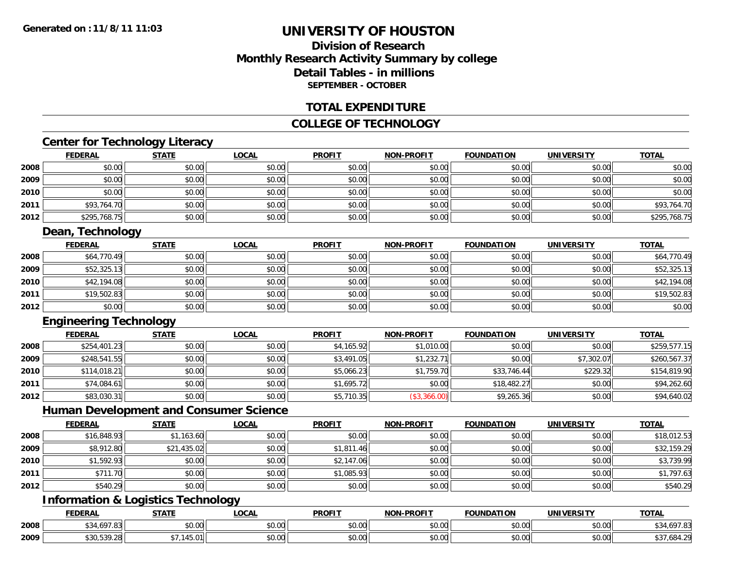# UNIVERSITY OF HOUSTON

## Division of Research
## Monthly Research Activity Summary by college
## Detail Tables - in millions
### SEPTEMBER - OCTOBER

## TOTAL EXPENDITURE

## COLLEGE OF TECHNOLOGY

### Center for Technology Literacy

| | FEDERAL | STATE | LOCAL | PROFIT | NON-PROFIT | FOUNDATION | UNIVERSITY | TOTAL |
|---|---|---|---|---|---|---|---|---|
| 2008 | $0.00 | $0.00 | $0.00 | $0.00 | $0.00 | $0.00 | $0.00 | $0.00 |
| 2009 | $0.00 | $0.00 | $0.00 | $0.00 | $0.00 | $0.00 | $0.00 | $0.00 |
| 2010 | $0.00 | $0.00 | $0.00 | $0.00 | $0.00 | $0.00 | $0.00 | $0.00 |
| 2011 | $93,764.70 | $0.00 | $0.00 | $0.00 | $0.00 | $0.00 | $0.00 | $93,764.70 |
| 2012 | $295,768.75 | $0.00 | $0.00 | $0.00 | $0.00 | $0.00 | $0.00 | $295,768.75 |

### Dean, Technology

| | FEDERAL | STATE | LOCAL | PROFIT | NON-PROFIT | FOUNDATION | UNIVERSITY | TOTAL |
|---|---|---|---|---|---|---|---|---|
| 2008 | $64,770.49 | $0.00 | $0.00 | $0.00 | $0.00 | $0.00 | $0.00 | $64,770.49 |
| 2009 | $52,325.13 | $0.00 | $0.00 | $0.00 | $0.00 | $0.00 | $0.00 | $52,325.13 |
| 2010 | $42,194.08 | $0.00 | $0.00 | $0.00 | $0.00 | $0.00 | $0.00 | $42,194.08 |
| 2011 | $19,502.83 | $0.00 | $0.00 | $0.00 | $0.00 | $0.00 | $0.00 | $19,502.83 |
| 2012 | $0.00 | $0.00 | $0.00 | $0.00 | $0.00 | $0.00 | $0.00 | $0.00 |

### Engineering Technology

| | FEDERAL | STATE | LOCAL | PROFIT | NON-PROFIT | FOUNDATION | UNIVERSITY | TOTAL |
|---|---|---|---|---|---|---|---|---|
| 2008 | $254,401.23 | $0.00 | $0.00 | $4,165.92 | $1,010.00 | $0.00 | $0.00 | $259,577.15 |
| 2009 | $248,541.55 | $0.00 | $0.00 | $3,491.05 | $1,232.71 | $0.00 | $7,302.07 | $260,567.37 |
| 2010 | $114,018.21 | $0.00 | $0.00 | $5,066.23 | $1,759.70 | $33,746.44 | $229.32 | $154,819.90 |
| 2011 | $74,084.61 | $0.00 | $0.00 | $1,695.72 | $0.00 | $18,482.27 | $0.00 | $94,262.60 |
| 2012 | $83,030.31 | $0.00 | $0.00 | $5,710.35 | ($3,366.00) | $9,265.36 | $0.00 | $94,640.02 |

### Human Development and Consumer Science

| | FEDERAL | STATE | LOCAL | PROFIT | NON-PROFIT | FOUNDATION | UNIVERSITY | TOTAL |
|---|---|---|---|---|---|---|---|---|
| 2008 | $16,848.93 | $1,163.60 | $0.00 | $0.00 | $0.00 | $0.00 | $0.00 | $18,012.53 |
| 2009 | $8,912.80 | $21,435.02 | $0.00 | $1,811.46 | $0.00 | $0.00 | $0.00 | $32,159.29 |
| 2010 | $1,592.93 | $0.00 | $0.00 | $2,147.06 | $0.00 | $0.00 | $0.00 | $3,739.99 |
| 2011 | $711.70 | $0.00 | $0.00 | $1,085.93 | $0.00 | $0.00 | $0.00 | $1,797.63 |
| 2012 | $540.29 | $0.00 | $0.00 | $0.00 | $0.00 | $0.00 | $0.00 | $540.29 |

### Information & Logistics Technology

| | FEDERAL | STATE | LOCAL | PROFIT | NON-PROFIT | FOUNDATION | UNIVERSITY | TOTAL |
|---|---|---|---|---|---|---|---|---|
| 2008 | $34,697.83 | $0.00 | $0.00 | $0.00 | $0.00 | $0.00 | $0.00 | $34,697.83 |
| 2009 | $30,539.28 | $7,145.01 | $0.00 | $0.00 | $0.00 | $0.00 | $0.00 | $37,684.29 |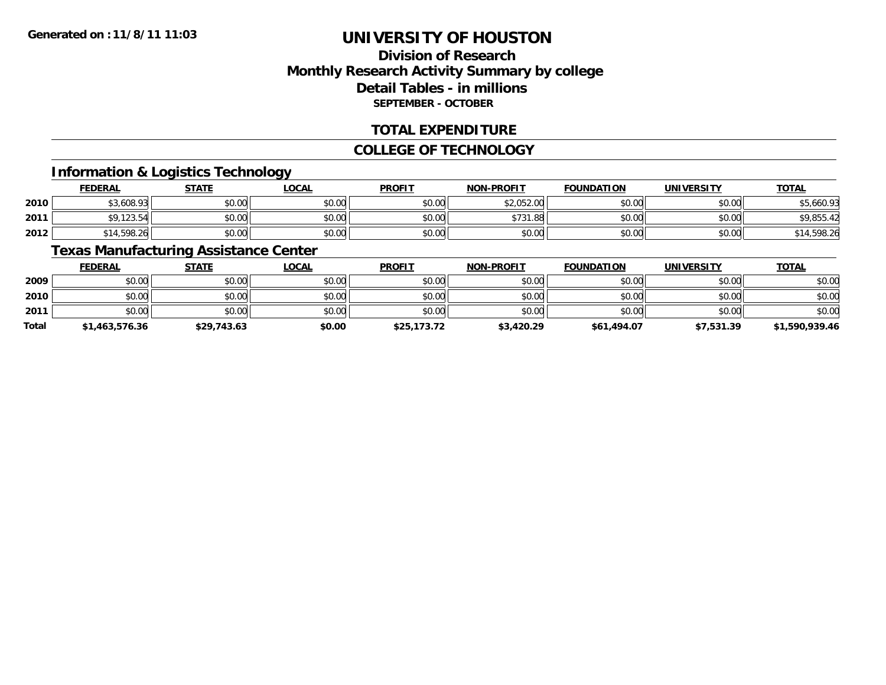**Generated on :11/8/11 11:03**

# UNIVERSITY OF HOUSTON

## Division of Research
## Monthly Research Activity Summary by college
## Detail Tables - in millions
### SEPTEMBER - OCTOBER

## TOTAL EXPENDITURE

## COLLEGE OF TECHNOLOGY

### Information & Logistics Technology

| | FEDERAL | STATE | LOCAL | PROFIT | NON-PROFIT | FOUNDATION | UNIVERSITY | TOTAL |
|---|---|---|---|---|---|---|---|---|
| 2010 | $3,608.93 | $0.00 | $0.00 | $0.00 | $2,052.00 | $0.00 | $0.00 | $5,660.93 |
| 2011 | $9,123.54 | $0.00 | $0.00 | $0.00 | $731.88 | $0.00 | $0.00 | $9,855.42 |
| 2012 | $14,598.26 | $0.00 | $0.00 | $0.00 | $0.00 | $0.00 | $0.00 | $14,598.26 |

### Texas Manufacturing Assistance Center

| | FEDERAL | STATE | LOCAL | PROFIT | NON-PROFIT | FOUNDATION | UNIVERSITY | TOTAL |
|---|---|---|---|---|---|---|---|---|
| 2009 | $0.00 | $0.00 | $0.00 | $0.00 | $0.00 | $0.00 | $0.00 | $0.00 |
| 2010 | $0.00 | $0.00 | $0.00 | $0.00 | $0.00 | $0.00 | $0.00 | $0.00 |
| 2011 | $0.00 | $0.00 | $0.00 | $0.00 | $0.00 | $0.00 | $0.00 | $0.00 |
| **Total** | **$1,463,576.36** | **$29,743.63** | **$0.00** | **$25,173.72** | **$3,420.29** | **$61,494.07** | **$7,531.39** | **$1,590,939.46** |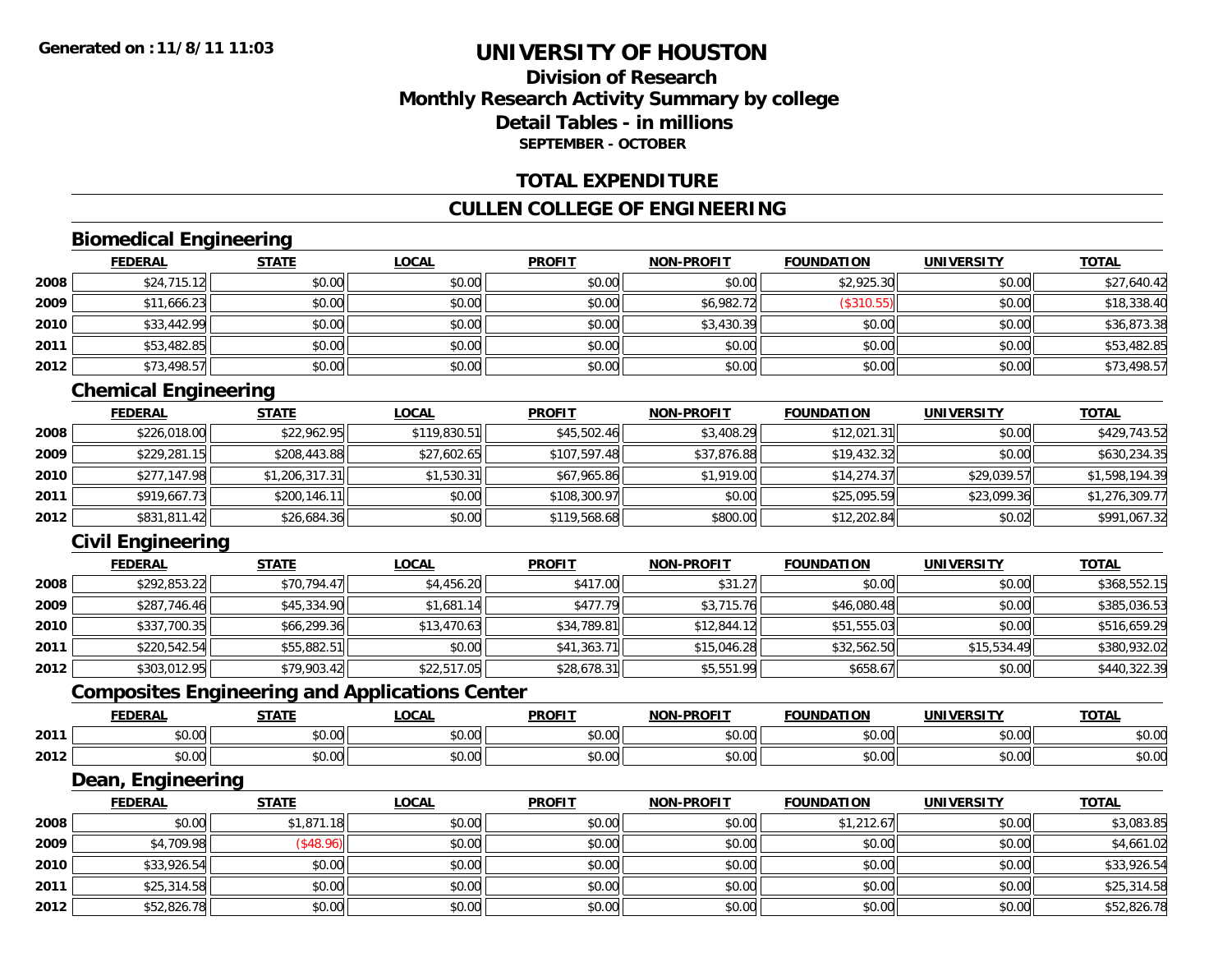# UNIVERSITY OF HOUSTON

## Division of Research
## Monthly Research Activity Summary by college
## Detail Tables - in millions
### SEPTEMBER - OCTOBER

Generated on : 11/8/11 11:03

## TOTAL EXPENDITURE

## CULLEN COLLEGE OF ENGINEERING

### Biomedical Engineering

| | FEDERAL | STATE | LOCAL | PROFIT | NON-PROFIT | FOUNDATION | UNIVERSITY | TOTAL |
|---|---|---|---|---|---|---|---|---|
| 2008 | $24,715.12 | $0.00 | $0.00 | $0.00 | $0.00 | $2,925.30 | $0.00 | $27,640.42 |
| 2009 | $11,666.23 | $0.00 | $0.00 | $0.00 | $6,982.72 | ($310.55) | $0.00 | $18,338.40 |
| 2010 | $33,442.99 | $0.00 | $0.00 | $0.00 | $3,430.39 | $0.00 | $0.00 | $36,873.38 |
| 2011 | $53,482.85 | $0.00 | $0.00 | $0.00 | $0.00 | $0.00 | $0.00 | $53,482.85 |
| 2012 | $73,498.57 | $0.00 | $0.00 | $0.00 | $0.00 | $0.00 | $0.00 | $73,498.57 |

### Chemical Engineering

| | FEDERAL | STATE | LOCAL | PROFIT | NON-PROFIT | FOUNDATION | UNIVERSITY | TOTAL |
|---|---|---|---|---|---|---|---|---|
| 2008 | $226,018.00 | $22,962.95 | $119,830.51 | $45,502.46 | $3,408.29 | $12,021.31 | $0.00 | $429,743.52 |
| 2009 | $229,281.15 | $208,443.88 | $27,602.65 | $107,597.48 | $37,876.88 | $19,432.32 | $0.00 | $630,234.35 |
| 2010 | $277,147.98 | $1,206,317.31 | $1,530.31 | $67,965.86 | $1,919.00 | $14,274.37 | $29,039.57 | $1,598,194.39 |
| 2011 | $919,667.73 | $200,146.11 | $0.00 | $108,300.97 | $0.00 | $25,095.59 | $23,099.36 | $1,276,309.77 |
| 2012 | $831,811.42 | $26,684.36 | $0.00 | $119,568.68 | $800.00 | $12,202.84 | $0.02 | $991,067.32 |

### Civil Engineering

| | FEDERAL | STATE | LOCAL | PROFIT | NON-PROFIT | FOUNDATION | UNIVERSITY | TOTAL |
|---|---|---|---|---|---|---|---|---|
| 2008 | $292,853.22 | $70,794.47 | $4,456.20 | $417.00 | $31.27 | $0.00 | $0.00 | $368,552.15 |
| 2009 | $287,746.46 | $45,334.90 | $1,681.14 | $477.79 | $3,715.76 | $46,080.48 | $0.00 | $385,036.53 |
| 2010 | $337,700.35 | $66,299.36 | $13,470.63 | $34,789.81 | $12,844.12 | $51,555.03 | $0.00 | $516,659.29 |
| 2011 | $220,542.54 | $55,882.51 | $0.00 | $41,363.71 | $15,046.28 | $32,562.50 | $15,534.49 | $380,932.02 |
| 2012 | $303,012.95 | $79,903.42 | $22,517.05 | $28,678.31 | $5,551.99 | $658.67 | $0.00 | $440,322.39 |

### Composites Engineering and Applications Center

| | FEDERAL | STATE | LOCAL | PROFIT | NON-PROFIT | FOUNDATION | UNIVERSITY | TOTAL |
|---|---|---|---|---|---|---|---|---|
| 2011 | $0.00 | $0.00 | $0.00 | $0.00 | $0.00 | $0.00 | $0.00 | $0.00 |
| 2012 | $0.00 | $0.00 | $0.00 | $0.00 | $0.00 | $0.00 | $0.00 | $0.00 |

### Dean, Engineering

| | FEDERAL | STATE | LOCAL | PROFIT | NON-PROFIT | FOUNDATION | UNIVERSITY | TOTAL |
|---|---|---|---|---|---|---|---|---|
| 2008 | $0.00 | $1,871.18 | $0.00 | $0.00 | $0.00 | $1,212.67 | $0.00 | $3,083.85 |
| 2009 | $4,709.98 | ($48.96) | $0.00 | $0.00 | $0.00 | $0.00 | $0.00 | $4,661.02 |
| 2010 | $33,926.54 | $0.00 | $0.00 | $0.00 | $0.00 | $0.00 | $0.00 | $33,926.54 |
| 2011 | $25,314.58 | $0.00 | $0.00 | $0.00 | $0.00 | $0.00 | $0.00 | $25,314.58 |
| 2012 | $52,826.78 | $0.00 | $0.00 | $0.00 | $0.00 | $0.00 | $0.00 | $52,826.78 |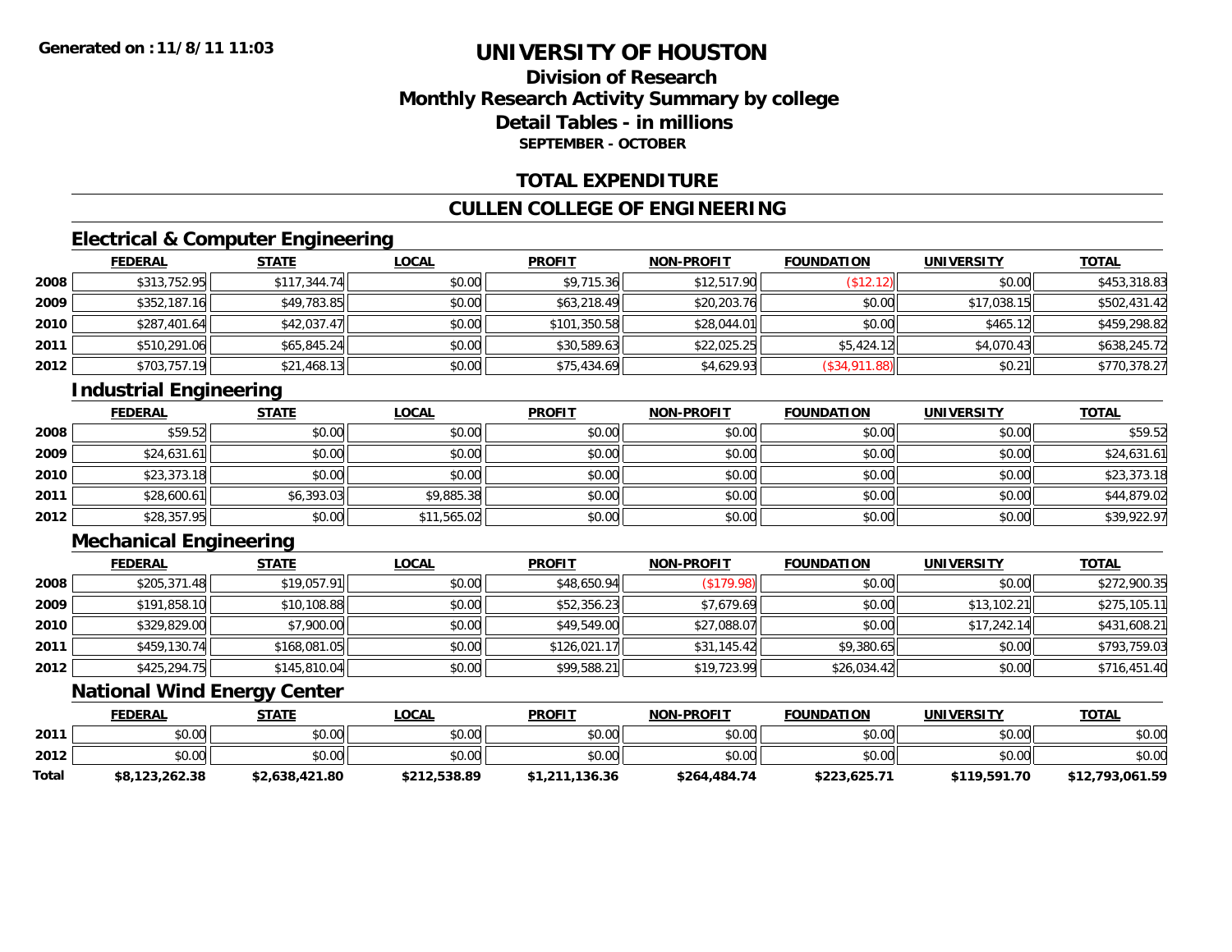# UNIVERSITY OF HOUSTON

## Division of Research
## Monthly Research Activity Summary by college
## Detail Tables - in millions
### SEPTEMBER - OCTOBER

**Generated on : 11/8/11 11:03**

## TOTAL EXPENDITURE

## CULLEN COLLEGE OF ENGINEERING

### Electrical & Computer Engineering

| | FEDERAL | STATE | LOCAL | PROFIT | NON-PROFIT | FOUNDATION | UNIVERSITY | TOTAL |
|---|---|---|---|---|---|---|---|---|
| 2008 | $313,752.95 | $117,344.74 | $0.00 | $9,715.36 | $12,517.90 | ($12.12) | $0.00 | $453,318.83 |
| 2009 | $352,187.16 | $49,783.85 | $0.00 | $63,218.49 | $20,203.76 | $0.00 | $17,038.15 | $502,431.42 |
| 2010 | $287,401.64 | $42,037.47 | $0.00 | $101,350.58 | $28,044.01 | $0.00 | $465.12 | $459,298.82 |
| 2011 | $510,291.06 | $65,845.24 | $0.00 | $30,589.63 | $22,025.25 | $5,424.12 | $4,070.43 | $638,245.72 |
| 2012 | $703,757.19 | $21,468.13 | $0.00 | $75,434.69 | $4,629.93 | ($34,911.88) | $0.21 | $770,378.27 |

### Industrial Engineering

| | FEDERAL | STATE | LOCAL | PROFIT | NON-PROFIT | FOUNDATION | UNIVERSITY | TOTAL |
|---|---|---|---|---|---|---|---|---|
| 2008 | $59.52 | $0.00 | $0.00 | $0.00 | $0.00 | $0.00 | $0.00 | $59.52 |
| 2009 | $24,631.61 | $0.00 | $0.00 | $0.00 | $0.00 | $0.00 | $0.00 | $24,631.61 |
| 2010 | $23,373.18 | $0.00 | $0.00 | $0.00 | $0.00 | $0.00 | $0.00 | $23,373.18 |
| 2011 | $28,600.61 | $6,393.03 | $9,885.38 | $0.00 | $0.00 | $0.00 | $0.00 | $44,879.02 |
| 2012 | $28,357.95 | $0.00 | $11,565.02 | $0.00 | $0.00 | $0.00 | $0.00 | $39,922.97 |

### Mechanical Engineering

| | FEDERAL | STATE | LOCAL | PROFIT | NON-PROFIT | FOUNDATION | UNIVERSITY | TOTAL |
|---|---|---|---|---|---|---|---|---|
| 2008 | $205,371.48 | $19,057.91 | $0.00 | $48,650.94 | ($179.98) | $0.00 | $0.00 | $272,900.35 |
| 2009 | $191,858.10 | $10,108.88 | $0.00 | $52,356.23 | $7,679.69 | $0.00 | $13,102.21 | $275,105.11 |
| 2010 | $329,829.00 | $7,900.00 | $0.00 | $49,549.00 | $27,088.07 | $0.00 | $17,242.14 | $431,608.21 |
| 2011 | $459,130.74 | $168,081.05 | $0.00 | $126,021.17 | $31,145.42 | $9,380.65 | $0.00 | $793,759.03 |
| 2012 | $425,294.75 | $145,810.04 | $0.00 | $99,588.21 | $19,723.99 | $26,034.42 | $0.00 | $716,451.40 |

### National Wind Energy Center

| | FEDERAL | STATE | LOCAL | PROFIT | NON-PROFIT | FOUNDATION | UNIVERSITY | TOTAL |
|---|---|---|---|---|---|---|---|---|
| 2011 | $0.00 | $0.00 | $0.00 | $0.00 | $0.00 | $0.00 | $0.00 | $0.00 |
| 2012 | $0.00 | $0.00 | $0.00 | $0.00 | $0.00 | $0.00 | $0.00 | $0.00 |
| **Total** | **$8,123,262.38** | **$2,638,421.80** | **$212,538.89** | **$1,211,136.36** | **$264,484.74** | **$223,625.71** | **$119,591.70** | **$12,793,061.59** |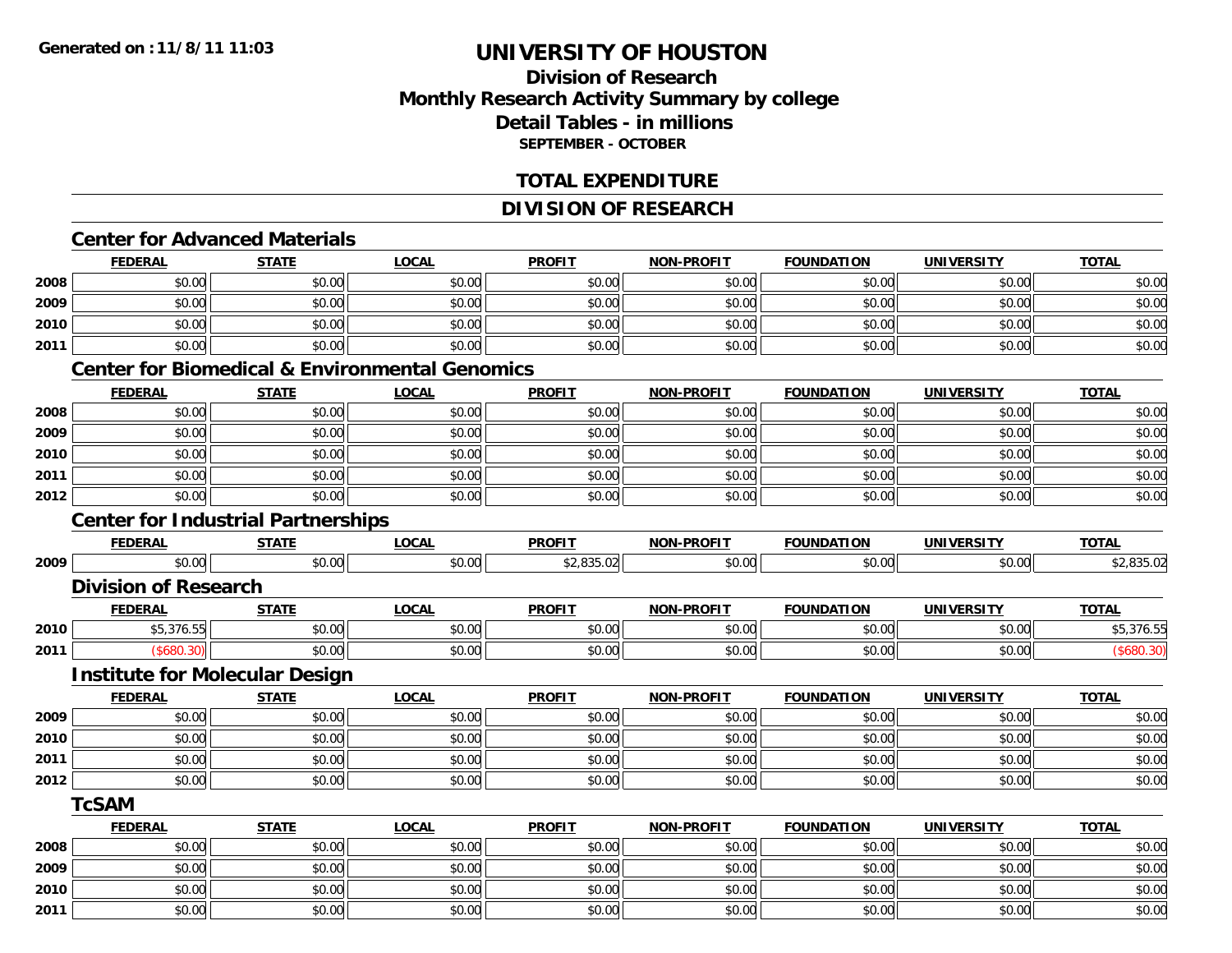Generated on :11/8/11 11:03

# UNIVERSITY OF HOUSTON

## Division of Research
## Monthly Research Activity Summary by college
## Detail Tables - in millions
### SEPTEMBER - OCTOBER

## TOTAL EXPENDITURE

## DIVISION OF RESEARCH

### Center for Advanced Materials

| | FEDERAL | STATE | LOCAL | PROFIT | NON-PROFIT | FOUNDATION | UNIVERSITY | TOTAL |
|---|---|---|---|---|---|---|---|---|
| 2008 | $0.00 | $0.00 | $0.00 | $0.00 | $0.00 | $0.00 | $0.00 | $0.00 |
| 2009 | $0.00 | $0.00 | $0.00 | $0.00 | $0.00 | $0.00 | $0.00 | $0.00 |
| 2010 | $0.00 | $0.00 | $0.00 | $0.00 | $0.00 | $0.00 | $0.00 | $0.00 |
| 2011 | $0.00 | $0.00 | $0.00 | $0.00 | $0.00 | $0.00 | $0.00 | $0.00 |

### Center for Biomedical & Environmental Genomics

| | FEDERAL | STATE | LOCAL | PROFIT | NON-PROFIT | FOUNDATION | UNIVERSITY | TOTAL |
|---|---|---|---|---|---|---|---|---|
| 2008 | $0.00 | $0.00 | $0.00 | $0.00 | $0.00 | $0.00 | $0.00 | $0.00 |
| 2009 | $0.00 | $0.00 | $0.00 | $0.00 | $0.00 | $0.00 | $0.00 | $0.00 |
| 2010 | $0.00 | $0.00 | $0.00 | $0.00 | $0.00 | $0.00 | $0.00 | $0.00 |
| 2011 | $0.00 | $0.00 | $0.00 | $0.00 | $0.00 | $0.00 | $0.00 | $0.00 |
| 2012 | $0.00 | $0.00 | $0.00 | $0.00 | $0.00 | $0.00 | $0.00 | $0.00 |

### Center for Industrial Partnerships

| | FEDERAL | STATE | LOCAL | PROFIT | NON-PROFIT | FOUNDATION | UNIVERSITY | TOTAL |
|---|---|---|---|---|---|---|---|---|
| 2009 | $0.00 | $0.00 | $0.00 | $2,835.02 | $0.00 | $0.00 | $0.00 | $2,835.02 |

### Division of Research

| | FEDERAL | STATE | LOCAL | PROFIT | NON-PROFIT | FOUNDATION | UNIVERSITY | TOTAL |
|---|---|---|---|---|---|---|---|---|
| 2010 | $5,376.55 | $0.00 | $0.00 | $0.00 | $0.00 | $0.00 | $0.00 | $5,376.55 |
| 2011 | ($680.30) | $0.00 | $0.00 | $0.00 | $0.00 | $0.00 | $0.00 | ($680.30) |

### Institute for Molecular Design

| | FEDERAL | STATE | LOCAL | PROFIT | NON-PROFIT | FOUNDATION | UNIVERSITY | TOTAL |
|---|---|---|---|---|---|---|---|---|
| 2009 | $0.00 | $0.00 | $0.00 | $0.00 | $0.00 | $0.00 | $0.00 | $0.00 |
| 2010 | $0.00 | $0.00 | $0.00 | $0.00 | $0.00 | $0.00 | $0.00 | $0.00 |
| 2011 | $0.00 | $0.00 | $0.00 | $0.00 | $0.00 | $0.00 | $0.00 | $0.00 |
| 2012 | $0.00 | $0.00 | $0.00 | $0.00 | $0.00 | $0.00 | $0.00 | $0.00 |

### TcSAM

| | FEDERAL | STATE | LOCAL | PROFIT | NON-PROFIT | FOUNDATION | UNIVERSITY | TOTAL |
|---|---|---|---|---|---|---|---|---|
| 2008 | $0.00 | $0.00 | $0.00 | $0.00 | $0.00 | $0.00 | $0.00 | $0.00 |
| 2009 | $0.00 | $0.00 | $0.00 | $0.00 | $0.00 | $0.00 | $0.00 | $0.00 |
| 2010 | $0.00 | $0.00 | $0.00 | $0.00 | $0.00 | $0.00 | $0.00 | $0.00 |
| 2011 | $0.00 | $0.00 | $0.00 | $0.00 | $0.00 | $0.00 | $0.00 | $0.00 |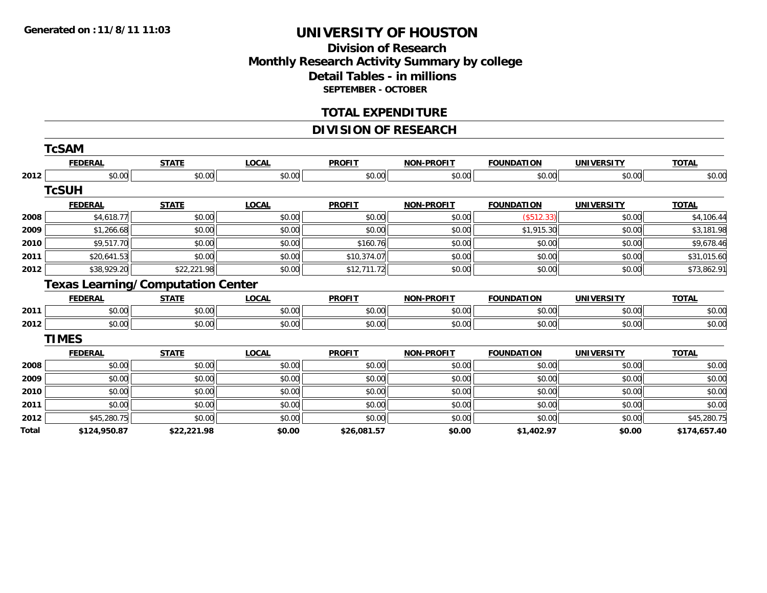**Generated on :11/8/11 11:03**

# UNIVERSITY OF HOUSTON

## Division of Research
## Monthly Research Activity Summary by college
## Detail Tables - in millions

**SEPTEMBER - OCTOBER**

## TOTAL EXPENDITURE

## DIVISION OF RESEARCH

### TcSAM

| | FEDERAL | STATE | LOCAL | PROFIT | NON-PROFIT | FOUNDATION | UNIVERSITY | TOTAL |
|---|---|---|---|---|---|---|---|---|
| 2012 | $0.00 | $0.00 | $0.00 | $0.00 | $0.00 | $0.00 | $0.00 | $0.00 |

### TcSUH

| | FEDERAL | STATE | LOCAL | PROFIT | NON-PROFIT | FOUNDATION | UNIVERSITY | TOTAL |
|---|---|---|---|---|---|---|---|---|
| 2008 | $4,618.77 | $0.00 | $0.00 | $0.00 | $0.00 | ($512.33) | $0.00 | $4,106.44 |
| 2009 | $1,266.68 | $0.00 | $0.00 | $0.00 | $0.00 | $1,915.30 | $0.00 | $3,181.98 |
| 2010 | $9,517.70 | $0.00 | $0.00 | $160.76 | $0.00 | $0.00 | $0.00 | $9,678.46 |
| 2011 | $20,641.53 | $0.00 | $0.00 | $10,374.07 | $0.00 | $0.00 | $0.00 | $31,015.60 |
| 2012 | $38,929.20 | $22,221.98 | $0.00 | $12,711.72 | $0.00 | $0.00 | $0.00 | $73,862.91 |

### Texas Learning/Computation Center

| | FEDERAL | STATE | LOCAL | PROFIT | NON-PROFIT | FOUNDATION | UNIVERSITY | TOTAL |
|---|---|---|---|---|---|---|---|---|
| 2011 | $0.00 | $0.00 | $0.00 | $0.00 | $0.00 | $0.00 | $0.00 | $0.00 |
| 2012 | $0.00 | $0.00 | $0.00 | $0.00 | $0.00 | $0.00 | $0.00 | $0.00 |

### TIMES

| | FEDERAL | STATE | LOCAL | PROFIT | NON-PROFIT | FOUNDATION | UNIVERSITY | TOTAL |
|---|---|---|---|---|---|---|---|---|
| 2008 | $0.00 | $0.00 | $0.00 | $0.00 | $0.00 | $0.00 | $0.00 | $0.00 |
| 2009 | $0.00 | $0.00 | $0.00 | $0.00 | $0.00 | $0.00 | $0.00 | $0.00 |
| 2010 | $0.00 | $0.00 | $0.00 | $0.00 | $0.00 | $0.00 | $0.00 | $0.00 |
| 2011 | $0.00 | $0.00 | $0.00 | $0.00 | $0.00 | $0.00 | $0.00 | $0.00 |
| 2012 | $45,280.75 | $0.00 | $0.00 | $0.00 | $0.00 | $0.00 | $0.00 | $45,280.75 |
| **Total** | **$124,950.87** | **$22,221.98** | **$0.00** | **$26,081.57** | **$0.00** | **$1,402.97** | **$0.00** | **$174,657.40** |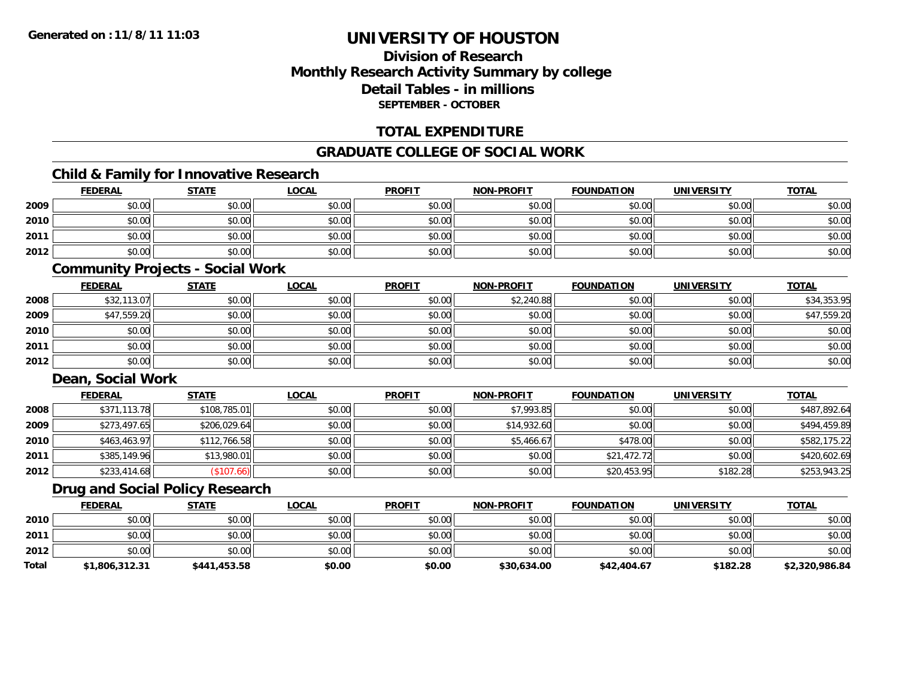# UNIVERSITY OF HOUSTON

## Division of Research
## Monthly Research Activity Summary by college
## Detail Tables - in millions
### SEPTEMBER - OCTOBER

## TOTAL EXPENDITURE

## GRADUATE COLLEGE OF SOCIAL WORK

### Child & Family for Innovative Research

| | FEDERAL | STATE | LOCAL | PROFIT | NON-PROFIT | FOUNDATION | UNIVERSITY | TOTAL |
|---|---|---|---|---|---|---|---|---|
| 2009 | $0.00 | $0.00 | $0.00 | $0.00 | $0.00 | $0.00 | $0.00 | $0.00 |
| 2010 | $0.00 | $0.00 | $0.00 | $0.00 | $0.00 | $0.00 | $0.00 | $0.00 |
| 2011 | $0.00 | $0.00 | $0.00 | $0.00 | $0.00 | $0.00 | $0.00 | $0.00 |
| 2012 | $0.00 | $0.00 | $0.00 | $0.00 | $0.00 | $0.00 | $0.00 | $0.00 |

### Community Projects - Social Work

| | FEDERAL | STATE | LOCAL | PROFIT | NON-PROFIT | FOUNDATION | UNIVERSITY | TOTAL |
|---|---|---|---|---|---|---|---|---|
| 2008 | $32,113.07 | $0.00 | $0.00 | $0.00 | $2,240.88 | $0.00 | $0.00 | $34,353.95 |
| 2009 | $47,559.20 | $0.00 | $0.00 | $0.00 | $0.00 | $0.00 | $0.00 | $47,559.20 |
| 2010 | $0.00 | $0.00 | $0.00 | $0.00 | $0.00 | $0.00 | $0.00 | $0.00 |
| 2011 | $0.00 | $0.00 | $0.00 | $0.00 | $0.00 | $0.00 | $0.00 | $0.00 |
| 2012 | $0.00 | $0.00 | $0.00 | $0.00 | $0.00 | $0.00 | $0.00 | $0.00 |

### Dean, Social Work

| | FEDERAL | STATE | LOCAL | PROFIT | NON-PROFIT | FOUNDATION | UNIVERSITY | TOTAL |
|---|---|---|---|---|---|---|---|---|
| 2008 | $371,113.78 | $108,785.01 | $0.00 | $0.00 | $7,993.85 | $0.00 | $0.00 | $487,892.64 |
| 2009 | $273,497.65 | $206,029.64 | $0.00 | $0.00 | $14,932.60 | $0.00 | $0.00 | $494,459.89 |
| 2010 | $463,463.97 | $112,766.58 | $0.00 | $0.00 | $5,466.67 | $478.00 | $0.00 | $582,175.22 |
| 2011 | $385,149.96 | $13,980.01 | $0.00 | $0.00 | $0.00 | $21,472.72 | $0.00 | $420,602.69 |
| 2012 | $233,414.68 | ($107.66) | $0.00 | $0.00 | $0.00 | $20,453.95 | $182.28 | $253,943.25 |

### Drug and Social Policy Research

| | FEDERAL | STATE | LOCAL | PROFIT | NON-PROFIT | FOUNDATION | UNIVERSITY | TOTAL |
|---|---|---|---|---|---|---|---|---|
| 2010 | $0.00 | $0.00 | $0.00 | $0.00 | $0.00 | $0.00 | $0.00 | $0.00 |
| 2011 | $0.00 | $0.00 | $0.00 | $0.00 | $0.00 | $0.00 | $0.00 | $0.00 |
| 2012 | $0.00 | $0.00 | $0.00 | $0.00 | $0.00 | $0.00 | $0.00 | $0.00 |
| **Total** | **$1,806,312.31** | **$441,453.58** | **$0.00** | **$0.00** | **$30,634.00** | **$42,404.67** | **$182.28** | **$2,320,986.84** |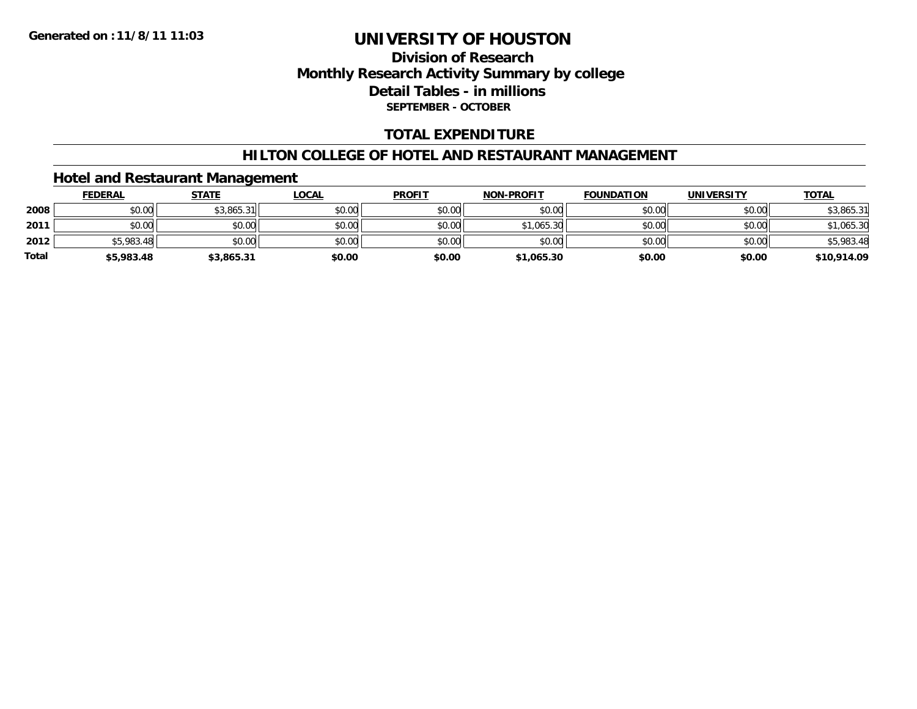# UNIVERSITY OF HOUSTON

## Division of Research
## Monthly Research Activity Summary by college
## Detail Tables - in millions
### SEPTEMBER - OCTOBER

**Generated on : 11/8/11 11:03**

## TOTAL EXPENDITURE

## HILTON COLLEGE OF HOTEL AND RESTAURANT MANAGEMENT

### Hotel and Restaurant Management

| | FEDERAL | STATE | LOCAL | PROFIT | NON-PROFIT | FOUNDATION | UNIVERSITY | TOTAL |
|---|---|---|---|---|---|---|---|---|
| 2008 | $0.00 | $3,865.31 | $0.00 | $0.00 | $0.00 | $0.00 | $0.00 | $3,865.31 |
| 2011 | $0.00 | $0.00 | $0.00 | $0.00 | $1,065.30 | $0.00 | $0.00 | $1,065.30 |
| 2012 | $5,983.48 | $0.00 | $0.00 | $0.00 | $0.00 | $0.00 | $0.00 | $5,983.48 |
| **Total** | **$5,983.48** | **$3,865.31** | **$0.00** | **$0.00** | **$1,065.30** | **$0.00** | **$0.00** | **$10,914.09** |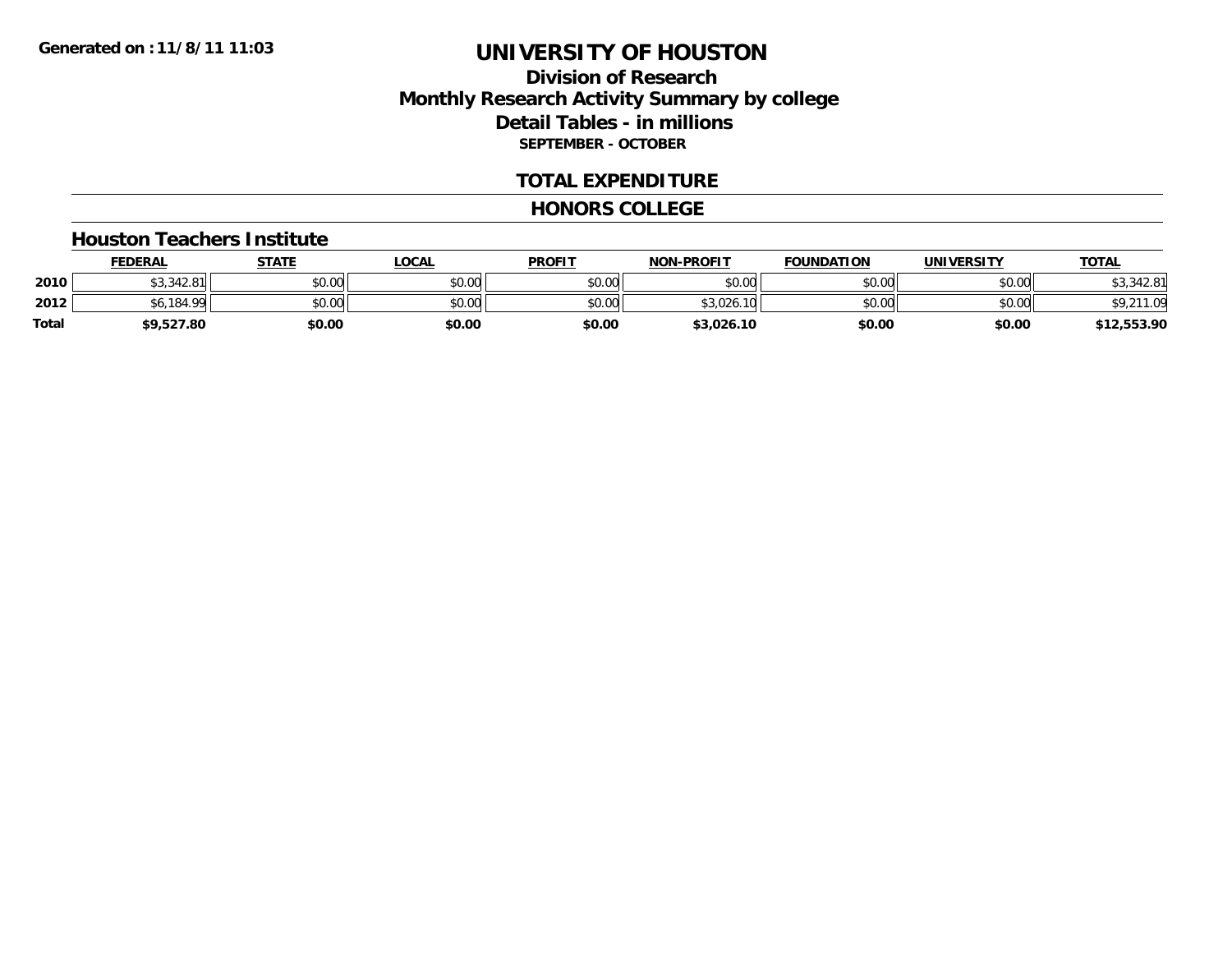**Generated on :11/8/11 11:03**

# UNIVERSITY OF HOUSTON

## Division of Research
## Monthly Research Activity Summary by college
## Detail Tables - in millions
### SEPTEMBER - OCTOBER

## TOTAL EXPENDITURE

## HONORS COLLEGE

### Houston Teachers Institute

| | FEDERAL | STATE | LOCAL | PROFIT | NON-PROFIT | FOUNDATION | UNIVERSITY | TOTAL |
|---|---|---|---|---|---|---|---|---|
| 2010 | $3,342.81 | $0.00 | $0.00 | $0.00 | $0.00 | $0.00 | $0.00 | $3,342.81 |
| 2012 | $6,184.99 | $0.00 | $0.00 | $0.00 | $3,026.10 | $0.00 | $0.00 | $9,211.09 |
| **Total** | **$9,527.80** | **$0.00** | **$0.00** | **$0.00** | **$3,026.10** | **$0.00** | **$0.00** | **$12,553.90** |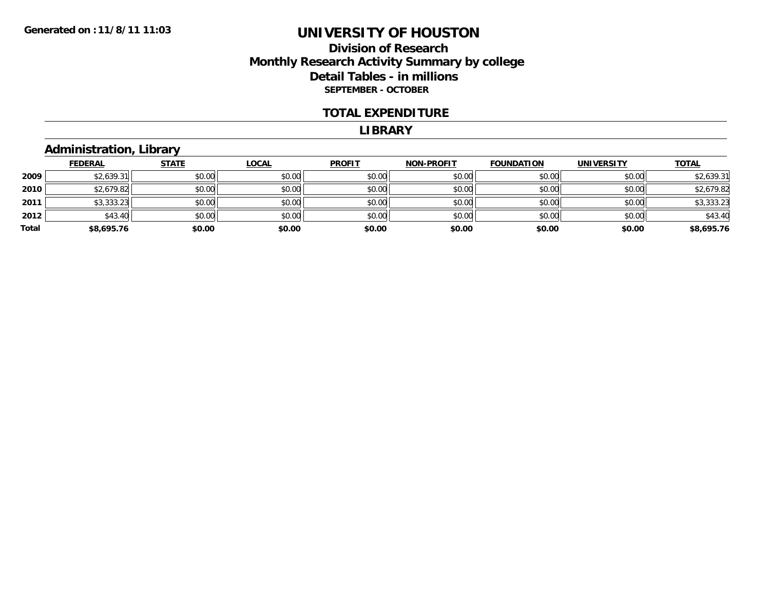**Generated on :11/8/11 11:03**

# UNIVERSITY OF HOUSTON

## Division of Research
## Monthly Research Activity Summary by college
## Detail Tables - in millions
### SEPTEMBER - OCTOBER

### TOTAL EXPENDITURE

### LIBRARY

## Administration, Library

| | FEDERAL | STATE | LOCAL | PROFIT | NON-PROFIT | FOUNDATION | UNIVERSITY | TOTAL |
|---|---|---|---|---|---|---|---|---|
| **2009** | $2,639.31 | $0.00 | $0.00 | $0.00 | $0.00 | $0.00 | $0.00 | $2,639.31 |
| **2010** | $2,679.82 | $0.00 | $0.00 | $0.00 | $0.00 | $0.00 | $0.00 | $2,679.82 |
| **2011** | $3,333.23 | $0.00 | $0.00 | $0.00 | $0.00 | $0.00 | $0.00 | $3,333.23 |
| **2012** | $43.40 | $0.00 | $0.00 | $0.00 | $0.00 | $0.00 | $0.00 | $43.40 |
| **Total** | **$8,695.76** | **$0.00** | **$0.00** | **$0.00** | **$0.00** | **$0.00** | **$0.00** | **$8,695.76** |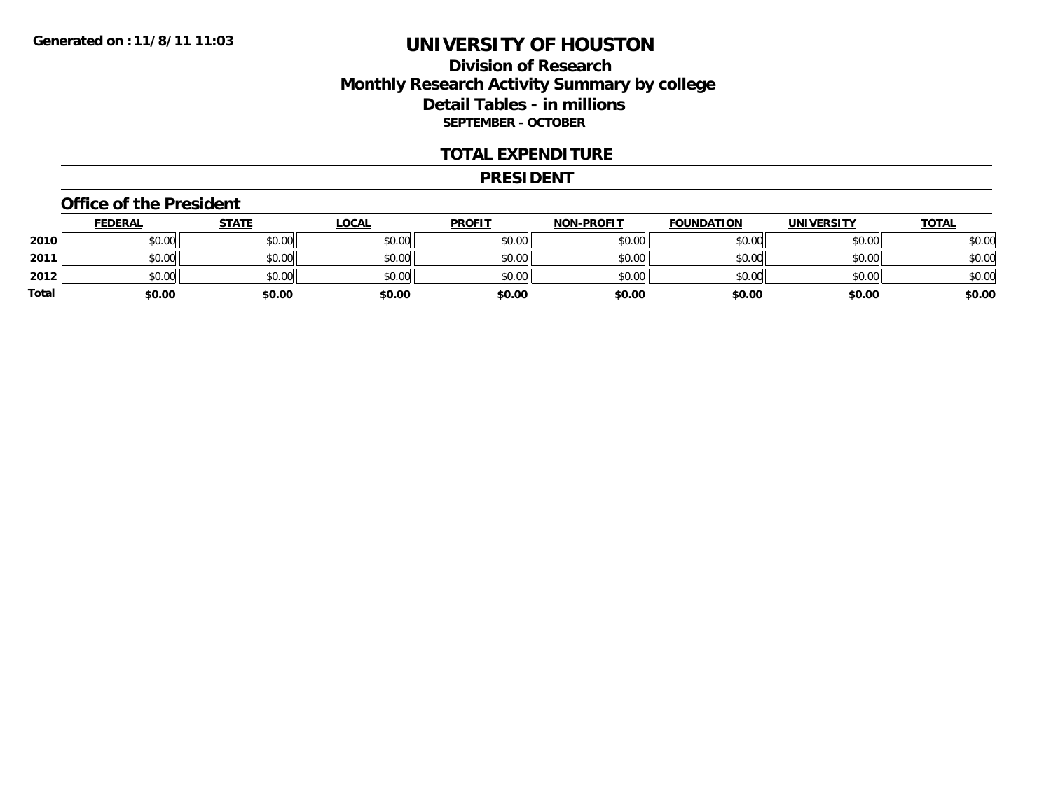Generated on :11/8/11 11:03

# UNIVERSITY OF HOUSTON

## Division of Research

## Monthly Research Activity Summary by college

## Detail Tables - in millions

**SEPTEMBER - OCTOBER**

## TOTAL EXPENDITURE

## PRESIDENT

### Office of the President

| | FEDERAL | STATE | LOCAL | PROFIT | NON-PROFIT | FOUNDATION | UNIVERSITY | TOTAL |
|---|---|---|---|---|---|---|---|---|
| **2010** | $0.00 | $0.00 | $0.00 | $0.00 | $0.00 | $0.00 | $0.00 | $0.00 |
| **2011** | $0.00 | $0.00 | $0.00 | $0.00 | $0.00 | $0.00 | $0.00 | $0.00 |
| **2012** | $0.00 | $0.00 | $0.00 | $0.00 | $0.00 | $0.00 | $0.00 | $0.00 |
| **Total** | **$0.00** | **$0.00** | **$0.00** | **$0.00** | **$0.00** | **$0.00** | **$0.00** | **$0.00** |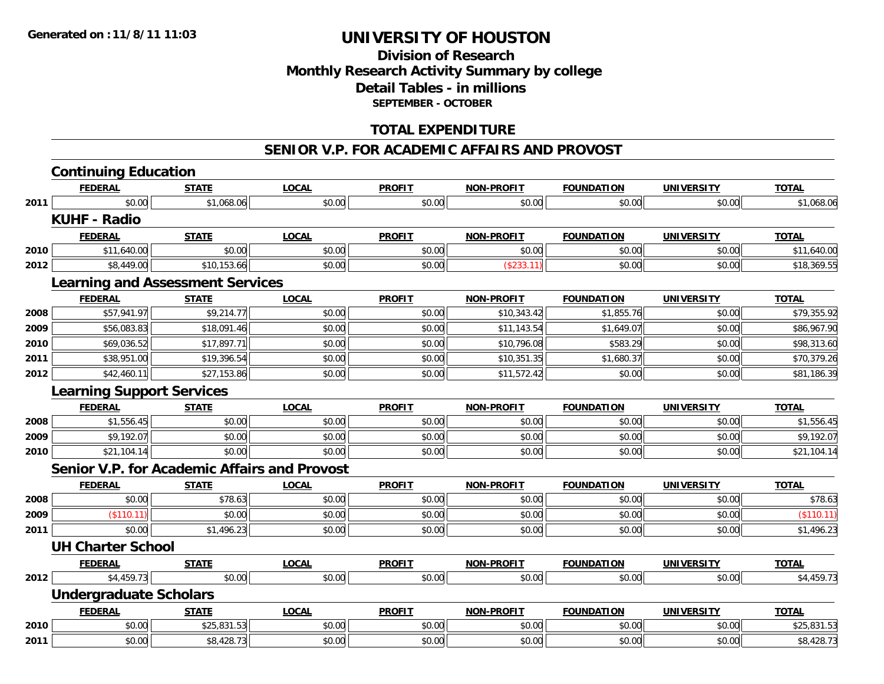**Generated on :11/8/11 11:03**

# UNIVERSITY OF HOUSTON

## Division of Research
## Monthly Research Activity Summary by college
## Detail Tables - in millions
### SEPTEMBER - OCTOBER

## TOTAL EXPENDITURE

## SENIOR V.P. FOR ACADEMIC AFFAIRS AND PROVOST

### Continuing Education

| | FEDERAL | STATE | LOCAL | PROFIT | NON-PROFIT | FOUNDATION | UNIVERSITY | TOTAL |
|---|---|---|---|---|---|---|---|---|
| 2011 | $0.00 | $1,068.06 | $0.00 | $0.00 | $0.00 | $0.00 | $0.00 | $1,068.06 |

### KUHF - Radio

| | FEDERAL | STATE | LOCAL | PROFIT | NON-PROFIT | FOUNDATION | UNIVERSITY | TOTAL |
|---|---|---|---|---|---|---|---|---|
| 2010 | $11,640.00 | $0.00 | $0.00 | $0.00 | $0.00 | $0.00 | $0.00 | $11,640.00 |
| 2012 | $8,449.00 | $10,153.66 | $0.00 | $0.00 | ($233.11) | $0.00 | $0.00 | $18,369.55 |

### Learning and Assessment Services

| | FEDERAL | STATE | LOCAL | PROFIT | NON-PROFIT | FOUNDATION | UNIVERSITY | TOTAL |
|---|---|---|---|---|---|---|---|---|
| 2008 | $57,941.97 | $9,214.77 | $0.00 | $0.00 | $10,343.42 | $1,855.76 | $0.00 | $79,355.92 |
| 2009 | $56,083.83 | $18,091.46 | $0.00 | $0.00 | $11,143.54 | $1,649.07 | $0.00 | $86,967.90 |
| 2010 | $69,036.52 | $17,897.71 | $0.00 | $0.00 | $10,796.08 | $583.29 | $0.00 | $98,313.60 |
| 2011 | $38,951.00 | $19,396.54 | $0.00 | $0.00 | $10,351.35 | $1,680.37 | $0.00 | $70,379.26 |
| 2012 | $42,460.11 | $27,153.86 | $0.00 | $0.00 | $11,572.42 | $0.00 | $0.00 | $81,186.39 |

### Learning Support Services

| | FEDERAL | STATE | LOCAL | PROFIT | NON-PROFIT | FOUNDATION | UNIVERSITY | TOTAL |
|---|---|---|---|---|---|---|---|---|
| 2008 | $1,556.45 | $0.00 | $0.00 | $0.00 | $0.00 | $0.00 | $0.00 | $1,556.45 |
| 2009 | $9,192.07 | $0.00 | $0.00 | $0.00 | $0.00 | $0.00 | $0.00 | $9,192.07 |
| 2010 | $21,104.14 | $0.00 | $0.00 | $0.00 | $0.00 | $0.00 | $0.00 | $21,104.14 |

### Senior V.P. for Academic Affairs and Provost

| | FEDERAL | STATE | LOCAL | PROFIT | NON-PROFIT | FOUNDATION | UNIVERSITY | TOTAL |
|---|---|---|---|---|---|---|---|---|
| 2008 | $0.00 | $78.63 | $0.00 | $0.00 | $0.00 | $0.00 | $0.00 | $78.63 |
| 2009 | ($110.11) | $0.00 | $0.00 | $0.00 | $0.00 | $0.00 | $0.00 | ($110.11) |
| 2011 | $0.00 | $1,496.23 | $0.00 | $0.00 | $0.00 | $0.00 | $0.00 | $1,496.23 |

### UH Charter School

| | FEDERAL | STATE | LOCAL | PROFIT | NON-PROFIT | FOUNDATION | UNIVERSITY | TOTAL |
|---|---|---|---|---|---|---|---|---|
| 2012 | $4,459.73 | $0.00 | $0.00 | $0.00 | $0.00 | $0.00 | $0.00 | $4,459.73 |

### Undergraduate Scholars

| | FEDERAL | STATE | LOCAL | PROFIT | NON-PROFIT | FOUNDATION | UNIVERSITY | TOTAL |
|---|---|---|---|---|---|---|---|---|
| 2010 | $0.00 | $25,831.53 | $0.00 | $0.00 | $0.00 | $0.00 | $0.00 | $25,831.53 |
| 2011 | $0.00 | $8,428.73 | $0.00 | $0.00 | $0.00 | $0.00 | $0.00 | $8,428.73 |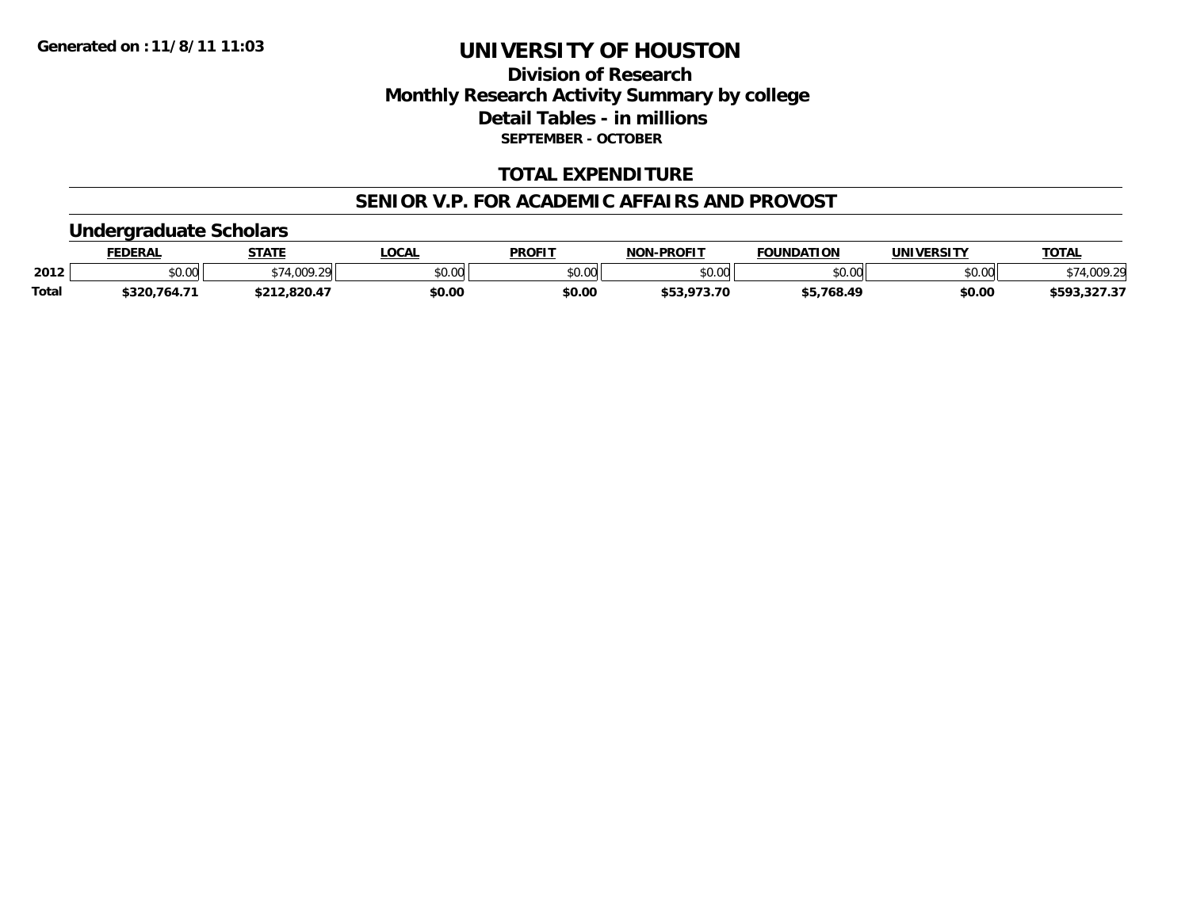**Generated on :11/8/11 11:03**

# UNIVERSITY OF HOUSTON

## Division of Research
## Monthly Research Activity Summary by college
## Detail Tables - in millions
**SEPTEMBER - OCTOBER**

### TOTAL EXPENDITURE

### SENIOR V.P. FOR ACADEMIC AFFAIRS AND PROVOST

#### Undergraduate Scholars

| | FEDERAL | STATE | LOCAL | PROFIT | NON-PROFIT | FOUNDATION | UNIVERSITY | TOTAL |
|---|---|---|---|---|---|---|---|---|
| 2012 | $0.00 | $74,009.29 | $0.00 | $0.00 | $0.00 | $0.00 | $0.00 | $74,009.29 |
| **Total** | **$320,764.71** | **$212,820.47** | **$0.00** | **$0.00** | **$53,973.70** | **$5,768.49** | **$0.00** | **$593,327.37** |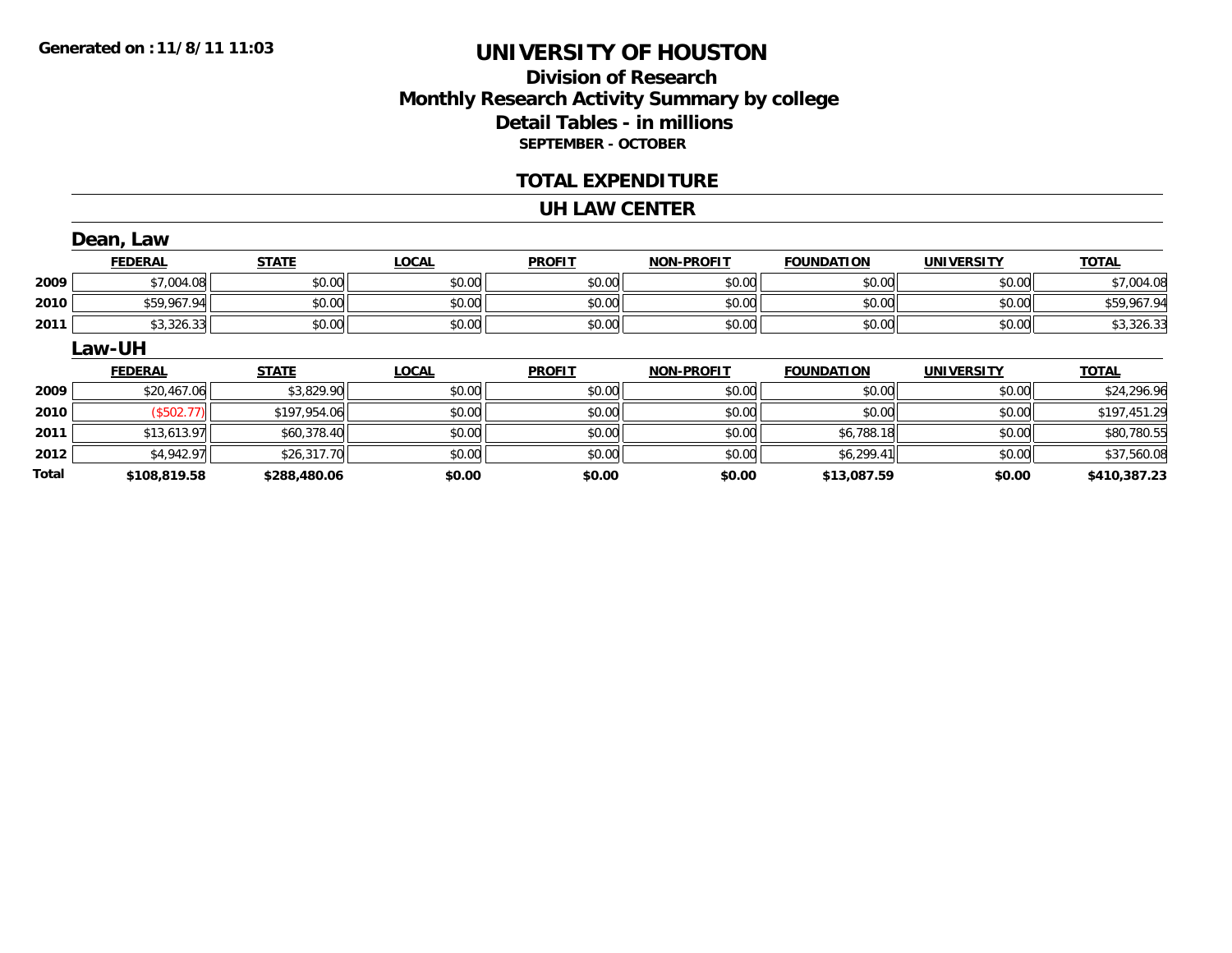**Generated on :11/8/11 11:03**

# UNIVERSITY OF HOUSTON

## Division of Research
## Monthly Research Activity Summary by college
## Detail Tables - in millions
### SEPTEMBER - OCTOBER

## TOTAL EXPENDITURE

## UH LAW CENTER

### Dean, Law

| | FEDERAL | STATE | LOCAL | PROFIT | NON-PROFIT | FOUNDATION | UNIVERSITY | TOTAL |
|---|---|---|---|---|---|---|---|---|
| 2009 | $7,004.08 | $0.00 | $0.00 | $0.00 | $0.00 | $0.00 | $0.00 | $7,004.08 |
| 2010 | $59,967.94 | $0.00 | $0.00 | $0.00 | $0.00 | $0.00 | $0.00 | $59,967.94 |
| 2011 | $3,326.33 | $0.00 | $0.00 | $0.00 | $0.00 | $0.00 | $0.00 | $3,326.33 |

### Law-UH

| | FEDERAL | STATE | LOCAL | PROFIT | NON-PROFIT | FOUNDATION | UNIVERSITY | TOTAL |
|---|---|---|---|---|---|---|---|---|
| 2009 | $20,467.06 | $3,829.90 | $0.00 | $0.00 | $0.00 | $0.00 | $0.00 | $24,296.96 |
| 2010 | ($502.77) | $197,954.06 | $0.00 | $0.00 | $0.00 | $0.00 | $0.00 | $197,451.29 |
| 2011 | $13,613.97 | $60,378.40 | $0.00 | $0.00 | $0.00 | $6,788.18 | $0.00 | $80,780.55 |
| 2012 | $4,942.97 | $26,317.70 | $0.00 | $0.00 | $0.00 | $6,299.41 | $0.00 | $37,560.08 |
| **Total** | **$108,819.58** | **$288,480.06** | **$0.00** | **$0.00** | **$0.00** | **$13,087.59** | **$0.00** | **$410,387.23** |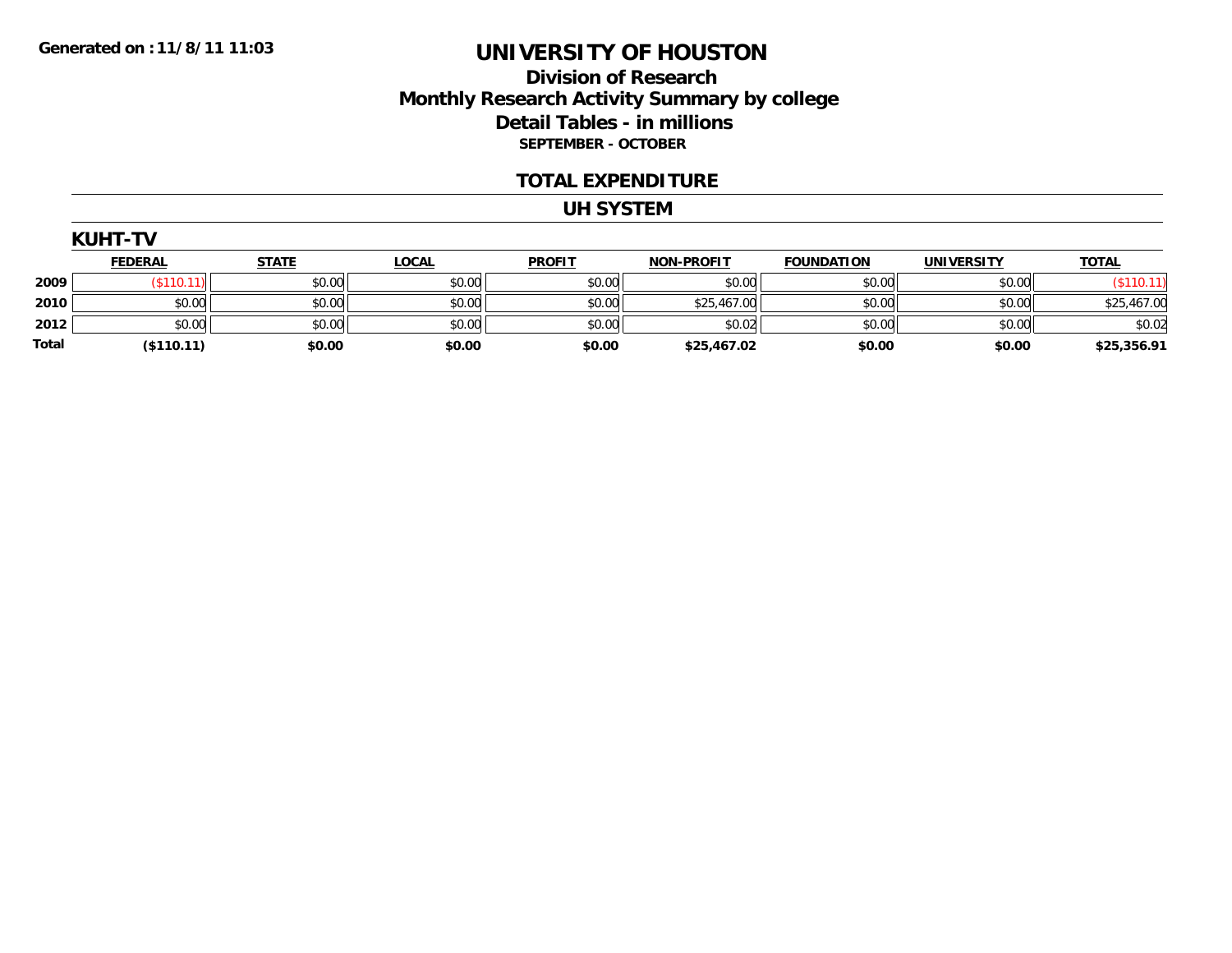**Generated on :11/8/11 11:03**

# UNIVERSITY OF HOUSTON

## Division of Research
## Monthly Research Activity Summary by college
## Detail Tables - in millions
### SEPTEMBER - OCTOBER

## TOTAL EXPENDITURE

## UH SYSTEM

### KUHT-TV

| | FEDERAL | STATE | LOCAL | PROFIT | NON-PROFIT | FOUNDATION | UNIVERSITY | TOTAL |
|---|---|---|---|---|---|---|---|---|
| 2009 | ($110.11) | $0.00 | $0.00 | $0.00 | $0.00 | $0.00 | $0.00 | ($110.11) |
| 2010 | $0.00 | $0.00 | $0.00 | $0.00 | $25,467.00 | $0.00 | $0.00 | $25,467.00 |
| 2012 | $0.00 | $0.00 | $0.00 | $0.00 | $0.02 | $0.00 | $0.00 | $0.02 |
| **Total** | **($110.11)** | **$0.00** | **$0.00** | **$0.00** | **$25,467.02** | **$0.00** | **$0.00** | **$25,356.91** |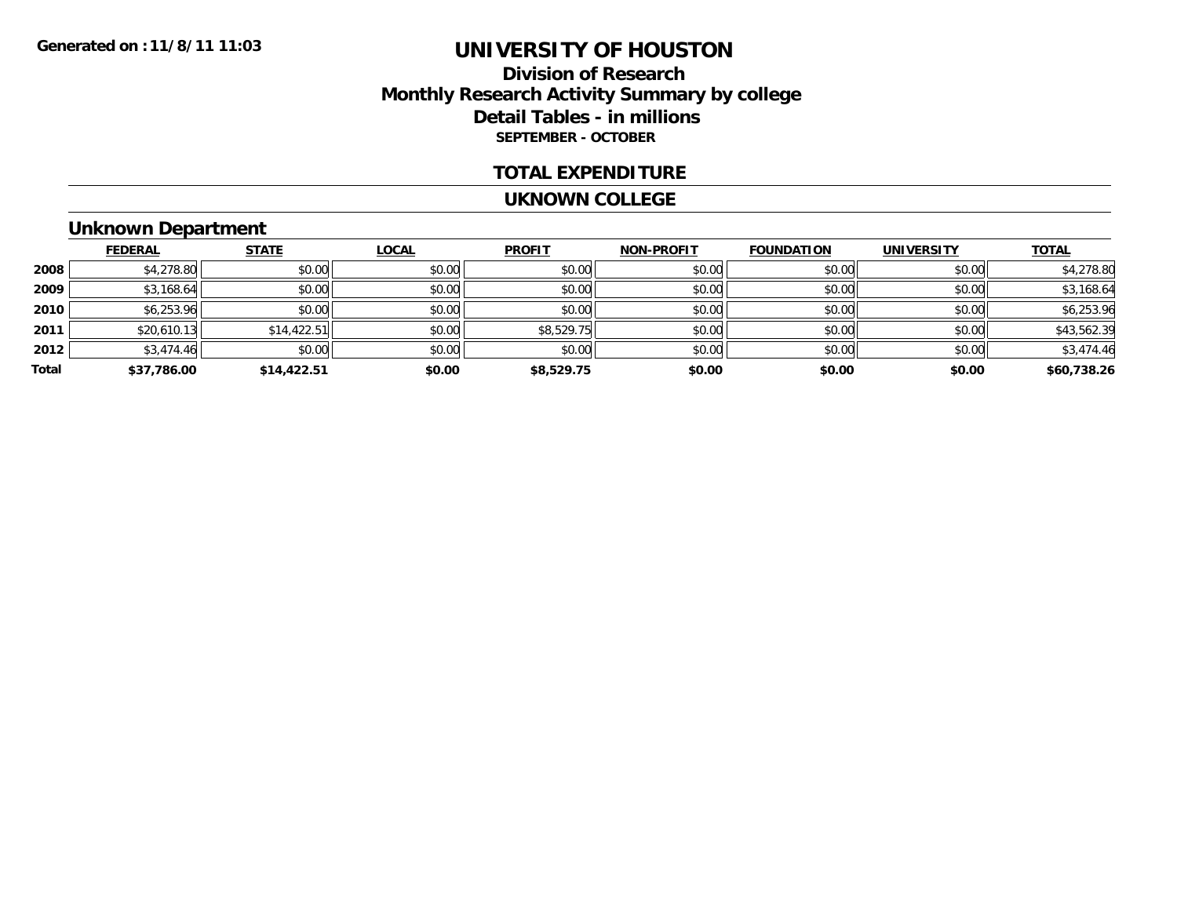**Generated on :11/8/11 11:03**

# UNIVERSITY OF HOUSTON

## Division of Research
## Monthly Research Activity Summary by college
## Detail Tables - in millions
### SEPTEMBER - OCTOBER

## TOTAL EXPENDITURE

## UKNOWN COLLEGE

### Unknown Department

| | FEDERAL | STATE | LOCAL | PROFIT | NON-PROFIT | FOUNDATION | UNIVERSITY | TOTAL |
|---|---|---|---|---|---|---|---|---|
| 2008 | $4,278.80 | $0.00 | $0.00 | $0.00 | $0.00 | $0.00 | $0.00 | $4,278.80 |
| 2009 | $3,168.64 | $0.00 | $0.00 | $0.00 | $0.00 | $0.00 | $0.00 | $3,168.64 |
| 2010 | $6,253.96 | $0.00 | $0.00 | $0.00 | $0.00 | $0.00 | $0.00 | $6,253.96 |
| 2011 | $20,610.13 | $14,422.51 | $0.00 | $8,529.75 | $0.00 | $0.00 | $0.00 | $43,562.39 |
| 2012 | $3,474.46 | $0.00 | $0.00 | $0.00 | $0.00 | $0.00 | $0.00 | $3,474.46 |
| **Total** | **$37,786.00** | **$14,422.51** | **$0.00** | **$8,529.75** | **$0.00** | **$0.00** | **$0.00** | **$60,738.26** |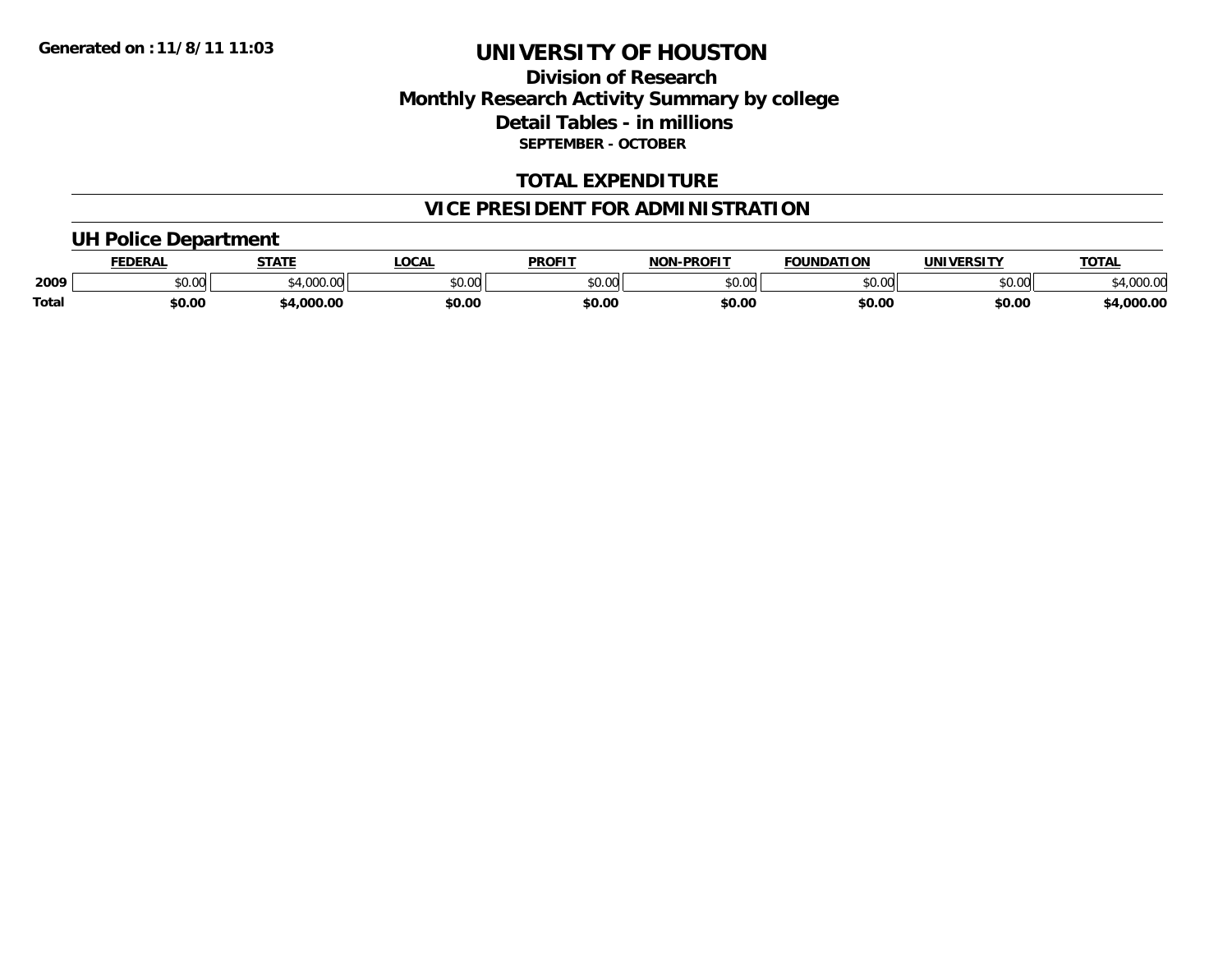Generated on :11/8/11 11:03

# UNIVERSITY OF HOUSTON

## Division of Research
## Monthly Research Activity Summary by college
## Detail Tables - in millions

**SEPTEMBER - OCTOBER**

## TOTAL EXPENDITURE

## VICE PRESIDENT FOR ADMINISTRATION

### UH Police Department

| | FEDERAL | STATE | LOCAL | PROFIT | NON-PROFIT | FOUNDATION | UNIVERSITY | TOTAL |
|---|---|---|---|---|---|---|---|---|
| 2009 | $0.00 | $4,000.00 | $0.00 | $0.00 | $0.00 | $0.00 | $0.00 | $4,000.00 |
| **Total** | **$0.00** | **$4,000.00** | **$0.00** | **$0.00** | **$0.00** | **$0.00** | **$0.00** | **$4,000.00** |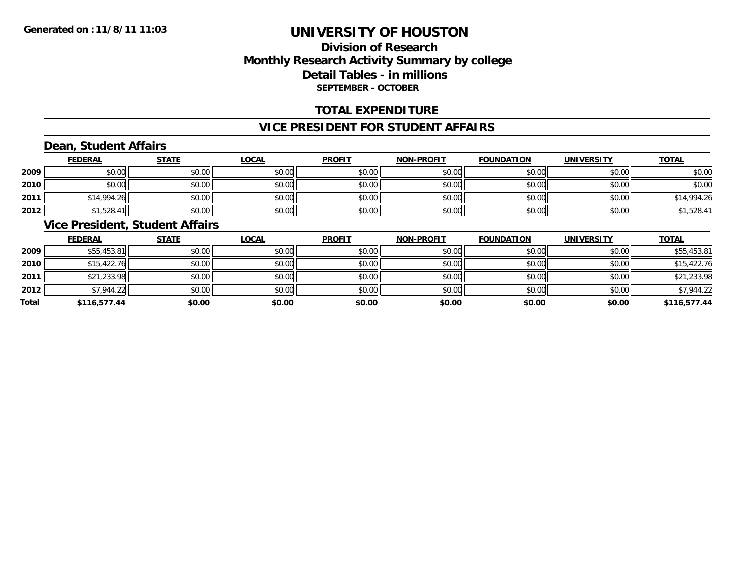Generated on :11/8/11 11:03

# UNIVERSITY OF HOUSTON

## Division of Research
## Monthly Research Activity Summary by college
## Detail Tables - in millions
### SEPTEMBER - OCTOBER

## TOTAL EXPENDITURE

## VICE PRESIDENT FOR STUDENT AFFAIRS

### Dean, Student Affairs

| | FEDERAL | STATE | LOCAL | PROFIT | NON-PROFIT | FOUNDATION | UNIVERSITY | TOTAL |
|---|---|---|---|---|---|---|---|---|
| 2009 | $0.00 | $0.00 | $0.00 | $0.00 | $0.00 | $0.00 | $0.00 | $0.00 |
| 2010 | $0.00 | $0.00 | $0.00 | $0.00 | $0.00 | $0.00 | $0.00 | $0.00 |
| 2011 | $14,994.26 | $0.00 | $0.00 | $0.00 | $0.00 | $0.00 | $0.00 | $14,994.26 |
| 2012 | $1,528.41 | $0.00 | $0.00 | $0.00 | $0.00 | $0.00 | $0.00 | $1,528.41 |

### Vice President, Student Affairs

| | FEDERAL | STATE | LOCAL | PROFIT | NON-PROFIT | FOUNDATION | UNIVERSITY | TOTAL |
|---|---|---|---|---|---|---|---|---|
| 2009 | $55,453.81 | $0.00 | $0.00 | $0.00 | $0.00 | $0.00 | $0.00 | $55,453.81 |
| 2010 | $15,422.76 | $0.00 | $0.00 | $0.00 | $0.00 | $0.00 | $0.00 | $15,422.76 |
| 2011 | $21,233.98 | $0.00 | $0.00 | $0.00 | $0.00 | $0.00 | $0.00 | $21,233.98 |
| 2012 | $7,944.22 | $0.00 | $0.00 | $0.00 | $0.00 | $0.00 | $0.00 | $7,944.22 |
| **Total** | **$116,577.44** | **$0.00** | **$0.00** | **$0.00** | **$0.00** | **$0.00** | **$0.00** | **$116,577.44** |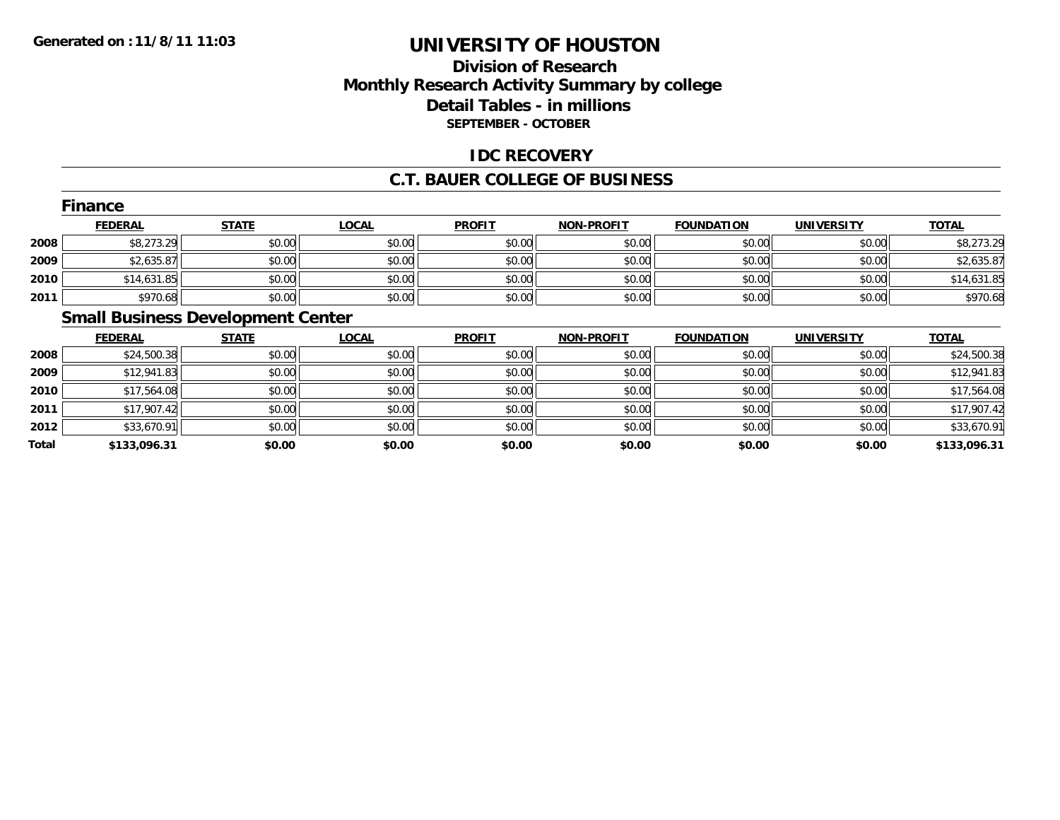**Generated on :11/8/11 11:03**

# UNIVERSITY OF HOUSTON

## Division of Research
## Monthly Research Activity Summary by college
## Detail Tables - in millions
### SEPTEMBER - OCTOBER

## IDC RECOVERY

## C.T. BAUER COLLEGE OF BUSINESS

### Finance

| | FEDERAL | STATE | LOCAL | PROFIT | NON-PROFIT | FOUNDATION | UNIVERSITY | TOTAL |
|---|---|---|---|---|---|---|---|---|
| 2008 | $8,273.29 | $0.00 | $0.00 | $0.00 | $0.00 | $0.00 | $0.00 | $8,273.29 |
| 2009 | $2,635.87 | $0.00 | $0.00 | $0.00 | $0.00 | $0.00 | $0.00 | $2,635.87 |
| 2010 | $14,631.85 | $0.00 | $0.00 | $0.00 | $0.00 | $0.00 | $0.00 | $14,631.85 |
| 2011 | $970.68 | $0.00 | $0.00 | $0.00 | $0.00 | $0.00 | $0.00 | $970.68 |

### Small Business Development Center

| | FEDERAL | STATE | LOCAL | PROFIT | NON-PROFIT | FOUNDATION | UNIVERSITY | TOTAL |
|---|---|---|---|---|---|---|---|---|
| 2008 | $24,500.38 | $0.00 | $0.00 | $0.00 | $0.00 | $0.00 | $0.00 | $24,500.38 |
| 2009 | $12,941.83 | $0.00 | $0.00 | $0.00 | $0.00 | $0.00 | $0.00 | $12,941.83 |
| 2010 | $17,564.08 | $0.00 | $0.00 | $0.00 | $0.00 | $0.00 | $0.00 | $17,564.08 |
| 2011 | $17,907.42 | $0.00 | $0.00 | $0.00 | $0.00 | $0.00 | $0.00 | $17,907.42 |
| 2012 | $33,670.91 | $0.00 | $0.00 | $0.00 | $0.00 | $0.00 | $0.00 | $33,670.91 |
| **Total** | **$133,096.31** | **$0.00** | **$0.00** | **$0.00** | **$0.00** | **$0.00** | **$0.00** | **$133,096.31** |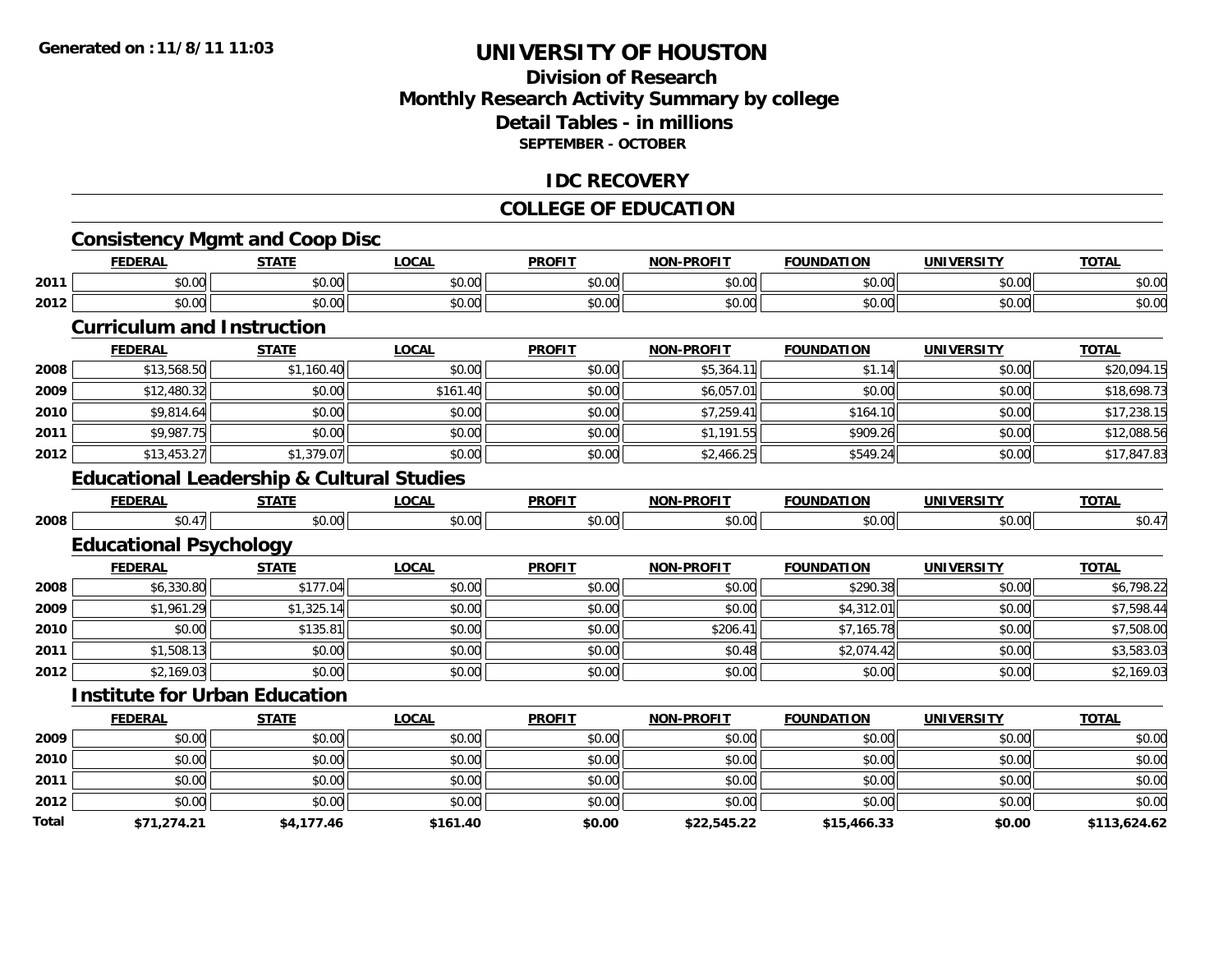**Generated on :11/8/11 11:03**

# UNIVERSITY OF HOUSTON

## Division of Research
## Monthly Research Activity Summary by college
## Detail Tables - in millions
### SEPTEMBER - OCTOBER

## IDC RECOVERY

## COLLEGE OF EDUCATION

### Consistency Mgmt and Coop Disc

| | FEDERAL | STATE | LOCAL | PROFIT | NON-PROFIT | FOUNDATION | UNIVERSITY | TOTAL |
|---|---|---|---|---|---|---|---|---|
| 2011 | $0.00 | $0.00 | $0.00 | $0.00 | $0.00 | $0.00 | $0.00 | $0.00 |
| 2012 | $0.00 | $0.00 | $0.00 | $0.00 | $0.00 | $0.00 | $0.00 | $0.00 |

### Curriculum and Instruction

| | FEDERAL | STATE | LOCAL | PROFIT | NON-PROFIT | FOUNDATION | UNIVERSITY | TOTAL |
|---|---|---|---|---|---|---|---|---|
| 2008 | $13,568.50 | $1,160.40 | $0.00 | $0.00 | $5,364.11 | $1.14 | $0.00 | $20,094.15 |
| 2009 | $12,480.32 | $0.00 | $161.40 | $0.00 | $6,057.01 | $0.00 | $0.00 | $18,698.73 |
| 2010 | $9,814.64 | $0.00 | $0.00 | $0.00 | $7,259.41 | $164.10 | $0.00 | $17,238.15 |
| 2011 | $9,987.75 | $0.00 | $0.00 | $0.00 | $1,191.55 | $909.26 | $0.00 | $12,088.56 |
| 2012 | $13,453.27 | $1,379.07 | $0.00 | $0.00 | $2,466.25 | $549.24 | $0.00 | $17,847.83 |

### Educational Leadership & Cultural Studies

| | FEDERAL | STATE | LOCAL | PROFIT | NON-PROFIT | FOUNDATION | UNIVERSITY | TOTAL |
|---|---|---|---|---|---|---|---|---|
| 2008 | $0.47 | $0.00 | $0.00 | $0.00 | $0.00 | $0.00 | $0.00 | $0.47 |

### Educational Psychology

| | FEDERAL | STATE | LOCAL | PROFIT | NON-PROFIT | FOUNDATION | UNIVERSITY | TOTAL |
|---|---|---|---|---|---|---|---|---|
| 2008 | $6,330.80 | $177.04 | $0.00 | $0.00 | $0.00 | $290.38 | $0.00 | $6,798.22 |
| 2009 | $1,961.29 | $1,325.14 | $0.00 | $0.00 | $0.00 | $4,312.01 | $0.00 | $7,598.44 |
| 2010 | $0.00 | $135.81 | $0.00 | $0.00 | $206.41 | $7,165.78 | $0.00 | $7,508.00 |
| 2011 | $1,508.13 | $0.00 | $0.00 | $0.00 | $0.48 | $2,074.42 | $0.00 | $3,583.03 |
| 2012 | $2,169.03 | $0.00 | $0.00 | $0.00 | $0.00 | $0.00 | $0.00 | $2,169.03 |

### Institute for Urban Education

| | FEDERAL | STATE | LOCAL | PROFIT | NON-PROFIT | FOUNDATION | UNIVERSITY | TOTAL |
|---|---|---|---|---|---|---|---|---|
| 2009 | $0.00 | $0.00 | $0.00 | $0.00 | $0.00 | $0.00 | $0.00 | $0.00 |
| 2010 | $0.00 | $0.00 | $0.00 | $0.00 | $0.00 | $0.00 | $0.00 | $0.00 |
| 2011 | $0.00 | $0.00 | $0.00 | $0.00 | $0.00 | $0.00 | $0.00 | $0.00 |
| 2012 | $0.00 | $0.00 | $0.00 | $0.00 | $0.00 | $0.00 | $0.00 | $0.00 |
| **Total** | **$71,274.21** | **$4,177.46** | **$161.40** | **$0.00** | **$22,545.22** | **$15,466.33** | **$0.00** | **$113,624.62** |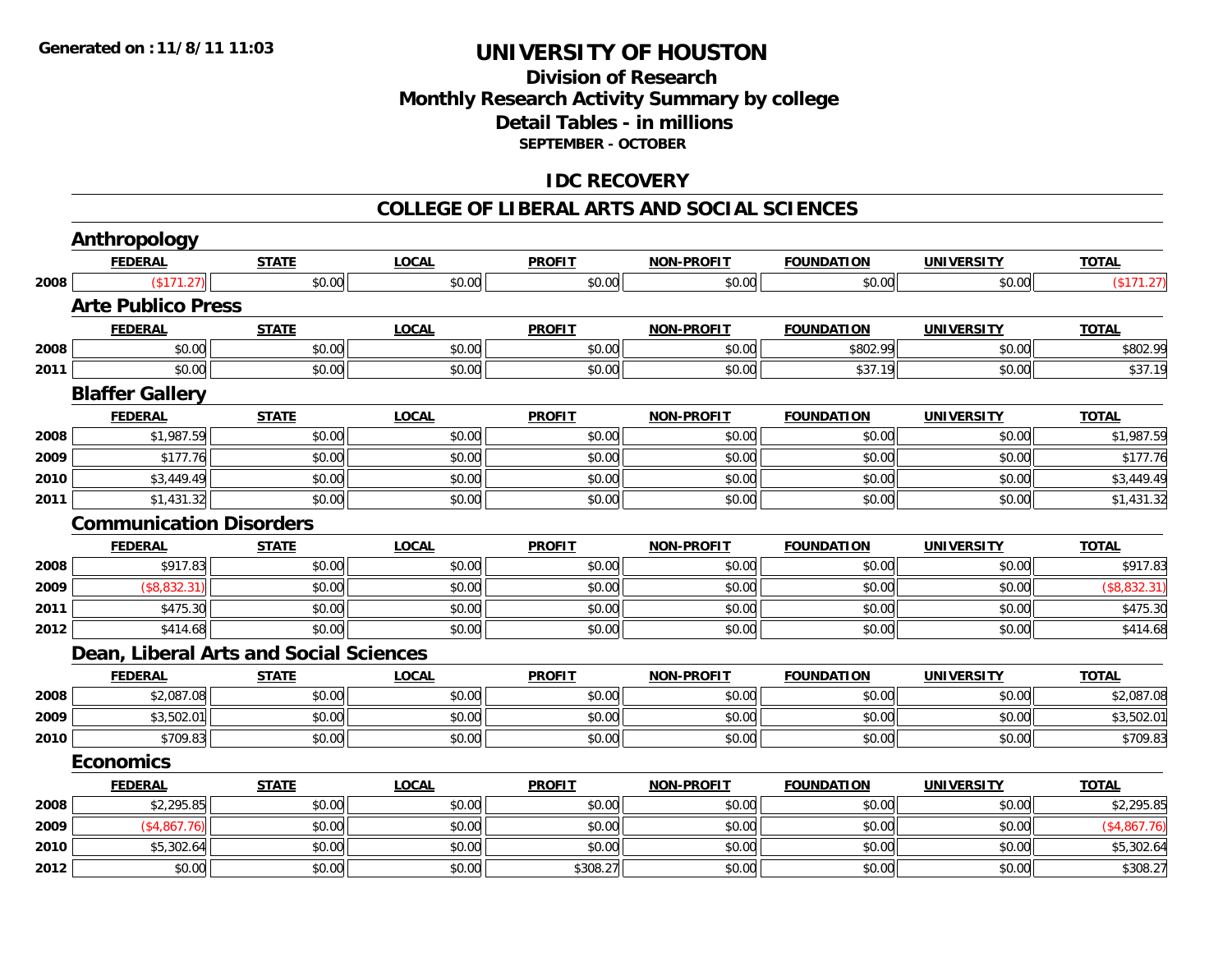**Generated on :11/8/11 11:03**

# UNIVERSITY OF HOUSTON

## Division of Research
## Monthly Research Activity Summary by college
## Detail Tables - in millions
### SEPTEMBER - OCTOBER

## IDC RECOVERY

## COLLEGE OF LIBERAL ARTS AND SOCIAL SCIENCES

### Anthropology

| | FEDERAL | STATE | LOCAL | PROFIT | NON-PROFIT | FOUNDATION | UNIVERSITY | TOTAL |
|---|---|---|---|---|---|---|---|---|
| 2008 | ($171.27) | $0.00 | $0.00 | $0.00 | $0.00 | $0.00 | $0.00 | ($171.27) |

### Arte Publico Press

| | FEDERAL | STATE | LOCAL | PROFIT | NON-PROFIT | FOUNDATION | UNIVERSITY | TOTAL |
|---|---|---|---|---|---|---|---|---|
| 2008 | $0.00 | $0.00 | $0.00 | $0.00 | $0.00 | $802.99 | $0.00 | $802.99 |
| 2011 | $0.00 | $0.00 | $0.00 | $0.00 | $0.00 | $37.19 | $0.00 | $37.19 |

### Blaffer Gallery

| | FEDERAL | STATE | LOCAL | PROFIT | NON-PROFIT | FOUNDATION | UNIVERSITY | TOTAL |
|---|---|---|---|---|---|---|---|---|
| 2008 | $1,987.59 | $0.00 | $0.00 | $0.00 | $0.00 | $0.00 | $0.00 | $1,987.59 |
| 2009 | $177.76 | $0.00 | $0.00 | $0.00 | $0.00 | $0.00 | $0.00 | $177.76 |
| 2010 | $3,449.49 | $0.00 | $0.00 | $0.00 | $0.00 | $0.00 | $0.00 | $3,449.49 |
| 2011 | $1,431.32 | $0.00 | $0.00 | $0.00 | $0.00 | $0.00 | $0.00 | $1,431.32 |

### Communication Disorders

| | FEDERAL | STATE | LOCAL | PROFIT | NON-PROFIT | FOUNDATION | UNIVERSITY | TOTAL |
|---|---|---|---|---|---|---|---|---|
| 2008 | $917.83 | $0.00 | $0.00 | $0.00 | $0.00 | $0.00 | $0.00 | $917.83 |
| 2009 | ($8,832.31) | $0.00 | $0.00 | $0.00 | $0.00 | $0.00 | $0.00 | ($8,832.31) |
| 2011 | $475.30 | $0.00 | $0.00 | $0.00 | $0.00 | $0.00 | $0.00 | $475.30 |
| 2012 | $414.68 | $0.00 | $0.00 | $0.00 | $0.00 | $0.00 | $0.00 | $414.68 |

### Dean, Liberal Arts and Social Sciences

| | FEDERAL | STATE | LOCAL | PROFIT | NON-PROFIT | FOUNDATION | UNIVERSITY | TOTAL |
|---|---|---|---|---|---|---|---|---|
| 2008 | $2,087.08 | $0.00 | $0.00 | $0.00 | $0.00 | $0.00 | $0.00 | $2,087.08 |
| 2009 | $3,502.01 | $0.00 | $0.00 | $0.00 | $0.00 | $0.00 | $0.00 | $3,502.01 |
| 2010 | $709.83 | $0.00 | $0.00 | $0.00 | $0.00 | $0.00 | $0.00 | $709.83 |

### Economics

| | FEDERAL | STATE | LOCAL | PROFIT | NON-PROFIT | FOUNDATION | UNIVERSITY | TOTAL |
|---|---|---|---|---|---|---|---|---|
| 2008 | $2,295.85 | $0.00 | $0.00 | $0.00 | $0.00 | $0.00 | $0.00 | $2,295.85 |
| 2009 | ($4,867.76) | $0.00 | $0.00 | $0.00 | $0.00 | $0.00 | $0.00 | ($4,867.76) |
| 2010 | $5,302.64 | $0.00 | $0.00 | $0.00 | $0.00 | $0.00 | $0.00 | $5,302.64 |
| 2012 | $0.00 | $0.00 | $0.00 | $308.27 | $0.00 | $0.00 | $0.00 | $308.27 |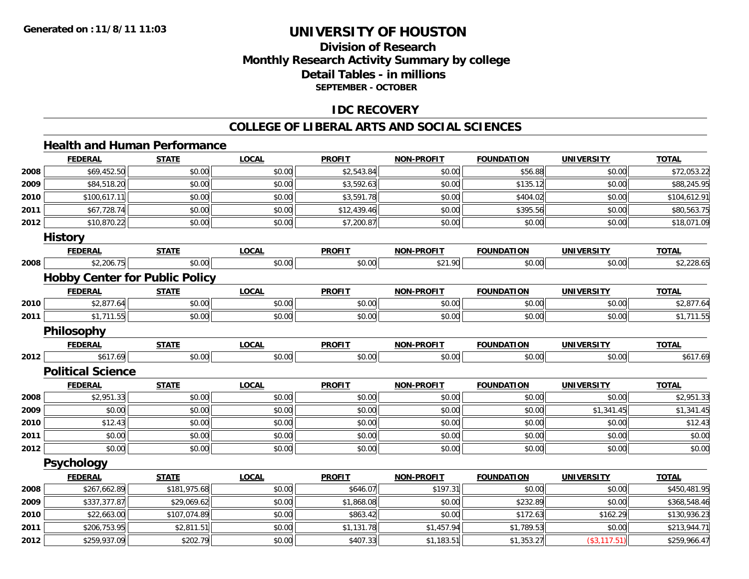**Generated on :11/8/11 11:03**

# UNIVERSITY OF HOUSTON

## Division of Research
## Monthly Research Activity Summary by college
## Detail Tables - in millions
### SEPTEMBER - OCTOBER

## IDC RECOVERY

## COLLEGE OF LIBERAL ARTS AND SOCIAL SCIENCES

### Health and Human Performance

| | FEDERAL | STATE | LOCAL | PROFIT | NON-PROFIT | FOUNDATION | UNIVERSITY | TOTAL |
|---|---|---|---|---|---|---|---|---|
| 2008 | $69,452.50 | $0.00 | $0.00 | $2,543.84 | $0.00 | $56.88 | $0.00 | $72,053.22 |
| 2009 | $84,518.20 | $0.00 | $0.00 | $3,592.63 | $0.00 | $135.12 | $0.00 | $88,245.95 |
| 2010 | $100,617.11 | $0.00 | $0.00 | $3,591.78 | $0.00 | $404.02 | $0.00 | $104,612.91 |
| 2011 | $67,728.74 | $0.00 | $0.00 | $12,439.46 | $0.00 | $395.56 | $0.00 | $80,563.75 |
| 2012 | $10,870.22 | $0.00 | $0.00 | $7,200.87 | $0.00 | $0.00 | $0.00 | $18,071.09 |

### History

| | FEDERAL | STATE | LOCAL | PROFIT | NON-PROFIT | FOUNDATION | UNIVERSITY | TOTAL |
|---|---|---|---|---|---|---|---|---|
| 2008 | $2,206.75 | $0.00 | $0.00 | $0.00 | $21.90 | $0.00 | $0.00 | $2,228.65 |

### Hobby Center for Public Policy

| | FEDERAL | STATE | LOCAL | PROFIT | NON-PROFIT | FOUNDATION | UNIVERSITY | TOTAL |
|---|---|---|---|---|---|---|---|---|
| 2010 | $2,877.64 | $0.00 | $0.00 | $0.00 | $0.00 | $0.00 | $0.00 | $2,877.64 |
| 2011 | $1,711.55 | $0.00 | $0.00 | $0.00 | $0.00 | $0.00 | $0.00 | $1,711.55 |

### Philosophy

| | FEDERAL | STATE | LOCAL | PROFIT | NON-PROFIT | FOUNDATION | UNIVERSITY | TOTAL |
|---|---|---|---|---|---|---|---|---|
| 2012 | $617.69 | $0.00 | $0.00 | $0.00 | $0.00 | $0.00 | $0.00 | $617.69 |

### Political Science

| | FEDERAL | STATE | LOCAL | PROFIT | NON-PROFIT | FOUNDATION | UNIVERSITY | TOTAL |
|---|---|---|---|---|---|---|---|---|
| 2008 | $2,951.33 | $0.00 | $0.00 | $0.00 | $0.00 | $0.00 | $0.00 | $2,951.33 |
| 2009 | $0.00 | $0.00 | $0.00 | $0.00 | $0.00 | $0.00 | $1,341.45 | $1,341.45 |
| 2010 | $12.43 | $0.00 | $0.00 | $0.00 | $0.00 | $0.00 | $0.00 | $12.43 |
| 2011 | $0.00 | $0.00 | $0.00 | $0.00 | $0.00 | $0.00 | $0.00 | $0.00 |
| 2012 | $0.00 | $0.00 | $0.00 | $0.00 | $0.00 | $0.00 | $0.00 | $0.00 |

### Psychology

| | FEDERAL | STATE | LOCAL | PROFIT | NON-PROFIT | FOUNDATION | UNIVERSITY | TOTAL |
|---|---|---|---|---|---|---|---|---|
| 2008 | $267,662.89 | $181,975.68 | $0.00 | $646.07 | $197.31 | $0.00 | $0.00 | $450,481.95 |
| 2009 | $337,377.87 | $29,069.62 | $0.00 | $1,868.08 | $0.00 | $232.89 | $0.00 | $368,548.46 |
| 2010 | $22,663.00 | $107,074.89 | $0.00 | $863.42 | $0.00 | $172.63 | $162.29 | $130,936.23 |
| 2011 | $206,753.95 | $2,811.51 | $0.00 | $1,131.78 | $1,457.94 | $1,789.53 | $0.00 | $213,944.71 |
| 2012 | $259,937.09 | $202.79 | $0.00 | $407.33 | $1,183.51 | $1,353.27 | ($3,117.51) | $259,966.47 |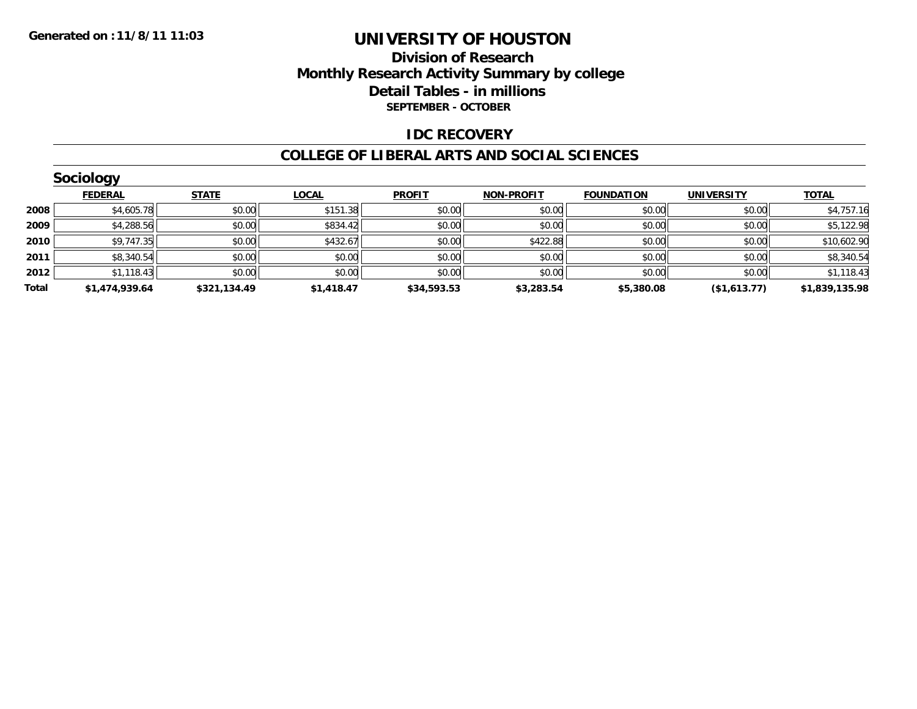**Generated on :11/8/11 11:03**

# UNIVERSITY OF HOUSTON

## Division of Research
## Monthly Research Activity Summary by college
## Detail Tables - in millions
### SEPTEMBER - OCTOBER

## IDC RECOVERY

## COLLEGE OF LIBERAL ARTS AND SOCIAL SCIENCES

### Sociology

| | FEDERAL | STATE | LOCAL | PROFIT | NON-PROFIT | FOUNDATION | UNIVERSITY | TOTAL |
|---|---|---|---|---|---|---|---|---|
| 2008 | $4,605.78 | $0.00 | $151.38 | $0.00 | $0.00 | $0.00 | $0.00 | $4,757.16 |
| 2009 | $4,288.56 | $0.00 | $834.42 | $0.00 | $0.00 | $0.00 | $0.00 | $5,122.98 |
| 2010 | $9,747.35 | $0.00 | $432.67 | $0.00 | $422.88 | $0.00 | $0.00 | $10,602.90 |
| 2011 | $8,340.54 | $0.00 | $0.00 | $0.00 | $0.00 | $0.00 | $0.00 | $8,340.54 |
| 2012 | $1,118.43 | $0.00 | $0.00 | $0.00 | $0.00 | $0.00 | $0.00 | $1,118.43 |
| **Total** | **$1,474,939.64** | **$321,134.49** | **$1,418.47** | **$34,593.53** | **$3,283.54** | **$5,380.08** | **($1,613.77)** | **$1,839,135.98** |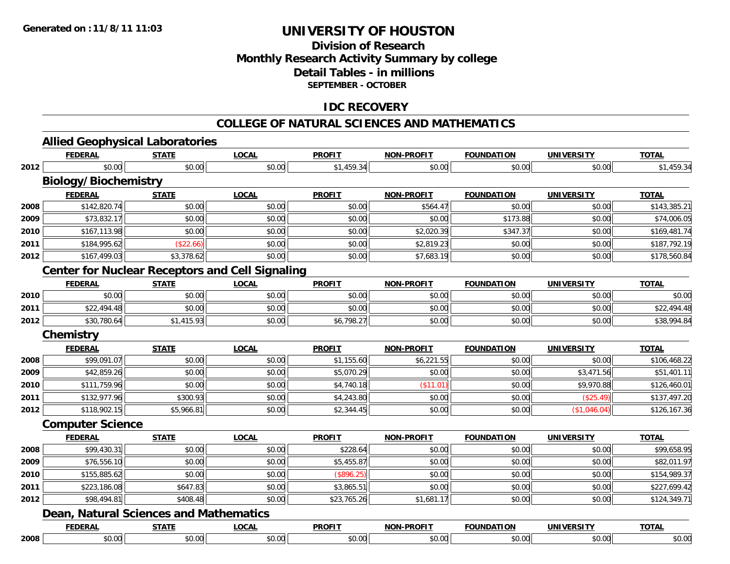Generated on :11/8/11 11:03

# UNIVERSITY OF HOUSTON

## Division of Research
## Monthly Research Activity Summary by college
## Detail Tables - in millions
### SEPTEMBER - OCTOBER

## IDC RECOVERY

## COLLEGE OF NATURAL SCIENCES AND MATHEMATICS

### Allied Geophysical Laboratories

| | FEDERAL | STATE | LOCAL | PROFIT | NON-PROFIT | FOUNDATION | UNIVERSITY | TOTAL |
|---|---|---|---|---|---|---|---|---|
| 2012 | $0.00 | $0.00 | $0.00 | $1,459.34 | $0.00 | $0.00 | $0.00 | $1,459.34 |

### Biology/Biochemistry

| | FEDERAL | STATE | LOCAL | PROFIT | NON-PROFIT | FOUNDATION | UNIVERSITY | TOTAL |
|---|---|---|---|---|---|---|---|---|
| 2008 | $142,820.74 | $0.00 | $0.00 | $0.00 | $564.47 | $0.00 | $0.00 | $143,385.21 |
| 2009 | $73,832.17 | $0.00 | $0.00 | $0.00 | $0.00 | $173.88 | $0.00 | $74,006.05 |
| 2010 | $167,113.98 | $0.00 | $0.00 | $0.00 | $2,020.39 | $347.37 | $0.00 | $169,481.74 |
| 2011 | $184,995.62 | ($22.66) | $0.00 | $0.00 | $2,819.23 | $0.00 | $0.00 | $187,792.19 |
| 2012 | $167,499.03 | $3,378.62 | $0.00 | $0.00 | $7,683.19 | $0.00 | $0.00 | $178,560.84 |

### Center for Nuclear Receptors and Cell Signaling

| | FEDERAL | STATE | LOCAL | PROFIT | NON-PROFIT | FOUNDATION | UNIVERSITY | TOTAL |
|---|---|---|---|---|---|---|---|---|
| 2010 | $0.00 | $0.00 | $0.00 | $0.00 | $0.00 | $0.00 | $0.00 | $0.00 |
| 2011 | $22,494.48 | $0.00 | $0.00 | $0.00 | $0.00 | $0.00 | $0.00 | $22,494.48 |
| 2012 | $30,780.64 | $1,415.93 | $0.00 | $6,798.27 | $0.00 | $0.00 | $0.00 | $38,994.84 |

### Chemistry

| | FEDERAL | STATE | LOCAL | PROFIT | NON-PROFIT | FOUNDATION | UNIVERSITY | TOTAL |
|---|---|---|---|---|---|---|---|---|
| 2008 | $99,091.07 | $0.00 | $0.00 | $1,155.60 | $6,221.55 | $0.00 | $0.00 | $106,468.22 |
| 2009 | $42,859.26 | $0.00 | $0.00 | $5,070.29 | $0.00 | $0.00 | $3,471.56 | $51,401.11 |
| 2010 | $111,759.96 | $0.00 | $0.00 | $4,740.18 | ($11.01) | $0.00 | $9,970.88 | $126,460.01 |
| 2011 | $132,977.96 | $300.93 | $0.00 | $4,243.80 | $0.00 | $0.00 | ($25.49) | $137,497.20 |
| 2012 | $118,902.15 | $5,966.81 | $0.00 | $2,344.45 | $0.00 | $0.00 | ($1,046.04) | $126,167.36 |

### Computer Science

| | FEDERAL | STATE | LOCAL | PROFIT | NON-PROFIT | FOUNDATION | UNIVERSITY | TOTAL |
|---|---|---|---|---|---|---|---|---|
| 2008 | $99,430.31 | $0.00 | $0.00 | $228.64 | $0.00 | $0.00 | $0.00 | $99,658.95 |
| 2009 | $76,556.10 | $0.00 | $0.00 | $5,455.87 | $0.00 | $0.00 | $0.00 | $82,011.97 |
| 2010 | $155,885.62 | $0.00 | $0.00 | ($896.25) | $0.00 | $0.00 | $0.00 | $154,989.37 |
| 2011 | $223,186.08 | $647.83 | $0.00 | $3,865.51 | $0.00 | $0.00 | $0.00 | $227,699.42 |
| 2012 | $98,494.81 | $408.48 | $0.00 | $23,765.26 | $1,681.17 | $0.00 | $0.00 | $124,349.71 |

### Dean, Natural Sciences and Mathematics

| | FEDERAL | STATE | LOCAL | PROFIT | NON-PROFIT | FOUNDATION | UNIVERSITY | TOTAL |
|---|---|---|---|---|---|---|---|---|
| 2008 | $0.00 | $0.00 | $0.00 | $0.00 | $0.00 | $0.00 | $0.00 | $0.00 |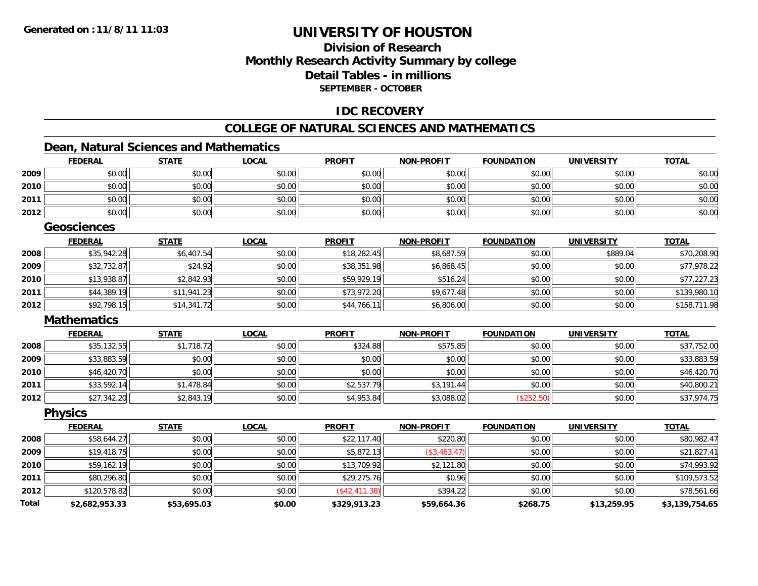**Generated on :11/8/11 11:03**

# UNIVERSITY OF HOUSTON

## Division of Research
## Monthly Research Activity Summary by college
## Detail Tables - in millions
### SEPTEMBER - OCTOBER

## IDC RECOVERY

## COLLEGE OF NATURAL SCIENCES AND MATHEMATICS

### Dean, Natural Sciences and Mathematics

| | FEDERAL | STATE | LOCAL | PROFIT | NON-PROFIT | FOUNDATION | UNIVERSITY | TOTAL |
|---|---|---|---|---|---|---|---|---|
| 2009 | $0.00 | $0.00 | $0.00 | $0.00 | $0.00 | $0.00 | $0.00 | $0.00 |
| 2010 | $0.00 | $0.00 | $0.00 | $0.00 | $0.00 | $0.00 | $0.00 | $0.00 |
| 2011 | $0.00 | $0.00 | $0.00 | $0.00 | $0.00 | $0.00 | $0.00 | $0.00 |
| 2012 | $0.00 | $0.00 | $0.00 | $0.00 | $0.00 | $0.00 | $0.00 | $0.00 |

### Geosciences

| | FEDERAL | STATE | LOCAL | PROFIT | NON-PROFIT | FOUNDATION | UNIVERSITY | TOTAL |
|---|---|---|---|---|---|---|---|---|
| 2008 | $35,942.28 | $6,407.54 | $0.00 | $18,282.45 | $8,687.59 | $0.00 | $889.04 | $70,208.90 |
| 2009 | $32,732.87 | $24.92 | $0.00 | $38,351.98 | $6,868.45 | $0.00 | $0.00 | $77,978.22 |
| 2010 | $13,938.87 | $2,842.93 | $0.00 | $59,929.19 | $516.24 | $0.00 | $0.00 | $77,227.23 |
| 2011 | $44,389.19 | $11,941.23 | $0.00 | $73,972.20 | $9,677.48 | $0.00 | $0.00 | $139,980.10 |
| 2012 | $92,798.15 | $14,341.72 | $0.00 | $44,766.11 | $6,806.00 | $0.00 | $0.00 | $158,711.98 |

### Mathematics

| | FEDERAL | STATE | LOCAL | PROFIT | NON-PROFIT | FOUNDATION | UNIVERSITY | TOTAL |
|---|---|---|---|---|---|---|---|---|
| 2008 | $35,132.55 | $1,718.72 | $0.00 | $324.88 | $575.85 | $0.00 | $0.00 | $37,752.00 |
| 2009 | $33,883.59 | $0.00 | $0.00 | $0.00 | $0.00 | $0.00 | $0.00 | $33,883.59 |
| 2010 | $46,420.70 | $0.00 | $0.00 | $0.00 | $0.00 | $0.00 | $0.00 | $46,420.70 |
| 2011 | $33,592.14 | $1,478.84 | $0.00 | $2,537.79 | $3,191.44 | $0.00 | $0.00 | $40,800.21 |
| 2012 | $27,342.20 | $2,843.19 | $0.00 | $4,953.84 | $3,088.02 | ($252.50) | $0.00 | $37,974.75 |

### Physics

| | FEDERAL | STATE | LOCAL | PROFIT | NON-PROFIT | FOUNDATION | UNIVERSITY | TOTAL |
|---|---|---|---|---|---|---|---|---|
| 2008 | $58,644.27 | $0.00 | $0.00 | $22,117.40 | $220.80 | $0.00 | $0.00 | $80,982.47 |
| 2009 | $19,418.75 | $0.00 | $0.00 | $5,872.13 | ($3,463.47) | $0.00 | $0.00 | $21,827.41 |
| 2010 | $59,162.19 | $0.00 | $0.00 | $13,709.92 | $2,121.80 | $0.00 | $0.00 | $74,993.92 |
| 2011 | $80,296.80 | $0.00 | $0.00 | $29,275.76 | $0.96 | $0.00 | $0.00 | $109,573.52 |
| 2012 | $120,578.82 | $0.00 | $0.00 | ($42,411.38) | $394.22 | $0.00 | $0.00 | $78,561.66 |
| **Total** | **$2,682,953.33** | **$53,695.03** | **$0.00** | **$329,913.23** | **$59,664.36** | **$268.75** | **$13,259.95** | **$3,139,754.65** |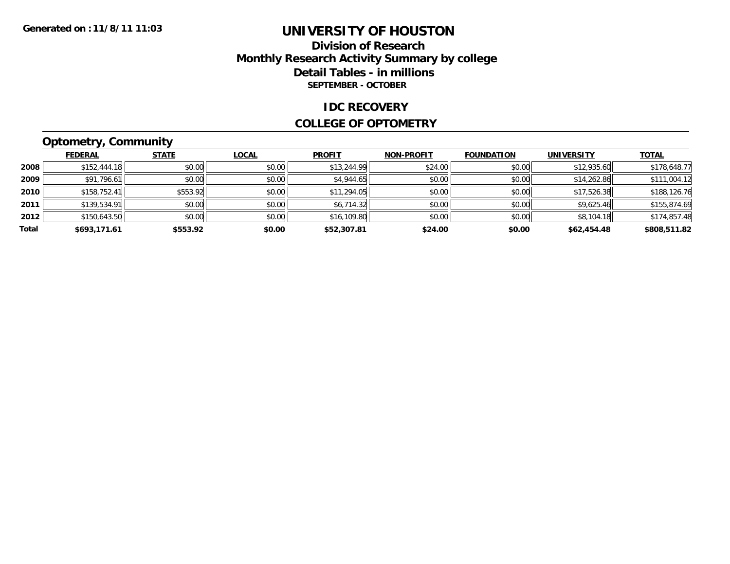# UNIVERSITY OF HOUSTON

## Division of Research
## Monthly Research Activity Summary by college
## Detail Tables - in millions
### SEPTEMBER - OCTOBER

Generated on : 11/8/11 11:03

## IDC RECOVERY

## COLLEGE OF OPTOMETRY

### Optometry, Community

| | FEDERAL | STATE | LOCAL | PROFIT | NON-PROFIT | FOUNDATION | UNIVERSITY | TOTAL |
|---|---|---|---|---|---|---|---|---|
| 2008 | $152,444.18 | $0.00 | $0.00 | $13,244.99 | $24.00 | $0.00 | $12,935.60 | $178,648.77 |
| 2009 | $91,796.61 | $0.00 | $0.00 | $4,944.65 | $0.00 | $0.00 | $14,262.86 | $111,004.12 |
| 2010 | $158,752.41 | $553.92 | $0.00 | $11,294.05 | $0.00 | $0.00 | $17,526.38 | $188,126.76 |
| 2011 | $139,534.91 | $0.00 | $0.00 | $6,714.32 | $0.00 | $0.00 | $9,625.46 | $155,874.69 |
| 2012 | $150,643.50 | $0.00 | $0.00 | $16,109.80 | $0.00 | $0.00 | $8,104.18 | $174,857.48 |
| **Total** | **$693,171.61** | **$553.92** | **$0.00** | **$52,307.81** | **$24.00** | **$0.00** | **$62,454.48** | **$808,511.82** |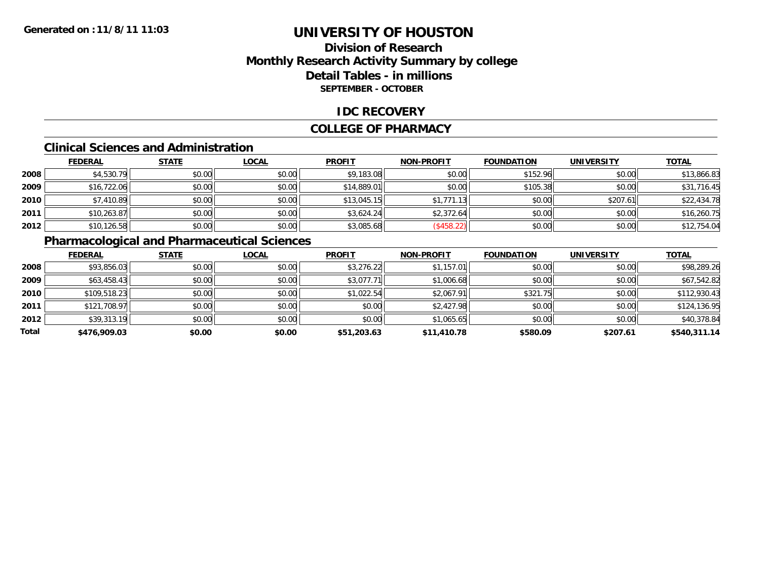**Generated on :11/8/11 11:03**

# UNIVERSITY OF HOUSTON

## Division of Research
## Monthly Research Activity Summary by college
## Detail Tables - in millions
### SEPTEMBER - OCTOBER

## IDC RECOVERY

## COLLEGE OF PHARMACY

### Clinical Sciences and Administration

| | FEDERAL | STATE | LOCAL | PROFIT | NON-PROFIT | FOUNDATION | UNIVERSITY | TOTAL |
|---|---|---|---|---|---|---|---|---|
| 2008 | $4,530.79 | $0.00 | $0.00 | $9,183.08 | $0.00 | $152.96 | $0.00 | $13,866.83 |
| 2009 | $16,722.06 | $0.00 | $0.00 | $14,889.01 | $0.00 | $105.38 | $0.00 | $31,716.45 |
| 2010 | $7,410.89 | $0.00 | $0.00 | $13,045.15 | $1,771.13 | $0.00 | $207.61 | $22,434.78 |
| 2011 | $10,263.87 | $0.00 | $0.00 | $3,624.24 | $2,372.64 | $0.00 | $0.00 | $16,260.75 |
| 2012 | $10,126.58 | $0.00 | $0.00 | $3,085.68 | ($458.22) | $0.00 | $0.00 | $12,754.04 |

### Pharmacological and Pharmaceutical Sciences

| | FEDERAL | STATE | LOCAL | PROFIT | NON-PROFIT | FOUNDATION | UNIVERSITY | TOTAL |
|---|---|---|---|---|---|---|---|---|
| 2008 | $93,856.03 | $0.00 | $0.00 | $3,276.22 | $1,157.01 | $0.00 | $0.00 | $98,289.26 |
| 2009 | $63,458.43 | $0.00 | $0.00 | $3,077.71 | $1,006.68 | $0.00 | $0.00 | $67,542.82 |
| 2010 | $109,518.23 | $0.00 | $0.00 | $1,022.54 | $2,067.91 | $321.75 | $0.00 | $112,930.43 |
| 2011 | $121,708.97 | $0.00 | $0.00 | $0.00 | $2,427.98 | $0.00 | $0.00 | $124,136.95 |
| 2012 | $39,313.19 | $0.00 | $0.00 | $0.00 | $1,065.65 | $0.00 | $0.00 | $40,378.84 |
| **Total** | **$476,909.03** | **$0.00** | **$0.00** | **$51,203.63** | **$11,410.78** | **$580.09** | **$207.61** | **$540,311.14** |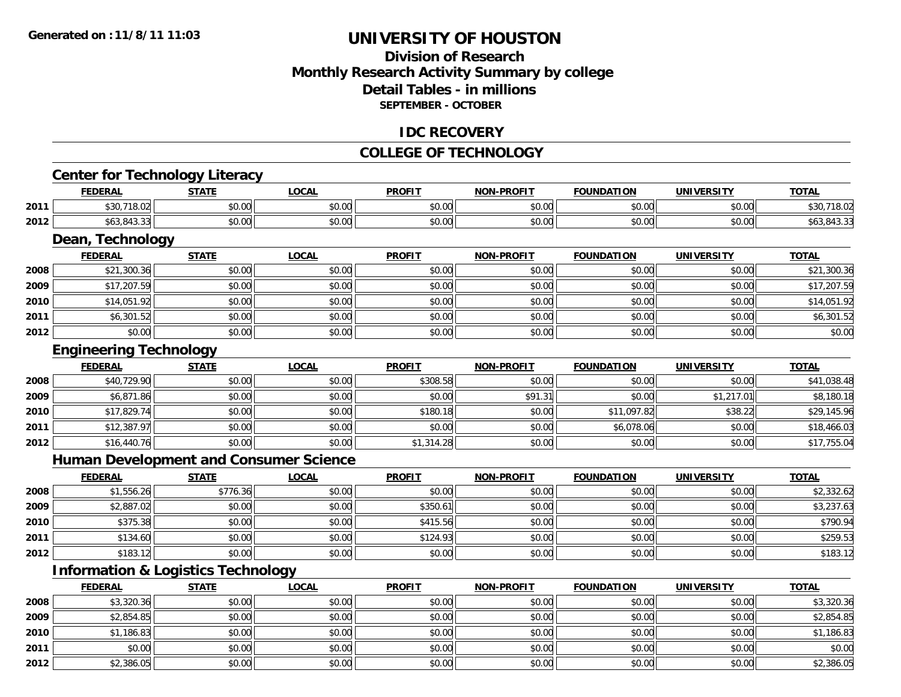**Generated on :11/8/11 11:03**

# UNIVERSITY OF HOUSTON

## Division of Research
## Monthly Research Activity Summary by college
## Detail Tables - in millions
### SEPTEMBER - OCTOBER

## IDC RECOVERY

## COLLEGE OF TECHNOLOGY

### Center for Technology Literacy

| | FEDERAL | STATE | LOCAL | PROFIT | NON-PROFIT | FOUNDATION | UNIVERSITY | TOTAL |
|---|---|---|---|---|---|---|---|---|
| 2011 | $30,718.02 | $0.00 | $0.00 | $0.00 | $0.00 | $0.00 | $0.00 | $30,718.02 |
| 2012 | $63,843.33 | $0.00 | $0.00 | $0.00 | $0.00 | $0.00 | $0.00 | $63,843.33 |

### Dean, Technology

| | FEDERAL | STATE | LOCAL | PROFIT | NON-PROFIT | FOUNDATION | UNIVERSITY | TOTAL |
|---|---|---|---|---|---|---|---|---|
| 2008 | $21,300.36 | $0.00 | $0.00 | $0.00 | $0.00 | $0.00 | $0.00 | $21,300.36 |
| 2009 | $17,207.59 | $0.00 | $0.00 | $0.00 | $0.00 | $0.00 | $0.00 | $17,207.59 |
| 2010 | $14,051.92 | $0.00 | $0.00 | $0.00 | $0.00 | $0.00 | $0.00 | $14,051.92 |
| 2011 | $6,301.52 | $0.00 | $0.00 | $0.00 | $0.00 | $0.00 | $0.00 | $6,301.52 |
| 2012 | $0.00 | $0.00 | $0.00 | $0.00 | $0.00 | $0.00 | $0.00 | $0.00 |

### Engineering Technology

| | FEDERAL | STATE | LOCAL | PROFIT | NON-PROFIT | FOUNDATION | UNIVERSITY | TOTAL |
|---|---|---|---|---|---|---|---|---|
| 2008 | $40,729.90 | $0.00 | $0.00 | $308.58 | $0.00 | $0.00 | $0.00 | $41,038.48 |
| 2009 | $6,871.86 | $0.00 | $0.00 | $0.00 | $91.31 | $0.00 | $1,217.01 | $8,180.18 |
| 2010 | $17,829.74 | $0.00 | $0.00 | $180.18 | $0.00 | $11,097.82 | $38.22 | $29,145.96 |
| 2011 | $12,387.97 | $0.00 | $0.00 | $0.00 | $0.00 | $6,078.06 | $0.00 | $18,466.03 |
| 2012 | $16,440.76 | $0.00 | $0.00 | $1,314.28 | $0.00 | $0.00 | $0.00 | $17,755.04 |

### Human Development and Consumer Science

| | FEDERAL | STATE | LOCAL | PROFIT | NON-PROFIT | FOUNDATION | UNIVERSITY | TOTAL |
|---|---|---|---|---|---|---|---|---|
| 2008 | $1,556.26 | $776.36 | $0.00 | $0.00 | $0.00 | $0.00 | $0.00 | $2,332.62 |
| 2009 | $2,887.02 | $0.00 | $0.00 | $350.61 | $0.00 | $0.00 | $0.00 | $3,237.63 |
| 2010 | $375.38 | $0.00 | $0.00 | $415.56 | $0.00 | $0.00 | $0.00 | $790.94 |
| 2011 | $134.60 | $0.00 | $0.00 | $124.93 | $0.00 | $0.00 | $0.00 | $259.53 |
| 2012 | $183.12 | $0.00 | $0.00 | $0.00 | $0.00 | $0.00 | $0.00 | $183.12 |

### Information & Logistics Technology

| | FEDERAL | STATE | LOCAL | PROFIT | NON-PROFIT | FOUNDATION | UNIVERSITY | TOTAL |
|---|---|---|---|---|---|---|---|---|
| 2008 | $3,320.36 | $0.00 | $0.00 | $0.00 | $0.00 | $0.00 | $0.00 | $3,320.36 |
| 2009 | $2,854.85 | $0.00 | $0.00 | $0.00 | $0.00 | $0.00 | $0.00 | $2,854.85 |
| 2010 | $1,186.83 | $0.00 | $0.00 | $0.00 | $0.00 | $0.00 | $0.00 | $1,186.83 |
| 2011 | $0.00 | $0.00 | $0.00 | $0.00 | $0.00 | $0.00 | $0.00 | $0.00 |
| 2012 | $2,386.05 | $0.00 | $0.00 | $0.00 | $0.00 | $0.00 | $0.00 | $2,386.05 |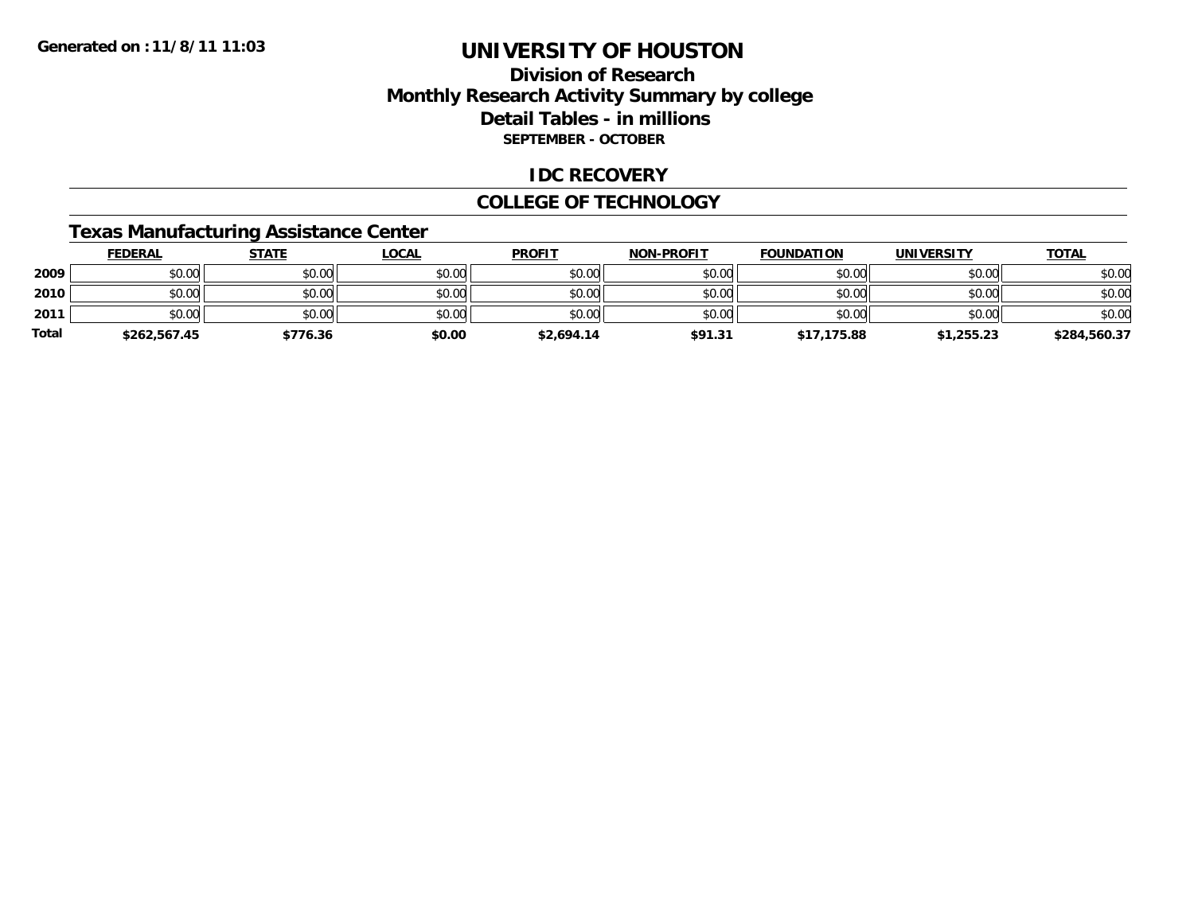Generated on :11/8/11 11:03

# UNIVERSITY OF HOUSTON

## Division of Research
## Monthly Research Activity Summary by college
## Detail Tables - in millions
### SEPTEMBER - OCTOBER

## IDC RECOVERY

## COLLEGE OF TECHNOLOGY

### Texas Manufacturing Assistance Center

| | FEDERAL | STATE | LOCAL | PROFIT | NON-PROFIT | FOUNDATION | UNIVERSITY | TOTAL |
|---|---|---|---|---|---|---|---|---|
| 2009 | $0.00 | $0.00 | $0.00 | $0.00 | $0.00 | $0.00 | $0.00 | $0.00 |
| 2010 | $0.00 | $0.00 | $0.00 | $0.00 | $0.00 | $0.00 | $0.00 | $0.00 |
| 2011 | $0.00 | $0.00 | $0.00 | $0.00 | $0.00 | $0.00 | $0.00 | $0.00 |
| **Total** | **$262,567.45** | **$776.36** | **$0.00** | **$2,694.14** | **$91.31** | **$17,175.88** | **$1,255.23** | **$284,560.37** |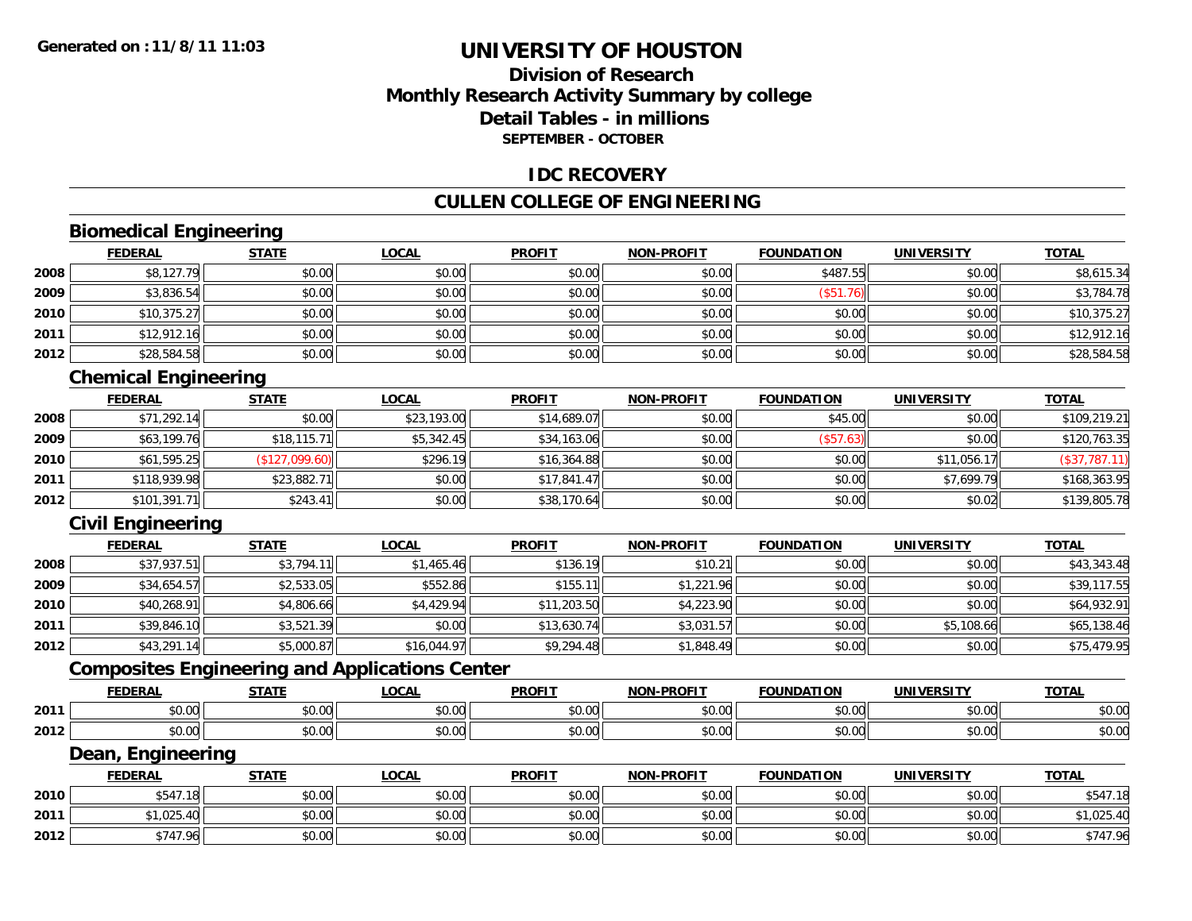Generated on :11/8/11 11:03

# UNIVERSITY OF HOUSTON

## Division of Research
## Monthly Research Activity Summary by college
## Detail Tables - in millions
### SEPTEMBER - OCTOBER

## IDC RECOVERY

## CULLEN COLLEGE OF ENGINEERING

### Biomedical Engineering

| | FEDERAL | STATE | LOCAL | PROFIT | NON-PROFIT | FOUNDATION | UNIVERSITY | TOTAL |
|---|---|---|---|---|---|---|---|---|
| 2008 | $8,127.79 | $0.00 | $0.00 | $0.00 | $0.00 | $487.55 | $0.00 | $8,615.34 |
| 2009 | $3,836.54 | $0.00 | $0.00 | $0.00 | $0.00 | ($51.76) | $0.00 | $3,784.78 |
| 2010 | $10,375.27 | $0.00 | $0.00 | $0.00 | $0.00 | $0.00 | $0.00 | $10,375.27 |
| 2011 | $12,912.16 | $0.00 | $0.00 | $0.00 | $0.00 | $0.00 | $0.00 | $12,912.16 |
| 2012 | $28,584.58 | $0.00 | $0.00 | $0.00 | $0.00 | $0.00 | $0.00 | $28,584.58 |

### Chemical Engineering

| | FEDERAL | STATE | LOCAL | PROFIT | NON-PROFIT | FOUNDATION | UNIVERSITY | TOTAL |
|---|---|---|---|---|---|---|---|---|
| 2008 | $71,292.14 | $0.00 | $23,193.00 | $14,689.07 | $0.00 | $45.00 | $0.00 | $109,219.21 |
| 2009 | $63,199.76 | $18,115.71 | $5,342.45 | $34,163.06 | $0.00 | ($57.63) | $0.00 | $120,763.35 |
| 2010 | $61,595.25 | ($127,099.60) | $296.19 | $16,364.88 | $0.00 | $0.00 | $11,056.17 | ($37,787.11) |
| 2011 | $118,939.98 | $23,882.71 | $0.00 | $17,841.47 | $0.00 | $0.00 | $7,699.79 | $168,363.95 |
| 2012 | $101,391.71 | $243.41 | $0.00 | $38,170.64 | $0.00 | $0.00 | $0.02 | $139,805.78 |

### Civil Engineering

| | FEDERAL | STATE | LOCAL | PROFIT | NON-PROFIT | FOUNDATION | UNIVERSITY | TOTAL |
|---|---|---|---|---|---|---|---|---|
| 2008 | $37,937.51 | $3,794.11 | $1,465.46 | $136.19 | $10.21 | $0.00 | $0.00 | $43,343.48 |
| 2009 | $34,654.57 | $2,533.05 | $552.86 | $155.11 | $1,221.96 | $0.00 | $0.00 | $39,117.55 |
| 2010 | $40,268.91 | $4,806.66 | $4,429.94 | $11,203.50 | $4,223.90 | $0.00 | $0.00 | $64,932.91 |
| 2011 | $39,846.10 | $3,521.39 | $0.00 | $13,630.74 | $3,031.57 | $0.00 | $5,108.66 | $65,138.46 |
| 2012 | $43,291.14 | $5,000.87 | $16,044.97 | $9,294.48 | $1,848.49 | $0.00 | $0.00 | $75,479.95 |

### Composites Engineering and Applications Center

| | FEDERAL | STATE | LOCAL | PROFIT | NON-PROFIT | FOUNDATION | UNIVERSITY | TOTAL |
|---|---|---|---|---|---|---|---|---|
| 2011 | $0.00 | $0.00 | $0.00 | $0.00 | $0.00 | $0.00 | $0.00 | $0.00 |
| 2012 | $0.00 | $0.00 | $0.00 | $0.00 | $0.00 | $0.00 | $0.00 | $0.00 |

### Dean, Engineering

| | FEDERAL | STATE | LOCAL | PROFIT | NON-PROFIT | FOUNDATION | UNIVERSITY | TOTAL |
|---|---|---|---|---|---|---|---|---|
| 2010 | $547.18 | $0.00 | $0.00 | $0.00 | $0.00 | $0.00 | $0.00 | $547.18 |
| 2011 | $1,025.40 | $0.00 | $0.00 | $0.00 | $0.00 | $0.00 | $0.00 | $1,025.40 |
| 2012 | $747.96 | $0.00 | $0.00 | $0.00 | $0.00 | $0.00 | $0.00 | $747.96 |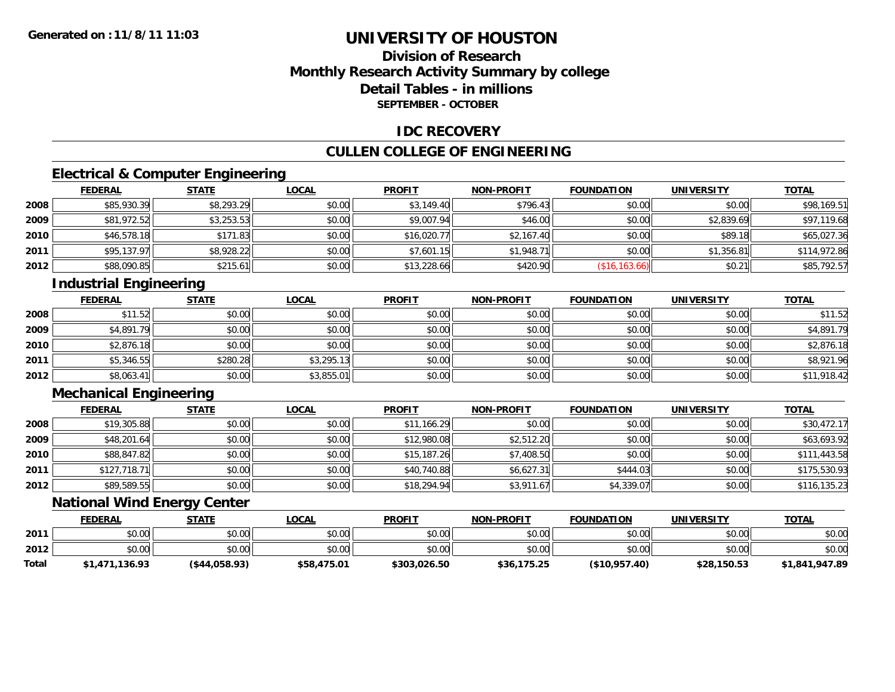**Generated on :11/8/11 11:03**

# UNIVERSITY OF HOUSTON

## Division of Research
## Monthly Research Activity Summary by college
## Detail Tables - in millions
### SEPTEMBER - OCTOBER

## IDC RECOVERY

## CULLEN COLLEGE OF ENGINEERING

### Electrical & Computer Engineering

| | FEDERAL | STATE | LOCAL | PROFIT | NON-PROFIT | FOUNDATION | UNIVERSITY | TOTAL |
|---|---|---|---|---|---|---|---|---|
| 2008 | $85,930.39 | $8,293.29 | $0.00 | $3,149.40 | $796.43 | $0.00 | $0.00 | $98,169.51 |
| 2009 | $81,972.52 | $3,253.53 | $0.00 | $9,007.94 | $46.00 | $0.00 | $2,839.69 | $97,119.68 |
| 2010 | $46,578.18 | $171.83 | $0.00 | $16,020.77 | $2,167.40 | $0.00 | $89.18 | $65,027.36 |
| 2011 | $95,137.97 | $8,928.22 | $0.00 | $7,601.15 | $1,948.71 | $0.00 | $1,356.81 | $114,972.86 |
| 2012 | $88,090.85 | $215.61 | $0.00 | $13,228.66 | $420.90 | ($16,163.66) | $0.21 | $85,792.57 |

### Industrial Engineering

| | FEDERAL | STATE | LOCAL | PROFIT | NON-PROFIT | FOUNDATION | UNIVERSITY | TOTAL |
|---|---|---|---|---|---|---|---|---|
| 2008 | $11.52 | $0.00 | $0.00 | $0.00 | $0.00 | $0.00 | $0.00 | $11.52 |
| 2009 | $4,891.79 | $0.00 | $0.00 | $0.00 | $0.00 | $0.00 | $0.00 | $4,891.79 |
| 2010 | $2,876.18 | $0.00 | $0.00 | $0.00 | $0.00 | $0.00 | $0.00 | $2,876.18 |
| 2011 | $5,346.55 | $280.28 | $3,295.13 | $0.00 | $0.00 | $0.00 | $0.00 | $8,921.96 |
| 2012 | $8,063.41 | $0.00 | $3,855.01 | $0.00 | $0.00 | $0.00 | $0.00 | $11,918.42 |

### Mechanical Engineering

| | FEDERAL | STATE | LOCAL | PROFIT | NON-PROFIT | FOUNDATION | UNIVERSITY | TOTAL |
|---|---|---|---|---|---|---|---|---|
| 2008 | $19,305.88 | $0.00 | $0.00 | $11,166.29 | $0.00 | $0.00 | $0.00 | $30,472.17 |
| 2009 | $48,201.64 | $0.00 | $0.00 | $12,980.08 | $2,512.20 | $0.00 | $0.00 | $63,693.92 |
| 2010 | $88,847.82 | $0.00 | $0.00 | $15,187.26 | $7,408.50 | $0.00 | $0.00 | $111,443.58 |
| 2011 | $127,718.71 | $0.00 | $0.00 | $40,740.88 | $6,627.31 | $444.03 | $0.00 | $175,530.93 |
| 2012 | $89,589.55 | $0.00 | $0.00 | $18,294.94 | $3,911.67 | $4,339.07 | $0.00 | $116,135.23 |

### National Wind Energy Center

| | FEDERAL | STATE | LOCAL | PROFIT | NON-PROFIT | FOUNDATION | UNIVERSITY | TOTAL |
|---|---|---|---|---|---|---|---|---|
| 2011 | $0.00 | $0.00 | $0.00 | $0.00 | $0.00 | $0.00 | $0.00 | $0.00 |
| 2012 | $0.00 | $0.00 | $0.00 | $0.00 | $0.00 | $0.00 | $0.00 | $0.00 |
| **Total** | **$1,471,136.93** | **($44,058.93)** | **$58,475.01** | **$303,026.50** | **$36,175.25** | **($10,957.40)** | **$28,150.53** | **$1,841,947.89** |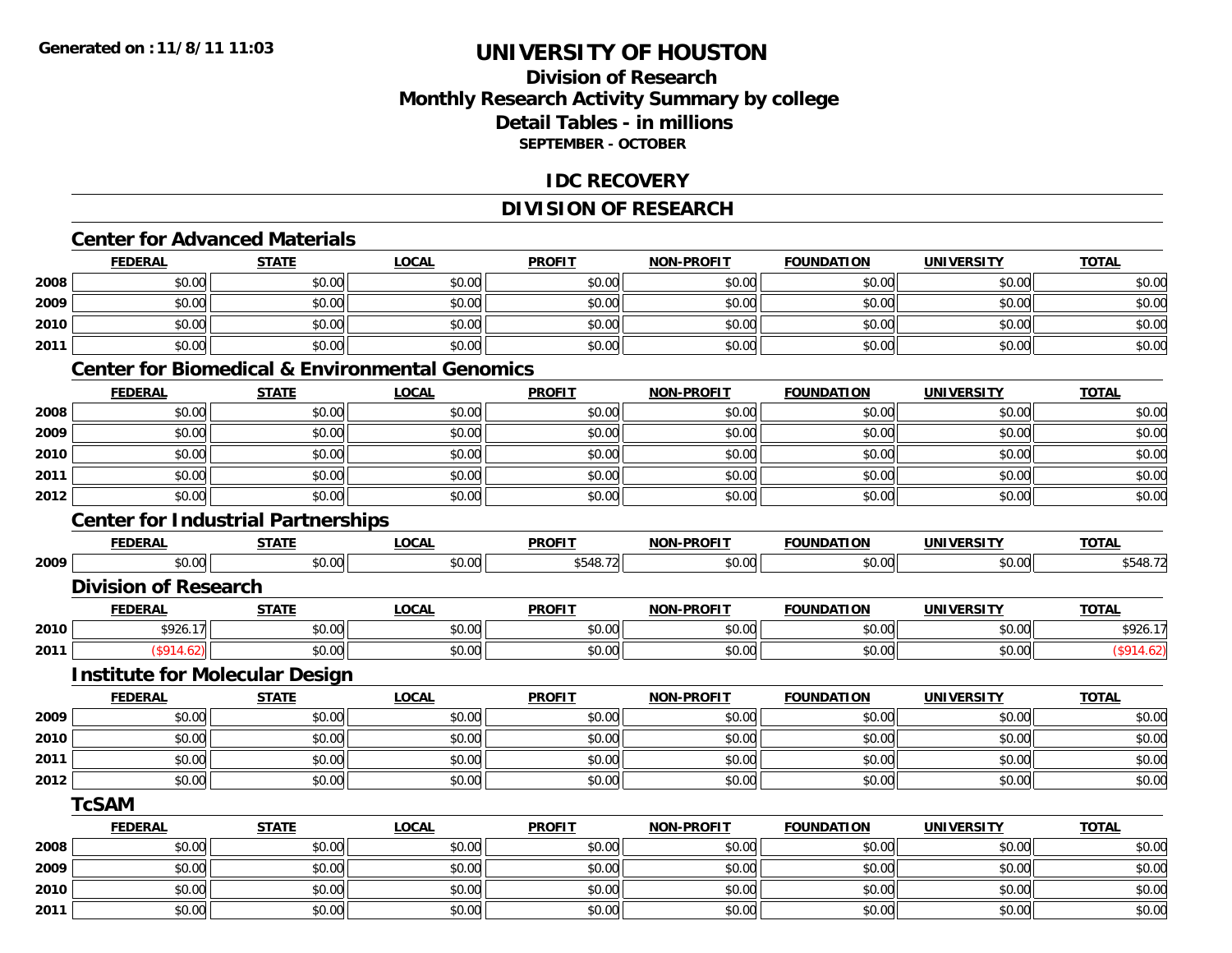Generated on : 11/8/11 11:03

# UNIVERSITY OF HOUSTON

## Division of Research
## Monthly Research Activity Summary by college
## Detail Tables - in millions
### SEPTEMBER - OCTOBER

## IDC RECOVERY

## DIVISION OF RESEARCH

### Center for Advanced Materials

| | FEDERAL | STATE | LOCAL | PROFIT | NON-PROFIT | FOUNDATION | UNIVERSITY | TOTAL |
|---|---|---|---|---|---|---|---|---|
| 2008 | $0.00 | $0.00 | $0.00 | $0.00 | $0.00 | $0.00 | $0.00 | $0.00 |
| 2009 | $0.00 | $0.00 | $0.00 | $0.00 | $0.00 | $0.00 | $0.00 | $0.00 |
| 2010 | $0.00 | $0.00 | $0.00 | $0.00 | $0.00 | $0.00 | $0.00 | $0.00 |
| 2011 | $0.00 | $0.00 | $0.00 | $0.00 | $0.00 | $0.00 | $0.00 | $0.00 |

### Center for Biomedical & Environmental Genomics

| | FEDERAL | STATE | LOCAL | PROFIT | NON-PROFIT | FOUNDATION | UNIVERSITY | TOTAL |
|---|---|---|---|---|---|---|---|---|
| 2008 | $0.00 | $0.00 | $0.00 | $0.00 | $0.00 | $0.00 | $0.00 | $0.00 |
| 2009 | $0.00 | $0.00 | $0.00 | $0.00 | $0.00 | $0.00 | $0.00 | $0.00 |
| 2010 | $0.00 | $0.00 | $0.00 | $0.00 | $0.00 | $0.00 | $0.00 | $0.00 |
| 2011 | $0.00 | $0.00 | $0.00 | $0.00 | $0.00 | $0.00 | $0.00 | $0.00 |
| 2012 | $0.00 | $0.00 | $0.00 | $0.00 | $0.00 | $0.00 | $0.00 | $0.00 |

### Center for Industrial Partnerships

| | FEDERAL | STATE | LOCAL | PROFIT | NON-PROFIT | FOUNDATION | UNIVERSITY | TOTAL |
|---|---|---|---|---|---|---|---|---|
| 2009 | $0.00 | $0.00 | $0.00 | $548.72 | $0.00 | $0.00 | $0.00 | $548.72 |

### Division of Research

| | FEDERAL | STATE | LOCAL | PROFIT | NON-PROFIT | FOUNDATION | UNIVERSITY | TOTAL |
|---|---|---|---|---|---|---|---|---|
| 2010 | $926.17 | $0.00 | $0.00 | $0.00 | $0.00 | $0.00 | $0.00 | $926.17 |
| 2011 | ($914.62) | $0.00 | $0.00 | $0.00 | $0.00 | $0.00 | $0.00 | ($914.62) |

### Institute for Molecular Design

| | FEDERAL | STATE | LOCAL | PROFIT | NON-PROFIT | FOUNDATION | UNIVERSITY | TOTAL |
|---|---|---|---|---|---|---|---|---|
| 2009 | $0.00 | $0.00 | $0.00 | $0.00 | $0.00 | $0.00 | $0.00 | $0.00 |
| 2010 | $0.00 | $0.00 | $0.00 | $0.00 | $0.00 | $0.00 | $0.00 | $0.00 |
| 2011 | $0.00 | $0.00 | $0.00 | $0.00 | $0.00 | $0.00 | $0.00 | $0.00 |
| 2012 | $0.00 | $0.00 | $0.00 | $0.00 | $0.00 | $0.00 | $0.00 | $0.00 |

### TcSAM

| | FEDERAL | STATE | LOCAL | PROFIT | NON-PROFIT | FOUNDATION | UNIVERSITY | TOTAL |
|---|---|---|---|---|---|---|---|---|
| 2008 | $0.00 | $0.00 | $0.00 | $0.00 | $0.00 | $0.00 | $0.00 | $0.00 |
| 2009 | $0.00 | $0.00 | $0.00 | $0.00 | $0.00 | $0.00 | $0.00 | $0.00 |
| 2010 | $0.00 | $0.00 | $0.00 | $0.00 | $0.00 | $0.00 | $0.00 | $0.00 |
| 2011 | $0.00 | $0.00 | $0.00 | $0.00 | $0.00 | $0.00 | $0.00 | $0.00 |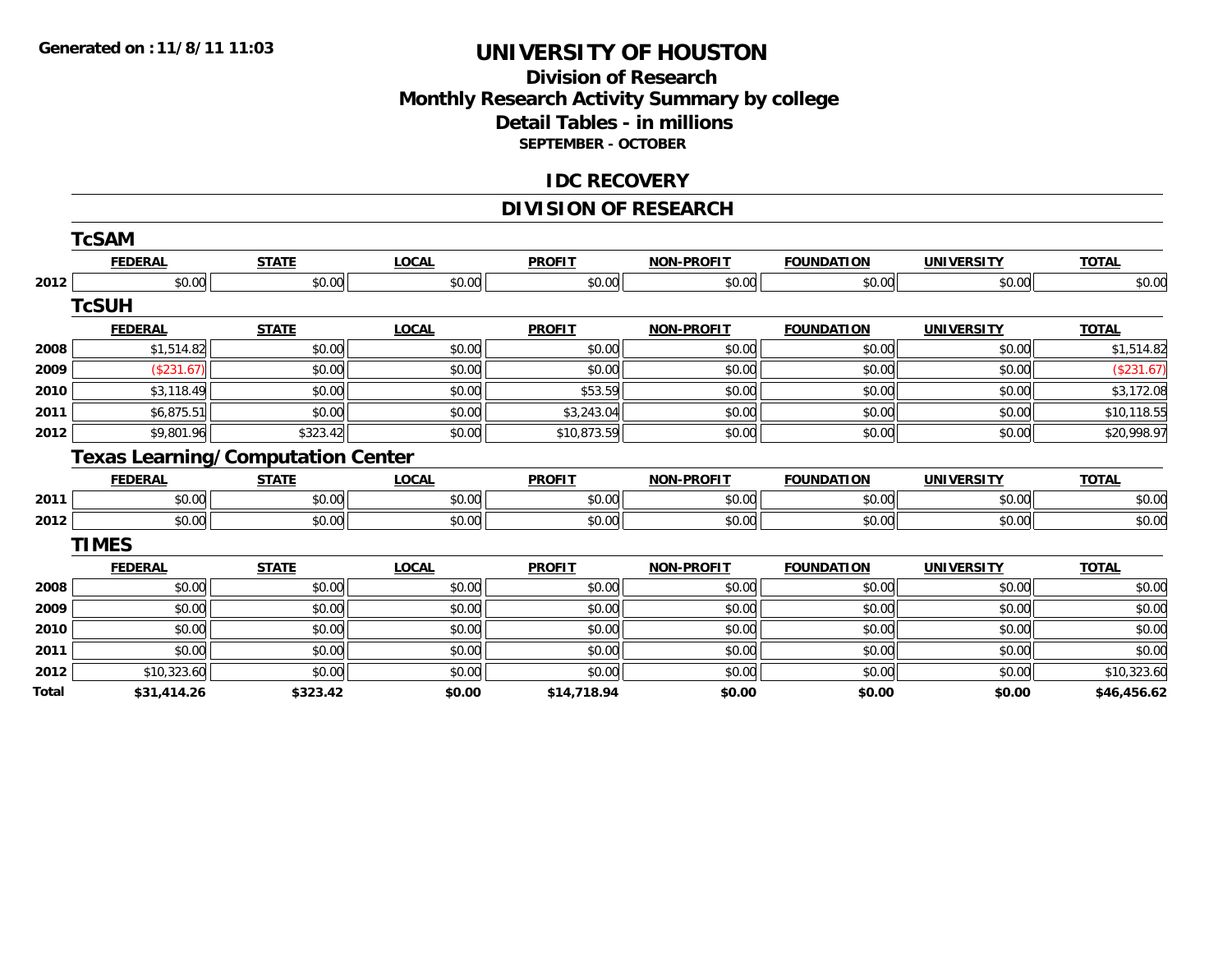**Generated on :11/8/11 11:03**

# UNIVERSITY OF HOUSTON

## Division of Research
## Monthly Research Activity Summary by college
## Detail Tables - in millions
### SEPTEMBER - OCTOBER

## IDC RECOVERY

## DIVISION OF RESEARCH

### TcSAM

| | FEDERAL | STATE | LOCAL | PROFIT | NON-PROFIT | FOUNDATION | UNIVERSITY | TOTAL |
|---|---|---|---|---|---|---|---|---|
| 2012 | $0.00 | $0.00 | $0.00 | $0.00 | $0.00 | $0.00 | $0.00 | $0.00 |

### TcSUH

| | FEDERAL | STATE | LOCAL | PROFIT | NON-PROFIT | FOUNDATION | UNIVERSITY | TOTAL |
|---|---|---|---|---|---|---|---|---|
| 2008 | $1,514.82 | $0.00 | $0.00 | $0.00 | $0.00 | $0.00 | $0.00 | $1,514.82 |
| 2009 | ($231.67) | $0.00 | $0.00 | $0.00 | $0.00 | $0.00 | $0.00 | ($231.67) |
| 2010 | $3,118.49 | $0.00 | $0.00 | $53.59 | $0.00 | $0.00 | $0.00 | $3,172.08 |
| 2011 | $6,875.51 | $0.00 | $0.00 | $3,243.04 | $0.00 | $0.00 | $0.00 | $10,118.55 |
| 2012 | $9,801.96 | $323.42 | $0.00 | $10,873.59 | $0.00 | $0.00 | $0.00 | $20,998.97 |

### Texas Learning/Computation Center

| | FEDERAL | STATE | LOCAL | PROFIT | NON-PROFIT | FOUNDATION | UNIVERSITY | TOTAL |
|---|---|---|---|---|---|---|---|---|
| 2011 | $0.00 | $0.00 | $0.00 | $0.00 | $0.00 | $0.00 | $0.00 | $0.00 |
| 2012 | $0.00 | $0.00 | $0.00 | $0.00 | $0.00 | $0.00 | $0.00 | $0.00 |

### TIMES

| | FEDERAL | STATE | LOCAL | PROFIT | NON-PROFIT | FOUNDATION | UNIVERSITY | TOTAL |
|---|---|---|---|---|---|---|---|---|
| 2008 | $0.00 | $0.00 | $0.00 | $0.00 | $0.00 | $0.00 | $0.00 | $0.00 |
| 2009 | $0.00 | $0.00 | $0.00 | $0.00 | $0.00 | $0.00 | $0.00 | $0.00 |
| 2010 | $0.00 | $0.00 | $0.00 | $0.00 | $0.00 | $0.00 | $0.00 | $0.00 |
| 2011 | $0.00 | $0.00 | $0.00 | $0.00 | $0.00 | $0.00 | $0.00 | $0.00 |
| 2012 | $10,323.60 | $0.00 | $0.00 | $0.00 | $0.00 | $0.00 | $0.00 | $10,323.60 |
| **Total** | **$31,414.26** | **$323.42** | **$0.00** | **$14,718.94** | **$0.00** | **$0.00** | **$0.00** | **$46,456.62** |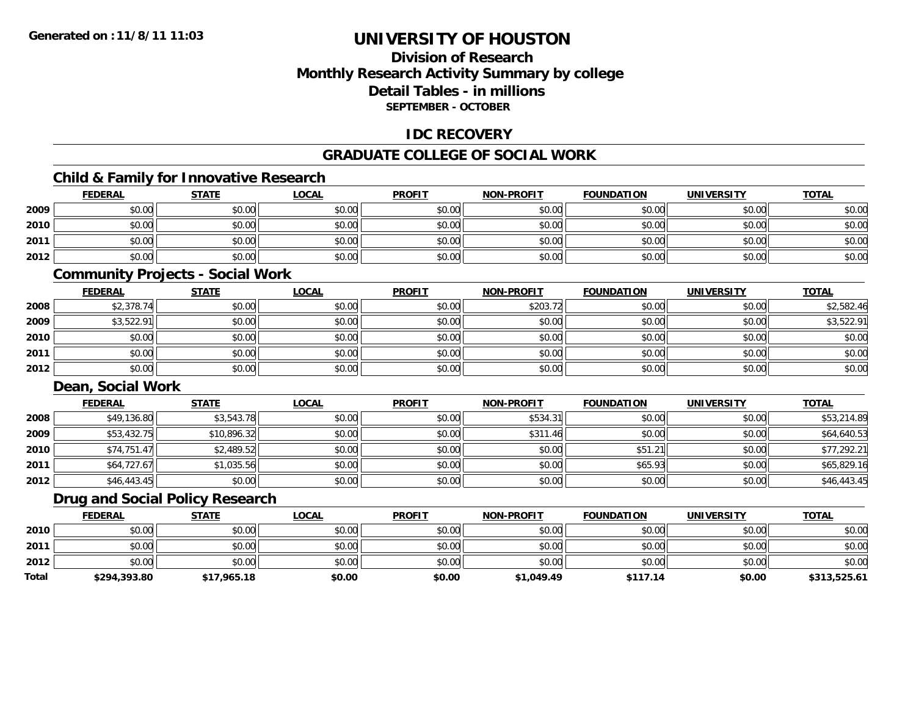**Generated on :11/8/11 11:03**

# UNIVERSITY OF HOUSTON

## Division of Research
## Monthly Research Activity Summary by college
## Detail Tables - in millions
### SEPTEMBER - OCTOBER

## IDC RECOVERY

## GRADUATE COLLEGE OF SOCIAL WORK

### Child & Family for Innovative Research

| | FEDERAL | STATE | LOCAL | PROFIT | NON-PROFIT | FOUNDATION | UNIVERSITY | TOTAL |
|---|---|---|---|---|---|---|---|---|
| 2009 | $0.00 | $0.00 | $0.00 | $0.00 | $0.00 | $0.00 | $0.00 | $0.00 |
| 2010 | $0.00 | $0.00 | $0.00 | $0.00 | $0.00 | $0.00 | $0.00 | $0.00 |
| 2011 | $0.00 | $0.00 | $0.00 | $0.00 | $0.00 | $0.00 | $0.00 | $0.00 |
| 2012 | $0.00 | $0.00 | $0.00 | $0.00 | $0.00 | $0.00 | $0.00 | $0.00 |

### Community Projects - Social Work

| | FEDERAL | STATE | LOCAL | PROFIT | NON-PROFIT | FOUNDATION | UNIVERSITY | TOTAL |
|---|---|---|---|---|---|---|---|---|
| 2008 | $2,378.74 | $0.00 | $0.00 | $0.00 | $203.72 | $0.00 | $0.00 | $2,582.46 |
| 2009 | $3,522.91 | $0.00 | $0.00 | $0.00 | $0.00 | $0.00 | $0.00 | $3,522.91 |
| 2010 | $0.00 | $0.00 | $0.00 | $0.00 | $0.00 | $0.00 | $0.00 | $0.00 |
| 2011 | $0.00 | $0.00 | $0.00 | $0.00 | $0.00 | $0.00 | $0.00 | $0.00 |
| 2012 | $0.00 | $0.00 | $0.00 | $0.00 | $0.00 | $0.00 | $0.00 | $0.00 |

### Dean, Social Work

| | FEDERAL | STATE | LOCAL | PROFIT | NON-PROFIT | FOUNDATION | UNIVERSITY | TOTAL |
|---|---|---|---|---|---|---|---|---|
| 2008 | $49,136.80 | $3,543.78 | $0.00 | $0.00 | $534.31 | $0.00 | $0.00 | $53,214.89 |
| 2009 | $53,432.75 | $10,896.32 | $0.00 | $0.00 | $311.46 | $0.00 | $0.00 | $64,640.53 |
| 2010 | $74,751.47 | $2,489.52 | $0.00 | $0.00 | $0.00 | $51.21 | $0.00 | $77,292.21 |
| 2011 | $64,727.67 | $1,035.56 | $0.00 | $0.00 | $0.00 | $65.93 | $0.00 | $65,829.16 |
| 2012 | $46,443.45 | $0.00 | $0.00 | $0.00 | $0.00 | $0.00 | $0.00 | $46,443.45 |

### Drug and Social Policy Research

| | FEDERAL | STATE | LOCAL | PROFIT | NON-PROFIT | FOUNDATION | UNIVERSITY | TOTAL |
|---|---|---|---|---|---|---|---|---|
| 2010 | $0.00 | $0.00 | $0.00 | $0.00 | $0.00 | $0.00 | $0.00 | $0.00 |
| 2011 | $0.00 | $0.00 | $0.00 | $0.00 | $0.00 | $0.00 | $0.00 | $0.00 |
| 2012 | $0.00 | $0.00 | $0.00 | $0.00 | $0.00 | $0.00 | $0.00 | $0.00 |
| **Total** | **$294,393.80** | **$17,965.18** | **$0.00** | **$0.00** | **$1,049.49** | **$117.14** | **$0.00** | **$313,525.61** |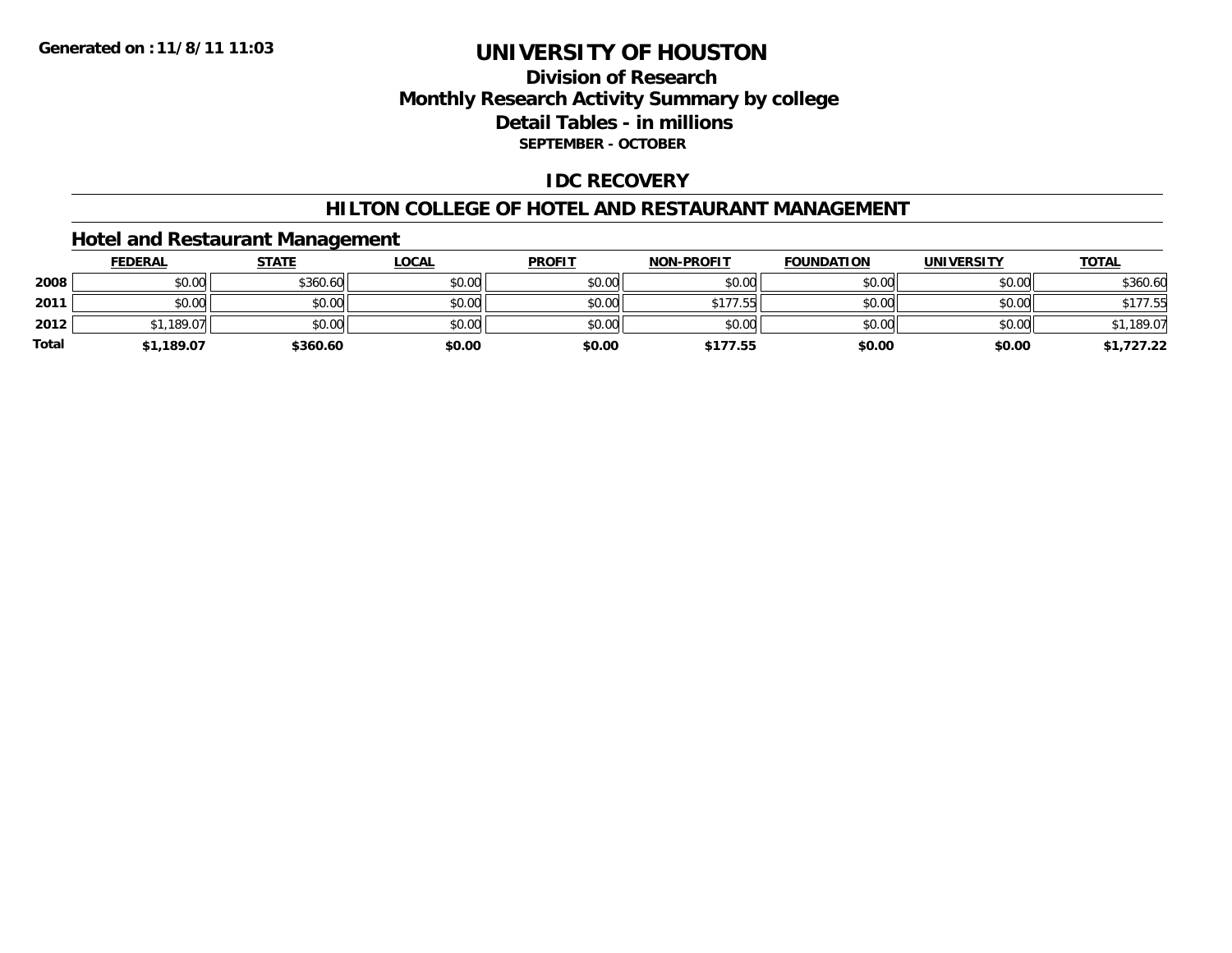Generated on :11/8/11 11:03

# UNIVERSITY OF HOUSTON

## Division of Research
## Monthly Research Activity Summary by college
## Detail Tables - in millions
### SEPTEMBER - OCTOBER

## IDC RECOVERY

## HILTON COLLEGE OF HOTEL AND RESTAURANT MANAGEMENT

### Hotel and Restaurant Management

| | FEDERAL | STATE | LOCAL | PROFIT | NON-PROFIT | FOUNDATION | UNIVERSITY | TOTAL |
|---|---|---|---|---|---|---|---|---|
| 2008 | $0.00 | $360.60 | $0.00 | $0.00 | $0.00 | $0.00 | $0.00 | $360.60 |
| 2011 | $0.00 | $0.00 | $0.00 | $0.00 | $177.55 | $0.00 | $0.00 | $177.55 |
| 2012 | $1,189.07 | $0.00 | $0.00 | $0.00 | $0.00 | $0.00 | $0.00 | $1,189.07 |
| **Total** | **$1,189.07** | **$360.60** | **$0.00** | **$0.00** | **$177.55** | **$0.00** | **$0.00** | **$1,727.22** |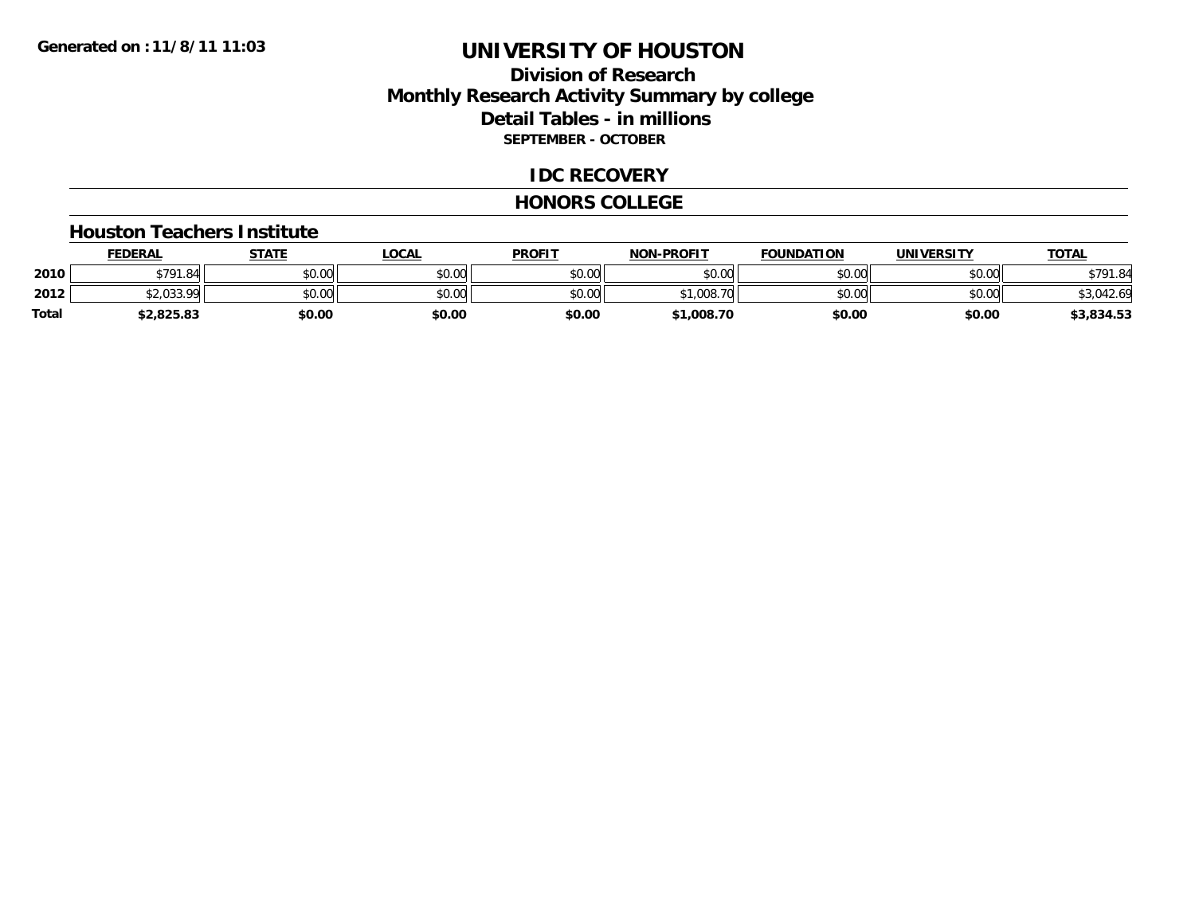Generated on :11/8/11 11:03

# UNIVERSITY OF HOUSTON

## Division of Research
## Monthly Research Activity Summary by college
## Detail Tables - in millions
### SEPTEMBER - OCTOBER

## IDC RECOVERY

## HONORS COLLEGE

### Houston Teachers Institute

| | FEDERAL | STATE | LOCAL | PROFIT | NON-PROFIT | FOUNDATION | UNIVERSITY | TOTAL |
|---|---|---|---|---|---|---|---|---|
| 2010 | $791.84 | $0.00 | $0.00 | $0.00 | $0.00 | $0.00 | $0.00 | $791.84 |
| 2012 | $2,033.99 | $0.00 | $0.00 | $0.00 | $1,008.70 | $0.00 | $0.00 | $3,042.69 |
| **Total** | **$2,825.83** | **$0.00** | **$0.00** | **$0.00** | **$1,008.70** | **$0.00** | **$0.00** | **$3,834.53** |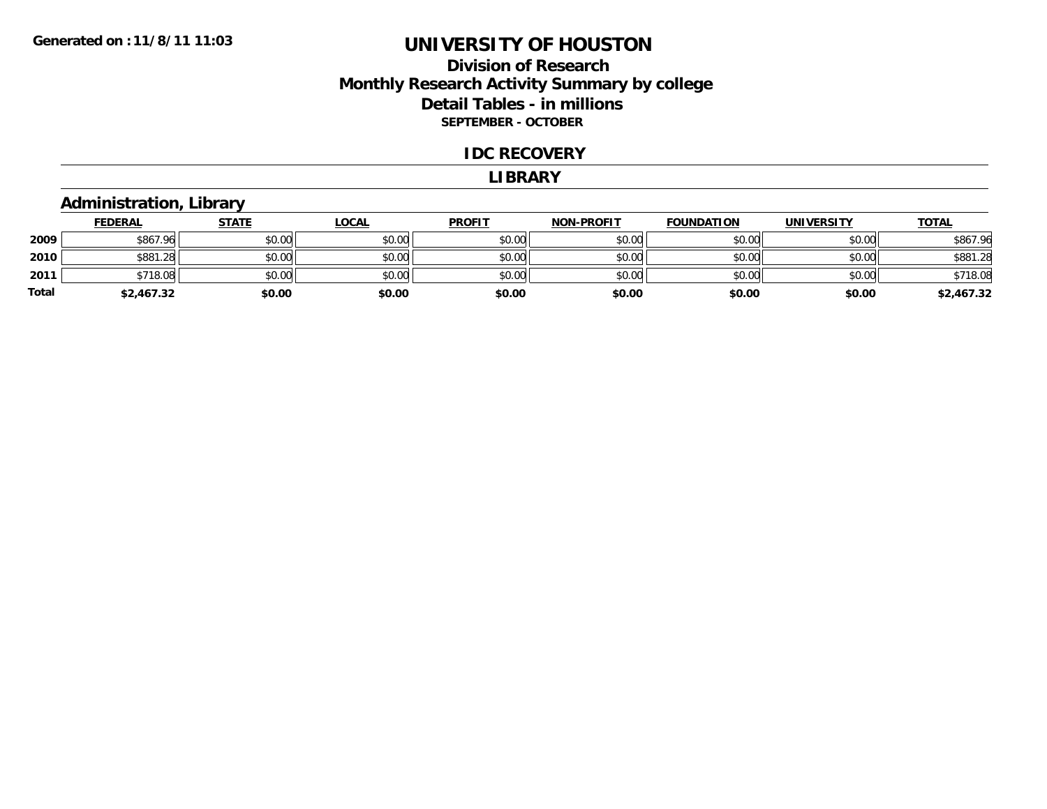Generated on :11/8/11 11:03

# UNIVERSITY OF HOUSTON

## Division of Research
## Monthly Research Activity Summary by college
## Detail Tables - in millions
### SEPTEMBER - OCTOBER

## IDC RECOVERY

## LIBRARY

### Administration, Library

| | FEDERAL | STATE | LOCAL | PROFIT | NON-PROFIT | FOUNDATION | UNIVERSITY | TOTAL |
|---|---|---|---|---|---|---|---|---|
| 2009 | $867.96 | $0.00 | $0.00 | $0.00 | $0.00 | $0.00 | $0.00 | $867.96 |
| 2010 | $881.28 | $0.00 | $0.00 | $0.00 | $0.00 | $0.00 | $0.00 | $881.28 |
| 2011 | $718.08 | $0.00 | $0.00 | $0.00 | $0.00 | $0.00 | $0.00 | $718.08 |
| **Total** | **$2,467.32** | **$0.00** | **$0.00** | **$0.00** | **$0.00** | **$0.00** | **$0.00** | **$2,467.32** |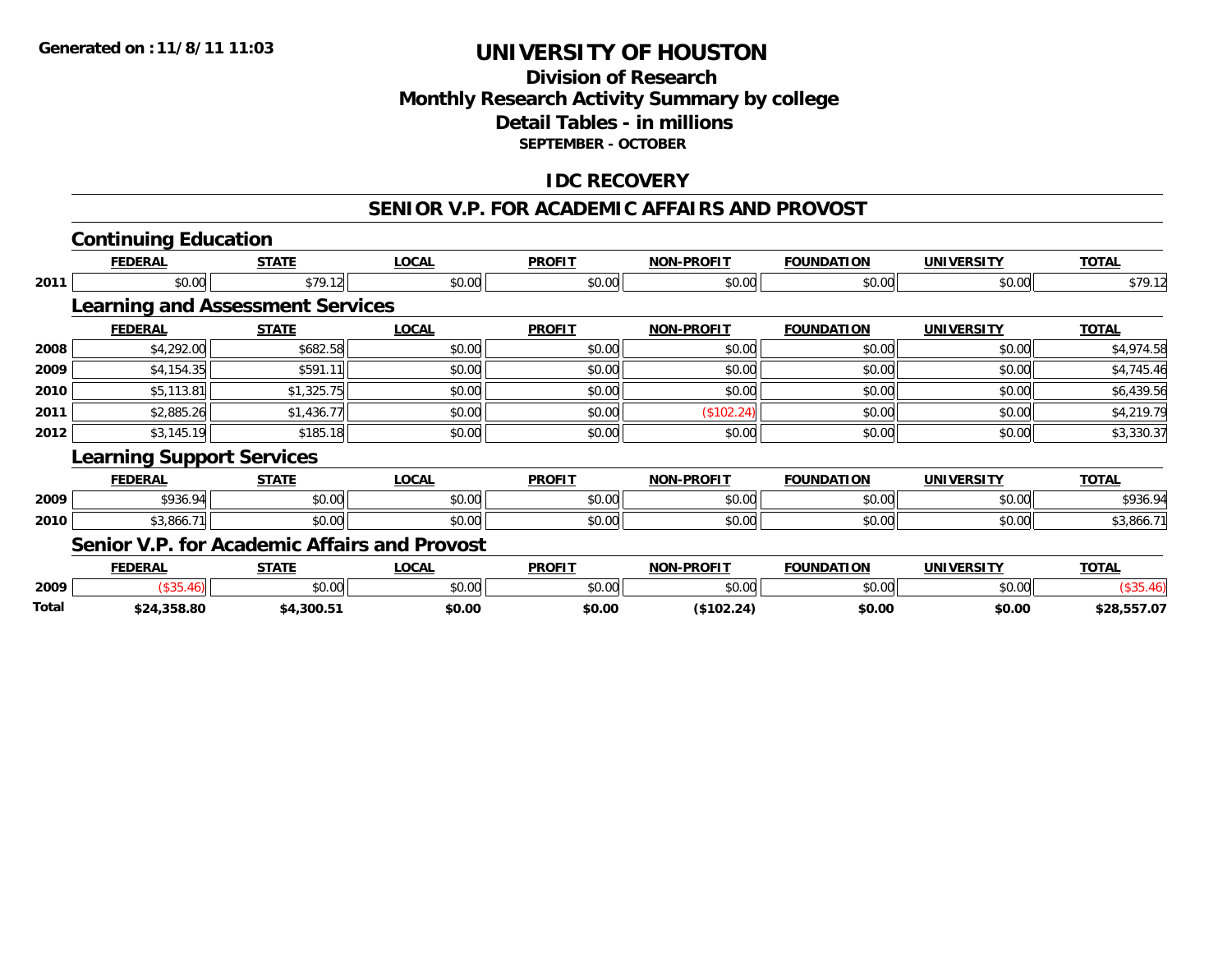# UNIVERSITY OF HOUSTON

## Division of Research
## Monthly Research Activity Summary by college
## Detail Tables - in millions
### SEPTEMBER - OCTOBER

## IDC RECOVERY

## SENIOR V.P. FOR ACADEMIC AFFAIRS AND PROVOST

### Continuing Education

| | FEDERAL | STATE | LOCAL | PROFIT | NON-PROFIT | FOUNDATION | UNIVERSITY | TOTAL |
|---|---|---|---|---|---|---|---|---|
| 2011 | $0.00 | $79.12 | $0.00 | $0.00 | $0.00 | $0.00 | $0.00 | $79.12 |

### Learning and Assessment Services

| | FEDERAL | STATE | LOCAL | PROFIT | NON-PROFIT | FOUNDATION | UNIVERSITY | TOTAL |
|---|---|---|---|---|---|---|---|---|
| 2008 | $4,292.00 | $682.58 | $0.00 | $0.00 | $0.00 | $0.00 | $0.00 | $4,974.58 |
| 2009 | $4,154.35 | $591.11 | $0.00 | $0.00 | $0.00 | $0.00 | $0.00 | $4,745.46 |
| 2010 | $5,113.81 | $1,325.75 | $0.00 | $0.00 | $0.00 | $0.00 | $0.00 | $6,439.56 |
| 2011 | $2,885.26 | $1,436.77 | $0.00 | $0.00 | ($102.24) | $0.00 | $0.00 | $4,219.79 |
| 2012 | $3,145.19 | $185.18 | $0.00 | $0.00 | $0.00 | $0.00 | $0.00 | $3,330.37 |

### Learning Support Services

| | FEDERAL | STATE | LOCAL | PROFIT | NON-PROFIT | FOUNDATION | UNIVERSITY | TOTAL |
|---|---|---|---|---|---|---|---|---|
| 2009 | $936.94 | $0.00 | $0.00 | $0.00 | $0.00 | $0.00 | $0.00 | $936.94 |
| 2010 | $3,866.71 | $0.00 | $0.00 | $0.00 | $0.00 | $0.00 | $0.00 | $3,866.71 |

### Senior V.P. for Academic Affairs and Provost

| | FEDERAL | STATE | LOCAL | PROFIT | NON-PROFIT | FOUNDATION | UNIVERSITY | TOTAL |
|---|---|---|---|---|---|---|---|---|
| 2009 | ($35.46) | $0.00 | $0.00 | $0.00 | $0.00 | $0.00 | $0.00 | ($35.46) |
| **Total** | **$24,358.80** | **$4,300.51** | **$0.00** | **$0.00** | **($102.24)** | **$0.00** | **$0.00** | **$28,557.07** |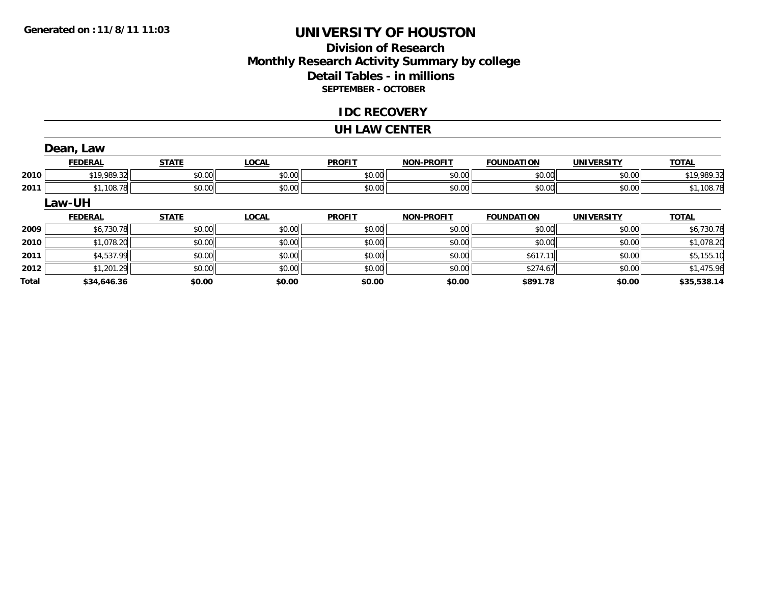**Generated on :11/8/11 11:03**

# UNIVERSITY OF HOUSTON

## Division of Research
## Monthly Research Activity Summary by college
## Detail Tables - in millions
### SEPTEMBER - OCTOBER

### IDC RECOVERY

### UH LAW CENTER

#### Dean, Law

| | FEDERAL | STATE | LOCAL | PROFIT | NON-PROFIT | FOUNDATION | UNIVERSITY | TOTAL |
|---|---|---|---|---|---|---|---|---|
| 2010 | $19,989.32 | $0.00 | $0.00 | $0.00 | $0.00 | $0.00 | $0.00 | $19,989.32 |
| 2011 | $1,108.78 | $0.00 | $0.00 | $0.00 | $0.00 | $0.00 | $0.00 | $1,108.78 |

#### Law-UH

| | FEDERAL | STATE | LOCAL | PROFIT | NON-PROFIT | FOUNDATION | UNIVERSITY | TOTAL |
|---|---|---|---|---|---|---|---|---|
| 2009 | $6,730.78 | $0.00 | $0.00 | $0.00 | $0.00 | $0.00 | $0.00 | $6,730.78 |
| 2010 | $1,078.20 | $0.00 | $0.00 | $0.00 | $0.00 | $0.00 | $0.00 | $1,078.20 |
| 2011 | $4,537.99 | $0.00 | $0.00 | $0.00 | $0.00 | $617.11 | $0.00 | $5,155.10 |
| 2012 | $1,201.29 | $0.00 | $0.00 | $0.00 | $0.00 | $274.67 | $0.00 | $1,475.96 |
| **Total** | **$34,646.36** | **$0.00** | **$0.00** | **$0.00** | **$0.00** | **$891.78** | **$0.00** | **$35,538.14** |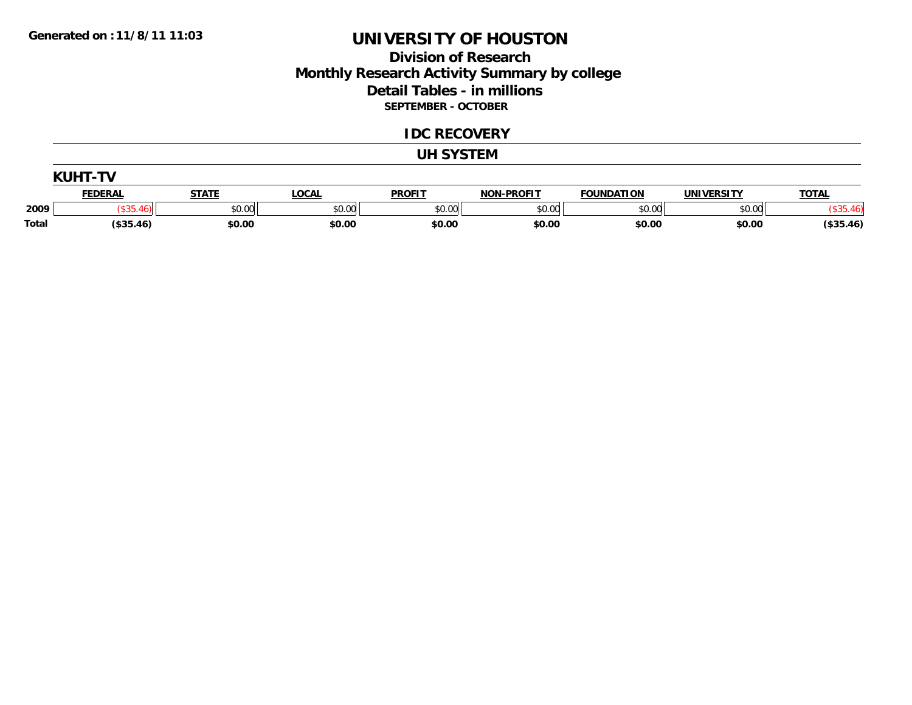**Generated on :11/8/11 11:03**

# UNIVERSITY OF HOUSTON

## Division of Research
## Monthly Research Activity Summary by college
## Detail Tables - in millions
### SEPTEMBER - OCTOBER

## IDC RECOVERY

## UH SYSTEM

### KUHT-TV

| | FEDERAL | STATE | LOCAL | PROFIT | NON-PROFIT | FOUNDATION | UNIVERSITY | TOTAL |
|---|---|---|---|---|---|---|---|---|
| 2009 | ($35.46) | $0.00 | $0.00 | $0.00 | $0.00 | $0.00 | $0.00 | ($35.46) |
| **Total** | **($35.46)** | **$0.00** | **$0.00** | **$0.00** | **$0.00** | **$0.00** | **$0.00** | **($35.46)** |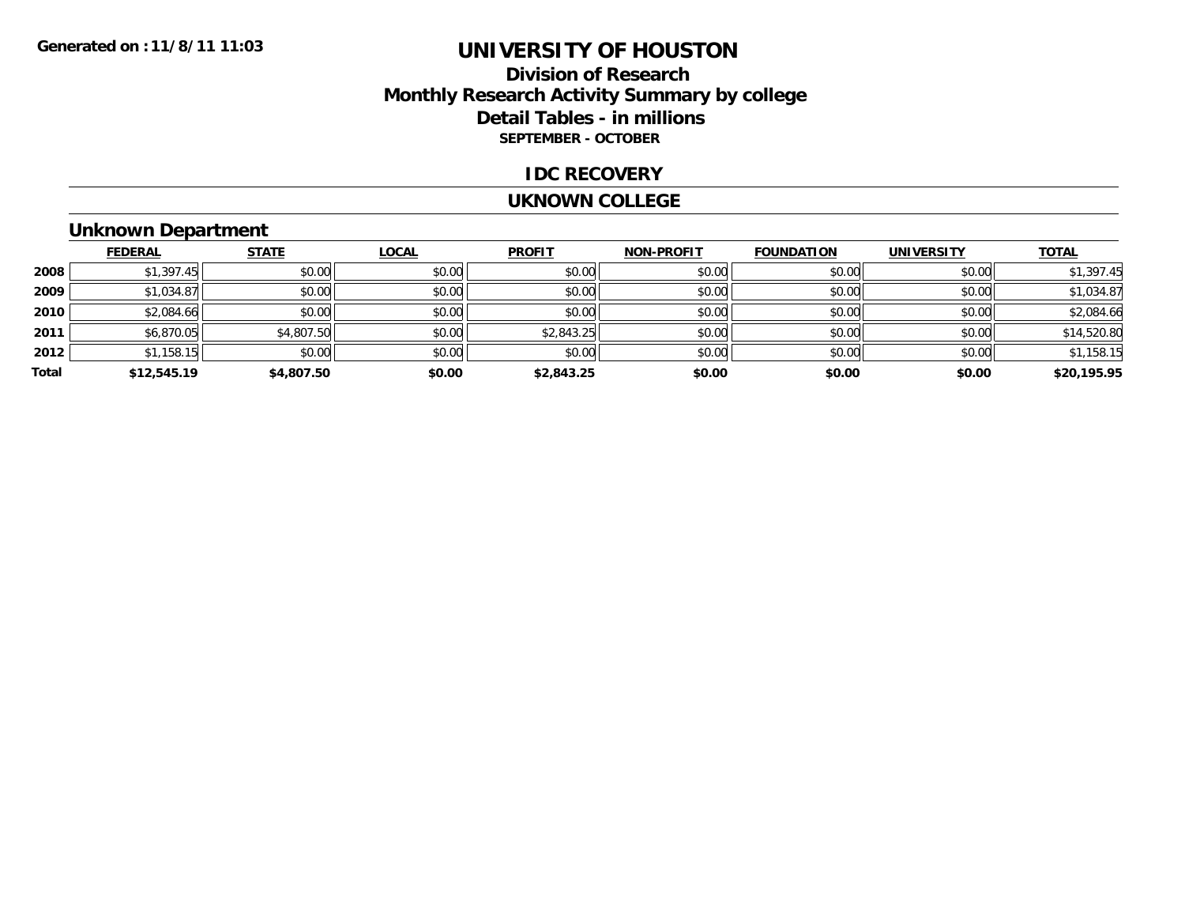Generated on :11/8/11 11:03

# UNIVERSITY OF HOUSTON

## Division of Research
## Monthly Research Activity Summary by college
## Detail Tables - in millions
### SEPTEMBER - OCTOBER

## IDC RECOVERY

## UKNOWN COLLEGE

### Unknown Department

| | FEDERAL | STATE | LOCAL | PROFIT | NON-PROFIT | FOUNDATION | UNIVERSITY | TOTAL |
|---|---|---|---|---|---|---|---|---|
| 2008 | $1,397.45 | $0.00 | $0.00 | $0.00 | $0.00 | $0.00 | $0.00 | $1,397.45 |
| 2009 | $1,034.87 | $0.00 | $0.00 | $0.00 | $0.00 | $0.00 | $0.00 | $1,034.87 |
| 2010 | $2,084.66 | $0.00 | $0.00 | $0.00 | $0.00 | $0.00 | $0.00 | $2,084.66 |
| 2011 | $6,870.05 | $4,807.50 | $0.00 | $2,843.25 | $0.00 | $0.00 | $0.00 | $14,520.80 |
| 2012 | $1,158.15 | $0.00 | $0.00 | $0.00 | $0.00 | $0.00 | $0.00 | $1,158.15 |
| **Total** | **$12,545.19** | **$4,807.50** | **$0.00** | **$2,843.25** | **$0.00** | **$0.00** | **$0.00** | **$20,195.95** |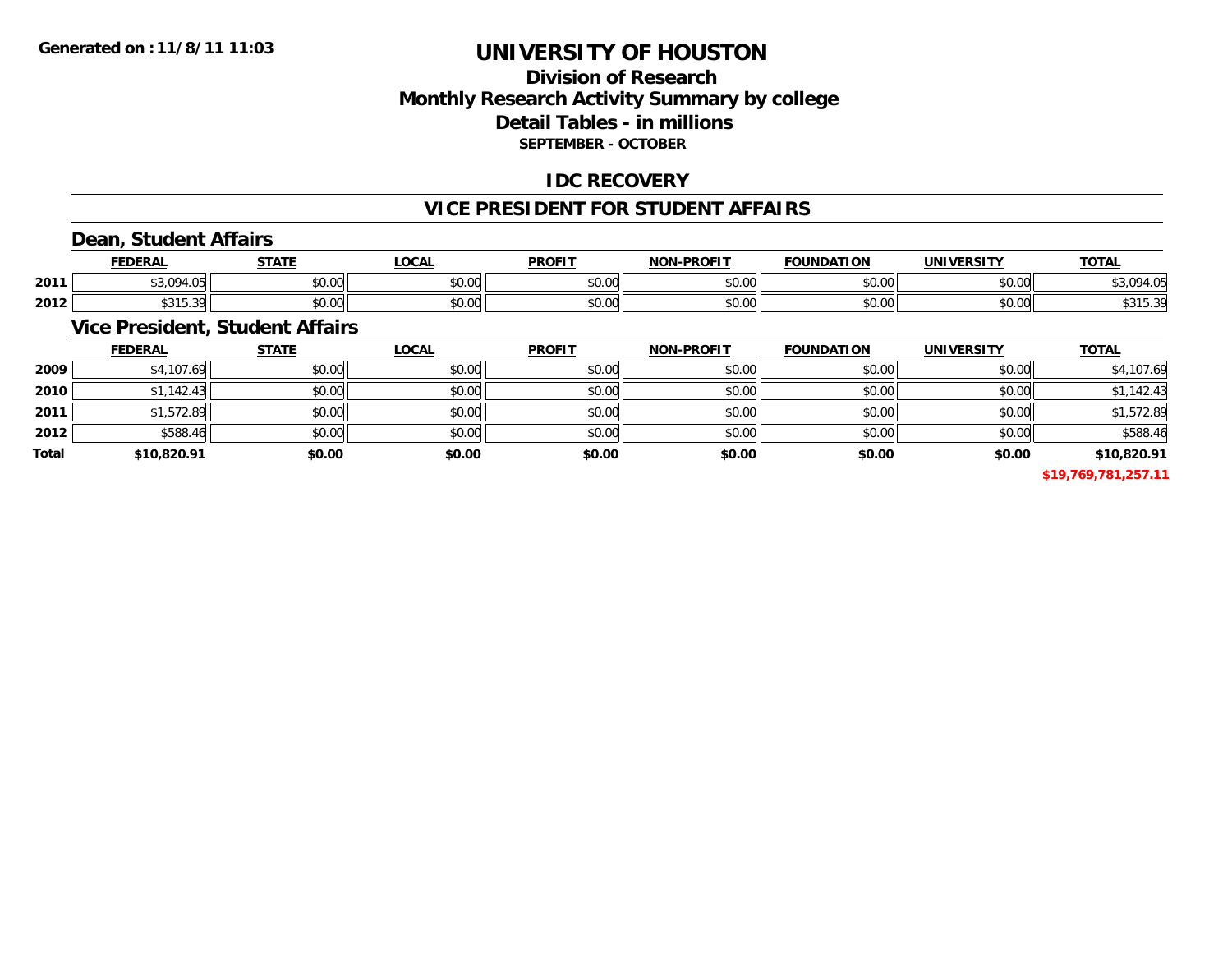**Generated on :11/8/11 11:03**

# UNIVERSITY OF HOUSTON

## Division of Research
## Monthly Research Activity Summary by college
## Detail Tables - in millions
### SEPTEMBER - OCTOBER

## IDC RECOVERY

## VICE PRESIDENT FOR STUDENT AFFAIRS

### Dean, Student Affairs

| | FEDERAL | STATE | LOCAL | PROFIT | NON-PROFIT | FOUNDATION | UNIVERSITY | TOTAL |
|---|---|---|---|---|---|---|---|---|
| 2011 | $3,094.05 | $0.00 | $0.00 | $0.00 | $0.00 | $0.00 | $0.00 | $3,094.05 |
| 2012 | $315.39 | $0.00 | $0.00 | $0.00 | $0.00 | $0.00 | $0.00 | $315.39 |

### Vice President, Student Affairs

| | FEDERAL | STATE | LOCAL | PROFIT | NON-PROFIT | FOUNDATION | UNIVERSITY | TOTAL |
|---|---|---|---|---|---|---|---|---|
| 2009 | $4,107.69 | $0.00 | $0.00 | $0.00 | $0.00 | $0.00 | $0.00 | $4,107.69 |
| 2010 | $1,142.43 | $0.00 | $0.00 | $0.00 | $0.00 | $0.00 | $0.00 | $1,142.43 |
| 2011 | $1,572.89 | $0.00 | $0.00 | $0.00 | $0.00 | $0.00 | $0.00 | $1,572.89 |
| 2012 | $588.46 | $0.00 | $0.00 | $0.00 | $0.00 | $0.00 | $0.00 | $588.46 |
| **Total** | **$10,820.91** | **$0.00** | **$0.00** | **$0.00** | **$0.00** | **$0.00** | **$0.00** | **$10,820.91** |

**$19,769,781,257.11**